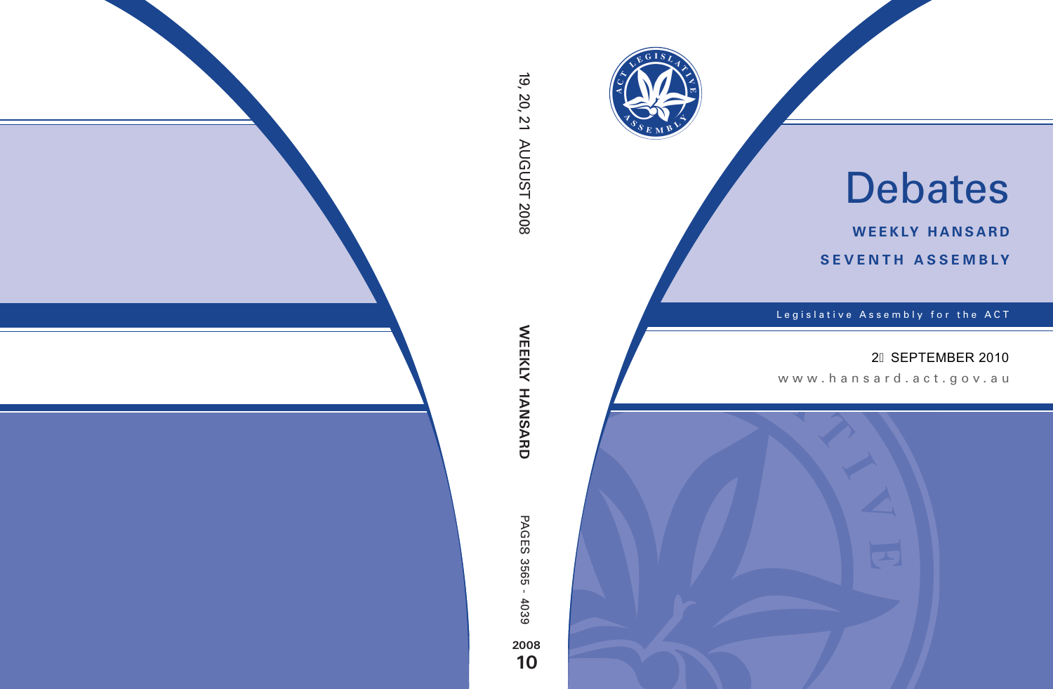19, 20, 21 AUGUST 2008

WEEKLY HANSARD

PAGES 3565 - 4039

2008
10

ACT LEGISLATIVE ASSEMBLY

# Debates

**WEEKLY HANSARD**

**SEVENTH ASSEMBLY**

Legislative Assembly for the ACT

2 SEPTEMBER 2010

www.hansard.act.gov.au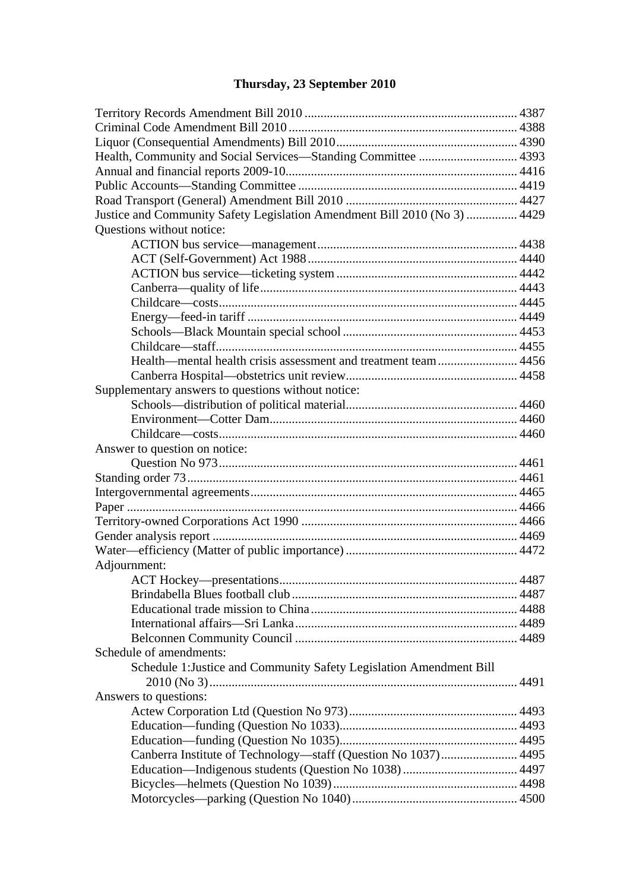## Thursday, 23 September 2010

Territory Records Amendment Bill 2010 .... 4387
Criminal Code Amendment Bill 2010 .... 4388
Liquor (Consequential Amendments) Bill 2010 .... 4390
Health, Community and Social Services—Standing Committee .... 4393
Annual and financial reports 2009-10 .... 4416
Public Accounts—Standing Committee .... 4419
Road Transport (General) Amendment Bill 2010 .... 4427
Justice and Community Safety Legislation Amendment Bill 2010 (No 3) .... 4429
Questions without notice:
- ACTION bus service—management .... 4438
- ACT (Self-Government) Act 1988 .... 4440
- ACTION bus service—ticketing system .... 4442
- Canberra—quality of life .... 4443
- Childcare—costs .... 4445
- Energy—feed-in tariff .... 4449
- Schools—Black Mountain special school .... 4453
- Childcare—staff .... 4455
- Health—mental health crisis assessment and treatment team .... 4456
- Canberra Hospital—obstetrics unit review .... 4458

Supplementary answers to questions without notice:
- Schools—distribution of political material .... 4460
- Environment—Cotter Dam .... 4460
- Childcare—costs .... 4460

Answer to question on notice:
- Question No 973 .... 4461

Standing order 73 .... 4461
Intergovernmental agreements .... 4465
Paper .... 4466
Territory-owned Corporations Act 1990 .... 4466
Gender analysis report .... 4469
Water—efficiency (Matter of public importance) .... 4472
Adjournment:
- ACT Hockey—presentations .... 4487
- Brindabella Blues football club .... 4487
- Educational trade mission to China .... 4488
- International affairs—Sri Lanka .... 4489
- Belconnen Community Council .... 4489

Schedule of amendments:
- Schedule 1:Justice and Community Safety Legislation Amendment Bill 2010 (No 3) .... 4491

Answers to questions:
- Actew Corporation Ltd (Question No 973) .... 4493
- Education—funding (Question No 1033) .... 4493
- Education—funding (Question No 1035) .... 4495
- Canberra Institute of Technology—staff (Question No 1037) .... 4495
- Education—Indigenous students (Question No 1038) .... 4497
- Bicycles—helmets (Question No 1039) .... 4498
- Motorcycles—parking (Question No 1040) .... 4500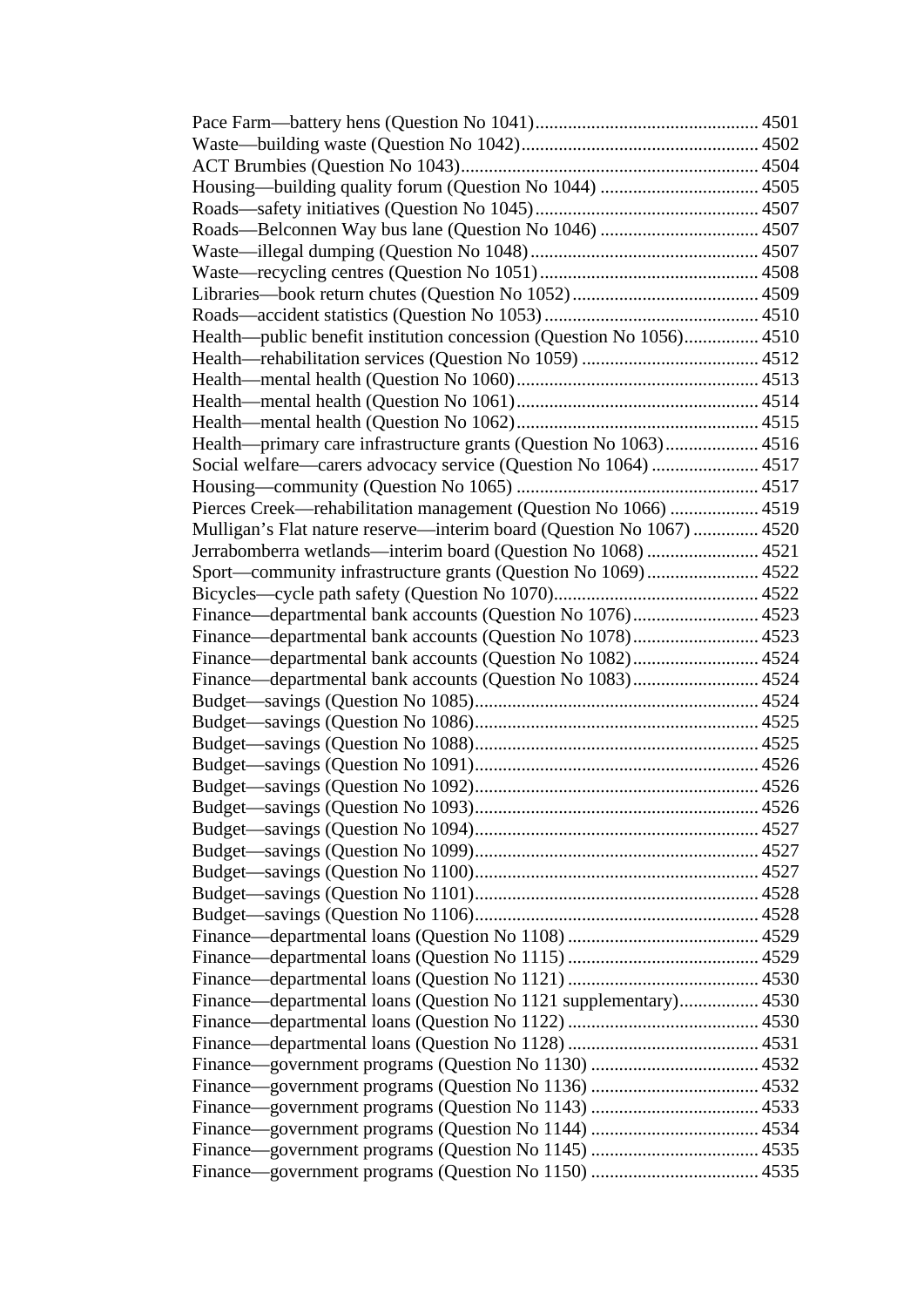Pace Farm—battery hens (Question No 1041)................................................ 4501
Waste—building waste (Question No 1042).................................................. 4502
ACT Brumbies (Question No 1043)................................................................ 4504
Housing—building quality forum (Question No 1044) ................................. 4505
Roads—safety initiatives (Question No 1045)............................................... 4507
Roads—Belconnen Way bus lane (Question No 1046) ................................. 4507
Waste—illegal dumping (Question No 1048)................................................ 4507
Waste—recycling centres (Question No 1051).............................................. 4508
Libraries—book return chutes (Question No 1052)....................................... 4509
Roads—accident statistics (Question No 1053)............................................. 4510
Health—public benefit institution concession (Question No 1056)............... 4510
Health—rehabilitation services (Question No 1059) ..................................... 4512
Health—mental health (Question No 1060)................................................... 4513
Health—mental health (Question No 1061)................................................... 4514
Health—mental health (Question No 1062)................................................... 4515
Health—primary care infrastructure grants (Question No 1063)................... 4516
Social welfare—carers advocacy service (Question No 1064) ...................... 4517
Housing—community (Question No 1065) ................................................... 4517
Pierces Creek—rehabilitation management (Question No 1066) .................. 4519
Mulligan's Flat nature reserve—interim board (Question No 1067) ............. 4520
Jerrabomberra wetlands—interim board (Question No 1068) ....................... 4521
Sport—community infrastructure grants (Question No 1069)....................... 4522
Bicycles—cycle path safety (Question No 1070)........................................... 4522
Finance—departmental bank accounts (Question No 1076).......................... 4523
Finance—departmental bank accounts (Question No 1078).......................... 4523
Finance—departmental bank accounts (Question No 1082).......................... 4524
Finance—departmental bank accounts (Question No 1083).......................... 4524
Budget—savings (Question No 1085)............................................................ 4524
Budget—savings (Question No 1086)............................................................ 4525
Budget—savings (Question No 1088)............................................................ 4525
Budget—savings (Question No 1091)............................................................ 4526
Budget—savings (Question No 1092)............................................................ 4526
Budget—savings (Question No 1093)............................................................ 4526
Budget—savings (Question No 1094)............................................................ 4527
Budget—savings (Question No 1099)............................................................ 4527
Budget—savings (Question No 1100)............................................................ 4527
Budget—savings (Question No 1101)............................................................ 4528
Budget—savings (Question No 1106)............................................................ 4528
Finance—departmental loans (Question No 1108) ........................................ 4529
Finance—departmental loans (Question No 1115) ........................................ 4529
Finance—departmental loans (Question No 1121) ........................................ 4530
Finance—departmental loans (Question No 1121 supplementary)................ 4530
Finance—departmental loans (Question No 1122) ........................................ 4530
Finance—departmental loans (Question No 1128) ........................................ 4531
Finance—government programs (Question No 1130) ................................... 4532
Finance—government programs (Question No 1136) ................................... 4532
Finance—government programs (Question No 1143) ................................... 4533
Finance—government programs (Question No 1144) ................................... 4534
Finance—government programs (Question No 1145) ................................... 4535
Finance—government programs (Question No 1150) ................................... 4535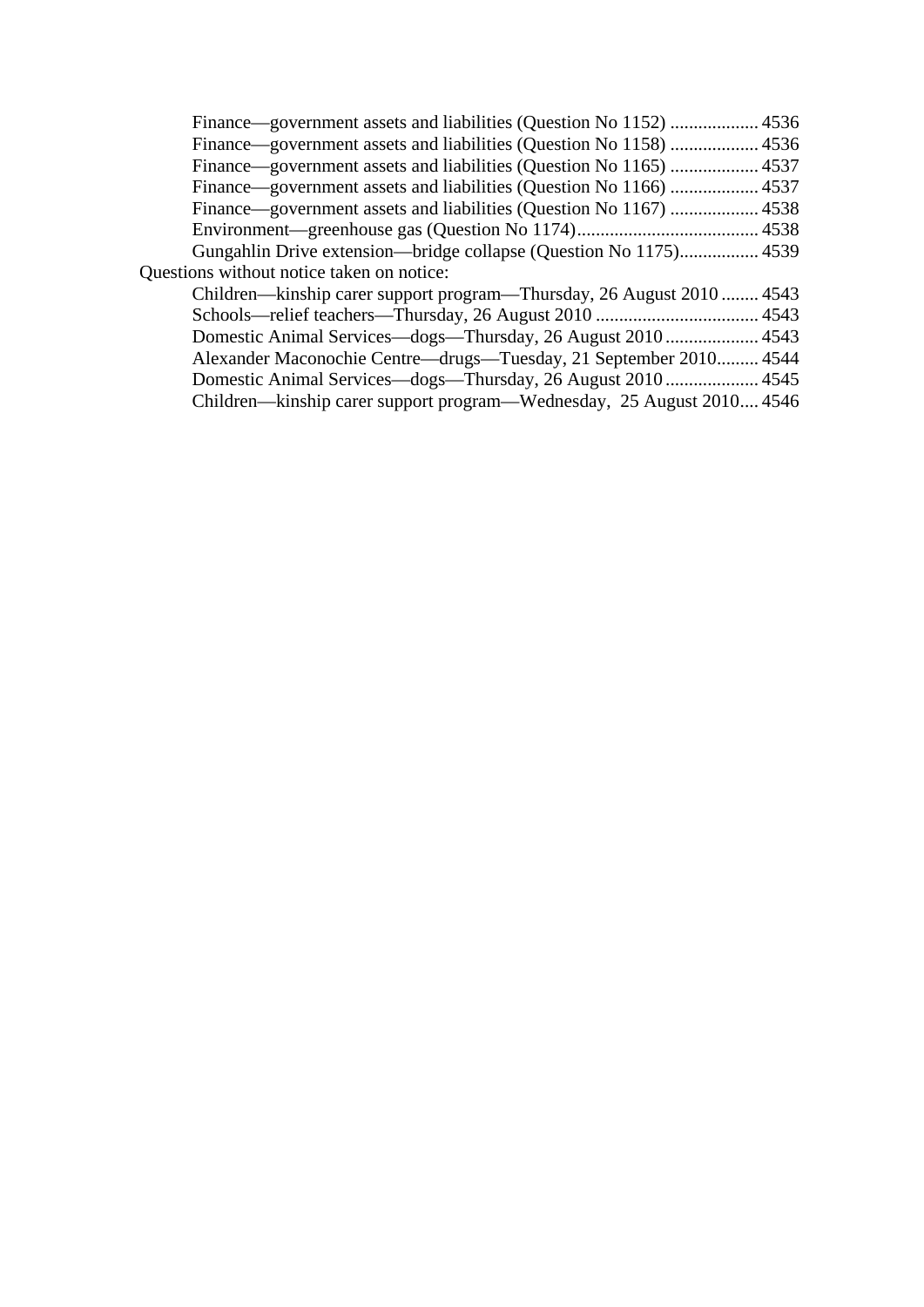Finance—government assets and liabilities (Question No 1152) ................... 4536
Finance—government assets and liabilities (Question No 1158) ................... 4536
Finance—government assets and liabilities (Question No 1165) ................... 4537
Finance—government assets and liabilities (Question No 1166) ................... 4537
Finance—government assets and liabilities (Question No 1167) ................... 4538
Environment—greenhouse gas (Question No 1174)....................................... 4538
Gungahlin Drive extension—bridge collapse (Question No 1175)................. 4539

Questions without notice taken on notice:

Children—kinship carer support program—Thursday, 26 August 2010 ........ 4543
Schools—relief teachers—Thursday, 26 August 2010 ................................... 4543
Domestic Animal Services—dogs—Thursday, 26 August 2010 .................... 4543
Alexander Maconochie Centre—drugs—Tuesday, 21 September 2010......... 4544
Domestic Animal Services—dogs—Thursday, 26 August 2010 .................... 4545
Children—kinship carer support program—Wednesday, 25 August 2010.... 4546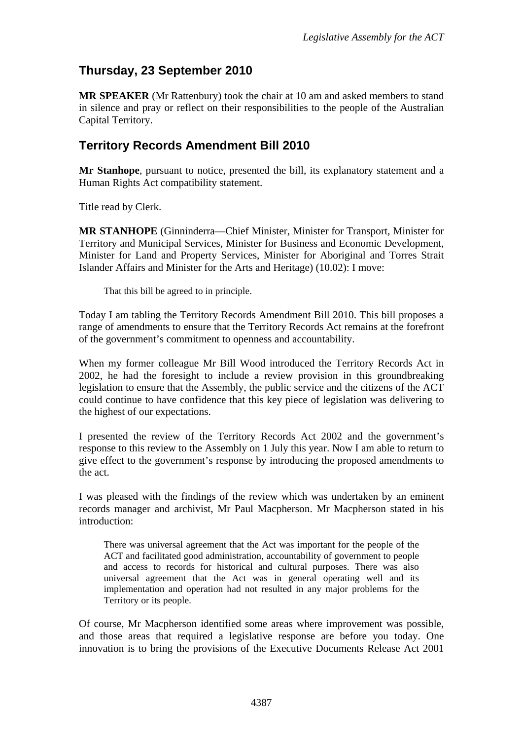## Thursday, 23 September 2010

**MR SPEAKER** (Mr Rattenbury) took the chair at 10 am and asked members to stand in silence and pray or reflect on their responsibilities to the people of the Australian Capital Territory.

## Territory Records Amendment Bill 2010

**Mr Stanhope**, pursuant to notice, presented the bill, its explanatory statement and a Human Rights Act compatibility statement.

Title read by Clerk.

**MR STANHOPE** (Ginninderra—Chief Minister, Minister for Transport, Minister for Territory and Municipal Services, Minister for Business and Economic Development, Minister for Land and Property Services, Minister for Aboriginal and Torres Strait Islander Affairs and Minister for the Arts and Heritage) (10.02): I move:

> That this bill be agreed to in principle.

Today I am tabling the Territory Records Amendment Bill 2010. This bill proposes a range of amendments to ensure that the Territory Records Act remains at the forefront of the government's commitment to openness and accountability.

When my former colleague Mr Bill Wood introduced the Territory Records Act in 2002, he had the foresight to include a review provision in this groundbreaking legislation to ensure that the Assembly, the public service and the citizens of the ACT could continue to have confidence that this key piece of legislation was delivering to the highest of our expectations.

I presented the review of the Territory Records Act 2002 and the government's response to this review to the Assembly on 1 July this year. Now I am able to return to give effect to the government's response by introducing the proposed amendments to the act.

I was pleased with the findings of the review which was undertaken by an eminent records manager and archivist, Mr Paul Macpherson. Mr Macpherson stated in his introduction:

> There was universal agreement that the Act was important for the people of the ACT and facilitated good administration, accountability of government to people and access to records for historical and cultural purposes. There was also universal agreement that the Act was in general operating well and its implementation and operation had not resulted in any major problems for the Territory or its people.

Of course, Mr Macpherson identified some areas where improvement was possible, and those areas that required a legislative response are before you today. One innovation is to bring the provisions of the Executive Documents Release Act 2001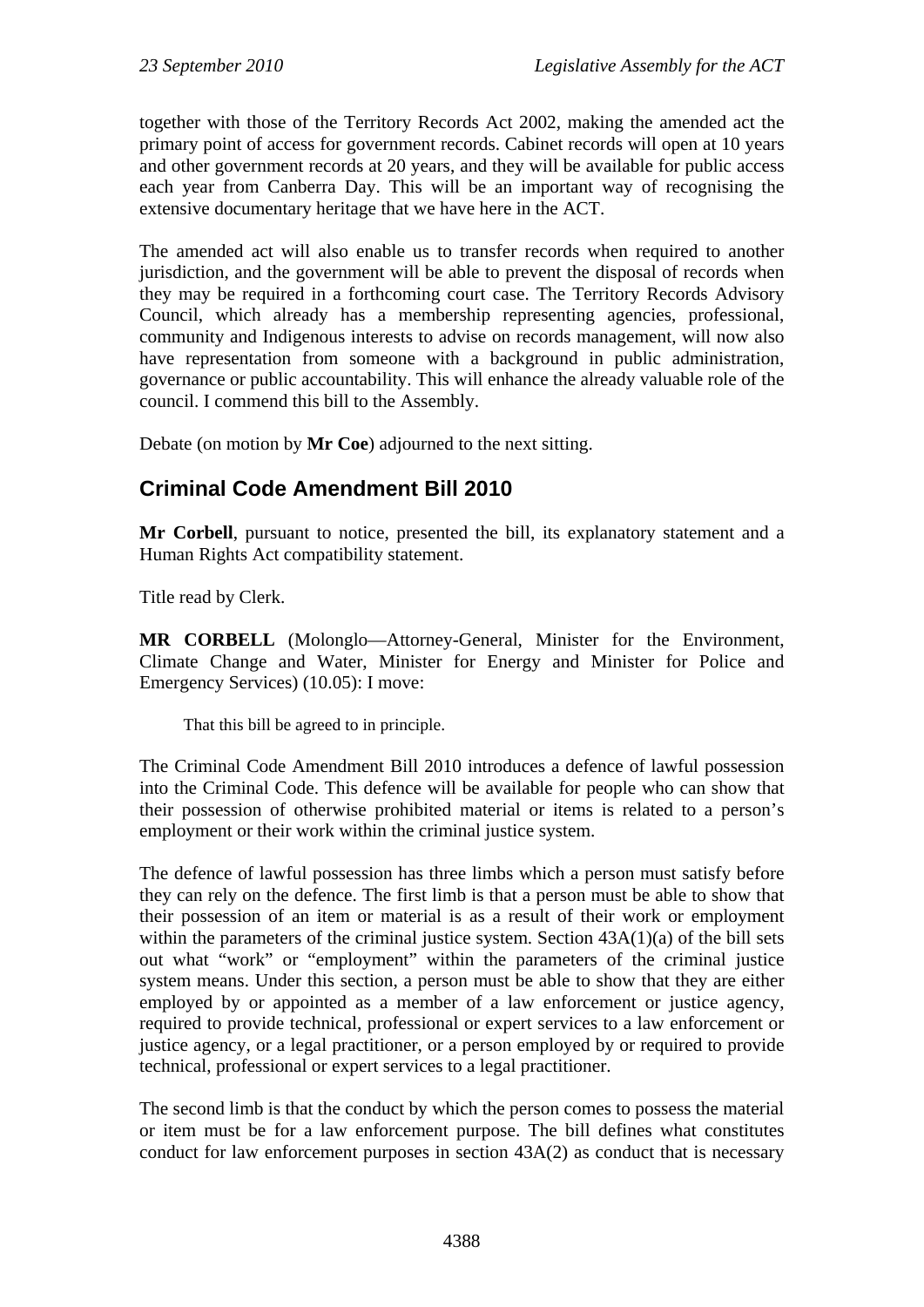together with those of the Territory Records Act 2002, making the amended act the primary point of access for government records. Cabinet records will open at 10 years and other government records at 20 years, and they will be available for public access each year from Canberra Day. This will be an important way of recognising the extensive documentary heritage that we have here in the ACT.

The amended act will also enable us to transfer records when required to another jurisdiction, and the government will be able to prevent the disposal of records when they may be required in a forthcoming court case. The Territory Records Advisory Council, which already has a membership representing agencies, professional, community and Indigenous interests to advise on records management, will now also have representation from someone with a background in public administration, governance or public accountability. This will enhance the already valuable role of the council. I commend this bill to the Assembly.

Debate (on motion by **Mr Coe**) adjourned to the next sitting.

## Criminal Code Amendment Bill 2010

**Mr Corbell**, pursuant to notice, presented the bill, its explanatory statement and a Human Rights Act compatibility statement.

Title read by Clerk.

**MR CORBELL** (Molonglo—Attorney-General, Minister for the Environment, Climate Change and Water, Minister for Energy and Minister for Police and Emergency Services) (10.05): I move:

> That this bill be agreed to in principle.

The Criminal Code Amendment Bill 2010 introduces a defence of lawful possession into the Criminal Code. This defence will be available for people who can show that their possession of otherwise prohibited material or items is related to a person's employment or their work within the criminal justice system.

The defence of lawful possession has three limbs which a person must satisfy before they can rely on the defence. The first limb is that a person must be able to show that their possession of an item or material is as a result of their work or employment within the parameters of the criminal justice system. Section 43A(1)(a) of the bill sets out what "work" or "employment" within the parameters of the criminal justice system means. Under this section, a person must be able to show that they are either employed by or appointed as a member of a law enforcement or justice agency, required to provide technical, professional or expert services to a law enforcement or justice agency, or a legal practitioner, or a person employed by or required to provide technical, professional or expert services to a legal practitioner.

The second limb is that the conduct by which the person comes to possess the material or item must be for a law enforcement purpose. The bill defines what constitutes conduct for law enforcement purposes in section 43A(2) as conduct that is necessary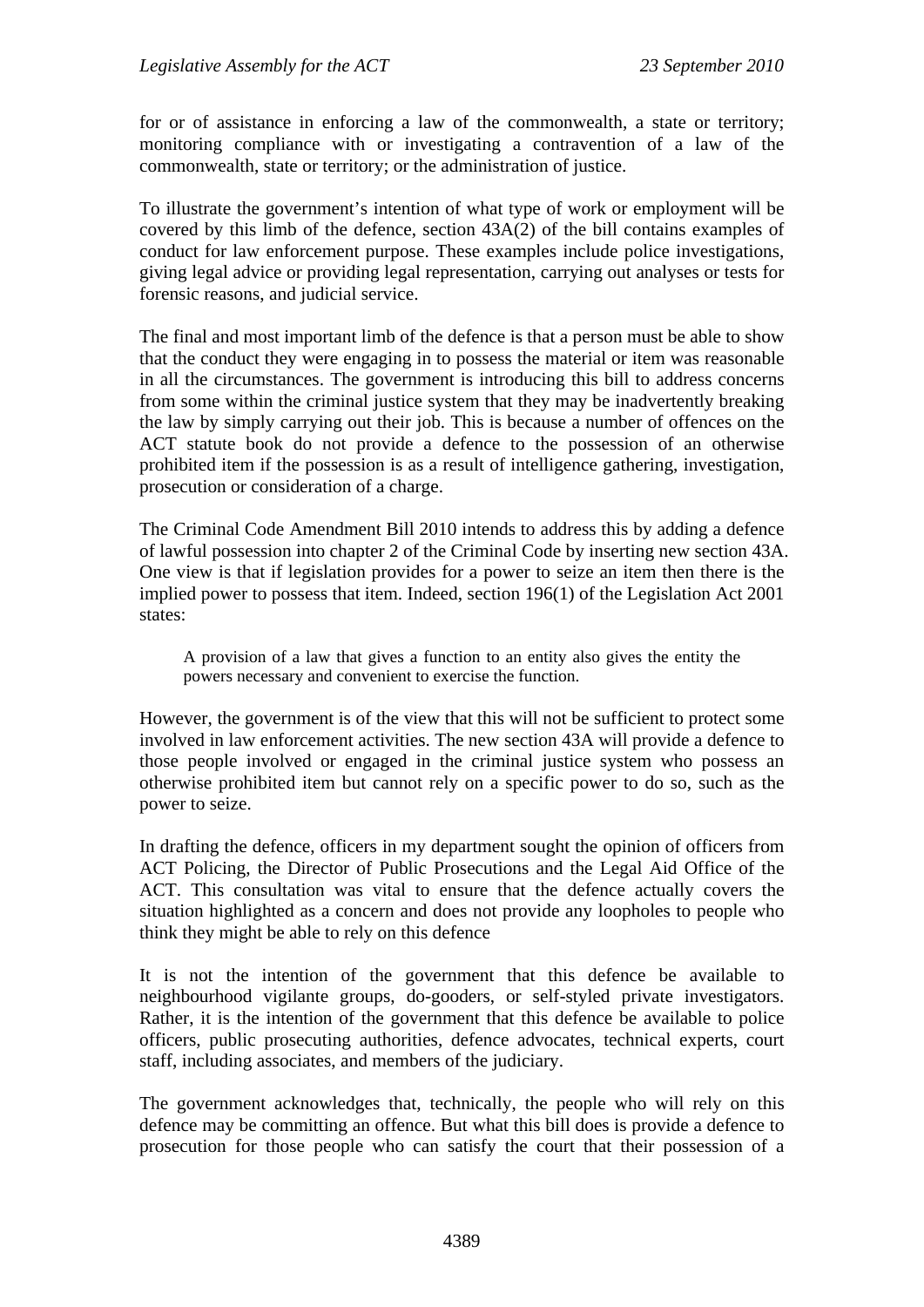for or of assistance in enforcing a law of the commonwealth, a state or territory; monitoring compliance with or investigating a contravention of a law of the commonwealth, state or territory; or the administration of justice.

To illustrate the government's intention of what type of work or employment will be covered by this limb of the defence, section 43A(2) of the bill contains examples of conduct for law enforcement purpose. These examples include police investigations, giving legal advice or providing legal representation, carrying out analyses or tests for forensic reasons, and judicial service.

The final and most important limb of the defence is that a person must be able to show that the conduct they were engaging in to possess the material or item was reasonable in all the circumstances. The government is introducing this bill to address concerns from some within the criminal justice system that they may be inadvertently breaking the law by simply carrying out their job. This is because a number of offences on the ACT statute book do not provide a defence to the possession of an otherwise prohibited item if the possession is as a result of intelligence gathering, investigation, prosecution or consideration of a charge.

The Criminal Code Amendment Bill 2010 intends to address this by adding a defence of lawful possession into chapter 2 of the Criminal Code by inserting new section 43A. One view is that if legislation provides for a power to seize an item then there is the implied power to possess that item. Indeed, section 196(1) of the Legislation Act 2001 states:

> A provision of a law that gives a function to an entity also gives the entity the powers necessary and convenient to exercise the function.

However, the government is of the view that this will not be sufficient to protect some involved in law enforcement activities. The new section 43A will provide a defence to those people involved or engaged in the criminal justice system who possess an otherwise prohibited item but cannot rely on a specific power to do so, such as the power to seize.

In drafting the defence, officers in my department sought the opinion of officers from ACT Policing, the Director of Public Prosecutions and the Legal Aid Office of the ACT. This consultation was vital to ensure that the defence actually covers the situation highlighted as a concern and does not provide any loopholes to people who think they might be able to rely on this defence

It is not the intention of the government that this defence be available to neighbourhood vigilante groups, do-gooders, or self-styled private investigators. Rather, it is the intention of the government that this defence be available to police officers, public prosecuting authorities, defence advocates, technical experts, court staff, including associates, and members of the judiciary.

The government acknowledges that, technically, the people who will rely on this defence may be committing an offence. But what this bill does is provide a defence to prosecution for those people who can satisfy the court that their possession of a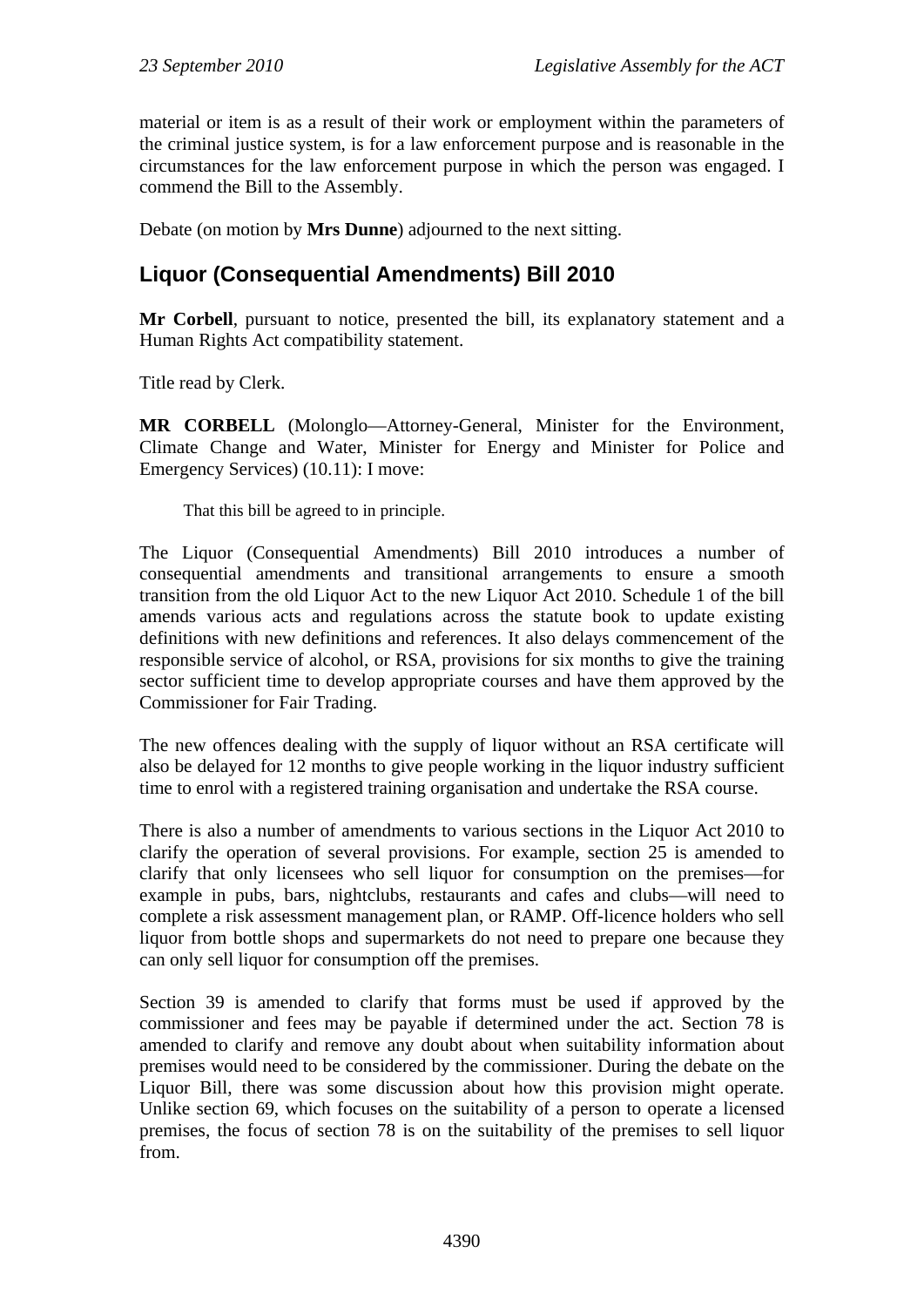material or item is as a result of their work or employment within the parameters of the criminal justice system, is for a law enforcement purpose and is reasonable in the circumstances for the law enforcement purpose in which the person was engaged. I commend the Bill to the Assembly.

Debate (on motion by **Mrs Dunne**) adjourned to the next sitting.

## Liquor (Consequential Amendments) Bill 2010

**Mr Corbell**, pursuant to notice, presented the bill, its explanatory statement and a Human Rights Act compatibility statement.

Title read by Clerk.

**MR CORBELL** (Molonglo—Attorney-General, Minister for the Environment, Climate Change and Water, Minister for Energy and Minister for Police and Emergency Services) (10.11): I move:

> That this bill be agreed to in principle.

The Liquor (Consequential Amendments) Bill 2010 introduces a number of consequential amendments and transitional arrangements to ensure a smooth transition from the old Liquor Act to the new Liquor Act 2010. Schedule 1 of the bill amends various acts and regulations across the statute book to update existing definitions with new definitions and references. It also delays commencement of the responsible service of alcohol, or RSA, provisions for six months to give the training sector sufficient time to develop appropriate courses and have them approved by the Commissioner for Fair Trading.

The new offences dealing with the supply of liquor without an RSA certificate will also be delayed for 12 months to give people working in the liquor industry sufficient time to enrol with a registered training organisation and undertake the RSA course.

There is also a number of amendments to various sections in the Liquor Act 2010 to clarify the operation of several provisions. For example, section 25 is amended to clarify that only licensees who sell liquor for consumption on the premises—for example in pubs, bars, nightclubs, restaurants and cafes and clubs—will need to complete a risk assessment management plan, or RAMP. Off-licence holders who sell liquor from bottle shops and supermarkets do not need to prepare one because they can only sell liquor for consumption off the premises.

Section 39 is amended to clarify that forms must be used if approved by the commissioner and fees may be payable if determined under the act. Section 78 is amended to clarify and remove any doubt about when suitability information about premises would need to be considered by the commissioner. During the debate on the Liquor Bill, there was some discussion about how this provision might operate. Unlike section 69, which focuses on the suitability of a person to operate a licensed premises, the focus of section 78 is on the suitability of the premises to sell liquor from.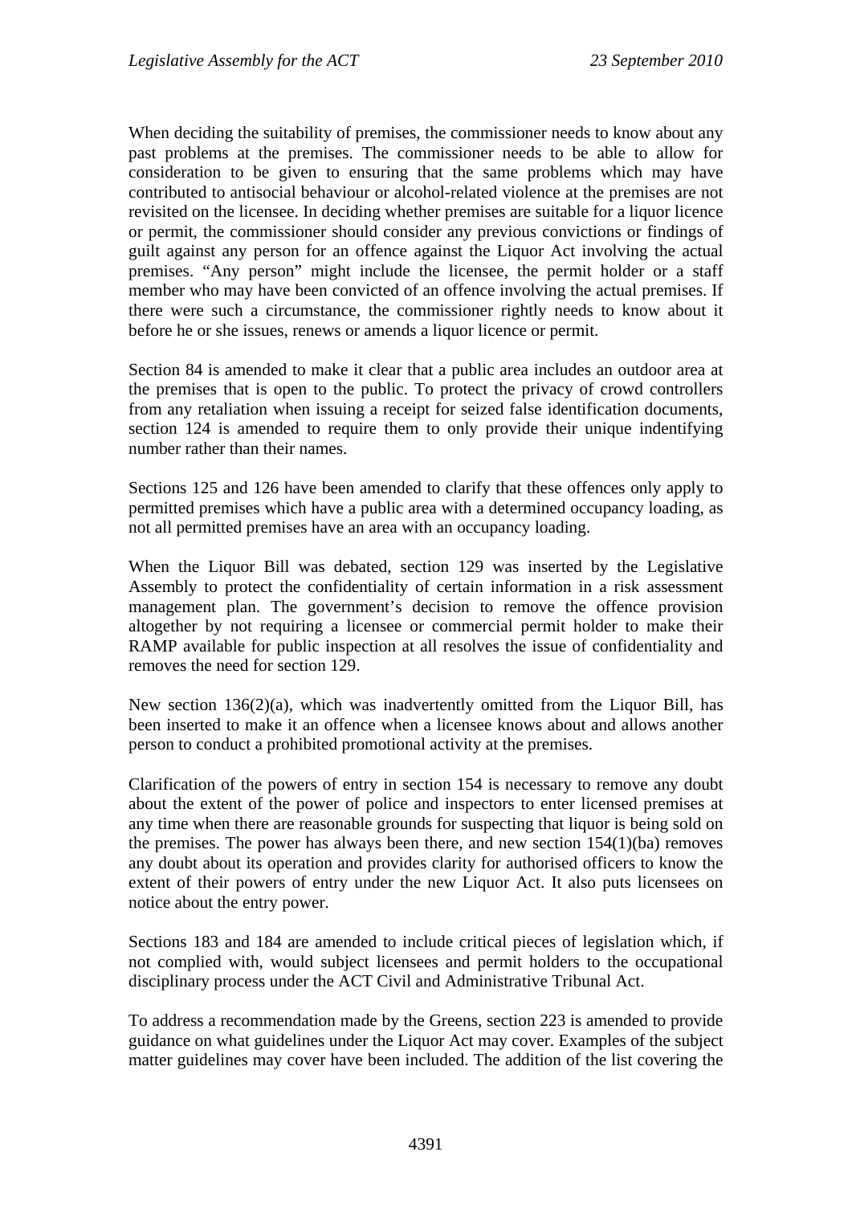When deciding the suitability of premises, the commissioner needs to know about any past problems at the premises. The commissioner needs to be able to allow for consideration to be given to ensuring that the same problems which may have contributed to antisocial behaviour or alcohol-related violence at the premises are not revisited on the licensee. In deciding whether premises are suitable for a liquor licence or permit, the commissioner should consider any previous convictions or findings of guilt against any person for an offence against the Liquor Act involving the actual premises. "Any person" might include the licensee, the permit holder or a staff member who may have been convicted of an offence involving the actual premises. If there were such a circumstance, the commissioner rightly needs to know about it before he or she issues, renews or amends a liquor licence or permit.

Section 84 is amended to make it clear that a public area includes an outdoor area at the premises that is open to the public. To protect the privacy of crowd controllers from any retaliation when issuing a receipt for seized false identification documents, section 124 is amended to require them to only provide their unique indentifying number rather than their names.

Sections 125 and 126 have been amended to clarify that these offences only apply to permitted premises which have a public area with a determined occupancy loading, as not all permitted premises have an area with an occupancy loading.

When the Liquor Bill was debated, section 129 was inserted by the Legislative Assembly to protect the confidentiality of certain information in a risk assessment management plan. The government's decision to remove the offence provision altogether by not requiring a licensee or commercial permit holder to make their RAMP available for public inspection at all resolves the issue of confidentiality and removes the need for section 129.

New section 136(2)(a), which was inadvertently omitted from the Liquor Bill, has been inserted to make it an offence when a licensee knows about and allows another person to conduct a prohibited promotional activity at the premises.

Clarification of the powers of entry in section 154 is necessary to remove any doubt about the extent of the power of police and inspectors to enter licensed premises at any time when there are reasonable grounds for suspecting that liquor is being sold on the premises. The power has always been there, and new section 154(1)(ba) removes any doubt about its operation and provides clarity for authorised officers to know the extent of their powers of entry under the new Liquor Act. It also puts licensees on notice about the entry power.

Sections 183 and 184 are amended to include critical pieces of legislation which, if not complied with, would subject licensees and permit holders to the occupational disciplinary process under the ACT Civil and Administrative Tribunal Act.

To address a recommendation made by the Greens, section 223 is amended to provide guidance on what guidelines under the Liquor Act may cover. Examples of the subject matter guidelines may cover have been included. The addition of the list covering the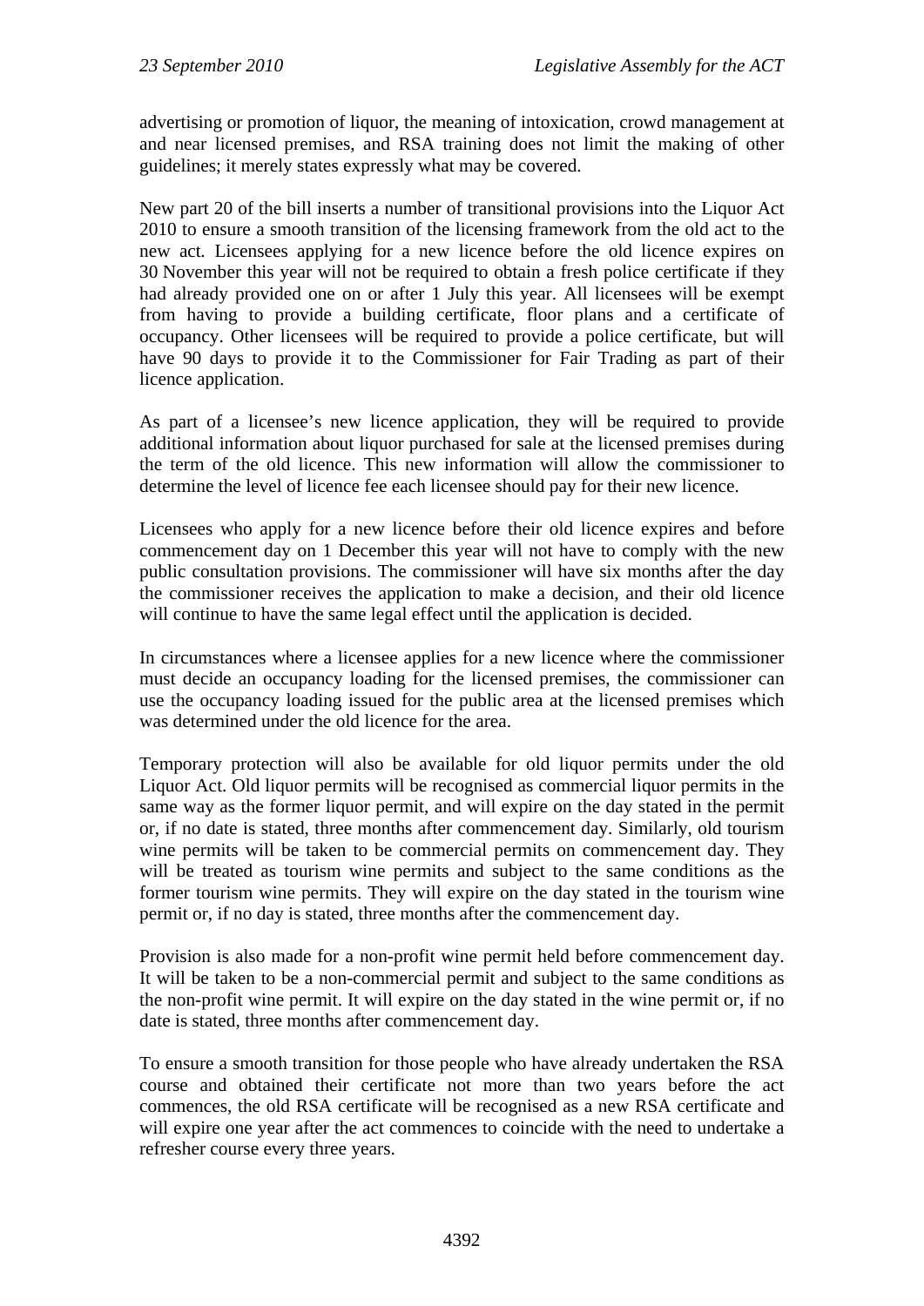advertising or promotion of liquor, the meaning of intoxication, crowd management at and near licensed premises, and RSA training does not limit the making of other guidelines; it merely states expressly what may be covered.

New part 20 of the bill inserts a number of transitional provisions into the Liquor Act 2010 to ensure a smooth transition of the licensing framework from the old act to the new act. Licensees applying for a new licence before the old licence expires on 30 November this year will not be required to obtain a fresh police certificate if they had already provided one on or after 1 July this year. All licensees will be exempt from having to provide a building certificate, floor plans and a certificate of occupancy. Other licensees will be required to provide a police certificate, but will have 90 days to provide it to the Commissioner for Fair Trading as part of their licence application.

As part of a licensee's new licence application, they will be required to provide additional information about liquor purchased for sale at the licensed premises during the term of the old licence. This new information will allow the commissioner to determine the level of licence fee each licensee should pay for their new licence.

Licensees who apply for a new licence before their old licence expires and before commencement day on 1 December this year will not have to comply with the new public consultation provisions. The commissioner will have six months after the day the commissioner receives the application to make a decision, and their old licence will continue to have the same legal effect until the application is decided.

In circumstances where a licensee applies for a new licence where the commissioner must decide an occupancy loading for the licensed premises, the commissioner can use the occupancy loading issued for the public area at the licensed premises which was determined under the old licence for the area.

Temporary protection will also be available for old liquor permits under the old Liquor Act. Old liquor permits will be recognised as commercial liquor permits in the same way as the former liquor permit, and will expire on the day stated in the permit or, if no date is stated, three months after commencement day. Similarly, old tourism wine permits will be taken to be commercial permits on commencement day. They will be treated as tourism wine permits and subject to the same conditions as the former tourism wine permits. They will expire on the day stated in the tourism wine permit or, if no day is stated, three months after the commencement day.

Provision is also made for a non-profit wine permit held before commencement day. It will be taken to be a non-commercial permit and subject to the same conditions as the non-profit wine permit. It will expire on the day stated in the wine permit or, if no date is stated, three months after commencement day.

To ensure a smooth transition for those people who have already undertaken the RSA course and obtained their certificate not more than two years before the act commences, the old RSA certificate will be recognised as a new RSA certificate and will expire one year after the act commences to coincide with the need to undertake a refresher course every three years.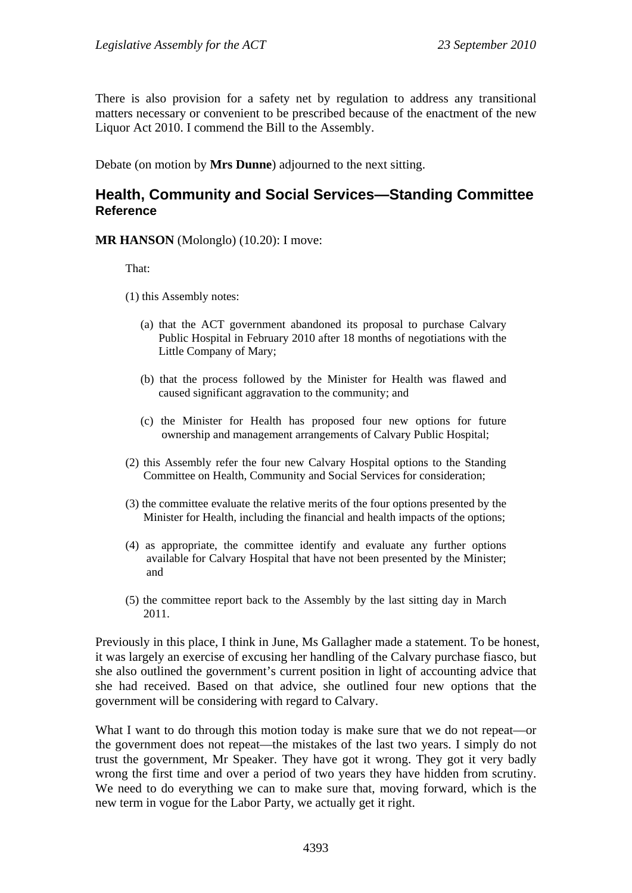There is also provision for a safety net by regulation to address any transitional matters necessary or convenient to be prescribed because of the enactment of the new Liquor Act 2010. I commend the Bill to the Assembly.

Debate (on motion by **Mrs Dunne**) adjourned to the next sitting.

## Health, Community and Social Services—Standing Committee
### Reference

**MR HANSON** (Molonglo) (10.20): I move:

That:

(1) this Assembly notes:

   (a) that the ACT government abandoned its proposal to purchase Calvary Public Hospital in February 2010 after 18 months of negotiations with the Little Company of Mary;

   (b) that the process followed by the Minister for Health was flawed and caused significant aggravation to the community; and

   (c) the Minister for Health has proposed four new options for future ownership and management arrangements of Calvary Public Hospital;

(2) this Assembly refer the four new Calvary Hospital options to the Standing Committee on Health, Community and Social Services for consideration;

(3) the committee evaluate the relative merits of the four options presented by the Minister for Health, including the financial and health impacts of the options;

(4) as appropriate, the committee identify and evaluate any further options available for Calvary Hospital that have not been presented by the Minister; and

(5) the committee report back to the Assembly by the last sitting day in March 2011.

Previously in this place, I think in June, Ms Gallagher made a statement. To be honest, it was largely an exercise of excusing her handling of the Calvary purchase fiasco, but she also outlined the government's current position in light of accounting advice that she had received. Based on that advice, she outlined four new options that the government will be considering with regard to Calvary.

What I want to do through this motion today is make sure that we do not repeat—or the government does not repeat—the mistakes of the last two years. I simply do not trust the government, Mr Speaker. They have got it wrong. They got it very badly wrong the first time and over a period of two years they have hidden from scrutiny. We need to do everything we can to make sure that, moving forward, which is the new term in vogue for the Labor Party, we actually get it right.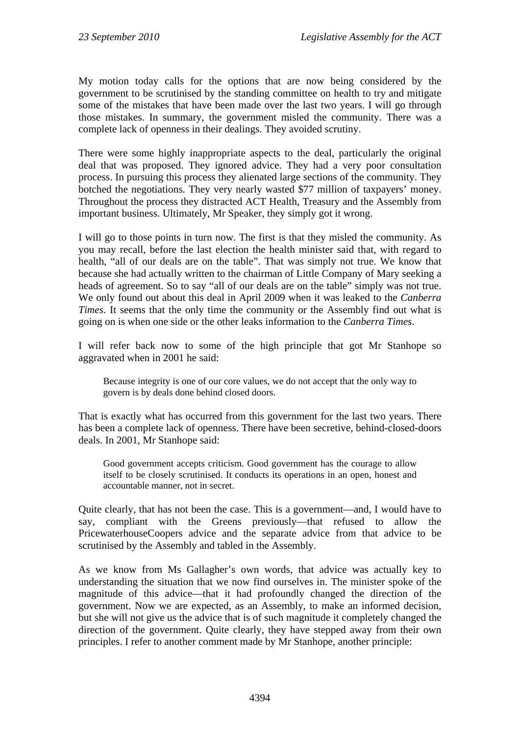My motion today calls for the options that are now being considered by the government to be scrutinised by the standing committee on health to try and mitigate some of the mistakes that have been made over the last two years. I will go through those mistakes. In summary, the government misled the community. There was a complete lack of openness in their dealings. They avoided scrutiny.

There were some highly inappropriate aspects to the deal, particularly the original deal that was proposed. They ignored advice. They had a very poor consultation process. In pursuing this process they alienated large sections of the community. They botched the negotiations. They very nearly wasted $77 million of taxpayers' money. Throughout the process they distracted ACT Health, Treasury and the Assembly from important business. Ultimately, Mr Speaker, they simply got it wrong.

I will go to those points in turn now. The first is that they misled the community. As you may recall, before the last election the health minister said that, with regard to health, "all of our deals are on the table". That was simply not true. We know that because she had actually written to the chairman of Little Company of Mary seeking a heads of agreement. So to say "all of our deals are on the table" simply was not true. We only found out about this deal in April 2009 when it was leaked to the *Canberra Times*. It seems that the only time the community or the Assembly find out what is going on is when one side or the other leaks information to the *Canberra Times*.

I will refer back now to some of the high principle that got Mr Stanhope so aggravated when in 2001 he said:

> Because integrity is one of our core values, we do not accept that the only way to govern is by deals done behind closed doors.

That is exactly what has occurred from this government for the last two years. There has been a complete lack of openness. There have been secretive, behind-closed-doors deals. In 2001, Mr Stanhope said:

> Good government accepts criticism. Good government has the courage to allow itself to be closely scrutinised. It conducts its operations in an open, honest and accountable manner, not in secret.

Quite clearly, that has not been the case. This is a government—and, I would have to say, compliant with the Greens previously—that refused to allow the PricewaterhouseCoopers advice and the separate advice from that advice to be scrutinised by the Assembly and tabled in the Assembly.

As we know from Ms Gallagher's own words, that advice was actually key to understanding the situation that we now find ourselves in. The minister spoke of the magnitude of this advice—that it had profoundly changed the direction of the government. Now we are expected, as an Assembly, to make an informed decision, but she will not give us the advice that is of such magnitude it completely changed the direction of the government. Quite clearly, they have stepped away from their own principles. I refer to another comment made by Mr Stanhope, another principle: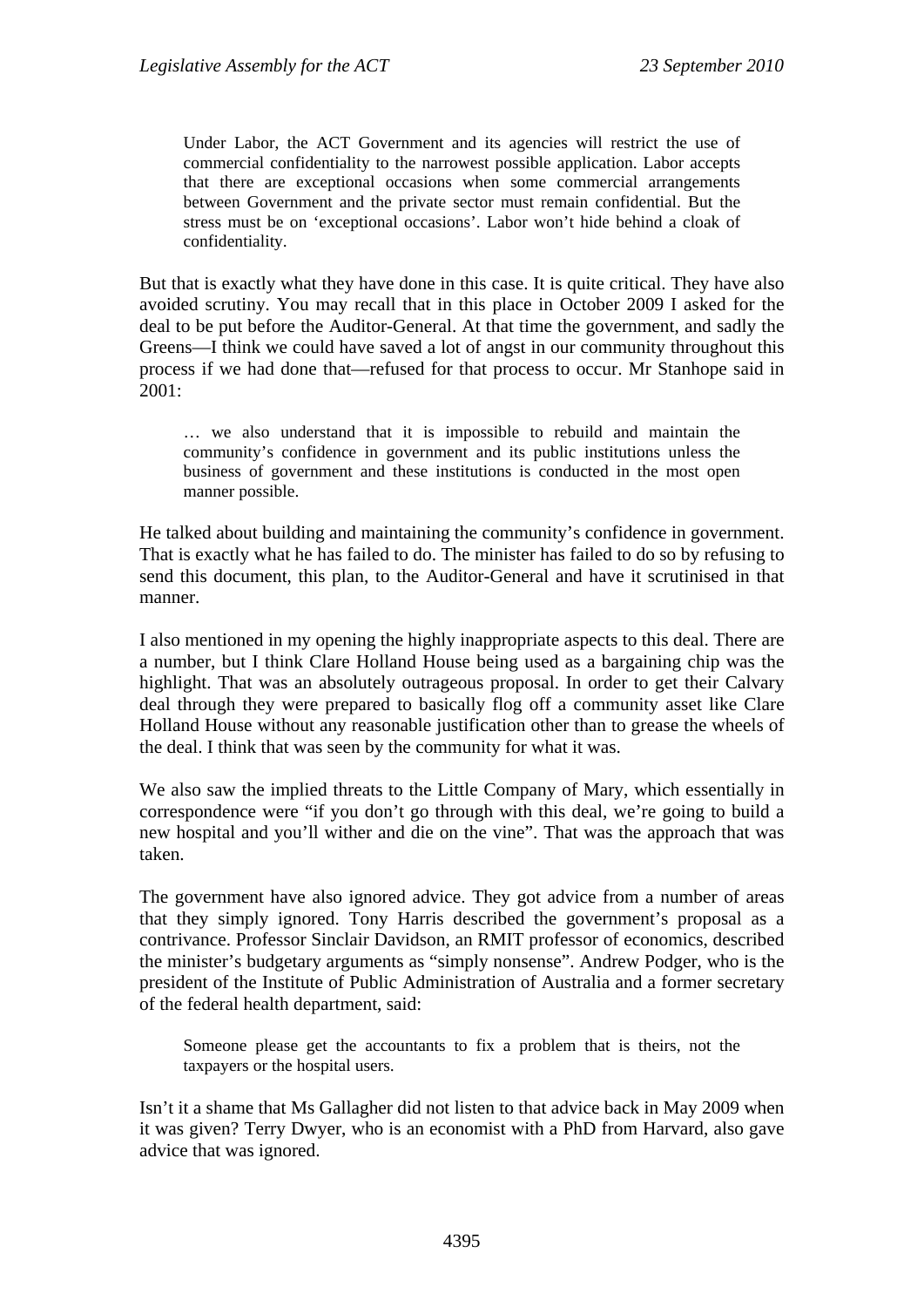> Under Labor, the ACT Government and its agencies will restrict the use of commercial confidentiality to the narrowest possible application. Labor accepts that there are exceptional occasions when some commercial arrangements between Government and the private sector must remain confidential. But the stress must be on 'exceptional occasions'. Labor won't hide behind a cloak of confidentiality.

But that is exactly what they have done in this case. It is quite critical. They have also avoided scrutiny. You may recall that in this place in October 2009 I asked for the deal to be put before the Auditor-General. At that time the government, and sadly the Greens—I think we could have saved a lot of angst in our community throughout this process if we had done that—refused for that process to occur. Mr Stanhope said in 2001:

> … we also understand that it is impossible to rebuild and maintain the community's confidence in government and its public institutions unless the business of government and these institutions is conducted in the most open manner possible.

He talked about building and maintaining the community's confidence in government. That is exactly what he has failed to do. The minister has failed to do so by refusing to send this document, this plan, to the Auditor-General and have it scrutinised in that manner.

I also mentioned in my opening the highly inappropriate aspects to this deal. There are a number, but I think Clare Holland House being used as a bargaining chip was the highlight. That was an absolutely outrageous proposal. In order to get their Calvary deal through they were prepared to basically flog off a community asset like Clare Holland House without any reasonable justification other than to grease the wheels of the deal. I think that was seen by the community for what it was.

We also saw the implied threats to the Little Company of Mary, which essentially in correspondence were "if you don't go through with this deal, we're going to build a new hospital and you'll wither and die on the vine". That was the approach that was taken.

The government have also ignored advice. They got advice from a number of areas that they simply ignored. Tony Harris described the government's proposal as a contrivance. Professor Sinclair Davidson, an RMIT professor of economics, described the minister's budgetary arguments as "simply nonsense". Andrew Podger, who is the president of the Institute of Public Administration of Australia and a former secretary of the federal health department, said:

> Someone please get the accountants to fix a problem that is theirs, not the taxpayers or the hospital users.

Isn't it a shame that Ms Gallagher did not listen to that advice back in May 2009 when it was given? Terry Dwyer, who is an economist with a PhD from Harvard, also gave advice that was ignored.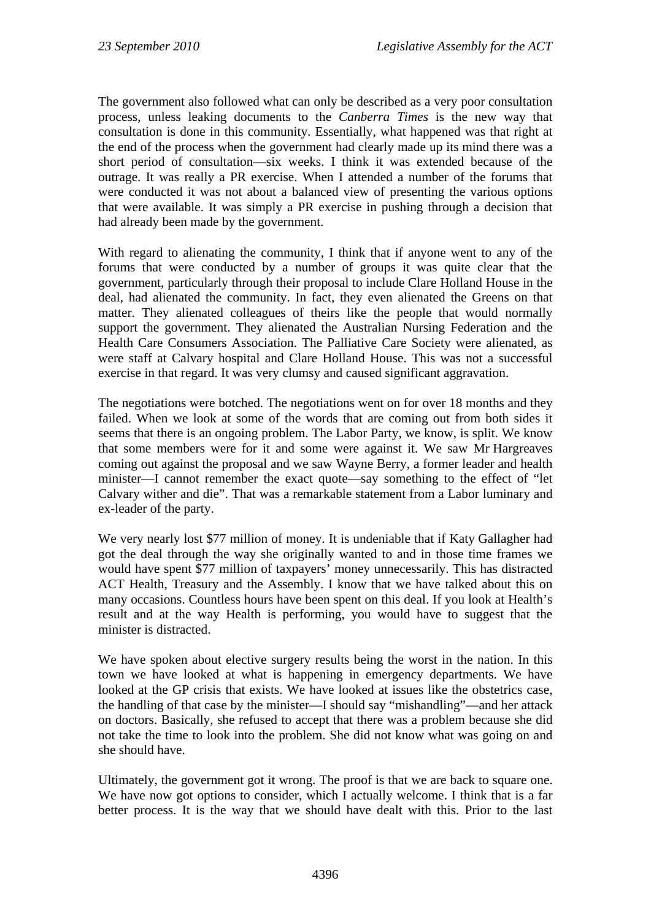The government also followed what can only be described as a very poor consultation process, unless leaking documents to the *Canberra Times* is the new way that consultation is done in this community. Essentially, what happened was that right at the end of the process when the government had clearly made up its mind there was a short period of consultation—six weeks. I think it was extended because of the outrage. It was really a PR exercise. When I attended a number of the forums that were conducted it was not about a balanced view of presenting the various options that were available. It was simply a PR exercise in pushing through a decision that had already been made by the government.

With regard to alienating the community, I think that if anyone went to any of the forums that were conducted by a number of groups it was quite clear that the government, particularly through their proposal to include Clare Holland House in the deal, had alienated the community. In fact, they even alienated the Greens on that matter. They alienated colleagues of theirs like the people that would normally support the government. They alienated the Australian Nursing Federation and the Health Care Consumers Association. The Palliative Care Society were alienated, as were staff at Calvary hospital and Clare Holland House. This was not a successful exercise in that regard. It was very clumsy and caused significant aggravation.

The negotiations were botched. The negotiations went on for over 18 months and they failed. When we look at some of the words that are coming out from both sides it seems that there is an ongoing problem. The Labor Party, we know, is split. We know that some members were for it and some were against it. We saw Mr Hargreaves coming out against the proposal and we saw Wayne Berry, a former leader and health minister—I cannot remember the exact quote—say something to the effect of "let Calvary wither and die". That was a remarkable statement from a Labor luminary and ex-leader of the party.

We very nearly lost $77 million of money. It is undeniable that if Katy Gallagher had got the deal through the way she originally wanted to and in those time frames we would have spent $77 million of taxpayers' money unnecessarily. This has distracted ACT Health, Treasury and the Assembly. I know that we have talked about this on many occasions. Countless hours have been spent on this deal. If you look at Health's result and at the way Health is performing, you would have to suggest that the minister is distracted.

We have spoken about elective surgery results being the worst in the nation. In this town we have looked at what is happening in emergency departments. We have looked at the GP crisis that exists. We have looked at issues like the obstetrics case, the handling of that case by the minister—I should say "mishandling"—and her attack on doctors. Basically, she refused to accept that there was a problem because she did not take the time to look into the problem. She did not know what was going on and she should have.

Ultimately, the government got it wrong. The proof is that we are back to square one. We have now got options to consider, which I actually welcome. I think that is a far better process. It is the way that we should have dealt with this. Prior to the last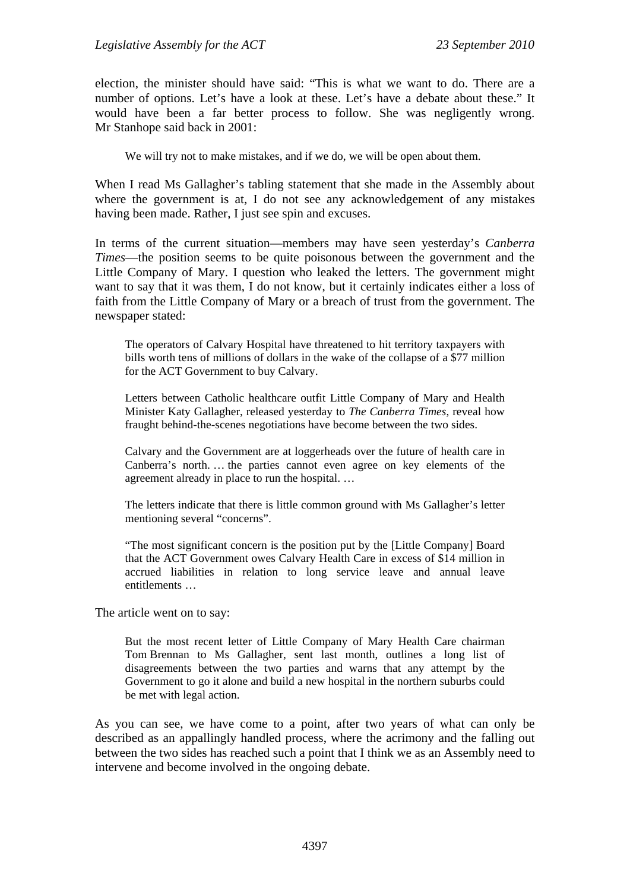election, the minister should have said: "This is what we want to do. There are a number of options. Let's have a look at these. Let's have a debate about these." It would have been a far better process to follow. She was negligently wrong. Mr Stanhope said back in 2001:

> We will try not to make mistakes, and if we do, we will be open about them.

When I read Ms Gallagher's tabling statement that she made in the Assembly about where the government is at, I do not see any acknowledgement of any mistakes having been made. Rather, I just see spin and excuses.

In terms of the current situation—members may have seen yesterday's *Canberra Times*—the position seems to be quite poisonous between the government and the Little Company of Mary. I question who leaked the letters. The government might want to say that it was them, I do not know, but it certainly indicates either a loss of faith from the Little Company of Mary or a breach of trust from the government. The newspaper stated:

> The operators of Calvary Hospital have threatened to hit territory taxpayers with bills worth tens of millions of dollars in the wake of the collapse of a $77 million for the ACT Government to buy Calvary.
>
> Letters between Catholic healthcare outfit Little Company of Mary and Health Minister Katy Gallagher, released yesterday to *The Canberra Times*, reveal how fraught behind-the-scenes negotiations have become between the two sides.
>
> Calvary and the Government are at loggerheads over the future of health care in Canberra's north. … the parties cannot even agree on key elements of the agreement already in place to run the hospital. …
>
> The letters indicate that there is little common ground with Ms Gallagher's letter mentioning several "concerns".
>
> "The most significant concern is the position put by the [Little Company] Board that the ACT Government owes Calvary Health Care in excess of $14 million in accrued liabilities in relation to long service leave and annual leave entitlements …

The article went on to say:

> But the most recent letter of Little Company of Mary Health Care chairman Tom Brennan to Ms Gallagher, sent last month, outlines a long list of disagreements between the two parties and warns that any attempt by the Government to go it alone and build a new hospital in the northern suburbs could be met with legal action.

As you can see, we have come to a point, after two years of what can only be described as an appallingly handled process, where the acrimony and the falling out between the two sides has reached such a point that I think we as an Assembly need to intervene and become involved in the ongoing debate.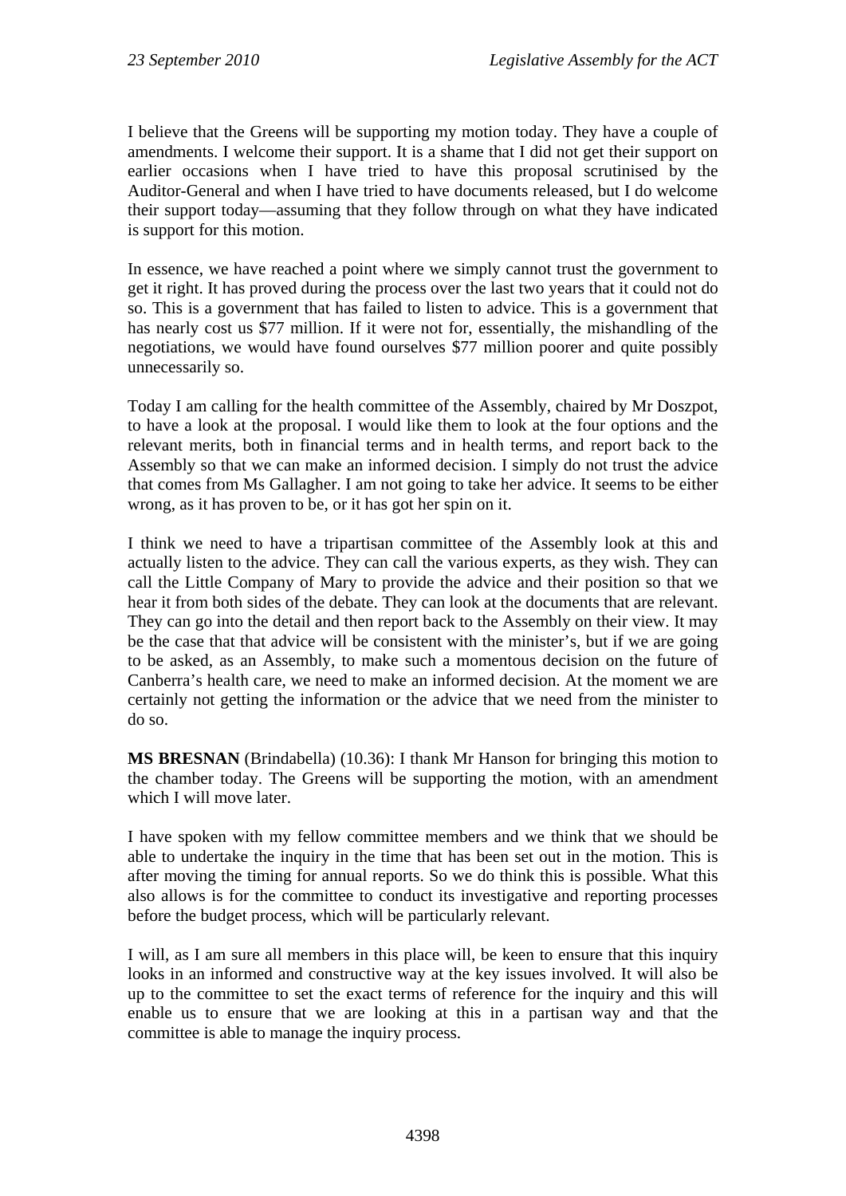I believe that the Greens will be supporting my motion today. They have a couple of amendments. I welcome their support. It is a shame that I did not get their support on earlier occasions when I have tried to have this proposal scrutinised by the Auditor-General and when I have tried to have documents released, but I do welcome their support today—assuming that they follow through on what they have indicated is support for this motion.

In essence, we have reached a point where we simply cannot trust the government to get it right. It has proved during the process over the last two years that it could not do so. This is a government that has failed to listen to advice. This is a government that has nearly cost us $77 million. If it were not for, essentially, the mishandling of the negotiations, we would have found ourselves $77 million poorer and quite possibly unnecessarily so.

Today I am calling for the health committee of the Assembly, chaired by Mr Doszpot, to have a look at the proposal. I would like them to look at the four options and the relevant merits, both in financial terms and in health terms, and report back to the Assembly so that we can make an informed decision. I simply do not trust the advice that comes from Ms Gallagher. I am not going to take her advice. It seems to be either wrong, as it has proven to be, or it has got her spin on it.

I think we need to have a tripartisan committee of the Assembly look at this and actually listen to the advice. They can call the various experts, as they wish. They can call the Little Company of Mary to provide the advice and their position so that we hear it from both sides of the debate. They can look at the documents that are relevant. They can go into the detail and then report back to the Assembly on their view. It may be the case that that advice will be consistent with the minister's, but if we are going to be asked, as an Assembly, to make such a momentous decision on the future of Canberra's health care, we need to make an informed decision. At the moment we are certainly not getting the information or the advice that we need from the minister to do so.

**MS BRESNAN** (Brindabella) (10.36): I thank Mr Hanson for bringing this motion to the chamber today. The Greens will be supporting the motion, with an amendment which I will move later.

I have spoken with my fellow committee members and we think that we should be able to undertake the inquiry in the time that has been set out in the motion. This is after moving the timing for annual reports. So we do think this is possible. What this also allows is for the committee to conduct its investigative and reporting processes before the budget process, which will be particularly relevant.

I will, as I am sure all members in this place will, be keen to ensure that this inquiry looks in an informed and constructive way at the key issues involved. It will also be up to the committee to set the exact terms of reference for the inquiry and this will enable us to ensure that we are looking at this in a partisan way and that the committee is able to manage the inquiry process.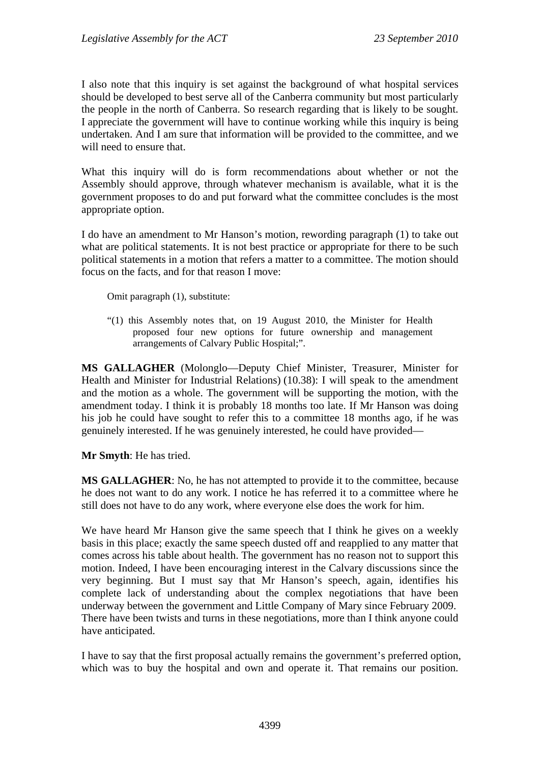I also note that this inquiry is set against the background of what hospital services should be developed to best serve all of the Canberra community but most particularly the people in the north of Canberra. So research regarding that is likely to be sought. I appreciate the government will have to continue working while this inquiry is being undertaken. And I am sure that information will be provided to the committee, and we will need to ensure that.

What this inquiry will do is form recommendations about whether or not the Assembly should approve, through whatever mechanism is available, what it is the government proposes to do and put forward what the committee concludes is the most appropriate option.

I do have an amendment to Mr Hanson's motion, rewording paragraph (1) to take out what are political statements. It is not best practice or appropriate for there to be such political statements in a motion that refers a matter to a committee. The motion should focus on the facts, and for that reason I move:

> Omit paragraph (1), substitute:
>
> "(1) this Assembly notes that, on 19 August 2010, the Minister for Health proposed four new options for future ownership and management arrangements of Calvary Public Hospital;".

**MS GALLAGHER** (Molonglo—Deputy Chief Minister, Treasurer, Minister for Health and Minister for Industrial Relations) (10.38): I will speak to the amendment and the motion as a whole. The government will be supporting the motion, with the amendment today. I think it is probably 18 months too late. If Mr Hanson was doing his job he could have sought to refer this to a committee 18 months ago, if he was genuinely interested. If he was genuinely interested, he could have provided—

**Mr Smyth**: He has tried.

**MS GALLAGHER**: No, he has not attempted to provide it to the committee, because he does not want to do any work. I notice he has referred it to a committee where he still does not have to do any work, where everyone else does the work for him.

We have heard Mr Hanson give the same speech that I think he gives on a weekly basis in this place; exactly the same speech dusted off and reapplied to any matter that comes across his table about health. The government has no reason not to support this motion. Indeed, I have been encouraging interest in the Calvary discussions since the very beginning. But I must say that Mr Hanson's speech, again, identifies his complete lack of understanding about the complex negotiations that have been underway between the government and Little Company of Mary since February 2009. There have been twists and turns in these negotiations, more than I think anyone could have anticipated.

I have to say that the first proposal actually remains the government's preferred option, which was to buy the hospital and own and operate it. That remains our position.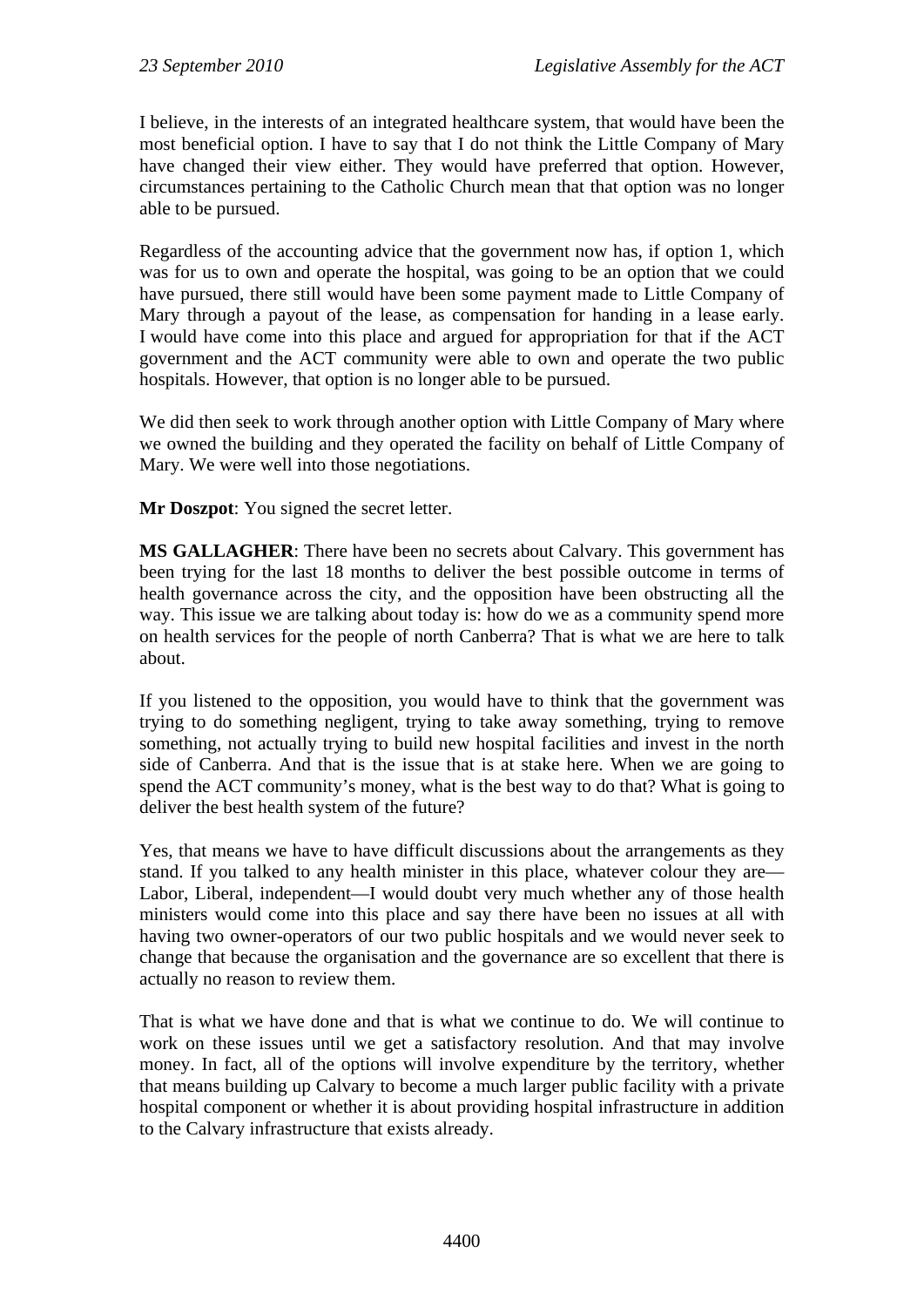I believe, in the interests of an integrated healthcare system, that would have been the most beneficial option. I have to say that I do not think the Little Company of Mary have changed their view either. They would have preferred that option. However, circumstances pertaining to the Catholic Church mean that that option was no longer able to be pursued.

Regardless of the accounting advice that the government now has, if option 1, which was for us to own and operate the hospital, was going to be an option that we could have pursued, there still would have been some payment made to Little Company of Mary through a payout of the lease, as compensation for handing in a lease early. I would have come into this place and argued for appropriation for that if the ACT government and the ACT community were able to own and operate the two public hospitals. However, that option is no longer able to be pursued.

We did then seek to work through another option with Little Company of Mary where we owned the building and they operated the facility on behalf of Little Company of Mary. We were well into those negotiations.

**Mr Doszpot**: You signed the secret letter.

**MS GALLAGHER**: There have been no secrets about Calvary. This government has been trying for the last 18 months to deliver the best possible outcome in terms of health governance across the city, and the opposition have been obstructing all the way. This issue we are talking about today is: how do we as a community spend more on health services for the people of north Canberra? That is what we are here to talk about.

If you listened to the opposition, you would have to think that the government was trying to do something negligent, trying to take away something, trying to remove something, not actually trying to build new hospital facilities and invest in the north side of Canberra. And that is the issue that is at stake here. When we are going to spend the ACT community's money, what is the best way to do that? What is going to deliver the best health system of the future?

Yes, that means we have to have difficult discussions about the arrangements as they stand. If you talked to any health minister in this place, whatever colour they are—Labor, Liberal, independent—I would doubt very much whether any of those health ministers would come into this place and say there have been no issues at all with having two owner-operators of our two public hospitals and we would never seek to change that because the organisation and the governance are so excellent that there is actually no reason to review them.

That is what we have done and that is what we continue to do. We will continue to work on these issues until we get a satisfactory resolution. And that may involve money. In fact, all of the options will involve expenditure by the territory, whether that means building up Calvary to become a much larger public facility with a private hospital component or whether it is about providing hospital infrastructure in addition to the Calvary infrastructure that exists already.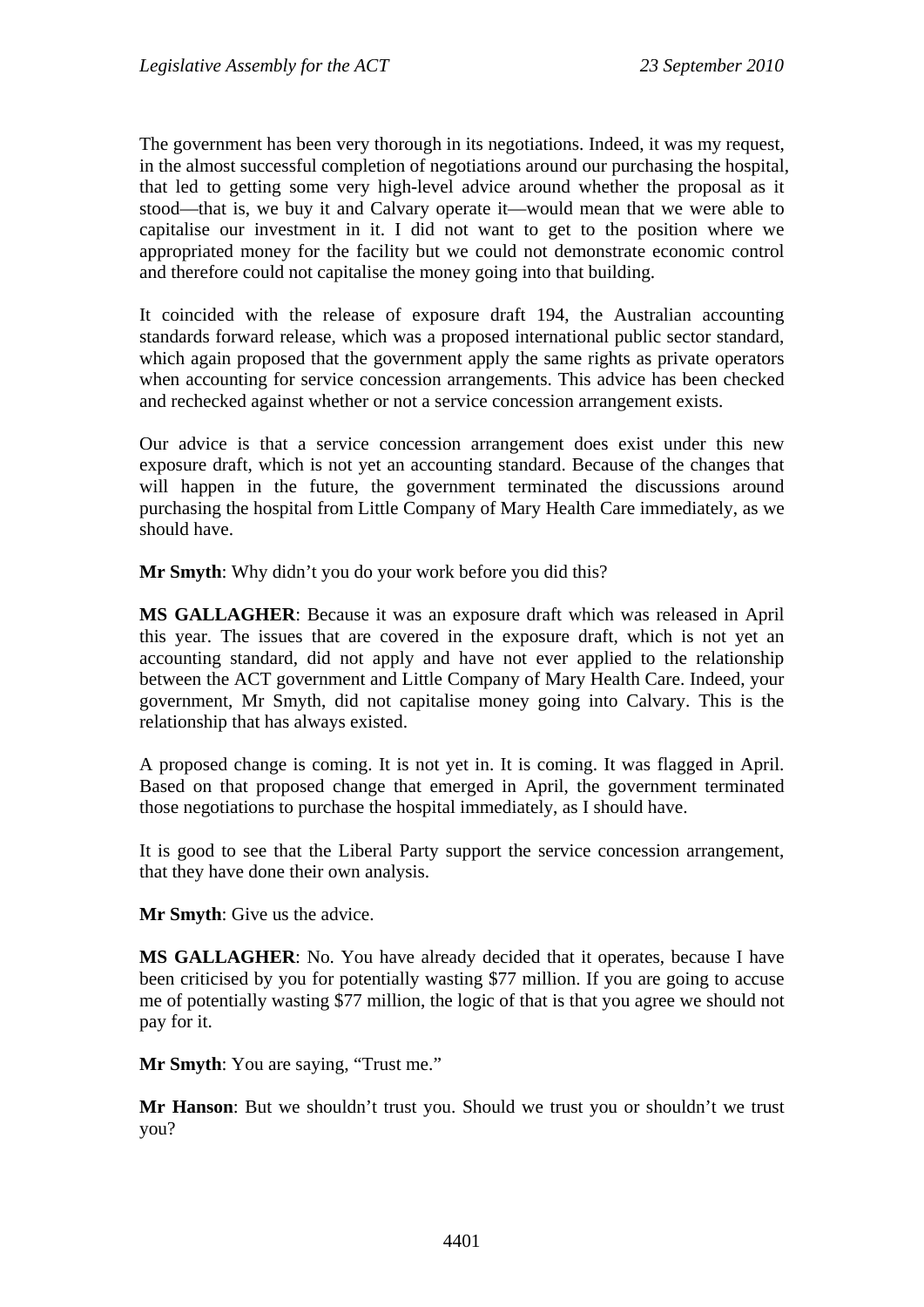The government has been very thorough in its negotiations. Indeed, it was my request, in the almost successful completion of negotiations around our purchasing the hospital, that led to getting some very high-level advice around whether the proposal as it stood—that is, we buy it and Calvary operate it—would mean that we were able to capitalise our investment in it. I did not want to get to the position where we appropriated money for the facility but we could not demonstrate economic control and therefore could not capitalise the money going into that building.

It coincided with the release of exposure draft 194, the Australian accounting standards forward release, which was a proposed international public sector standard, which again proposed that the government apply the same rights as private operators when accounting for service concession arrangements. This advice has been checked and rechecked against whether or not a service concession arrangement exists.

Our advice is that a service concession arrangement does exist under this new exposure draft, which is not yet an accounting standard. Because of the changes that will happen in the future, the government terminated the discussions around purchasing the hospital from Little Company of Mary Health Care immediately, as we should have.

**Mr Smyth**: Why didn't you do your work before you did this?

**MS GALLAGHER**: Because it was an exposure draft which was released in April this year. The issues that are covered in the exposure draft, which is not yet an accounting standard, did not apply and have not ever applied to the relationship between the ACT government and Little Company of Mary Health Care. Indeed, your government, Mr Smyth, did not capitalise money going into Calvary. This is the relationship that has always existed.

A proposed change is coming. It is not yet in. It is coming. It was flagged in April. Based on that proposed change that emerged in April, the government terminated those negotiations to purchase the hospital immediately, as I should have.

It is good to see that the Liberal Party support the service concession arrangement, that they have done their own analysis.

**Mr Smyth**: Give us the advice.

**MS GALLAGHER**: No. You have already decided that it operates, because I have been criticised by you for potentially wasting $77 million. If you are going to accuse me of potentially wasting $77 million, the logic of that is that you agree we should not pay for it.

**Mr Smyth**: You are saying, "Trust me."

**Mr Hanson**: But we shouldn't trust you. Should we trust you or shouldn't we trust you?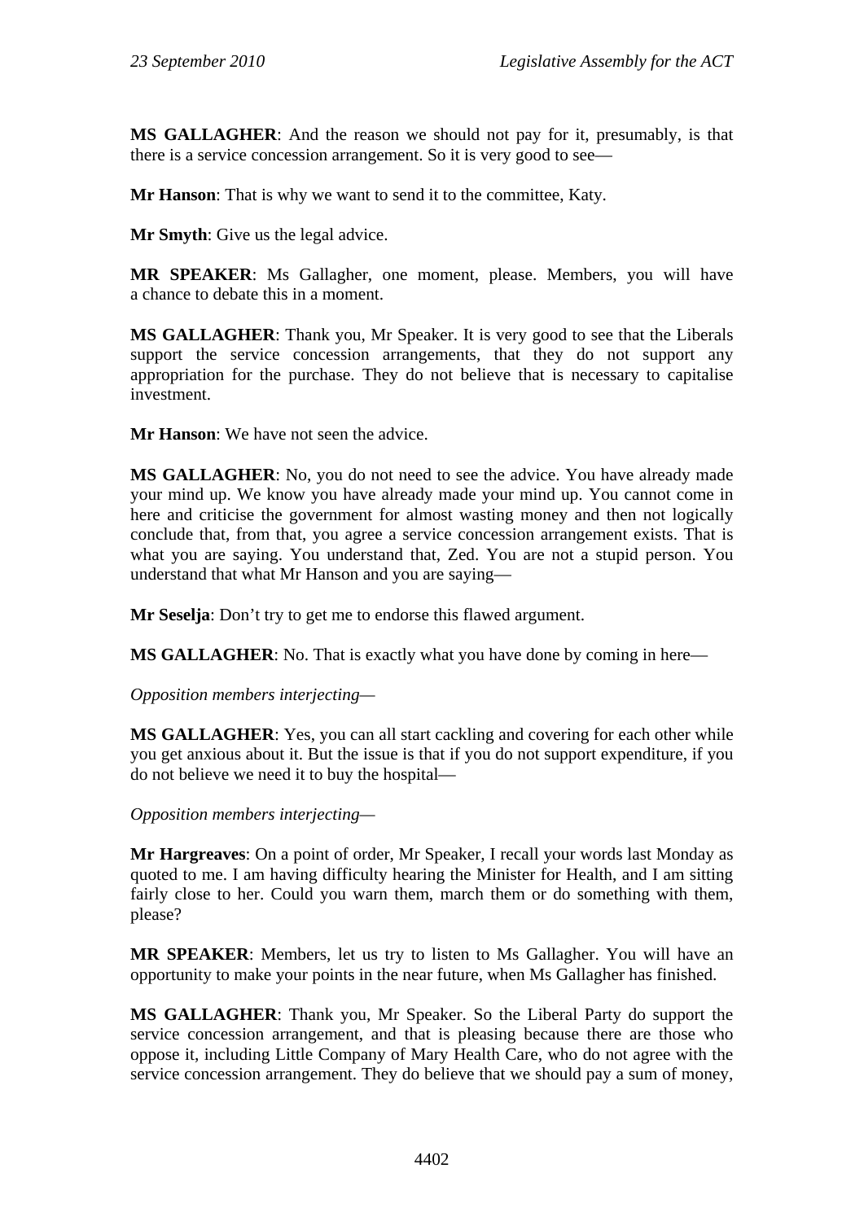**MS GALLAGHER**: And the reason we should not pay for it, presumably, is that there is a service concession arrangement. So it is very good to see—

**Mr Hanson**: That is why we want to send it to the committee, Katy.

**Mr Smyth**: Give us the legal advice.

**MR SPEAKER**: Ms Gallagher, one moment, please. Members, you will have a chance to debate this in a moment.

**MS GALLAGHER**: Thank you, Mr Speaker. It is very good to see that the Liberals support the service concession arrangements, that they do not support any appropriation for the purchase. They do not believe that is necessary to capitalise investment.

**Mr Hanson**: We have not seen the advice.

**MS GALLAGHER**: No, you do not need to see the advice. You have already made your mind up. We know you have already made your mind up. You cannot come in here and criticise the government for almost wasting money and then not logically conclude that, from that, you agree a service concession arrangement exists. That is what you are saying. You understand that, Zed. You are not a stupid person. You understand that what Mr Hanson and you are saying—

**Mr Seselja**: Don't try to get me to endorse this flawed argument.

**MS GALLAGHER**: No. That is exactly what you have done by coming in here—

*Opposition members interjecting*—

**MS GALLAGHER**: Yes, you can all start cackling and covering for each other while you get anxious about it. But the issue is that if you do not support expenditure, if you do not believe we need it to buy the hospital—

*Opposition members interjecting*—

**Mr Hargreaves**: On a point of order, Mr Speaker, I recall your words last Monday as quoted to me. I am having difficulty hearing the Minister for Health, and I am sitting fairly close to her. Could you warn them, march them or do something with them, please?

**MR SPEAKER**: Members, let us try to listen to Ms Gallagher. You will have an opportunity to make your points in the near future, when Ms Gallagher has finished.

**MS GALLAGHER**: Thank you, Mr Speaker. So the Liberal Party do support the service concession arrangement, and that is pleasing because there are those who oppose it, including Little Company of Mary Health Care, who do not agree with the service concession arrangement. They do believe that we should pay a sum of money,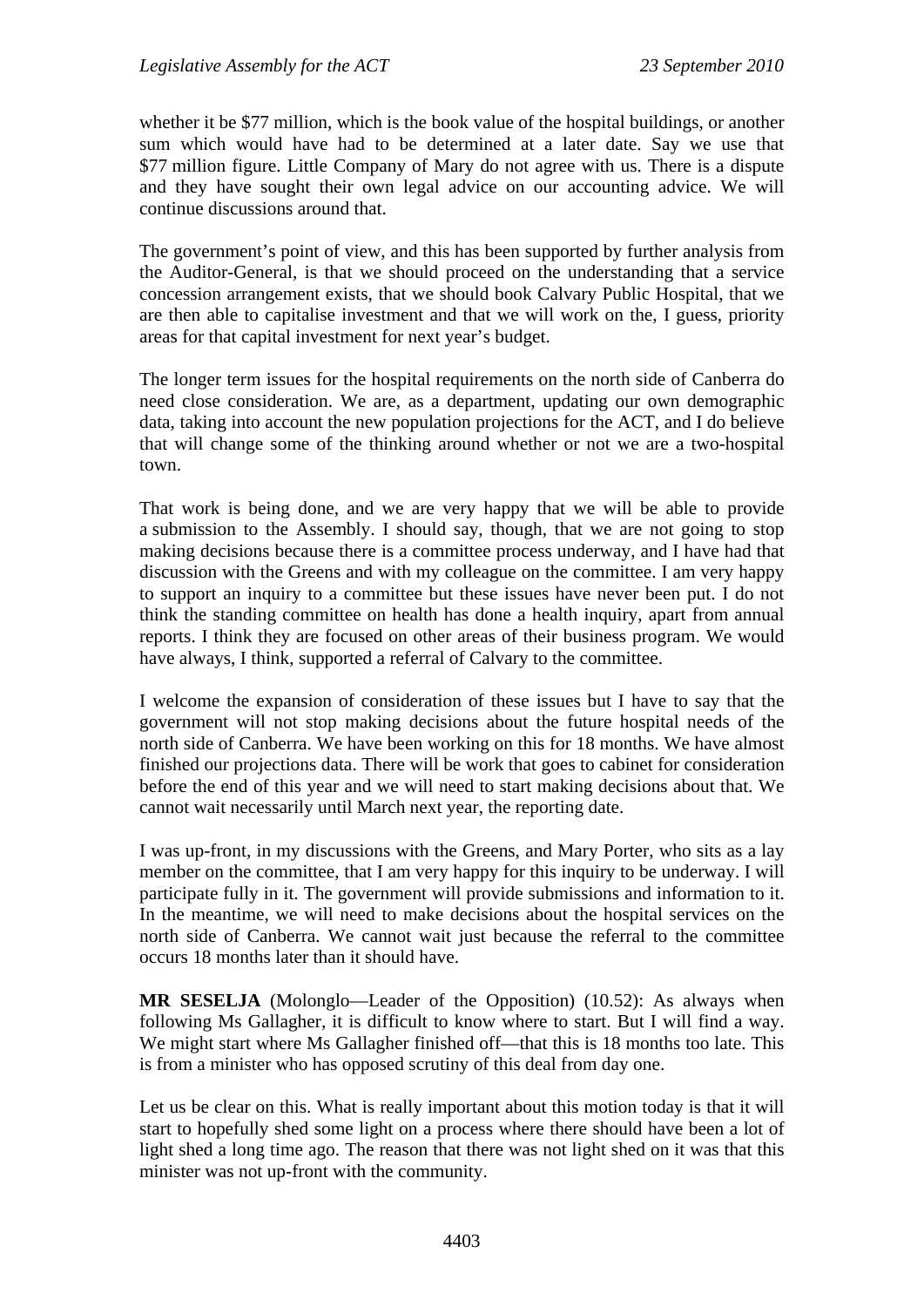whether it be $77 million, which is the book value of the hospital buildings, or another sum which would have had to be determined at a later date. Say we use that $77 million figure. Little Company of Mary do not agree with us. There is a dispute and they have sought their own legal advice on our accounting advice. We will continue discussions around that.

The government's point of view, and this has been supported by further analysis from the Auditor-General, is that we should proceed on the understanding that a service concession arrangement exists, that we should book Calvary Public Hospital, that we are then able to capitalise investment and that we will work on the, I guess, priority areas for that capital investment for next year's budget.

The longer term issues for the hospital requirements on the north side of Canberra do need close consideration. We are, as a department, updating our own demographic data, taking into account the new population projections for the ACT, and I do believe that will change some of the thinking around whether or not we are a two-hospital town.

That work is being done, and we are very happy that we will be able to provide a submission to the Assembly. I should say, though, that we are not going to stop making decisions because there is a committee process underway, and I have had that discussion with the Greens and with my colleague on the committee. I am very happy to support an inquiry to a committee but these issues have never been put. I do not think the standing committee on health has done a health inquiry, apart from annual reports. I think they are focused on other areas of their business program. We would have always, I think, supported a referral of Calvary to the committee.

I welcome the expansion of consideration of these issues but I have to say that the government will not stop making decisions about the future hospital needs of the north side of Canberra. We have been working on this for 18 months. We have almost finished our projections data. There will be work that goes to cabinet for consideration before the end of this year and we will need to start making decisions about that. We cannot wait necessarily until March next year, the reporting date.

I was up-front, in my discussions with the Greens, and Mary Porter, who sits as a lay member on the committee, that I am very happy for this inquiry to be underway. I will participate fully in it. The government will provide submissions and information to it. In the meantime, we will need to make decisions about the hospital services on the north side of Canberra. We cannot wait just because the referral to the committee occurs 18 months later than it should have.

**MR SESELJA** (Molonglo—Leader of the Opposition) (10.52): As always when following Ms Gallagher, it is difficult to know where to start. But I will find a way. We might start where Ms Gallagher finished off—that this is 18 months too late. This is from a minister who has opposed scrutiny of this deal from day one.

Let us be clear on this. What is really important about this motion today is that it will start to hopefully shed some light on a process where there should have been a lot of light shed a long time ago. The reason that there was not light shed on it was that this minister was not up-front with the community.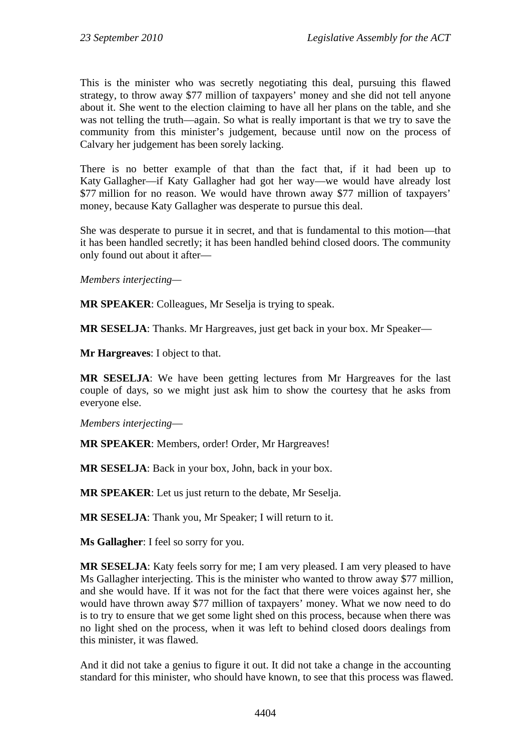This is the minister who was secretly negotiating this deal, pursuing this flawed strategy, to throw away $77 million of taxpayers' money and she did not tell anyone about it. She went to the election claiming to have all her plans on the table, and she was not telling the truth—again. So what is really important is that we try to save the community from this minister's judgement, because until now on the process of Calvary her judgement has been sorely lacking.

There is no better example of that than the fact that, if it had been up to Katy Gallagher—if Katy Gallagher had got her way—we would have already lost $77 million for no reason. We would have thrown away $77 million of taxpayers' money, because Katy Gallagher was desperate to pursue this deal.

She was desperate to pursue it in secret, and that is fundamental to this motion—that it has been handled secretly; it has been handled behind closed doors. The community only found out about it after—

*Members interjecting*—

**MR SPEAKER**: Colleagues, Mr Seselja is trying to speak.

**MR SESELJA**: Thanks. Mr Hargreaves, just get back in your box. Mr Speaker—

**Mr Hargreaves**: I object to that.

**MR SESELJA**: We have been getting lectures from Mr Hargreaves for the last couple of days, so we might just ask him to show the courtesy that he asks from everyone else.

*Members interjecting*—

**MR SPEAKER**: Members, order! Order, Mr Hargreaves!

**MR SESELJA**: Back in your box, John, back in your box.

**MR SPEAKER**: Let us just return to the debate, Mr Seselja.

**MR SESELJA**: Thank you, Mr Speaker; I will return to it.

**Ms Gallagher**: I feel so sorry for you.

**MR SESELJA**: Katy feels sorry for me; I am very pleased. I am very pleased to have Ms Gallagher interjecting. This is the minister who wanted to throw away $77 million, and she would have. If it was not for the fact that there were voices against her, she would have thrown away $77 million of taxpayers' money. What we now need to do is to try to ensure that we get some light shed on this process, because when there was no light shed on the process, when it was left to behind closed doors dealings from this minister, it was flawed.

And it did not take a genius to figure it out. It did not take a change in the accounting standard for this minister, who should have known, to see that this process was flawed.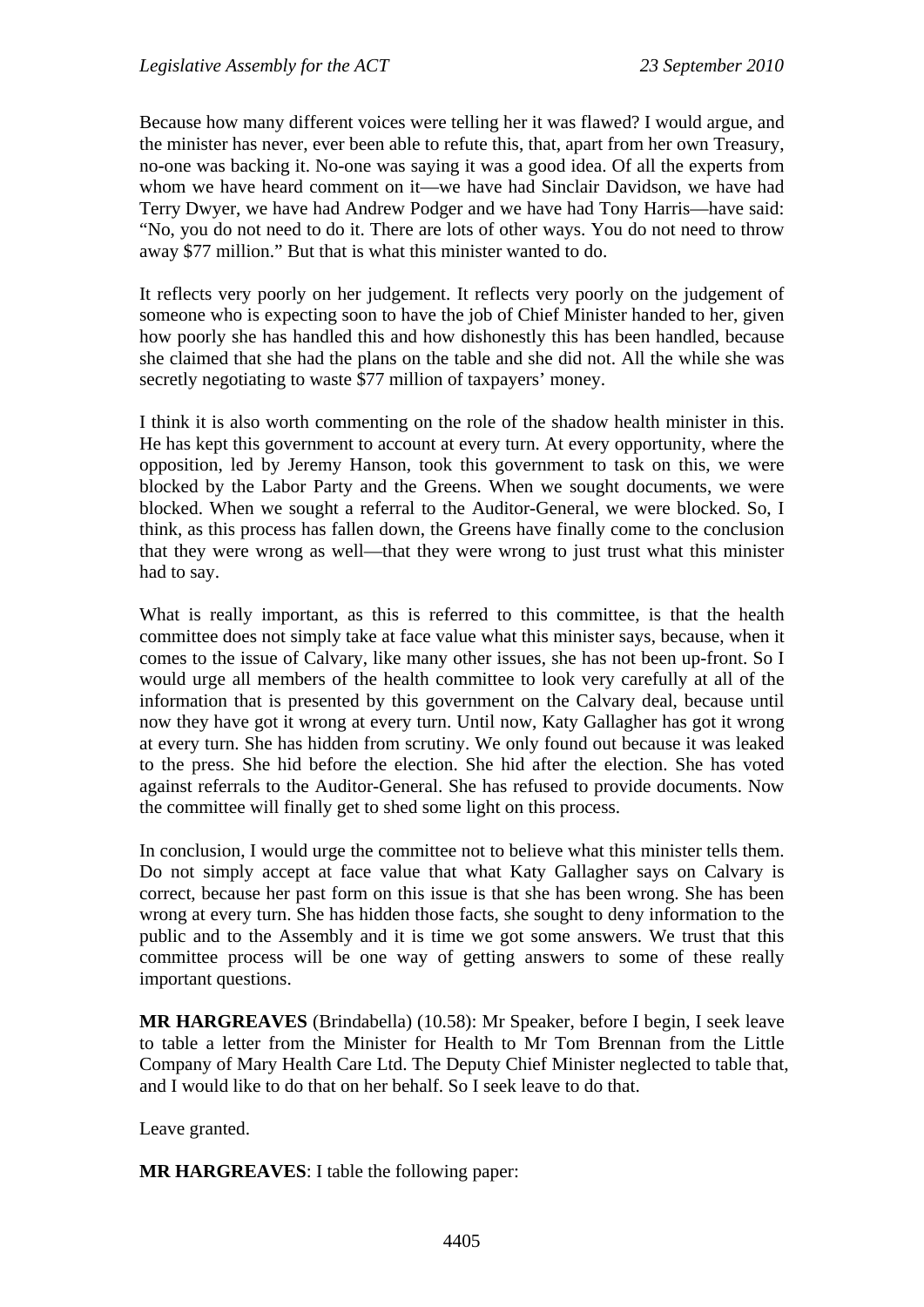Because how many different voices were telling her it was flawed? I would argue, and the minister has never, ever been able to refute this, that, apart from her own Treasury, no-one was backing it. No-one was saying it was a good idea. Of all the experts from whom we have heard comment on it—we have had Sinclair Davidson, we have had Terry Dwyer, we have had Andrew Podger and we have had Tony Harris—have said: "No, you do not need to do it. There are lots of other ways. You do not need to throw away $77 million." But that is what this minister wanted to do.

It reflects very poorly on her judgement. It reflects very poorly on the judgement of someone who is expecting soon to have the job of Chief Minister handed to her, given how poorly she has handled this and how dishonestly this has been handled, because she claimed that she had the plans on the table and she did not. All the while she was secretly negotiating to waste $77 million of taxpayers' money.

I think it is also worth commenting on the role of the shadow health minister in this. He has kept this government to account at every turn. At every opportunity, where the opposition, led by Jeremy Hanson, took this government to task on this, we were blocked by the Labor Party and the Greens. When we sought documents, we were blocked. When we sought a referral to the Auditor-General, we were blocked. So, I think, as this process has fallen down, the Greens have finally come to the conclusion that they were wrong as well—that they were wrong to just trust what this minister had to say.

What is really important, as this is referred to this committee, is that the health committee does not simply take at face value what this minister says, because, when it comes to the issue of Calvary, like many other issues, she has not been up-front. So I would urge all members of the health committee to look very carefully at all of the information that is presented by this government on the Calvary deal, because until now they have got it wrong at every turn. Until now, Katy Gallagher has got it wrong at every turn. She has hidden from scrutiny. We only found out because it was leaked to the press. She hid before the election. She hid after the election. She has voted against referrals to the Auditor-General. She has refused to provide documents. Now the committee will finally get to shed some light on this process.

In conclusion, I would urge the committee not to believe what this minister tells them. Do not simply accept at face value that what Katy Gallagher says on Calvary is correct, because her past form on this issue is that she has been wrong. She has been wrong at every turn. She has hidden those facts, she sought to deny information to the public and to the Assembly and it is time we got some answers. We trust that this committee process will be one way of getting answers to some of these really important questions.

**MR HARGREAVES** (Brindabella) (10.58): Mr Speaker, before I begin, I seek leave to table a letter from the Minister for Health to Mr Tom Brennan from the Little Company of Mary Health Care Ltd. The Deputy Chief Minister neglected to table that, and I would like to do that on her behalf. So I seek leave to do that.

Leave granted.

**MR HARGREAVES**: I table the following paper: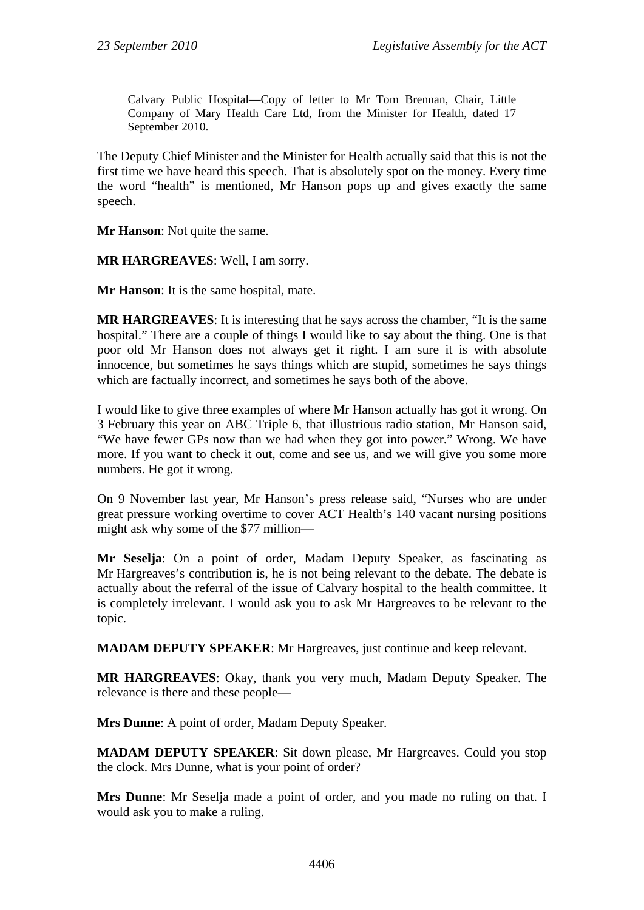Calvary Public Hospital—Copy of letter to Mr Tom Brennan, Chair, Little Company of Mary Health Care Ltd, from the Minister for Health, dated 17 September 2010.

The Deputy Chief Minister and the Minister for Health actually said that this is not the first time we have heard this speech. That is absolutely spot on the money. Every time the word "health" is mentioned, Mr Hanson pops up and gives exactly the same speech.

**Mr Hanson**: Not quite the same.

**MR HARGREAVES**: Well, I am sorry.

**Mr Hanson**: It is the same hospital, mate.

**MR HARGREAVES**: It is interesting that he says across the chamber, "It is the same hospital." There are a couple of things I would like to say about the thing. One is that poor old Mr Hanson does not always get it right. I am sure it is with absolute innocence, but sometimes he says things which are stupid, sometimes he says things which are factually incorrect, and sometimes he says both of the above.

I would like to give three examples of where Mr Hanson actually has got it wrong. On 3 February this year on ABC Triple 6, that illustrious radio station, Mr Hanson said, "We have fewer GPs now than we had when they got into power." Wrong. We have more. If you want to check it out, come and see us, and we will give you some more numbers. He got it wrong.

On 9 November last year, Mr Hanson's press release said, "Nurses who are under great pressure working overtime to cover ACT Health's 140 vacant nursing positions might ask why some of the $77 million—

**Mr Seselja**: On a point of order, Madam Deputy Speaker, as fascinating as Mr Hargreaves's contribution is, he is not being relevant to the debate. The debate is actually about the referral of the issue of Calvary hospital to the health committee. It is completely irrelevant. I would ask you to ask Mr Hargreaves to be relevant to the topic.

**MADAM DEPUTY SPEAKER**: Mr Hargreaves, just continue and keep relevant.

**MR HARGREAVES**: Okay, thank you very much, Madam Deputy Speaker. The relevance is there and these people—

**Mrs Dunne**: A point of order, Madam Deputy Speaker.

**MADAM DEPUTY SPEAKER**: Sit down please, Mr Hargreaves. Could you stop the clock. Mrs Dunne, what is your point of order?

**Mrs Dunne**: Mr Seselja made a point of order, and you made no ruling on that. I would ask you to make a ruling.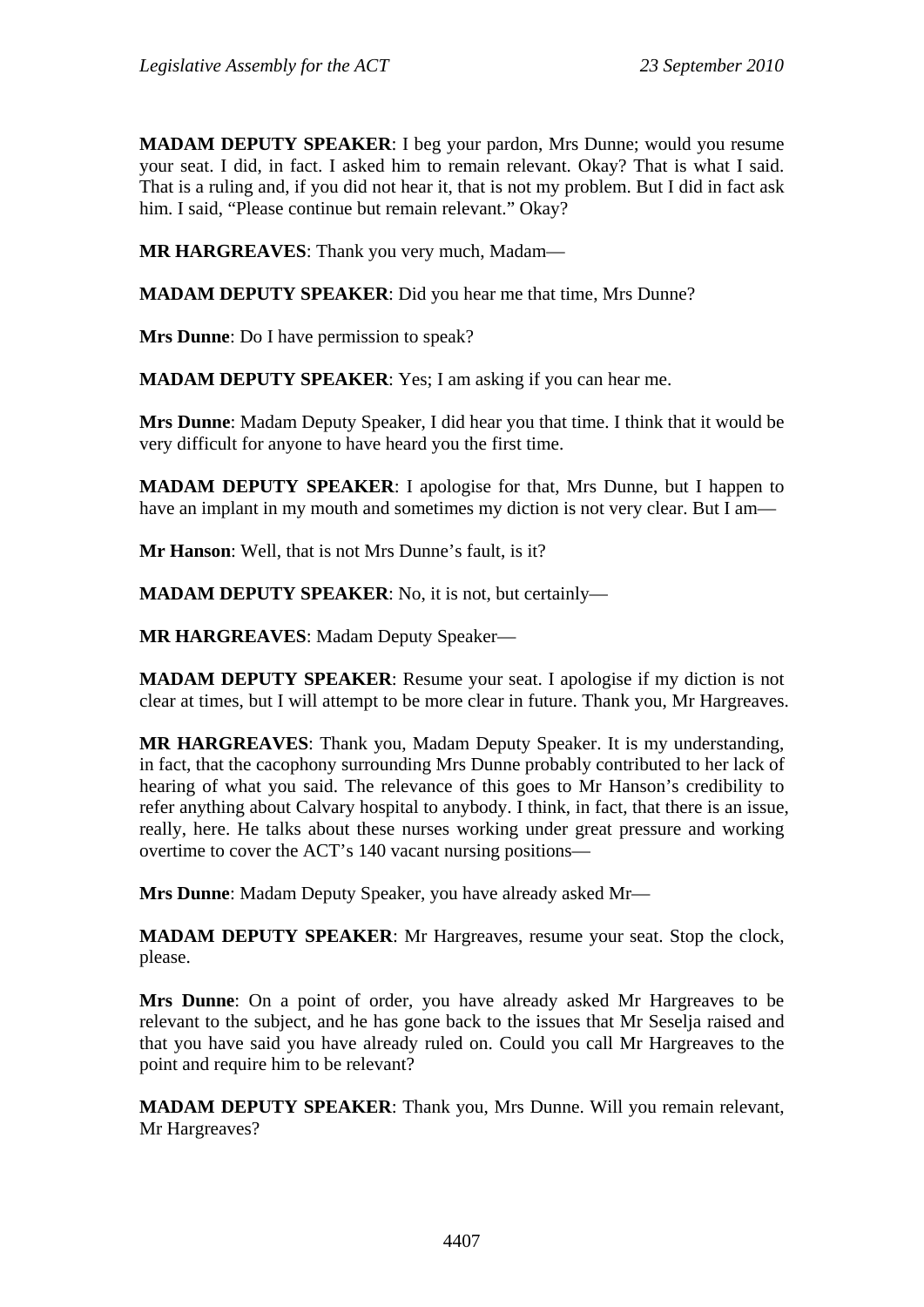**MADAM DEPUTY SPEAKER**: I beg your pardon, Mrs Dunne; would you resume your seat. I did, in fact. I asked him to remain relevant. Okay? That is what I said. That is a ruling and, if you did not hear it, that is not my problem. But I did in fact ask him. I said, "Please continue but remain relevant." Okay?

**MR HARGREAVES**: Thank you very much, Madam—

**MADAM DEPUTY SPEAKER**: Did you hear me that time, Mrs Dunne?

**Mrs Dunne**: Do I have permission to speak?

**MADAM DEPUTY SPEAKER**: Yes; I am asking if you can hear me.

**Mrs Dunne**: Madam Deputy Speaker, I did hear you that time. I think that it would be very difficult for anyone to have heard you the first time.

**MADAM DEPUTY SPEAKER**: I apologise for that, Mrs Dunne, but I happen to have an implant in my mouth and sometimes my diction is not very clear. But I am—

**Mr Hanson**: Well, that is not Mrs Dunne's fault, is it?

**MADAM DEPUTY SPEAKER**: No, it is not, but certainly—

**MR HARGREAVES**: Madam Deputy Speaker—

**MADAM DEPUTY SPEAKER**: Resume your seat. I apologise if my diction is not clear at times, but I will attempt to be more clear in future. Thank you, Mr Hargreaves.

**MR HARGREAVES**: Thank you, Madam Deputy Speaker. It is my understanding, in fact, that the cacophony surrounding Mrs Dunne probably contributed to her lack of hearing of what you said. The relevance of this goes to Mr Hanson's credibility to refer anything about Calvary hospital to anybody. I think, in fact, that there is an issue, really, here. He talks about these nurses working under great pressure and working overtime to cover the ACT's 140 vacant nursing positions—

**Mrs Dunne**: Madam Deputy Speaker, you have already asked Mr—

**MADAM DEPUTY SPEAKER**: Mr Hargreaves, resume your seat. Stop the clock, please.

**Mrs Dunne**: On a point of order, you have already asked Mr Hargreaves to be relevant to the subject, and he has gone back to the issues that Mr Seselja raised and that you have said you have already ruled on. Could you call Mr Hargreaves to the point and require him to be relevant?

**MADAM DEPUTY SPEAKER**: Thank you, Mrs Dunne. Will you remain relevant, Mr Hargreaves?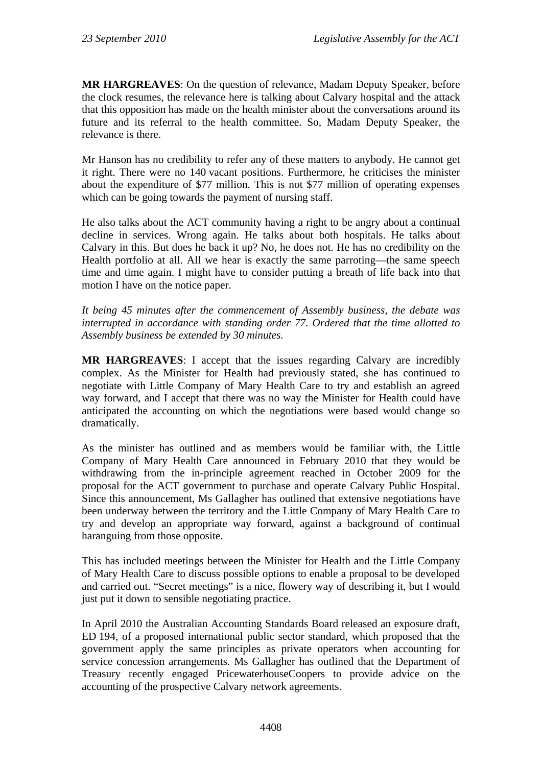**MR HARGREAVES**: On the question of relevance, Madam Deputy Speaker, before the clock resumes, the relevance here is talking about Calvary hospital and the attack that this opposition has made on the health minister about the conversations around its future and its referral to the health committee. So, Madam Deputy Speaker, the relevance is there.

Mr Hanson has no credibility to refer any of these matters to anybody. He cannot get it right. There were no 140 vacant positions. Furthermore, he criticises the minister about the expenditure of $77 million. This is not $77 million of operating expenses which can be going towards the payment of nursing staff.

He also talks about the ACT community having a right to be angry about a continual decline in services. Wrong again. He talks about both hospitals. He talks about Calvary in this. But does he back it up? No, he does not. He has no credibility on the Health portfolio at all. All we hear is exactly the same parroting—the same speech time and time again. I might have to consider putting a breath of life back into that motion I have on the notice paper.

*It being 45 minutes after the commencement of Assembly business, the debate was interrupted in accordance with standing order 77. Ordered that the time allotted to Assembly business be extended by 30 minutes.*

**MR HARGREAVES**: I accept that the issues regarding Calvary are incredibly complex. As the Minister for Health had previously stated, she has continued to negotiate with Little Company of Mary Health Care to try and establish an agreed way forward, and I accept that there was no way the Minister for Health could have anticipated the accounting on which the negotiations were based would change so dramatically.

As the minister has outlined and as members would be familiar with, the Little Company of Mary Health Care announced in February 2010 that they would be withdrawing from the in-principle agreement reached in October 2009 for the proposal for the ACT government to purchase and operate Calvary Public Hospital. Since this announcement, Ms Gallagher has outlined that extensive negotiations have been underway between the territory and the Little Company of Mary Health Care to try and develop an appropriate way forward, against a background of continual haranguing from those opposite.

This has included meetings between the Minister for Health and the Little Company of Mary Health Care to discuss possible options to enable a proposal to be developed and carried out. "Secret meetings" is a nice, flowery way of describing it, but I would just put it down to sensible negotiating practice.

In April 2010 the Australian Accounting Standards Board released an exposure draft, ED 194, of a proposed international public sector standard, which proposed that the government apply the same principles as private operators when accounting for service concession arrangements. Ms Gallagher has outlined that the Department of Treasury recently engaged PricewaterhouseCoopers to provide advice on the accounting of the prospective Calvary network agreements.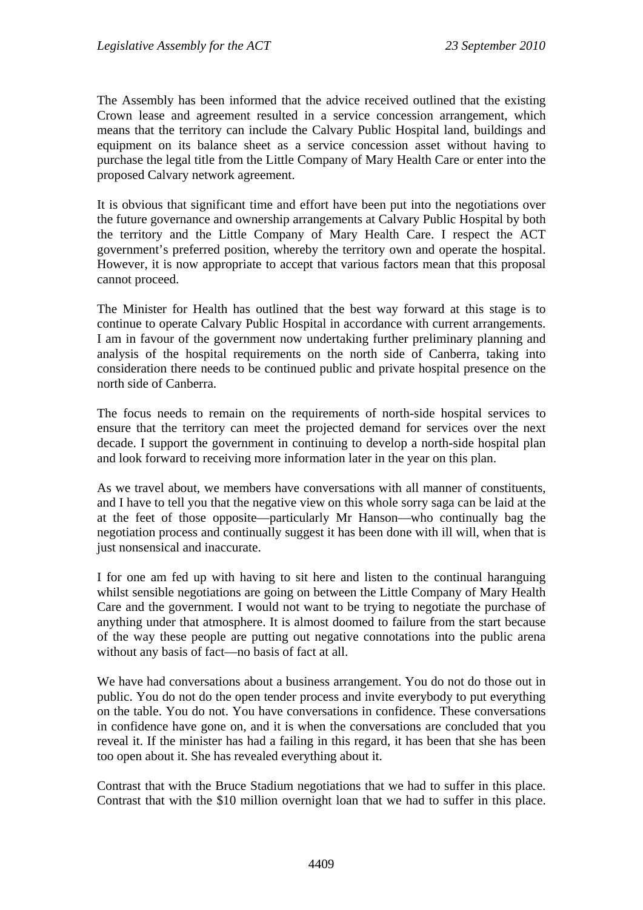The Assembly has been informed that the advice received outlined that the existing Crown lease and agreement resulted in a service concession arrangement, which means that the territory can include the Calvary Public Hospital land, buildings and equipment on its balance sheet as a service concession asset without having to purchase the legal title from the Little Company of Mary Health Care or enter into the proposed Calvary network agreement.

It is obvious that significant time and effort have been put into the negotiations over the future governance and ownership arrangements at Calvary Public Hospital by both the territory and the Little Company of Mary Health Care. I respect the ACT government's preferred position, whereby the territory own and operate the hospital. However, it is now appropriate to accept that various factors mean that this proposal cannot proceed.

The Minister for Health has outlined that the best way forward at this stage is to continue to operate Calvary Public Hospital in accordance with current arrangements. I am in favour of the government now undertaking further preliminary planning and analysis of the hospital requirements on the north side of Canberra, taking into consideration there needs to be continued public and private hospital presence on the north side of Canberra.

The focus needs to remain on the requirements of north-side hospital services to ensure that the territory can meet the projected demand for services over the next decade. I support the government in continuing to develop a north-side hospital plan and look forward to receiving more information later in the year on this plan.

As we travel about, we members have conversations with all manner of constituents, and I have to tell you that the negative view on this whole sorry saga can be laid at the at the feet of those opposite—particularly Mr Hanson—who continually bag the negotiation process and continually suggest it has been done with ill will, when that is just nonsensical and inaccurate.

I for one am fed up with having to sit here and listen to the continual haranguing whilst sensible negotiations are going on between the Little Company of Mary Health Care and the government. I would not want to be trying to negotiate the purchase of anything under that atmosphere. It is almost doomed to failure from the start because of the way these people are putting out negative connotations into the public arena without any basis of fact—no basis of fact at all.

We have had conversations about a business arrangement. You do not do those out in public. You do not do the open tender process and invite everybody to put everything on the table. You do not. You have conversations in confidence. These conversations in confidence have gone on, and it is when the conversations are concluded that you reveal it. If the minister has had a failing in this regard, it has been that she has been too open about it. She has revealed everything about it.

Contrast that with the Bruce Stadium negotiations that we had to suffer in this place. Contrast that with the $10 million overnight loan that we had to suffer in this place.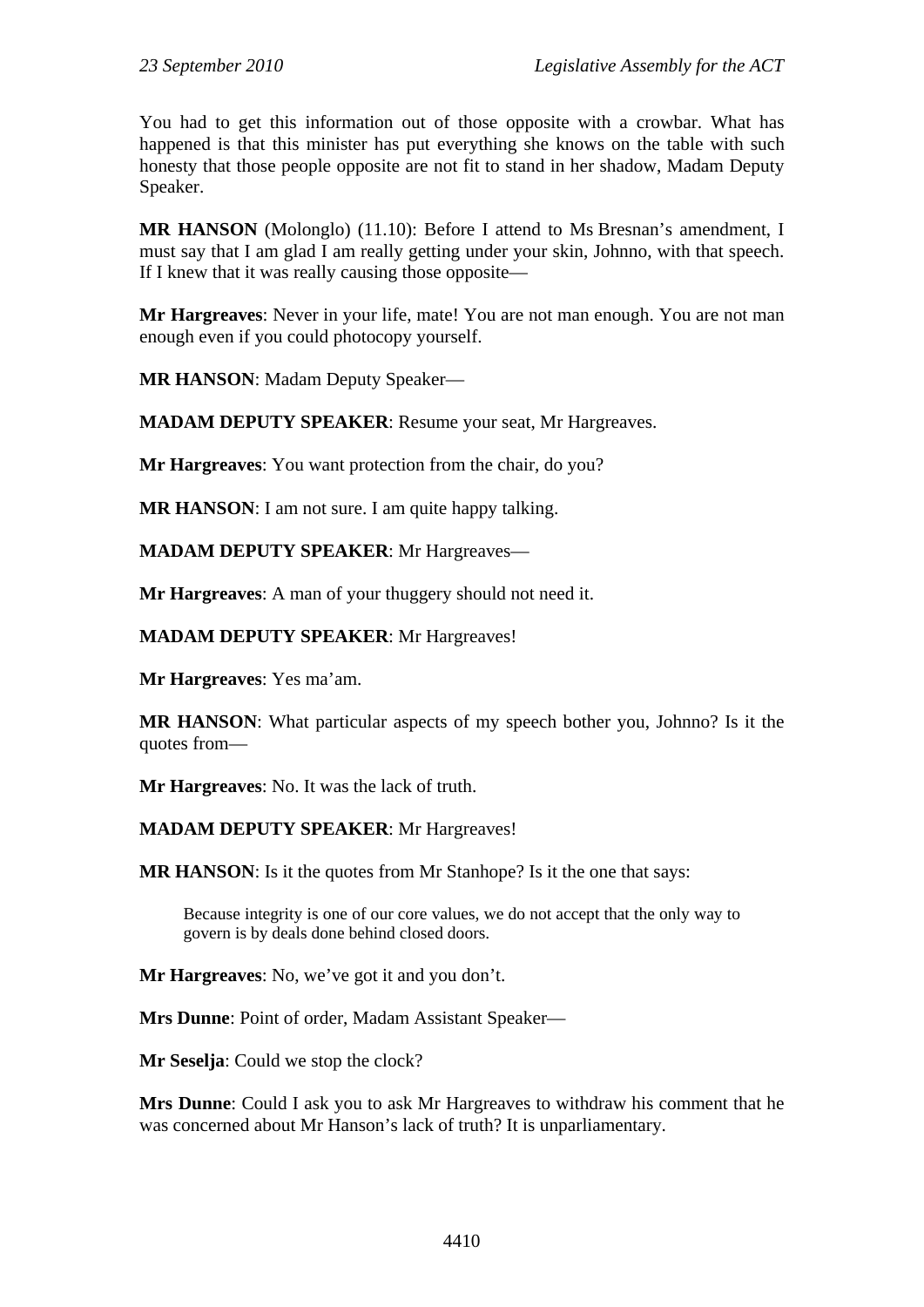You had to get this information out of those opposite with a crowbar. What has happened is that this minister has put everything she knows on the table with such honesty that those people opposite are not fit to stand in her shadow, Madam Deputy Speaker.

**MR HANSON** (Molonglo) (11.10): Before I attend to Ms Bresnan's amendment, I must say that I am glad I am really getting under your skin, Johnno, with that speech. If I knew that it was really causing those opposite—

**Mr Hargreaves**: Never in your life, mate! You are not man enough. You are not man enough even if you could photocopy yourself.

**MR HANSON**: Madam Deputy Speaker—

**MADAM DEPUTY SPEAKER**: Resume your seat, Mr Hargreaves.

**Mr Hargreaves**: You want protection from the chair, do you?

**MR HANSON**: I am not sure. I am quite happy talking.

**MADAM DEPUTY SPEAKER**: Mr Hargreaves—

**Mr Hargreaves**: A man of your thuggery should not need it.

**MADAM DEPUTY SPEAKER**: Mr Hargreaves!

**Mr Hargreaves**: Yes ma'am.

**MR HANSON**: What particular aspects of my speech bother you, Johnno? Is it the quotes from—

**Mr Hargreaves**: No. It was the lack of truth.

**MADAM DEPUTY SPEAKER**: Mr Hargreaves!

**MR HANSON**: Is it the quotes from Mr Stanhope? Is it the one that says:

> Because integrity is one of our core values, we do not accept that the only way to govern is by deals done behind closed doors.

**Mr Hargreaves**: No, we've got it and you don't.

**Mrs Dunne**: Point of order, Madam Assistant Speaker—

**Mr Seselja**: Could we stop the clock?

**Mrs Dunne**: Could I ask you to ask Mr Hargreaves to withdraw his comment that he was concerned about Mr Hanson's lack of truth? It is unparliamentary.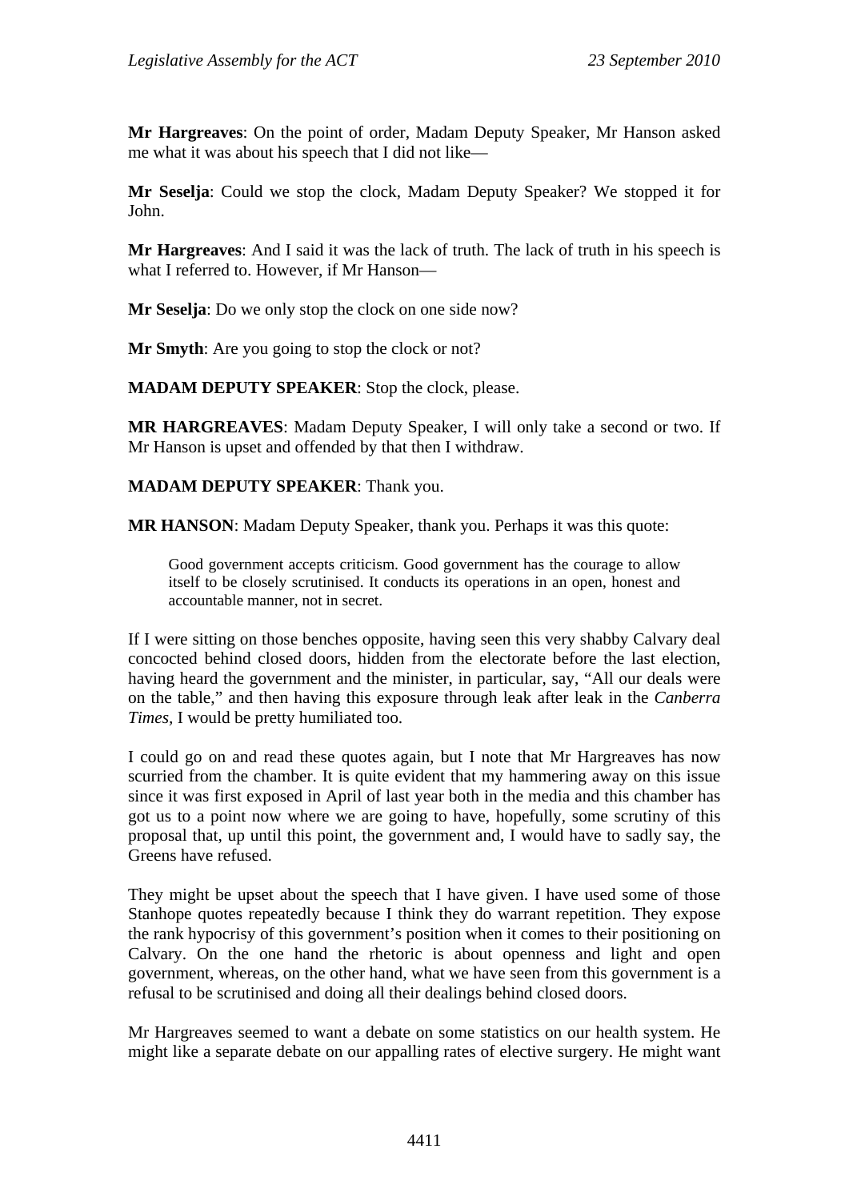**Mr Hargreaves**: On the point of order, Madam Deputy Speaker, Mr Hanson asked me what it was about his speech that I did not like—

**Mr Seselja**: Could we stop the clock, Madam Deputy Speaker? We stopped it for John.

**Mr Hargreaves**: And I said it was the lack of truth. The lack of truth in his speech is what I referred to. However, if Mr Hanson—

**Mr Seselja**: Do we only stop the clock on one side now?

**Mr Smyth**: Are you going to stop the clock or not?

**MADAM DEPUTY SPEAKER**: Stop the clock, please.

**MR HARGREAVES**: Madam Deputy Speaker, I will only take a second or two. If Mr Hanson is upset and offended by that then I withdraw.

**MADAM DEPUTY SPEAKER**: Thank you.

**MR HANSON**: Madam Deputy Speaker, thank you. Perhaps it was this quote:

> Good government accepts criticism. Good government has the courage to allow itself to be closely scrutinised. It conducts its operations in an open, honest and accountable manner, not in secret.

If I were sitting on those benches opposite, having seen this very shabby Calvary deal concocted behind closed doors, hidden from the electorate before the last election, having heard the government and the minister, in particular, say, "All our deals were on the table," and then having this exposure through leak after leak in the *Canberra Times*, I would be pretty humiliated too.

I could go on and read these quotes again, but I note that Mr Hargreaves has now scurried from the chamber. It is quite evident that my hammering away on this issue since it was first exposed in April of last year both in the media and this chamber has got us to a point now where we are going to have, hopefully, some scrutiny of this proposal that, up until this point, the government and, I would have to sadly say, the Greens have refused.

They might be upset about the speech that I have given. I have used some of those Stanhope quotes repeatedly because I think they do warrant repetition. They expose the rank hypocrisy of this government's position when it comes to their positioning on Calvary. On the one hand the rhetoric is about openness and light and open government, whereas, on the other hand, what we have seen from this government is a refusal to be scrutinised and doing all their dealings behind closed doors.

Mr Hargreaves seemed to want a debate on some statistics on our health system. He might like a separate debate on our appalling rates of elective surgery. He might want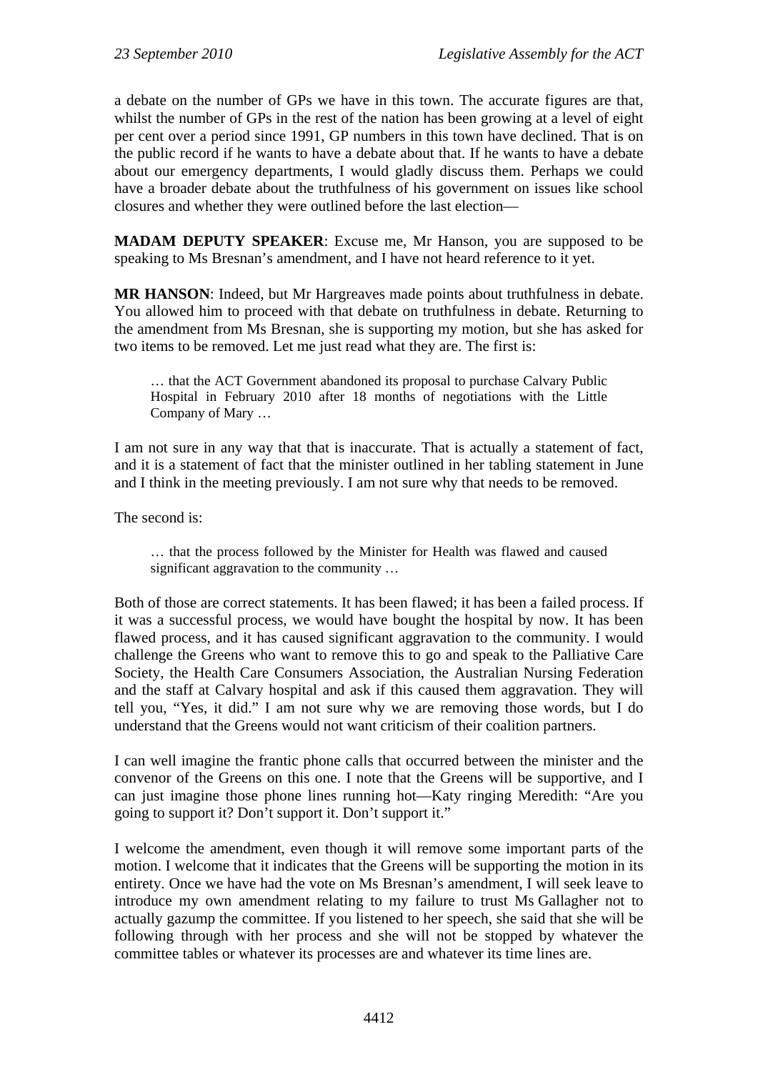a debate on the number of GPs we have in this town. The accurate figures are that, whilst the number of GPs in the rest of the nation has been growing at a level of eight per cent over a period since 1991, GP numbers in this town have declined. That is on the public record if he wants to have a debate about that. If he wants to have a debate about our emergency departments, I would gladly discuss them. Perhaps we could have a broader debate about the truthfulness of his government on issues like school closures and whether they were outlined before the last election—

**MADAM DEPUTY SPEAKER**: Excuse me, Mr Hanson, you are supposed to be speaking to Ms Bresnan's amendment, and I have not heard reference to it yet.

**MR HANSON**: Indeed, but Mr Hargreaves made points about truthfulness in debate. You allowed him to proceed with that debate on truthfulness in debate. Returning to the amendment from Ms Bresnan, she is supporting my motion, but she has asked for two items to be removed. Let me just read what they are. The first is:

> … that the ACT Government abandoned its proposal to purchase Calvary Public Hospital in February 2010 after 18 months of negotiations with the Little Company of Mary …

I am not sure in any way that that is inaccurate. That is actually a statement of fact, and it is a statement of fact that the minister outlined in her tabling statement in June and I think in the meeting previously. I am not sure why that needs to be removed.

The second is:

> … that the process followed by the Minister for Health was flawed and caused significant aggravation to the community …

Both of those are correct statements. It has been flawed; it has been a failed process. If it was a successful process, we would have bought the hospital by now. It has been flawed process, and it has caused significant aggravation to the community. I would challenge the Greens who want to remove this to go and speak to the Palliative Care Society, the Health Care Consumers Association, the Australian Nursing Federation and the staff at Calvary hospital and ask if this caused them aggravation. They will tell you, "Yes, it did." I am not sure why we are removing those words, but I do understand that the Greens would not want criticism of their coalition partners.

I can well imagine the frantic phone calls that occurred between the minister and the convenor of the Greens on this one. I note that the Greens will be supportive, and I can just imagine those phone lines running hot—Katy ringing Meredith: "Are you going to support it? Don't support it. Don't support it."

I welcome the amendment, even though it will remove some important parts of the motion. I welcome that it indicates that the Greens will be supporting the motion in its entirety. Once we have had the vote on Ms Bresnan's amendment, I will seek leave to introduce my own amendment relating to my failure to trust Ms Gallagher not to actually gazump the committee. If you listened to her speech, she said that she will be following through with her process and she will not be stopped by whatever the committee tables or whatever its processes are and whatever its time lines are.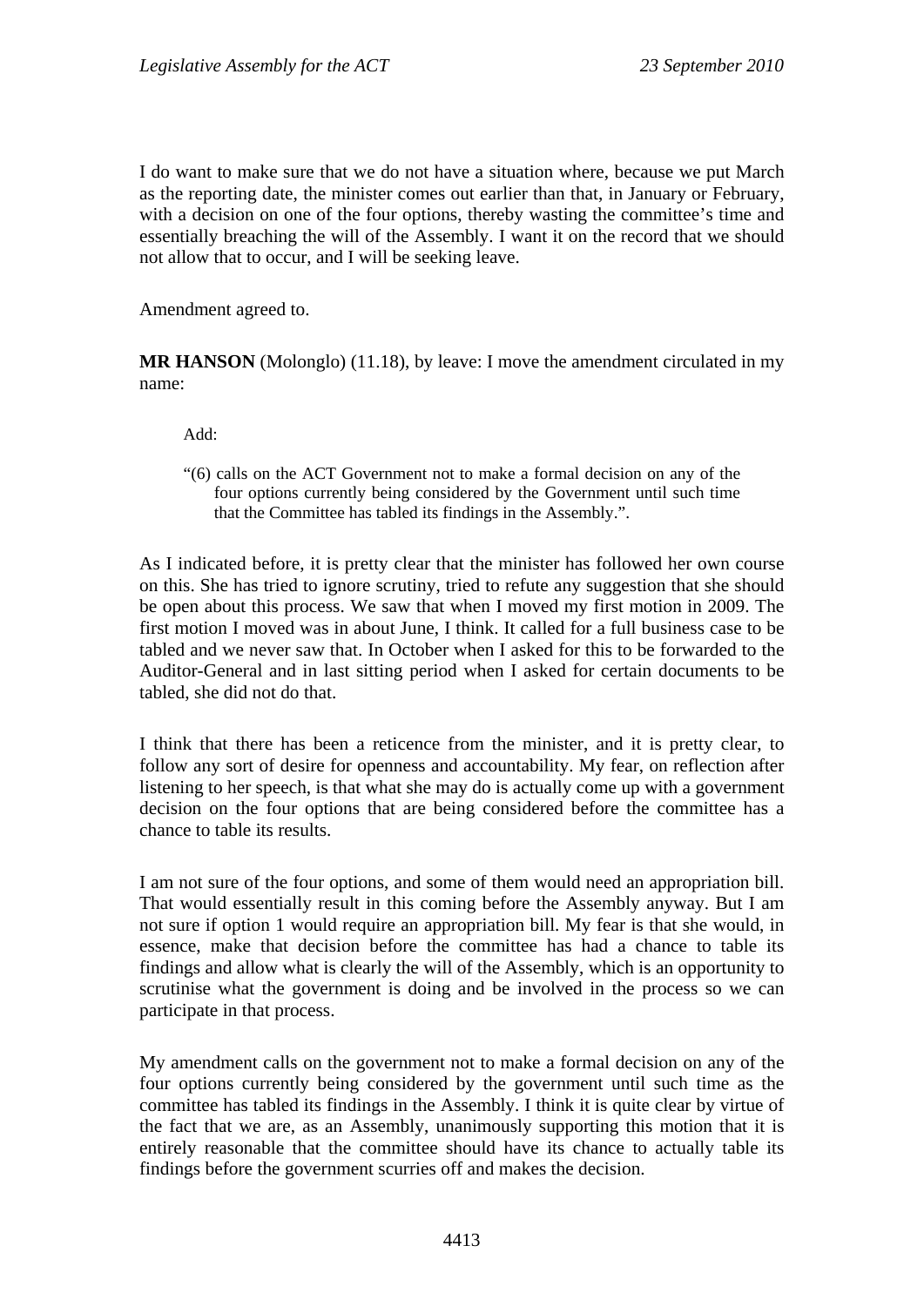I do want to make sure that we do not have a situation where, because we put March as the reporting date, the minister comes out earlier than that, in January or February, with a decision on one of the four options, thereby wasting the committee's time and essentially breaching the will of the Assembly. I want it on the record that we should not allow that to occur, and I will be seeking leave.

Amendment agreed to.

**MR HANSON** (Molonglo) (11.18), by leave: I move the amendment circulated in my name:

> Add:
>
> "(6) calls on the ACT Government not to make a formal decision on any of the four options currently being considered by the Government until such time that the Committee has tabled its findings in the Assembly.".

As I indicated before, it is pretty clear that the minister has followed her own course on this. She has tried to ignore scrutiny, tried to refute any suggestion that she should be open about this process. We saw that when I moved my first motion in 2009. The first motion I moved was in about June, I think. It called for a full business case to be tabled and we never saw that. In October when I asked for this to be forwarded to the Auditor-General and in last sitting period when I asked for certain documents to be tabled, she did not do that.

I think that there has been a reticence from the minister, and it is pretty clear, to follow any sort of desire for openness and accountability. My fear, on reflection after listening to her speech, is that what she may do is actually come up with a government decision on the four options that are being considered before the committee has a chance to table its results.

I am not sure of the four options, and some of them would need an appropriation bill. That would essentially result in this coming before the Assembly anyway. But I am not sure if option 1 would require an appropriation bill. My fear is that she would, in essence, make that decision before the committee has had a chance to table its findings and allow what is clearly the will of the Assembly, which is an opportunity to scrutinise what the government is doing and be involved in the process so we can participate in that process.

My amendment calls on the government not to make a formal decision on any of the four options currently being considered by the government until such time as the committee has tabled its findings in the Assembly. I think it is quite clear by virtue of the fact that we are, as an Assembly, unanimously supporting this motion that it is entirely reasonable that the committee should have its chance to actually table its findings before the government scurries off and makes the decision.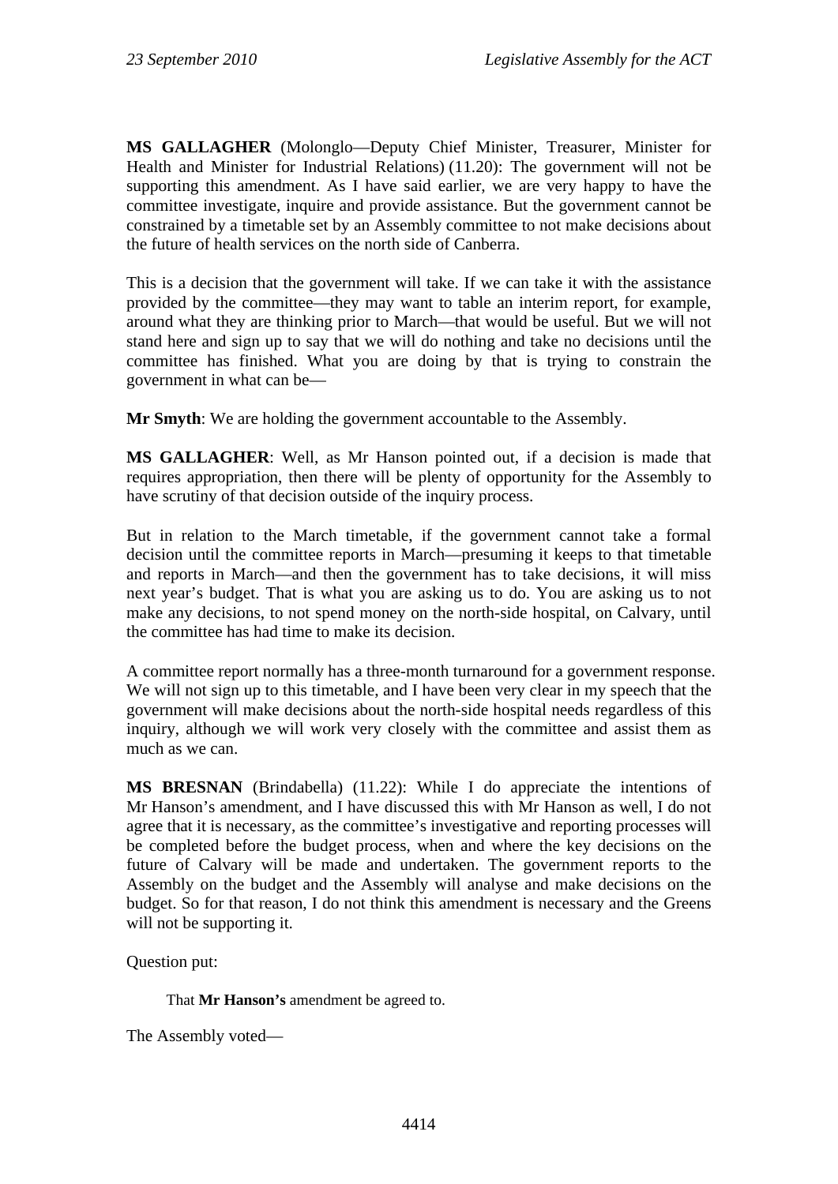**MS GALLAGHER** (Molonglo—Deputy Chief Minister, Treasurer, Minister for Health and Minister for Industrial Relations) (11.20): The government will not be supporting this amendment. As I have said earlier, we are very happy to have the committee investigate, inquire and provide assistance. But the government cannot be constrained by a timetable set by an Assembly committee to not make decisions about the future of health services on the north side of Canberra.

This is a decision that the government will take. If we can take it with the assistance provided by the committee—they may want to table an interim report, for example, around what they are thinking prior to March—that would be useful. But we will not stand here and sign up to say that we will do nothing and take no decisions until the committee has finished. What you are doing by that is trying to constrain the government in what can be—

**Mr Smyth**: We are holding the government accountable to the Assembly.

**MS GALLAGHER**: Well, as Mr Hanson pointed out, if a decision is made that requires appropriation, then there will be plenty of opportunity for the Assembly to have scrutiny of that decision outside of the inquiry process.

But in relation to the March timetable, if the government cannot take a formal decision until the committee reports in March—presuming it keeps to that timetable and reports in March—and then the government has to take decisions, it will miss next year's budget. That is what you are asking us to do. You are asking us to not make any decisions, to not spend money on the north-side hospital, on Calvary, until the committee has had time to make its decision.

A committee report normally has a three-month turnaround for a government response. We will not sign up to this timetable, and I have been very clear in my speech that the government will make decisions about the north-side hospital needs regardless of this inquiry, although we will work very closely with the committee and assist them as much as we can.

**MS BRESNAN** (Brindabella) (11.22): While I do appreciate the intentions of Mr Hanson's amendment, and I have discussed this with Mr Hanson as well, I do not agree that it is necessary, as the committee's investigative and reporting processes will be completed before the budget process, when and where the key decisions on the future of Calvary will be made and undertaken. The government reports to the Assembly on the budget and the Assembly will analyse and make decisions on the budget. So for that reason, I do not think this amendment is necessary and the Greens will not be supporting it.

Question put:

> That **Mr Hanson's** amendment be agreed to.

The Assembly voted—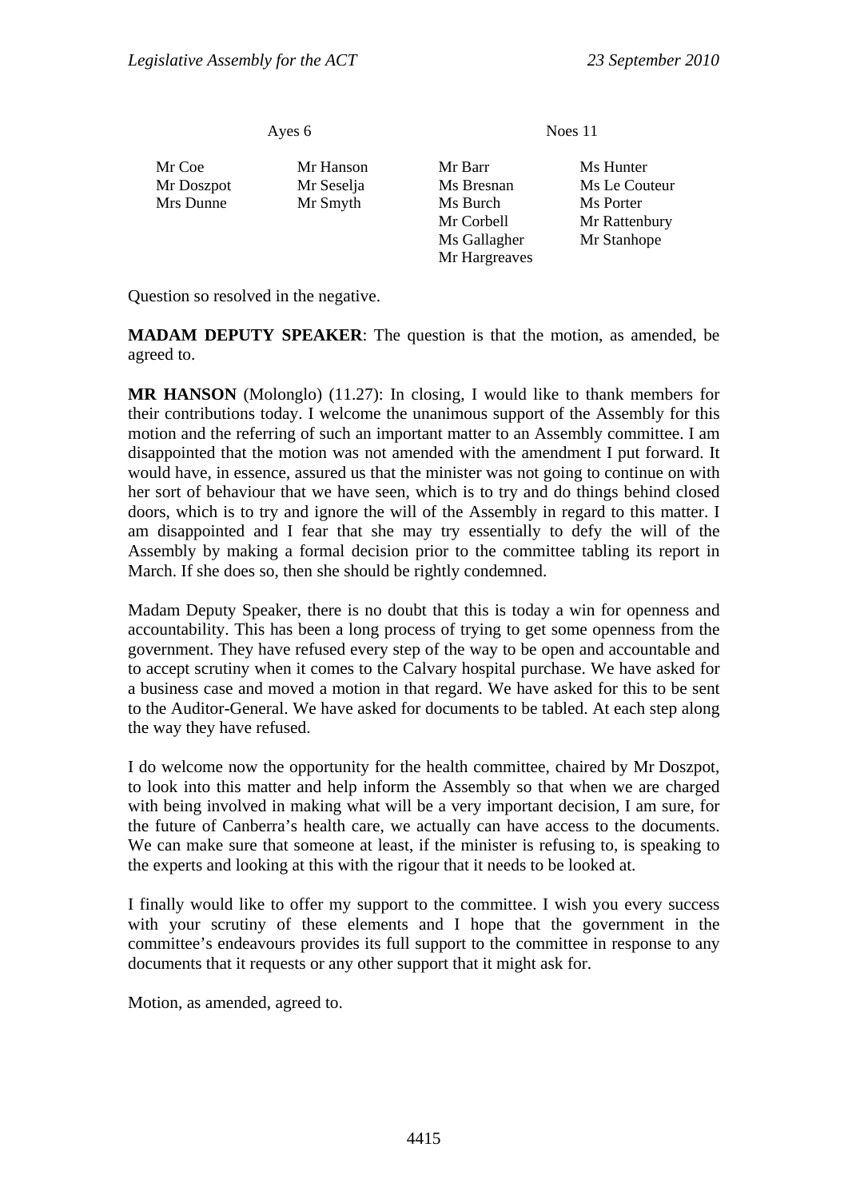| Ayes 6 | | Noes 11 | |
|---|---|---|---|
| Mr Coe | Mr Hanson | Mr Barr | Ms Hunter |
| Mr Doszpot | Mr Seselja | Ms Bresnan | Ms Le Couteur |
| Mrs Dunne | Mr Smyth | Ms Burch | Ms Porter |
| | | Mr Corbell | Mr Rattenbury |
| | | Ms Gallagher | Mr Stanhope |
| | | Mr Hargreaves | |

Question so resolved in the negative.

**MADAM DEPUTY SPEAKER**: The question is that the motion, as amended, be agreed to.

**MR HANSON** (Molonglo) (11.27): In closing, I would like to thank members for their contributions today. I welcome the unanimous support of the Assembly for this motion and the referring of such an important matter to an Assembly committee. I am disappointed that the motion was not amended with the amendment I put forward. It would have, in essence, assured us that the minister was not going to continue on with her sort of behaviour that we have seen, which is to try and do things behind closed doors, which is to try and ignore the will of the Assembly in regard to this matter. I am disappointed and I fear that she may try essentially to defy the will of the Assembly by making a formal decision prior to the committee tabling its report in March. If she does so, then she should be rightly condemned.

Madam Deputy Speaker, there is no doubt that this is today a win for openness and accountability. This has been a long process of trying to get some openness from the government. They have refused every step of the way to be open and accountable and to accept scrutiny when it comes to the Calvary hospital purchase. We have asked for a business case and moved a motion in that regard. We have asked for this to be sent to the Auditor-General. We have asked for documents to be tabled. At each step along the way they have refused.

I do welcome now the opportunity for the health committee, chaired by Mr Doszpot, to look into this matter and help inform the Assembly so that when we are charged with being involved in making what will be a very important decision, I am sure, for the future of Canberra's health care, we actually can have access to the documents. We can make sure that someone at least, if the minister is refusing to, is speaking to the experts and looking at this with the rigour that it needs to be looked at.

I finally would like to offer my support to the committee. I wish you every success with your scrutiny of these elements and I hope that the government in the committee's endeavours provides its full support to the committee in response to any documents that it requests or any other support that it might ask for.

Motion, as amended, agreed to.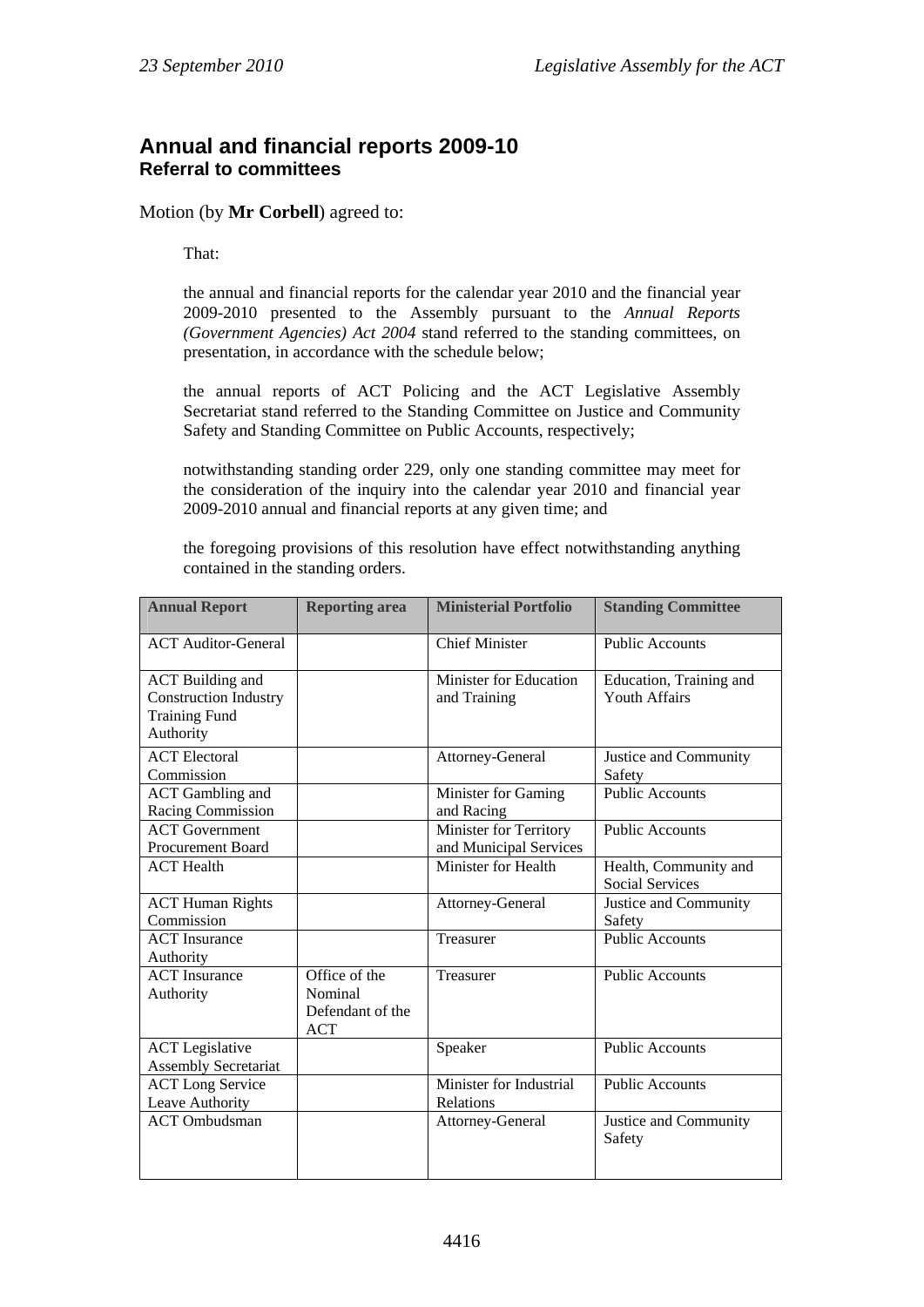## Annual and financial reports 2009-10
### Referral to committees

Motion (by **Mr Corbell**) agreed to:

That:

the annual and financial reports for the calendar year 2010 and the financial year 2009-2010 presented to the Assembly pursuant to the *Annual Reports (Government Agencies) Act 2004* stand referred to the standing committees, on presentation, in accordance with the schedule below;

the annual reports of ACT Policing and the ACT Legislative Assembly Secretariat stand referred to the Standing Committee on Justice and Community Safety and Standing Committee on Public Accounts, respectively;

notwithstanding standing order 229, only one standing committee may meet for the consideration of the inquiry into the calendar year 2010 and financial year 2009-2010 annual and financial reports at any given time; and

the foregoing provisions of this resolution have effect notwithstanding anything contained in the standing orders.

| Annual Report | Reporting area | Ministerial Portfolio | Standing Committee |
|---|---|---|---|
| ACT Auditor-General | | Chief Minister | Public Accounts |
| ACT Building and Construction Industry Training Fund Authority | | Minister for Education and Training | Education, Training and Youth Affairs |
| ACT Electoral Commission | | Attorney-General | Justice and Community Safety |
| ACT Gambling and Racing Commission | | Minister for Gaming and Racing | Public Accounts |
| ACT Government Procurement Board | | Minister for Territory and Municipal Services | Public Accounts |
| ACT Health | | Minister for Health | Health, Community and Social Services |
| ACT Human Rights Commission | | Attorney-General | Justice and Community Safety |
| ACT Insurance Authority | | Treasurer | Public Accounts |
| ACT Insurance Authority | Office of the Nominal Defendant of the ACT | Treasurer | Public Accounts |
| ACT Legislative Assembly Secretariat | | Speaker | Public Accounts |
| ACT Long Service Leave Authority | | Minister for Industrial Relations | Public Accounts |
| ACT Ombudsman | | Attorney-General | Justice and Community Safety |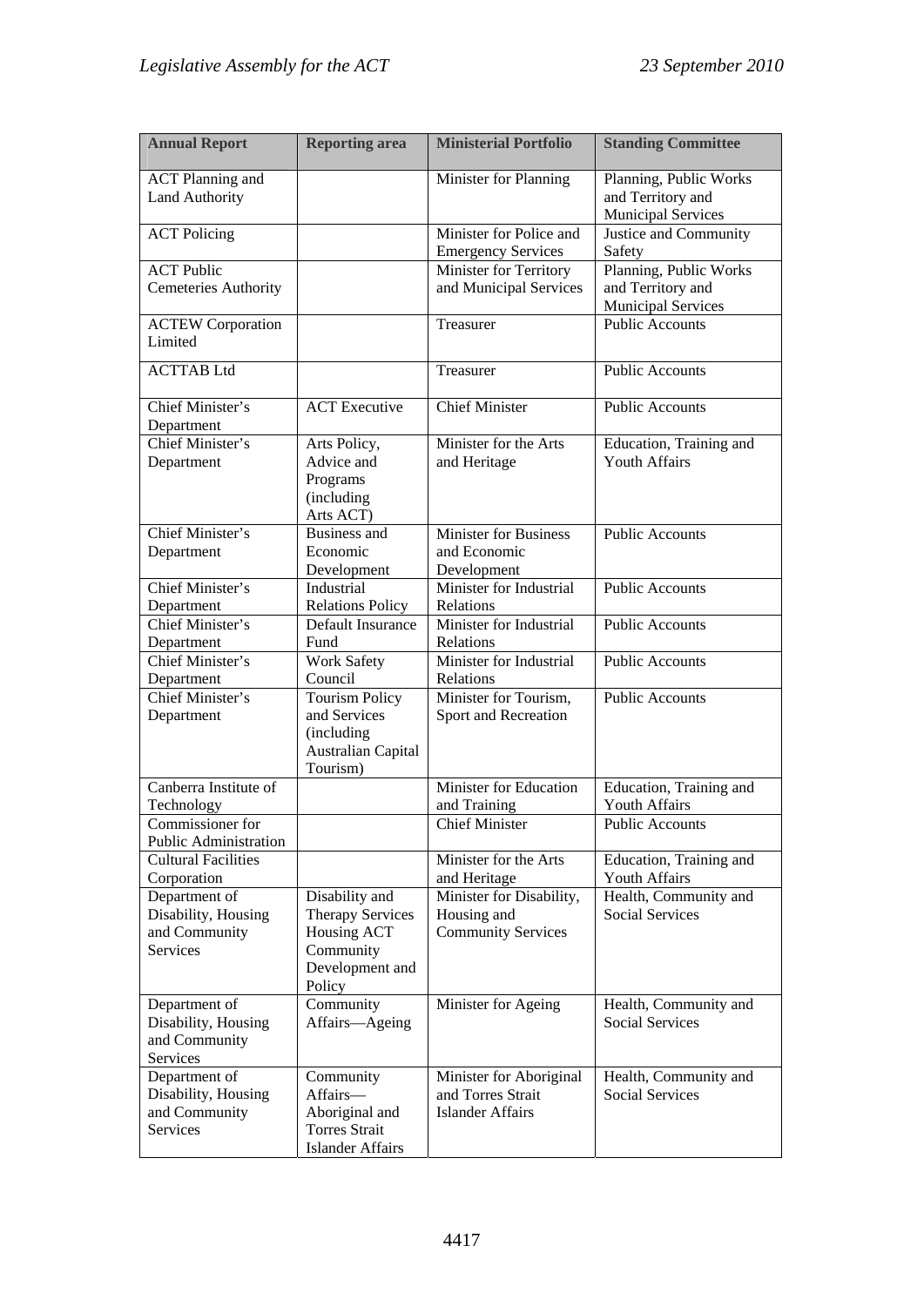| Annual Report | Reporting area | Ministerial Portfolio | Standing Committee |
|---|---|---|---|
| ACT Planning and Land Authority | | Minister for Planning | Planning, Public Works and Territory and Municipal Services |
| ACT Policing | | Minister for Police and Emergency Services | Justice and Community Safety |
| ACT Public Cemeteries Authority | | Minister for Territory and Municipal Services | Planning, Public Works and Territory and Municipal Services |
| ACTEW Corporation Limited | | Treasurer | Public Accounts |
| ACTTAB Ltd | | Treasurer | Public Accounts |
| Chief Minister's Department | ACT Executive | Chief Minister | Public Accounts |
| Chief Minister's Department | Arts Policy, Advice and Programs (including Arts ACT) | Minister for the Arts and Heritage | Education, Training and Youth Affairs |
| Chief Minister's Department | Business and Economic Development | Minister for Business and Economic Development | Public Accounts |
| Chief Minister's Department | Industrial Relations Policy | Minister for Industrial Relations | Public Accounts |
| Chief Minister's Department | Default Insurance Fund | Minister for Industrial Relations | Public Accounts |
| Chief Minister's Department | Work Safety Council | Minister for Industrial Relations | Public Accounts |
| Chief Minister's Department | Tourism Policy and Services (including Australian Capital Tourism) | Minister for Tourism, Sport and Recreation | Public Accounts |
| Canberra Institute of Technology | | Minister for Education and Training | Education, Training and Youth Affairs |
| Commissioner for Public Administration | | Chief Minister | Public Accounts |
| Cultural Facilities Corporation | | Minister for the Arts and Heritage | Education, Training and Youth Affairs |
| Department of Disability, Housing and Community Services | Disability and Therapy Services Housing ACT Community Development and Policy | Minister for Disability, Housing and Community Services | Health, Community and Social Services |
| Department of Disability, Housing and Community Services | Community Affairs—Ageing | Minister for Ageing | Health, Community and Social Services |
| Department of Disability, Housing and Community Services | Community Affairs—Aboriginal and Torres Strait Islander Affairs | Minister for Aboriginal and Torres Strait Islander Affairs | Health, Community and Social Services |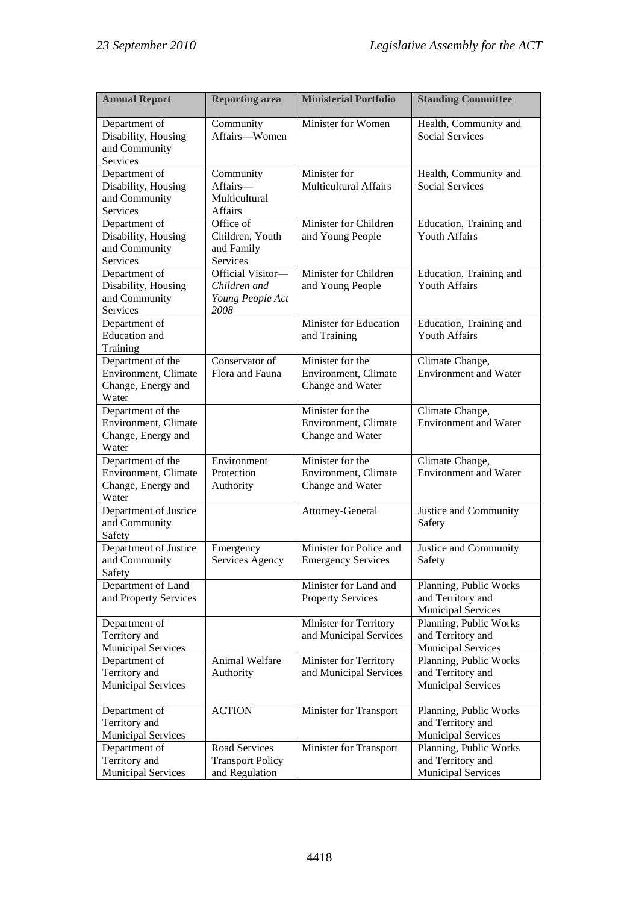| Annual Report | Reporting area | Ministerial Portfolio | Standing Committee |
|---|---|---|---|
| Department of Disability, Housing and Community Services | Community Affairs—Women | Minister for Women | Health, Community and Social Services |
| Department of Disability, Housing and Community Services | Community Affairs—Multicultural Affairs | Minister for Multicultural Affairs | Health, Community and Social Services |
| Department of Disability, Housing and Community Services | Office of Children, Youth and Family Services | Minister for Children and Young People | Education, Training and Youth Affairs |
| Department of Disability, Housing and Community Services | Official Visitor—*Children and Young People Act 2008* | Minister for Children and Young People | Education, Training and Youth Affairs |
| Department of Education and Training | | Minister for Education and Training | Education, Training and Youth Affairs |
| Department of the Environment, Climate Change, Energy and Water | Conservator of Flora and Fauna | Minister for the Environment, Climate Change and Water | Climate Change, Environment and Water |
| Department of the Environment, Climate Change, Energy and Water | | Minister for the Environment, Climate Change and Water | Climate Change, Environment and Water |
| Department of the Environment, Climate Change, Energy and Water | Environment Protection Authority | Minister for the Environment, Climate Change and Water | Climate Change, Environment and Water |
| Department of Justice and Community Safety | | Attorney-General | Justice and Community Safety |
| Department of Justice and Community Safety | Emergency Services Agency | Minister for Police and Emergency Services | Justice and Community Safety |
| Department of Land and Property Services | | Minister for Land and Property Services | Planning, Public Works and Territory and Municipal Services |
| Department of Territory and Municipal Services | | Minister for Territory and Municipal Services | Planning, Public Works and Territory and Municipal Services |
| Department of Territory and Municipal Services | Animal Welfare Authority | Minister for Territory and Municipal Services | Planning, Public Works and Territory and Municipal Services |
| Department of Territory and Municipal Services | ACTION | Minister for Transport | Planning, Public Works and Territory and Municipal Services |
| Department of Territory and Municipal Services | Road Services Transport Policy and Regulation | Minister for Transport | Planning, Public Works and Territory and Municipal Services |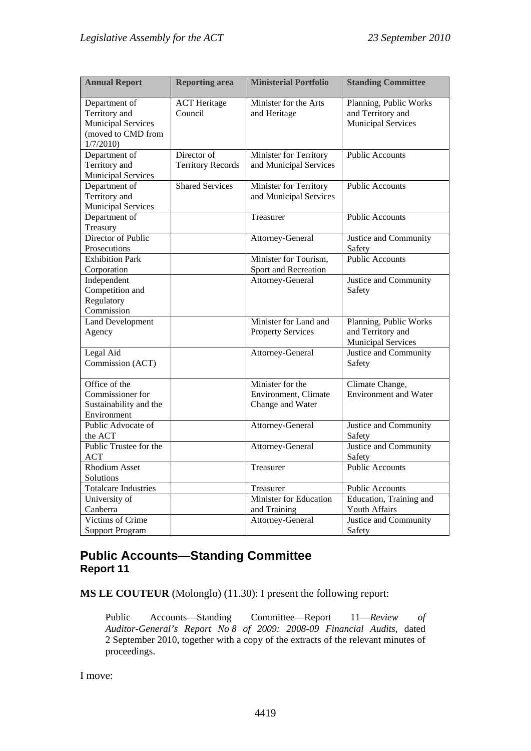| Annual Report | Reporting area | Ministerial Portfolio | Standing Committee |
|---|---|---|---|
| Department of Territory and Municipal Services (moved to CMD from 1/7/2010) | ACT Heritage Council | Minister for the Arts and Heritage | Planning, Public Works and Territory and Municipal Services |
| Department of Territory and Municipal Services | Director of Territory Records | Minister for Territory and Municipal Services | Public Accounts |
| Department of Territory and Municipal Services | Shared Services | Minister for Territory and Municipal Services | Public Accounts |
| Department of Treasury | | Treasurer | Public Accounts |
| Director of Public Prosecutions | | Attorney-General | Justice and Community Safety |
| Exhibition Park Corporation | | Minister for Tourism, Sport and Recreation | Public Accounts |
| Independent Competition and Regulatory Commission | | Attorney-General | Justice and Community Safety |
| Land Development Agency | | Minister for Land and Property Services | Planning, Public Works and Territory and Municipal Services |
| Legal Aid Commission (ACT) | | Attorney-General | Justice and Community Safety |
| Office of the Commissioner for Sustainability and the Environment | | Minister for the Environment, Climate Change and Water | Climate Change, Environment and Water |
| Public Advocate of the ACT | | Attorney-General | Justice and Community Safety |
| Public Trustee for the ACT | | Attorney-General | Justice and Community Safety |
| Rhodium Asset Solutions | | Treasurer | Public Accounts |
| Totalcare Industries | | Treasurer | Public Accounts |
| University of Canberra | | Minister for Education and Training | Education, Training and Youth Affairs |
| Victims of Crime Support Program | | Attorney-General | Justice and Community Safety |

## Public Accounts—Standing Committee
### Report 11

**MS LE COUTEUR** (Molonglo) (11.30): I present the following report:

> Public Accounts—Standing Committee—Report 11—*Review of Auditor-General's Report No 8 of 2009: 2008-09 Financial Audits*, dated 2 September 2010, together with a copy of the extracts of the relevant minutes of proceedings.

I move: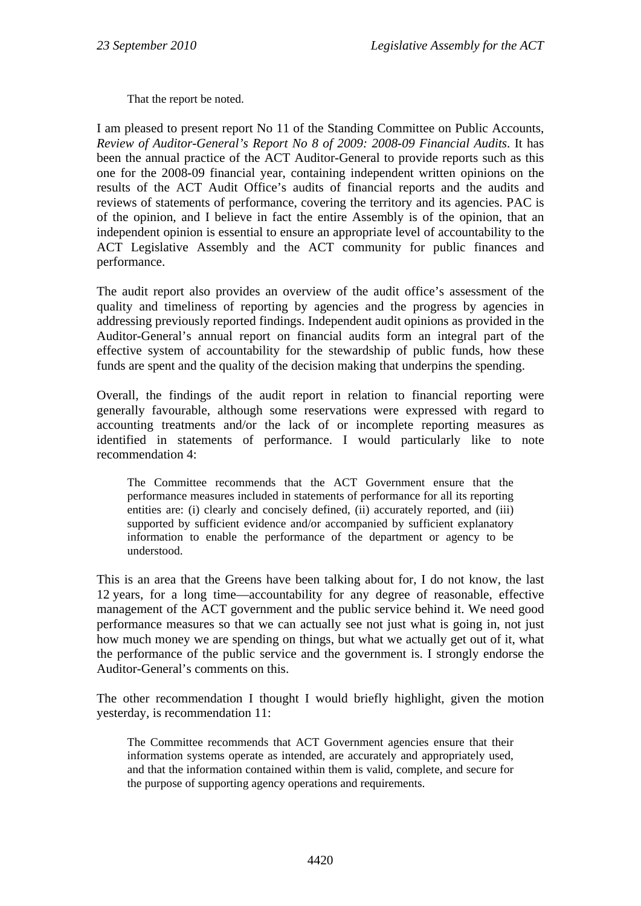That the report be noted.

I am pleased to present report No 11 of the Standing Committee on Public Accounts, *Review of Auditor-General's Report No 8 of 2009: 2008-09 Financial Audits*. It has been the annual practice of the ACT Auditor-General to provide reports such as this one for the 2008-09 financial year, containing independent written opinions on the results of the ACT Audit Office's audits of financial reports and the audits and reviews of statements of performance, covering the territory and its agencies. PAC is of the opinion, and I believe in fact the entire Assembly is of the opinion, that an independent opinion is essential to ensure an appropriate level of accountability to the ACT Legislative Assembly and the ACT community for public finances and performance.

The audit report also provides an overview of the audit office's assessment of the quality and timeliness of reporting by agencies and the progress by agencies in addressing previously reported findings. Independent audit opinions as provided in the Auditor-General's annual report on financial audits form an integral part of the effective system of accountability for the stewardship of public funds, how these funds are spent and the quality of the decision making that underpins the spending.

Overall, the findings of the audit report in relation to financial reporting were generally favourable, although some reservations were expressed with regard to accounting treatments and/or the lack of or incomplete reporting measures as identified in statements of performance. I would particularly like to note recommendation 4:

> The Committee recommends that the ACT Government ensure that the performance measures included in statements of performance for all its reporting entities are: (i) clearly and concisely defined, (ii) accurately reported, and (iii) supported by sufficient evidence and/or accompanied by sufficient explanatory information to enable the performance of the department or agency to be understood.

This is an area that the Greens have been talking about for, I do not know, the last 12 years, for a long time—accountability for any degree of reasonable, effective management of the ACT government and the public service behind it. We need good performance measures so that we can actually see not just what is going in, not just how much money we are spending on things, but what we actually get out of it, what the performance of the public service and the government is. I strongly endorse the Auditor-General's comments on this.

The other recommendation I thought I would briefly highlight, given the motion yesterday, is recommendation 11:

> The Committee recommends that ACT Government agencies ensure that their information systems operate as intended, are accurately and appropriately used, and that the information contained within them is valid, complete, and secure for the purpose of supporting agency operations and requirements.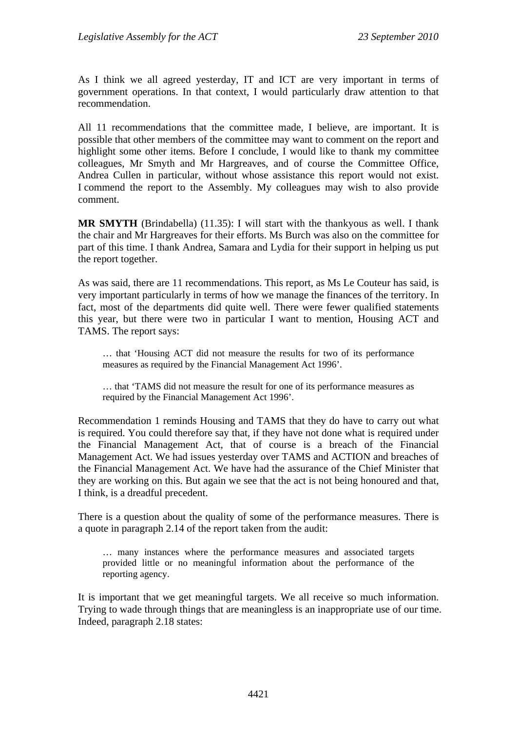As I think we all agreed yesterday, IT and ICT are very important in terms of government operations. In that context, I would particularly draw attention to that recommendation.

All 11 recommendations that the committee made, I believe, are important. It is possible that other members of the committee may want to comment on the report and highlight some other items. Before I conclude, I would like to thank my committee colleagues, Mr Smyth and Mr Hargreaves, and of course the Committee Office, Andrea Cullen in particular, without whose assistance this report would not exist. I commend the report to the Assembly. My colleagues may wish to also provide comment.

**MR SMYTH** (Brindabella) (11.35): I will start with the thankyous as well. I thank the chair and Mr Hargreaves for their efforts. Ms Burch was also on the committee for part of this time. I thank Andrea, Samara and Lydia for their support in helping us put the report together.

As was said, there are 11 recommendations. This report, as Ms Le Couteur has said, is very important particularly in terms of how we manage the finances of the territory. In fact, most of the departments did quite well. There were fewer qualified statements this year, but there were two in particular I want to mention, Housing ACT and TAMS. The report says:

> … that 'Housing ACT did not measure the results for two of its performance measures as required by the Financial Management Act 1996'.
>
> … that 'TAMS did not measure the result for one of its performance measures as required by the Financial Management Act 1996'.

Recommendation 1 reminds Housing and TAMS that they do have to carry out what is required. You could therefore say that, if they have not done what is required under the Financial Management Act, that of course is a breach of the Financial Management Act. We had issues yesterday over TAMS and ACTION and breaches of the Financial Management Act. We have had the assurance of the Chief Minister that they are working on this. But again we see that the act is not being honoured and that, I think, is a dreadful precedent.

There is a question about the quality of some of the performance measures. There is a quote in paragraph 2.14 of the report taken from the audit:

> … many instances where the performance measures and associated targets provided little or no meaningful information about the performance of the reporting agency.

It is important that we get meaningful targets. We all receive so much information. Trying to wade through things that are meaningless is an inappropriate use of our time. Indeed, paragraph 2.18 states: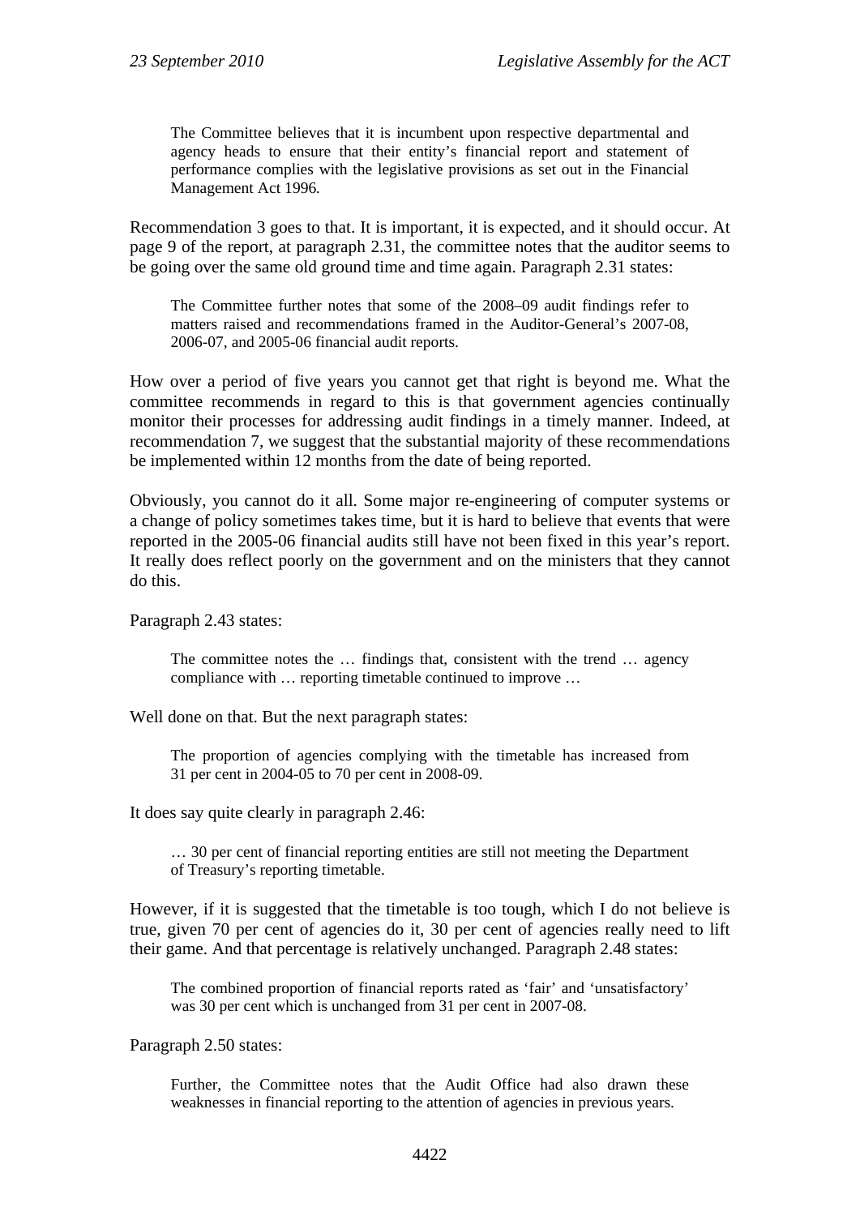> The Committee believes that it is incumbent upon respective departmental and agency heads to ensure that their entity's financial report and statement of performance complies with the legislative provisions as set out in the Financial Management Act 1996.

Recommendation 3 goes to that. It is important, it is expected, and it should occur. At page 9 of the report, at paragraph 2.31, the committee notes that the auditor seems to be going over the same old ground time and time again. Paragraph 2.31 states:

> The Committee further notes that some of the 2008–09 audit findings refer to matters raised and recommendations framed in the Auditor-General's 2007-08, 2006-07, and 2005-06 financial audit reports.

How over a period of five years you cannot get that right is beyond me. What the committee recommends in regard to this is that government agencies continually monitor their processes for addressing audit findings in a timely manner. Indeed, at recommendation 7, we suggest that the substantial majority of these recommendations be implemented within 12 months from the date of being reported.

Obviously, you cannot do it all. Some major re-engineering of computer systems or a change of policy sometimes takes time, but it is hard to believe that events that were reported in the 2005-06 financial audits still have not been fixed in this year's report. It really does reflect poorly on the government and on the ministers that they cannot do this.

Paragraph 2.43 states:

> The committee notes the … findings that, consistent with the trend … agency compliance with … reporting timetable continued to improve …

Well done on that. But the next paragraph states:

> The proportion of agencies complying with the timetable has increased from 31 per cent in 2004-05 to 70 per cent in 2008-09.

It does say quite clearly in paragraph 2.46:

> … 30 per cent of financial reporting entities are still not meeting the Department of Treasury's reporting timetable.

However, if it is suggested that the timetable is too tough, which I do not believe is true, given 70 per cent of agencies do it, 30 per cent of agencies really need to lift their game. And that percentage is relatively unchanged. Paragraph 2.48 states:

> The combined proportion of financial reports rated as 'fair' and 'unsatisfactory' was 30 per cent which is unchanged from 31 per cent in 2007-08.

Paragraph 2.50 states:

> Further, the Committee notes that the Audit Office had also drawn these weaknesses in financial reporting to the attention of agencies in previous years.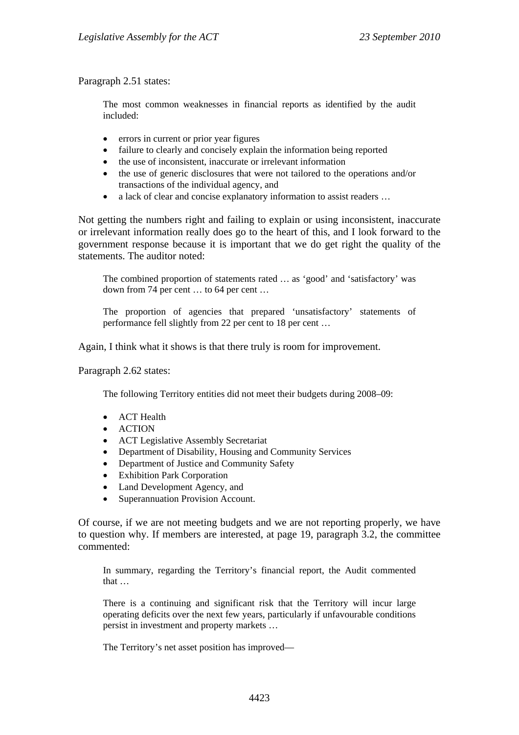Paragraph 2.51 states:

> The most common weaknesses in financial reports as identified by the audit included:
>
> - errors in current or prior year figures
> - failure to clearly and concisely explain the information being reported
> - the use of inconsistent, inaccurate or irrelevant information
> - the use of generic disclosures that were not tailored to the operations and/or transactions of the individual agency, and
> - a lack of clear and concise explanatory information to assist readers …

Not getting the numbers right and failing to explain or using inconsistent, inaccurate or irrelevant information really does go to the heart of this, and I look forward to the government response because it is important that we do get right the quality of the statements. The auditor noted:

> The combined proportion of statements rated … as 'good' and 'satisfactory' was down from 74 per cent … to 64 per cent …
>
> The proportion of agencies that prepared 'unsatisfactory' statements of performance fell slightly from 22 per cent to 18 per cent …

Again, I think what it shows is that there truly is room for improvement.

Paragraph 2.62 states:

> The following Territory entities did not meet their budgets during 2008–09:
>
> - ACT Health
> - ACTION
> - ACT Legislative Assembly Secretariat
> - Department of Disability, Housing and Community Services
> - Department of Justice and Community Safety
> - Exhibition Park Corporation
> - Land Development Agency, and
> - Superannuation Provision Account.

Of course, if we are not meeting budgets and we are not reporting properly, we have to question why. If members are interested, at page 19, paragraph 3.2, the committee commented:

> In summary, regarding the Territory's financial report, the Audit commented that …
>
> There is a continuing and significant risk that the Territory will incur large operating deficits over the next few years, particularly if unfavourable conditions persist in investment and property markets …
>
> The Territory's net asset position has improved—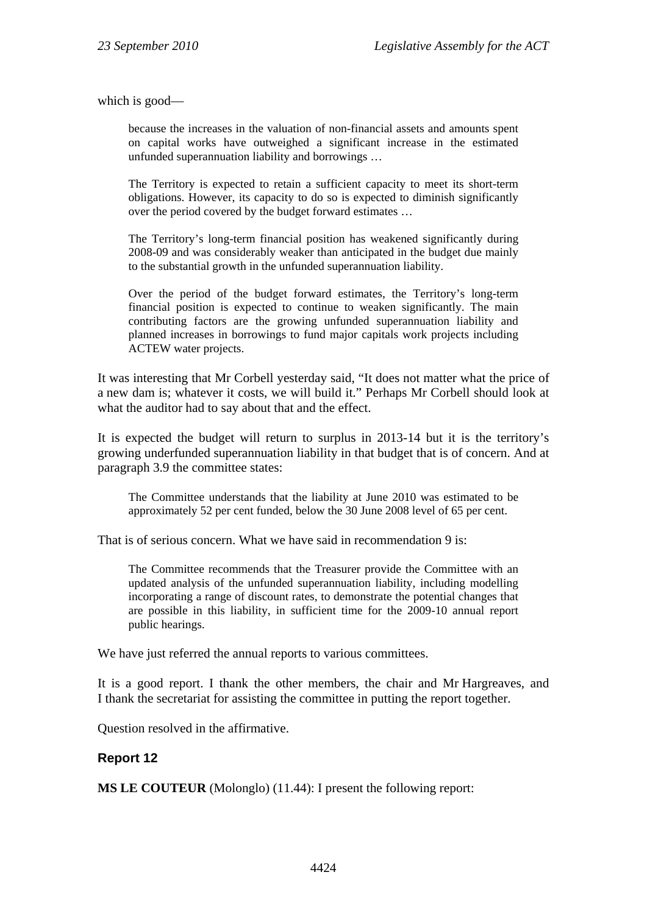which is good—

> because the increases in the valuation of non-financial assets and amounts spent on capital works have outweighed a significant increase in the estimated unfunded superannuation liability and borrowings …
>
> The Territory is expected to retain a sufficient capacity to meet its short-term obligations. However, its capacity to do so is expected to diminish significantly over the period covered by the budget forward estimates …
>
> The Territory's long-term financial position has weakened significantly during 2008-09 and was considerably weaker than anticipated in the budget due mainly to the substantial growth in the unfunded superannuation liability.
>
> Over the period of the budget forward estimates, the Territory's long-term financial position is expected to continue to weaken significantly. The main contributing factors are the growing unfunded superannuation liability and planned increases in borrowings to fund major capitals work projects including ACTEW water projects.

It was interesting that Mr Corbell yesterday said, "It does not matter what the price of a new dam is; whatever it costs, we will build it." Perhaps Mr Corbell should look at what the auditor had to say about that and the effect.

It is expected the budget will return to surplus in 2013-14 but it is the territory's growing underfunded superannuation liability in that budget that is of concern. And at paragraph 3.9 the committee states:

> The Committee understands that the liability at June 2010 was estimated to be approximately 52 per cent funded, below the 30 June 2008 level of 65 per cent.

That is of serious concern. What we have said in recommendation 9 is:

> The Committee recommends that the Treasurer provide the Committee with an updated analysis of the unfunded superannuation liability, including modelling incorporating a range of discount rates, to demonstrate the potential changes that are possible in this liability, in sufficient time for the 2009-10 annual report public hearings.

We have just referred the annual reports to various committees.

It is a good report. I thank the other members, the chair and Mr Hargreaves, and I thank the secretariat for assisting the committee in putting the report together.

Question resolved in the affirmative.

## Report 12

**MS LE COUTEUR** (Molonglo) (11.44): I present the following report: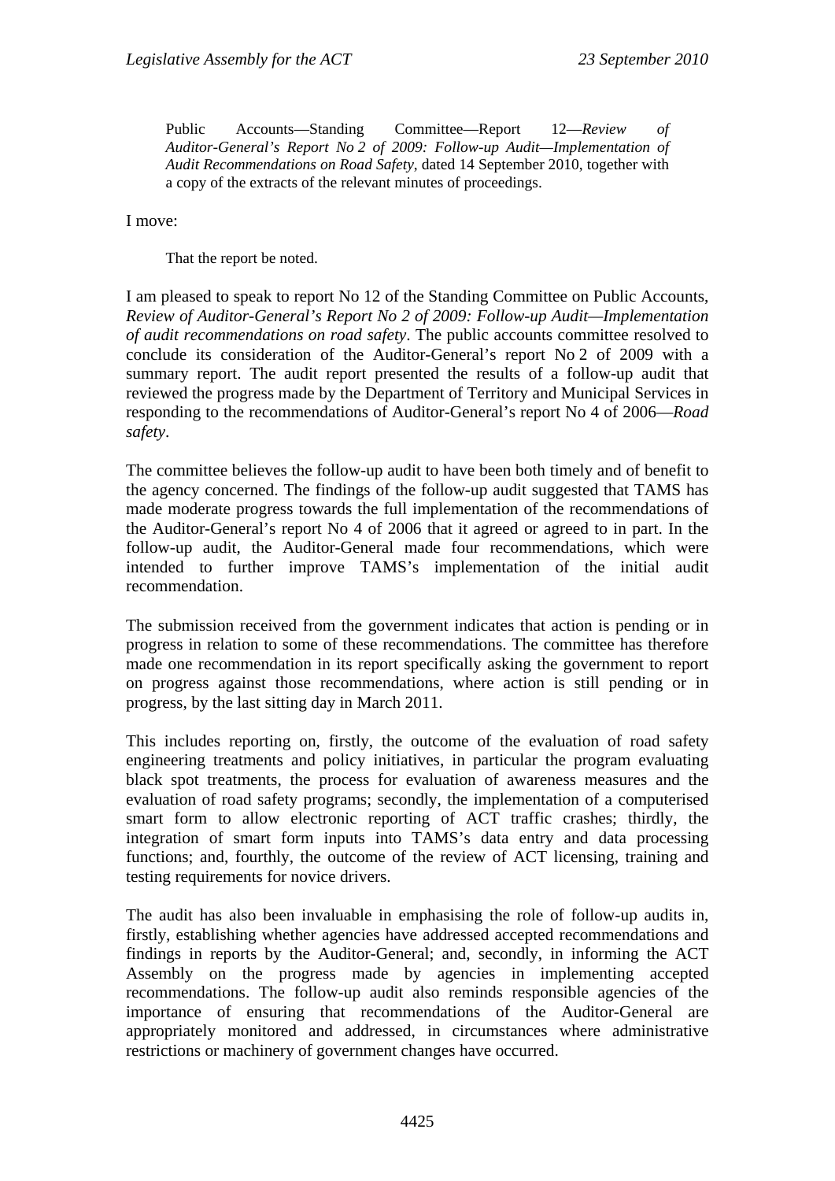Public Accounts—Standing Committee—Report 12—*Review of Auditor-General's Report No 2 of 2009: Follow-up Audit—Implementation of Audit Recommendations on Road Safety*, dated 14 September 2010, together with a copy of the extracts of the relevant minutes of proceedings.

I move:

That the report be noted.

I am pleased to speak to report No 12 of the Standing Committee on Public Accounts, *Review of Auditor-General's Report No 2 of 2009: Follow-up Audit—Implementation of audit recommendations on road safety*. The public accounts committee resolved to conclude its consideration of the Auditor-General's report No 2 of 2009 with a summary report. The audit report presented the results of a follow-up audit that reviewed the progress made by the Department of Territory and Municipal Services in responding to the recommendations of Auditor-General's report No 4 of 2006—*Road safety*.

The committee believes the follow-up audit to have been both timely and of benefit to the agency concerned. The findings of the follow-up audit suggested that TAMS has made moderate progress towards the full implementation of the recommendations of the Auditor-General's report No 4 of 2006 that it agreed or agreed to in part. In the follow-up audit, the Auditor-General made four recommendations, which were intended to further improve TAMS's implementation of the initial audit recommendation.

The submission received from the government indicates that action is pending or in progress in relation to some of these recommendations. The committee has therefore made one recommendation in its report specifically asking the government to report on progress against those recommendations, where action is still pending or in progress, by the last sitting day in March 2011.

This includes reporting on, firstly, the outcome of the evaluation of road safety engineering treatments and policy initiatives, in particular the program evaluating black spot treatments, the process for evaluation of awareness measures and the evaluation of road safety programs; secondly, the implementation of a computerised smart form to allow electronic reporting of ACT traffic crashes; thirdly, the integration of smart form inputs into TAMS's data entry and data processing functions; and, fourthly, the outcome of the review of ACT licensing, training and testing requirements for novice drivers.

The audit has also been invaluable in emphasising the role of follow-up audits in, firstly, establishing whether agencies have addressed accepted recommendations and findings in reports by the Auditor-General; and, secondly, in informing the ACT Assembly on the progress made by agencies in implementing accepted recommendations. The follow-up audit also reminds responsible agencies of the importance of ensuring that recommendations of the Auditor-General are appropriately monitored and addressed, in circumstances where administrative restrictions or machinery of government changes have occurred.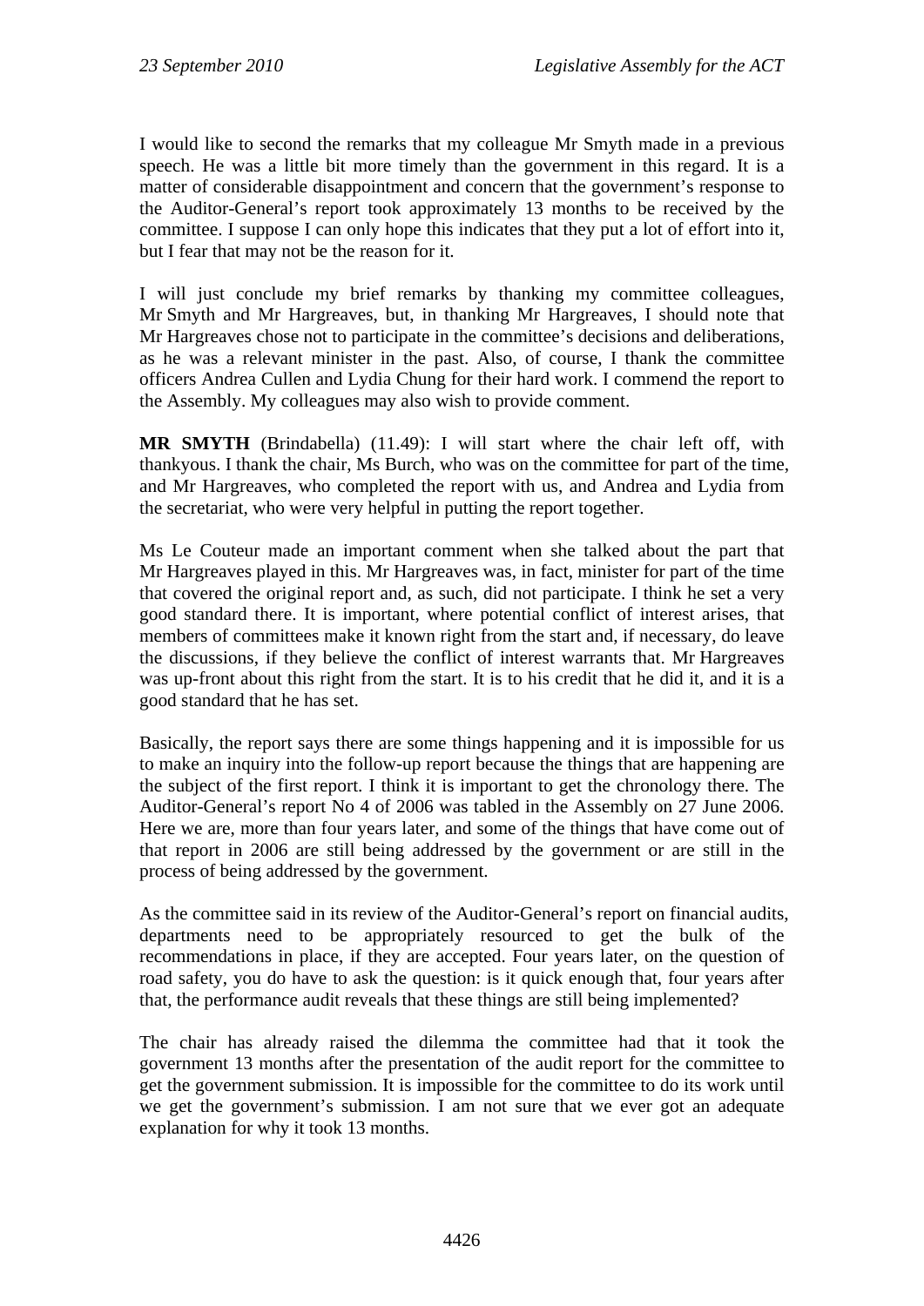I would like to second the remarks that my colleague Mr Smyth made in a previous speech. He was a little bit more timely than the government in this regard. It is a matter of considerable disappointment and concern that the government's response to the Auditor-General's report took approximately 13 months to be received by the committee. I suppose I can only hope this indicates that they put a lot of effort into it, but I fear that may not be the reason for it.

I will just conclude my brief remarks by thanking my committee colleagues, Mr Smyth and Mr Hargreaves, but, in thanking Mr Hargreaves, I should note that Mr Hargreaves chose not to participate in the committee's decisions and deliberations, as he was a relevant minister in the past. Also, of course, I thank the committee officers Andrea Cullen and Lydia Chung for their hard work. I commend the report to the Assembly. My colleagues may also wish to provide comment.

**MR SMYTH** (Brindabella) (11.49): I will start where the chair left off, with thankyous. I thank the chair, Ms Burch, who was on the committee for part of the time, and Mr Hargreaves, who completed the report with us, and Andrea and Lydia from the secretariat, who were very helpful in putting the report together.

Ms Le Couteur made an important comment when she talked about the part that Mr Hargreaves played in this. Mr Hargreaves was, in fact, minister for part of the time that covered the original report and, as such, did not participate. I think he set a very good standard there. It is important, where potential conflict of interest arises, that members of committees make it known right from the start and, if necessary, do leave the discussions, if they believe the conflict of interest warrants that. Mr Hargreaves was up-front about this right from the start. It is to his credit that he did it, and it is a good standard that he has set.

Basically, the report says there are some things happening and it is impossible for us to make an inquiry into the follow-up report because the things that are happening are the subject of the first report. I think it is important to get the chronology there. The Auditor-General's report No 4 of 2006 was tabled in the Assembly on 27 June 2006. Here we are, more than four years later, and some of the things that have come out of that report in 2006 are still being addressed by the government or are still in the process of being addressed by the government.

As the committee said in its review of the Auditor-General's report on financial audits, departments need to be appropriately resourced to get the bulk of the recommendations in place, if they are accepted. Four years later, on the question of road safety, you do have to ask the question: is it quick enough that, four years after that, the performance audit reveals that these things are still being implemented?

The chair has already raised the dilemma the committee had that it took the government 13 months after the presentation of the audit report for the committee to get the government submission. It is impossible for the committee to do its work until we get the government's submission. I am not sure that we ever got an adequate explanation for why it took 13 months.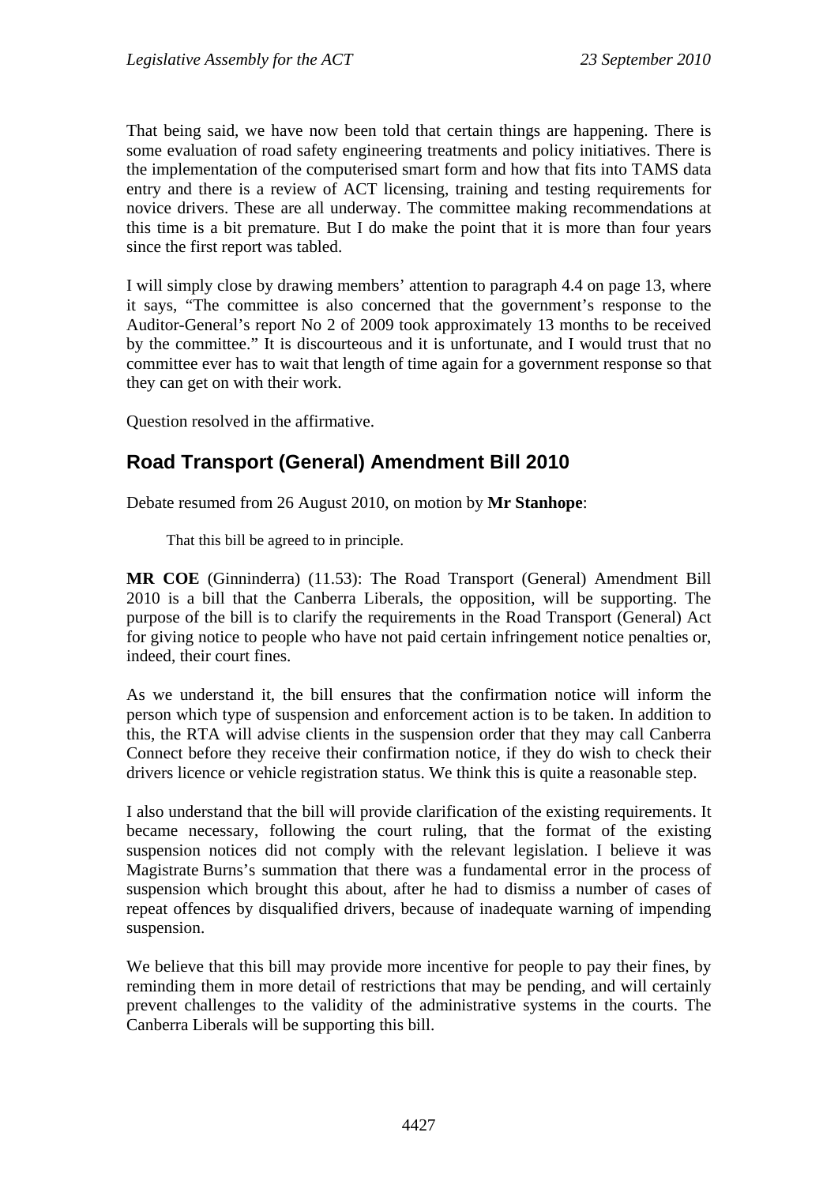That being said, we have now been told that certain things are happening. There is some evaluation of road safety engineering treatments and policy initiatives. There is the implementation of the computerised smart form and how that fits into TAMS data entry and there is a review of ACT licensing, training and testing requirements for novice drivers. These are all underway. The committee making recommendations at this time is a bit premature. But I do make the point that it is more than four years since the first report was tabled.

I will simply close by drawing members' attention to paragraph 4.4 on page 13, where it says, "The committee is also concerned that the government's response to the Auditor-General's report No 2 of 2009 took approximately 13 months to be received by the committee." It is discourteous and it is unfortunate, and I would trust that no committee ever has to wait that length of time again for a government response so that they can get on with their work.

Question resolved in the affirmative.

## Road Transport (General) Amendment Bill 2010

Debate resumed from 26 August 2010, on motion by **Mr Stanhope**:

> That this bill be agreed to in principle.

**MR COE** (Ginninderra) (11.53): The Road Transport (General) Amendment Bill 2010 is a bill that the Canberra Liberals, the opposition, will be supporting. The purpose of the bill is to clarify the requirements in the Road Transport (General) Act for giving notice to people who have not paid certain infringement notice penalties or, indeed, their court fines.

As we understand it, the bill ensures that the confirmation notice will inform the person which type of suspension and enforcement action is to be taken. In addition to this, the RTA will advise clients in the suspension order that they may call Canberra Connect before they receive their confirmation notice, if they do wish to check their drivers licence or vehicle registration status. We think this is quite a reasonable step.

I also understand that the bill will provide clarification of the existing requirements. It became necessary, following the court ruling, that the format of the existing suspension notices did not comply with the relevant legislation. I believe it was Magistrate Burns's summation that there was a fundamental error in the process of suspension which brought this about, after he had to dismiss a number of cases of repeat offences by disqualified drivers, because of inadequate warning of impending suspension.

We believe that this bill may provide more incentive for people to pay their fines, by reminding them in more detail of restrictions that may be pending, and will certainly prevent challenges to the validity of the administrative systems in the courts. The Canberra Liberals will be supporting this bill.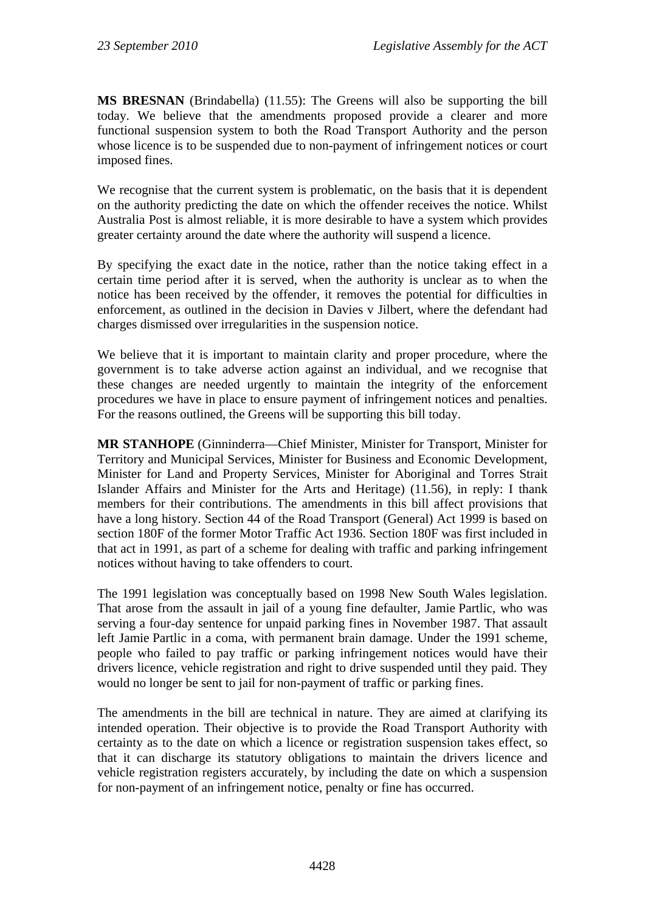**MS BRESNAN** (Brindabella) (11.55): The Greens will also be supporting the bill today. We believe that the amendments proposed provide a clearer and more functional suspension system to both the Road Transport Authority and the person whose licence is to be suspended due to non-payment of infringement notices or court imposed fines.

We recognise that the current system is problematic, on the basis that it is dependent on the authority predicting the date on which the offender receives the notice. Whilst Australia Post is almost reliable, it is more desirable to have a system which provides greater certainty around the date where the authority will suspend a licence.

By specifying the exact date in the notice, rather than the notice taking effect in a certain time period after it is served, when the authority is unclear as to when the notice has been received by the offender, it removes the potential for difficulties in enforcement, as outlined in the decision in Davies v Jilbert, where the defendant had charges dismissed over irregularities in the suspension notice.

We believe that it is important to maintain clarity and proper procedure, where the government is to take adverse action against an individual, and we recognise that these changes are needed urgently to maintain the integrity of the enforcement procedures we have in place to ensure payment of infringement notices and penalties. For the reasons outlined, the Greens will be supporting this bill today.

**MR STANHOPE** (Ginninderra—Chief Minister, Minister for Transport, Minister for Territory and Municipal Services, Minister for Business and Economic Development, Minister for Land and Property Services, Minister for Aboriginal and Torres Strait Islander Affairs and Minister for the Arts and Heritage) (11.56), in reply: I thank members for their contributions. The amendments in this bill affect provisions that have a long history. Section 44 of the Road Transport (General) Act 1999 is based on section 180F of the former Motor Traffic Act 1936. Section 180F was first included in that act in 1991, as part of a scheme for dealing with traffic and parking infringement notices without having to take offenders to court.

The 1991 legislation was conceptually based on 1998 New South Wales legislation. That arose from the assault in jail of a young fine defaulter, Jamie Partlic, who was serving a four-day sentence for unpaid parking fines in November 1987. That assault left Jamie Partlic in a coma, with permanent brain damage. Under the 1991 scheme, people who failed to pay traffic or parking infringement notices would have their drivers licence, vehicle registration and right to drive suspended until they paid. They would no longer be sent to jail for non-payment of traffic or parking fines.

The amendments in the bill are technical in nature. They are aimed at clarifying its intended operation. Their objective is to provide the Road Transport Authority with certainty as to the date on which a licence or registration suspension takes effect, so that it can discharge its statutory obligations to maintain the drivers licence and vehicle registration registers accurately, by including the date on which a suspension for non-payment of an infringement notice, penalty or fine has occurred.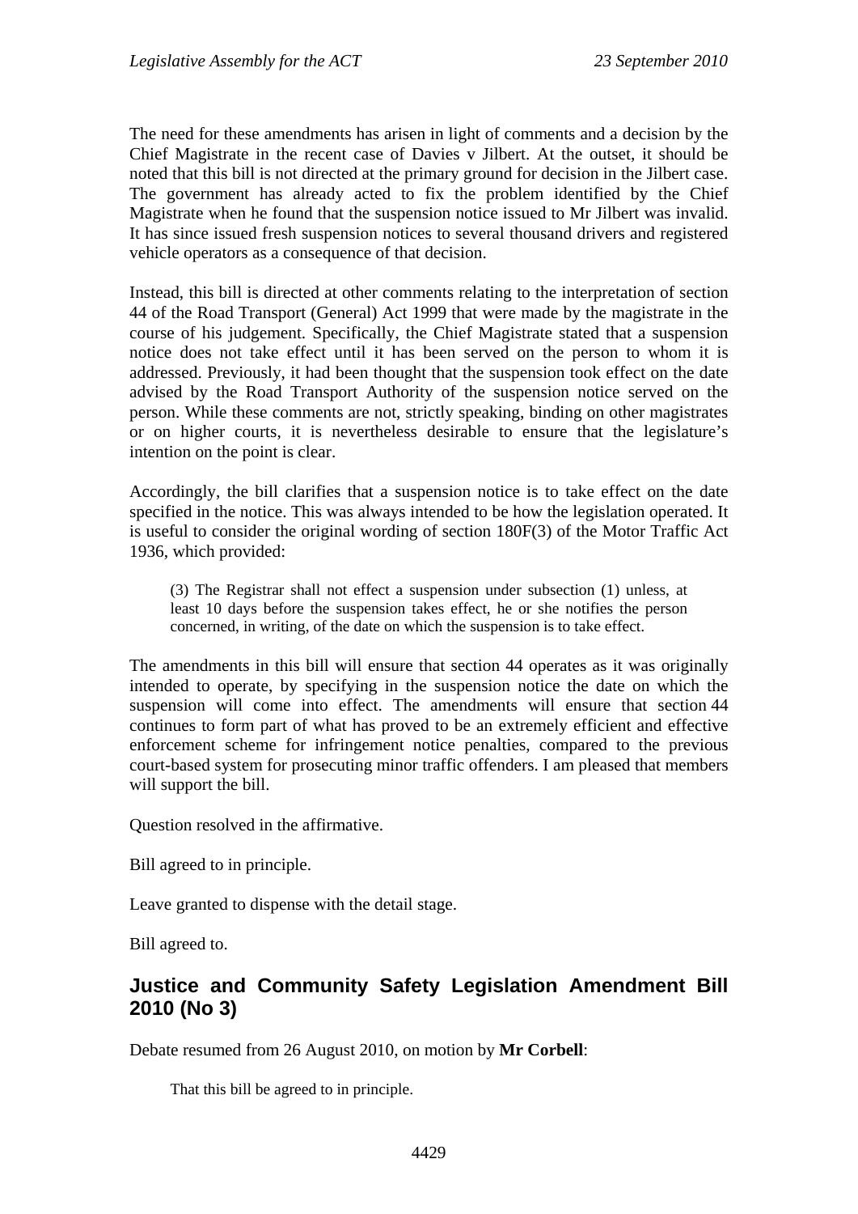The need for these amendments has arisen in light of comments and a decision by the Chief Magistrate in the recent case of Davies v Jilbert. At the outset, it should be noted that this bill is not directed at the primary ground for decision in the Jilbert case. The government has already acted to fix the problem identified by the Chief Magistrate when he found that the suspension notice issued to Mr Jilbert was invalid. It has since issued fresh suspension notices to several thousand drivers and registered vehicle operators as a consequence of that decision.

Instead, this bill is directed at other comments relating to the interpretation of section 44 of the Road Transport (General) Act 1999 that were made by the magistrate in the course of his judgement. Specifically, the Chief Magistrate stated that a suspension notice does not take effect until it has been served on the person to whom it is addressed. Previously, it had been thought that the suspension took effect on the date advised by the Road Transport Authority of the suspension notice served on the person. While these comments are not, strictly speaking, binding on other magistrates or on higher courts, it is nevertheless desirable to ensure that the legislature's intention on the point is clear.

Accordingly, the bill clarifies that a suspension notice is to take effect on the date specified in the notice. This was always intended to be how the legislation operated. It is useful to consider the original wording of section 180F(3) of the Motor Traffic Act 1936, which provided:

> (3) The Registrar shall not effect a suspension under subsection (1) unless, at least 10 days before the suspension takes effect, he or she notifies the person concerned, in writing, of the date on which the suspension is to take effect.

The amendments in this bill will ensure that section 44 operates as it was originally intended to operate, by specifying in the suspension notice the date on which the suspension will come into effect. The amendments will ensure that section 44 continues to form part of what has proved to be an extremely efficient and effective enforcement scheme for infringement notice penalties, compared to the previous court-based system for prosecuting minor traffic offenders. I am pleased that members will support the bill.

Question resolved in the affirmative.

Bill agreed to in principle.

Leave granted to dispense with the detail stage.

Bill agreed to.

## Justice and Community Safety Legislation Amendment Bill 2010 (No 3)

Debate resumed from 26 August 2010, on motion by **Mr Corbell**:

> That this bill be agreed to in principle.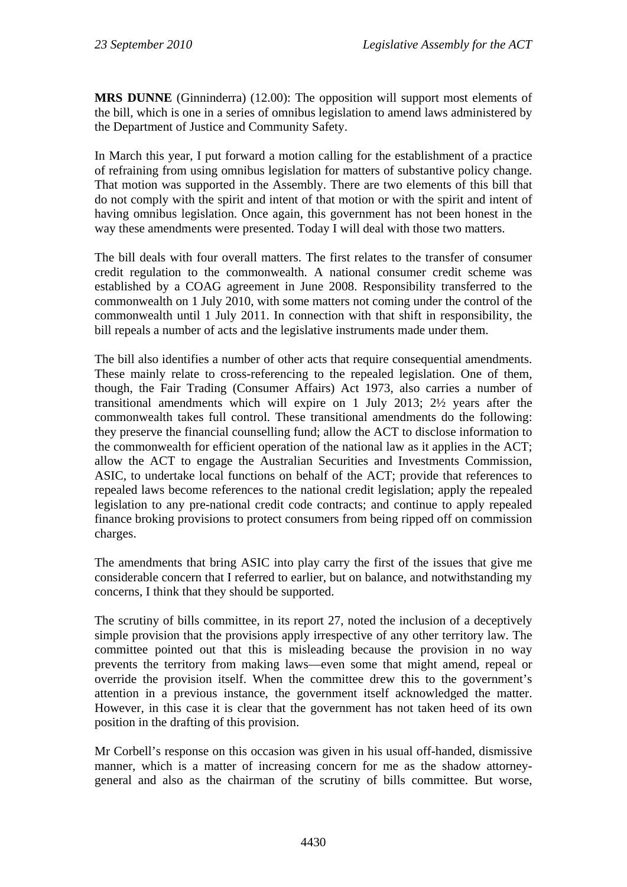**MRS DUNNE** (Ginninderra) (12.00): The opposition will support most elements of the bill, which is one in a series of omnibus legislation to amend laws administered by the Department of Justice and Community Safety.

In March this year, I put forward a motion calling for the establishment of a practice of refraining from using omnibus legislation for matters of substantive policy change. That motion was supported in the Assembly. There are two elements of this bill that do not comply with the spirit and intent of that motion or with the spirit and intent of having omnibus legislation. Once again, this government has not been honest in the way these amendments were presented. Today I will deal with those two matters.

The bill deals with four overall matters. The first relates to the transfer of consumer credit regulation to the commonwealth. A national consumer credit scheme was established by a COAG agreement in June 2008. Responsibility transferred to the commonwealth on 1 July 2010, with some matters not coming under the control of the commonwealth until 1 July 2011. In connection with that shift in responsibility, the bill repeals a number of acts and the legislative instruments made under them.

The bill also identifies a number of other acts that require consequential amendments. These mainly relate to cross-referencing to the repealed legislation. One of them, though, the Fair Trading (Consumer Affairs) Act 1973, also carries a number of transitional amendments which will expire on 1 July 2013; 2½ years after the commonwealth takes full control. These transitional amendments do the following: they preserve the financial counselling fund; allow the ACT to disclose information to the commonwealth for efficient operation of the national law as it applies in the ACT; allow the ACT to engage the Australian Securities and Investments Commission, ASIC, to undertake local functions on behalf of the ACT; provide that references to repealed laws become references to the national credit legislation; apply the repealed legislation to any pre-national credit code contracts; and continue to apply repealed finance broking provisions to protect consumers from being ripped off on commission charges.

The amendments that bring ASIC into play carry the first of the issues that give me considerable concern that I referred to earlier, but on balance, and notwithstanding my concerns, I think that they should be supported.

The scrutiny of bills committee, in its report 27, noted the inclusion of a deceptively simple provision that the provisions apply irrespective of any other territory law. The committee pointed out that this is misleading because the provision in no way prevents the territory from making laws—even some that might amend, repeal or override the provision itself. When the committee drew this to the government's attention in a previous instance, the government itself acknowledged the matter. However, in this case it is clear that the government has not taken heed of its own position in the drafting of this provision.

Mr Corbell's response on this occasion was given in his usual off-handed, dismissive manner, which is a matter of increasing concern for me as the shadow attorney-general and also as the chairman of the scrutiny of bills committee. But worse,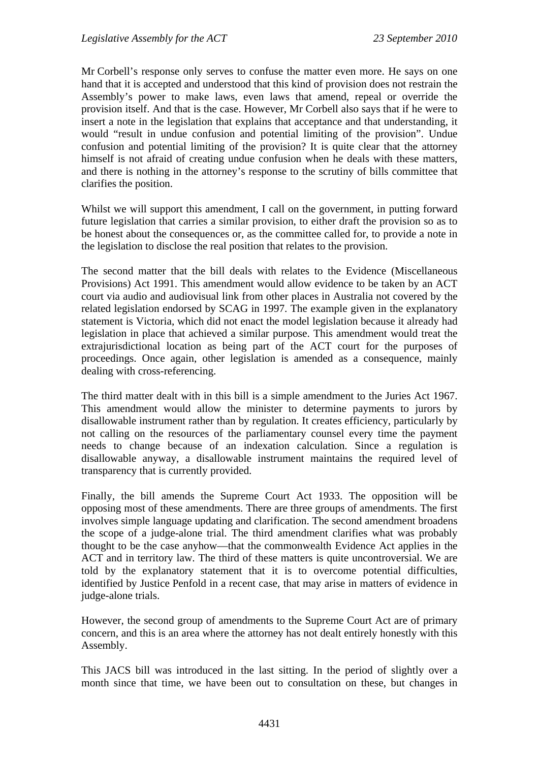Mr Corbell's response only serves to confuse the matter even more. He says on one hand that it is accepted and understood that this kind of provision does not restrain the Assembly's power to make laws, even laws that amend, repeal or override the provision itself. And that is the case. However, Mr Corbell also says that if he were to insert a note in the legislation that explains that acceptance and that understanding, it would "result in undue confusion and potential limiting of the provision". Undue confusion and potential limiting of the provision? It is quite clear that the attorney himself is not afraid of creating undue confusion when he deals with these matters, and there is nothing in the attorney's response to the scrutiny of bills committee that clarifies the position.

Whilst we will support this amendment, I call on the government, in putting forward future legislation that carries a similar provision, to either draft the provision so as to be honest about the consequences or, as the committee called for, to provide a note in the legislation to disclose the real position that relates to the provision.

The second matter that the bill deals with relates to the Evidence (Miscellaneous Provisions) Act 1991. This amendment would allow evidence to be taken by an ACT court via audio and audiovisual link from other places in Australia not covered by the related legislation endorsed by SCAG in 1997. The example given in the explanatory statement is Victoria, which did not enact the model legislation because it already had legislation in place that achieved a similar purpose. This amendment would treat the extrajurisdictional location as being part of the ACT court for the purposes of proceedings. Once again, other legislation is amended as a consequence, mainly dealing with cross-referencing.

The third matter dealt with in this bill is a simple amendment to the Juries Act 1967. This amendment would allow the minister to determine payments to jurors by disallowable instrument rather than by regulation. It creates efficiency, particularly by not calling on the resources of the parliamentary counsel every time the payment needs to change because of an indexation calculation. Since a regulation is disallowable anyway, a disallowable instrument maintains the required level of transparency that is currently provided.

Finally, the bill amends the Supreme Court Act 1933. The opposition will be opposing most of these amendments. There are three groups of amendments. The first involves simple language updating and clarification. The second amendment broadens the scope of a judge-alone trial. The third amendment clarifies what was probably thought to be the case anyhow—that the commonwealth Evidence Act applies in the ACT and in territory law. The third of these matters is quite uncontroversial. We are told by the explanatory statement that it is to overcome potential difficulties, identified by Justice Penfold in a recent case, that may arise in matters of evidence in judge-alone trials.

However, the second group of amendments to the Supreme Court Act are of primary concern, and this is an area where the attorney has not dealt entirely honestly with this Assembly.

This JACS bill was introduced in the last sitting. In the period of slightly over a month since that time, we have been out to consultation on these, but changes in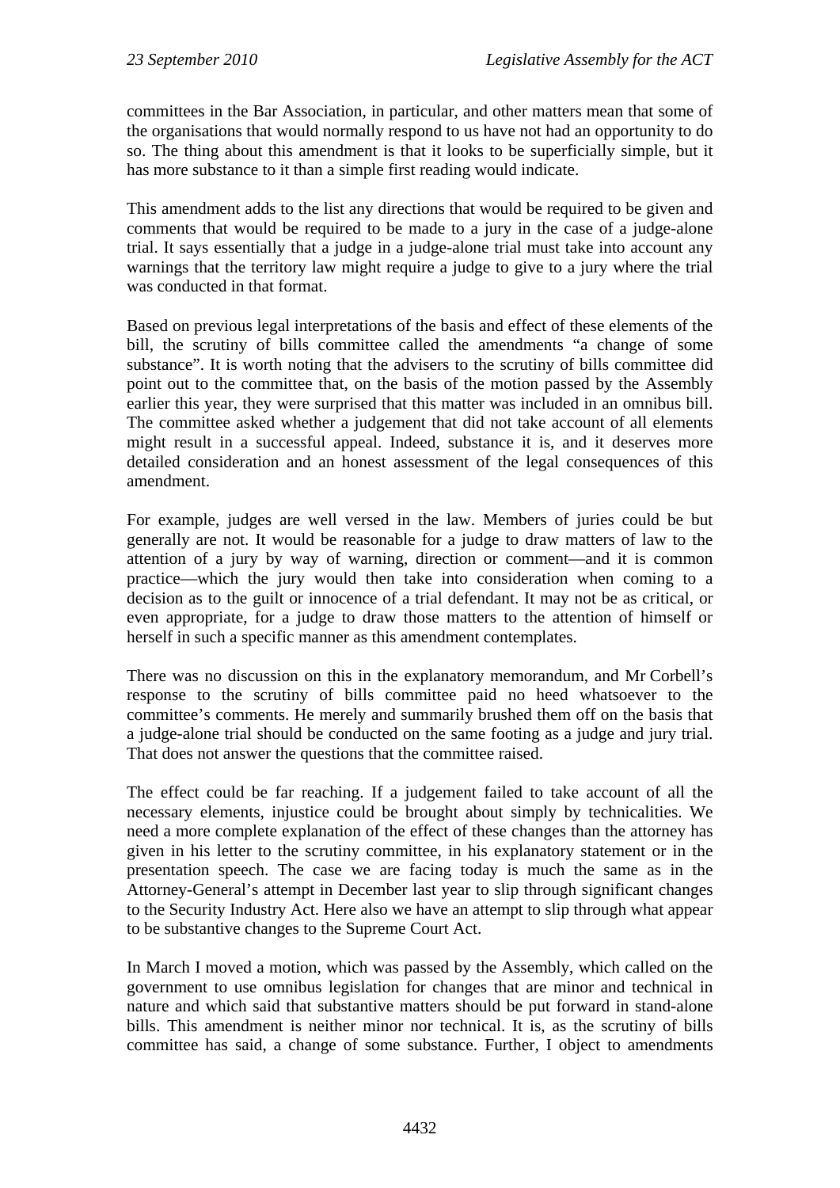committees in the Bar Association, in particular, and other matters mean that some of the organisations that would normally respond to us have not had an opportunity to do so. The thing about this amendment is that it looks to be superficially simple, but it has more substance to it than a simple first reading would indicate.

This amendment adds to the list any directions that would be required to be given and comments that would be required to be made to a jury in the case of a judge-alone trial. It says essentially that a judge in a judge-alone trial must take into account any warnings that the territory law might require a judge to give to a jury where the trial was conducted in that format.

Based on previous legal interpretations of the basis and effect of these elements of the bill, the scrutiny of bills committee called the amendments "a change of some substance". It is worth noting that the advisers to the scrutiny of bills committee did point out to the committee that, on the basis of the motion passed by the Assembly earlier this year, they were surprised that this matter was included in an omnibus bill. The committee asked whether a judgement that did not take account of all elements might result in a successful appeal. Indeed, substance it is, and it deserves more detailed consideration and an honest assessment of the legal consequences of this amendment.

For example, judges are well versed in the law. Members of juries could be but generally are not. It would be reasonable for a judge to draw matters of law to the attention of a jury by way of warning, direction or comment—and it is common practice—which the jury would then take into consideration when coming to a decision as to the guilt or innocence of a trial defendant. It may not be as critical, or even appropriate, for a judge to draw those matters to the attention of himself or herself in such a specific manner as this amendment contemplates.

There was no discussion on this in the explanatory memorandum, and Mr Corbell's response to the scrutiny of bills committee paid no heed whatsoever to the committee's comments. He merely and summarily brushed them off on the basis that a judge-alone trial should be conducted on the same footing as a judge and jury trial. That does not answer the questions that the committee raised.

The effect could be far reaching. If a judgement failed to take account of all the necessary elements, injustice could be brought about simply by technicalities. We need a more complete explanation of the effect of these changes than the attorney has given in his letter to the scrutiny committee, in his explanatory statement or in the presentation speech. The case we are facing today is much the same as in the Attorney-General's attempt in December last year to slip through significant changes to the Security Industry Act. Here also we have an attempt to slip through what appear to be substantive changes to the Supreme Court Act.

In March I moved a motion, which was passed by the Assembly, which called on the government to use omnibus legislation for changes that are minor and technical in nature and which said that substantive matters should be put forward in stand-alone bills. This amendment is neither minor nor technical. It is, as the scrutiny of bills committee has said, a change of some substance. Further, I object to amendments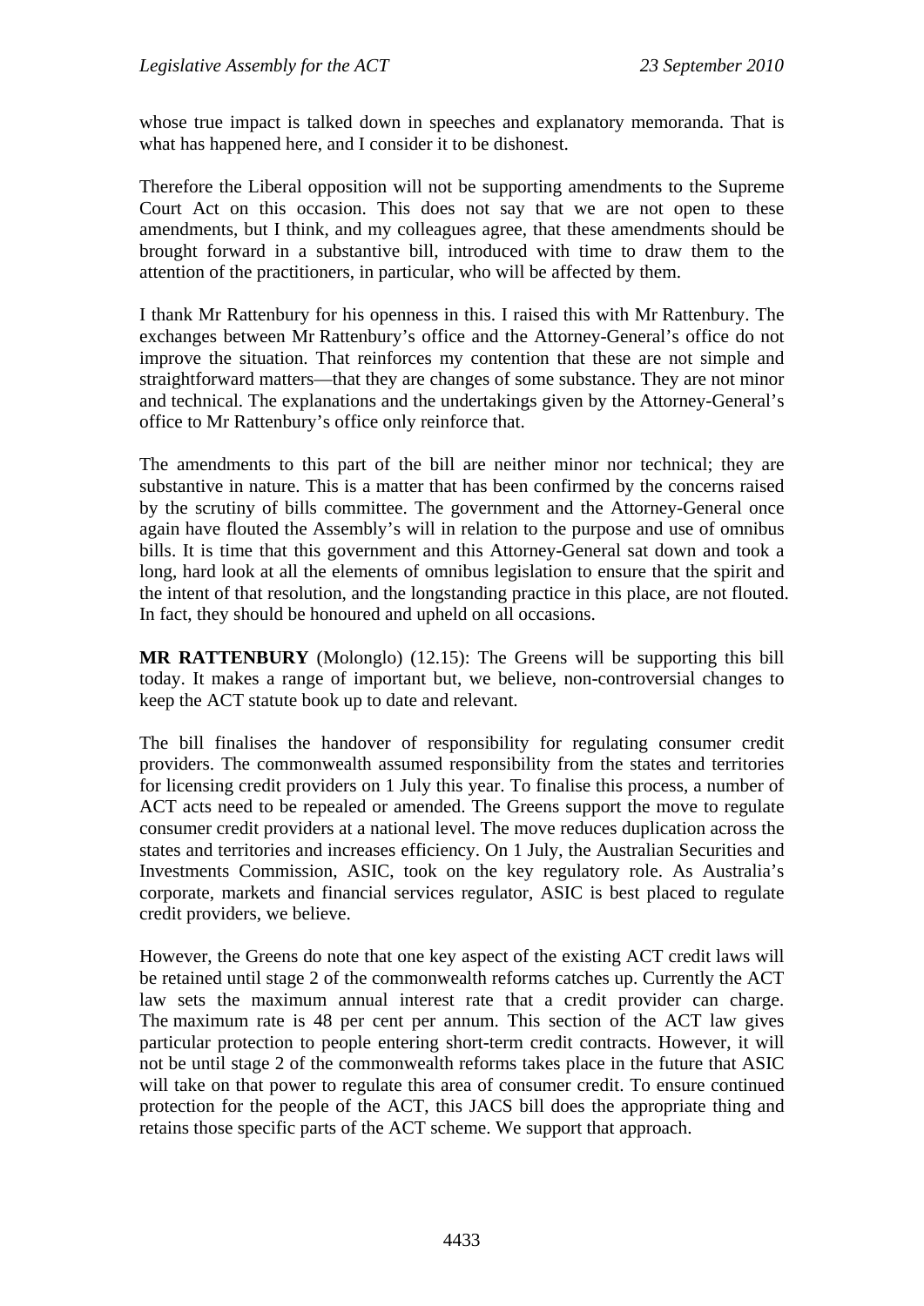whose true impact is talked down in speeches and explanatory memoranda. That is what has happened here, and I consider it to be dishonest.

Therefore the Liberal opposition will not be supporting amendments to the Supreme Court Act on this occasion. This does not say that we are not open to these amendments, but I think, and my colleagues agree, that these amendments should be brought forward in a substantive bill, introduced with time to draw them to the attention of the practitioners, in particular, who will be affected by them.

I thank Mr Rattenbury for his openness in this. I raised this with Mr Rattenbury. The exchanges between Mr Rattenbury's office and the Attorney-General's office do not improve the situation. That reinforces my contention that these are not simple and straightforward matters—that they are changes of some substance. They are not minor and technical. The explanations and the undertakings given by the Attorney-General's office to Mr Rattenbury's office only reinforce that.

The amendments to this part of the bill are neither minor nor technical; they are substantive in nature. This is a matter that has been confirmed by the concerns raised by the scrutiny of bills committee. The government and the Attorney-General once again have flouted the Assembly's will in relation to the purpose and use of omnibus bills. It is time that this government and this Attorney-General sat down and took a long, hard look at all the elements of omnibus legislation to ensure that the spirit and the intent of that resolution, and the longstanding practice in this place, are not flouted. In fact, they should be honoured and upheld on all occasions.

**MR RATTENBURY** (Molonglo) (12.15): The Greens will be supporting this bill today. It makes a range of important but, we believe, non-controversial changes to keep the ACT statute book up to date and relevant.

The bill finalises the handover of responsibility for regulating consumer credit providers. The commonwealth assumed responsibility from the states and territories for licensing credit providers on 1 July this year. To finalise this process, a number of ACT acts need to be repealed or amended. The Greens support the move to regulate consumer credit providers at a national level. The move reduces duplication across the states and territories and increases efficiency. On 1 July, the Australian Securities and Investments Commission, ASIC, took on the key regulatory role. As Australia's corporate, markets and financial services regulator, ASIC is best placed to regulate credit providers, we believe.

However, the Greens do note that one key aspect of the existing ACT credit laws will be retained until stage 2 of the commonwealth reforms catches up. Currently the ACT law sets the maximum annual interest rate that a credit provider can charge. The maximum rate is 48 per cent per annum. This section of the ACT law gives particular protection to people entering short-term credit contracts. However, it will not be until stage 2 of the commonwealth reforms takes place in the future that ASIC will take on that power to regulate this area of consumer credit. To ensure continued protection for the people of the ACT, this JACS bill does the appropriate thing and retains those specific parts of the ACT scheme. We support that approach.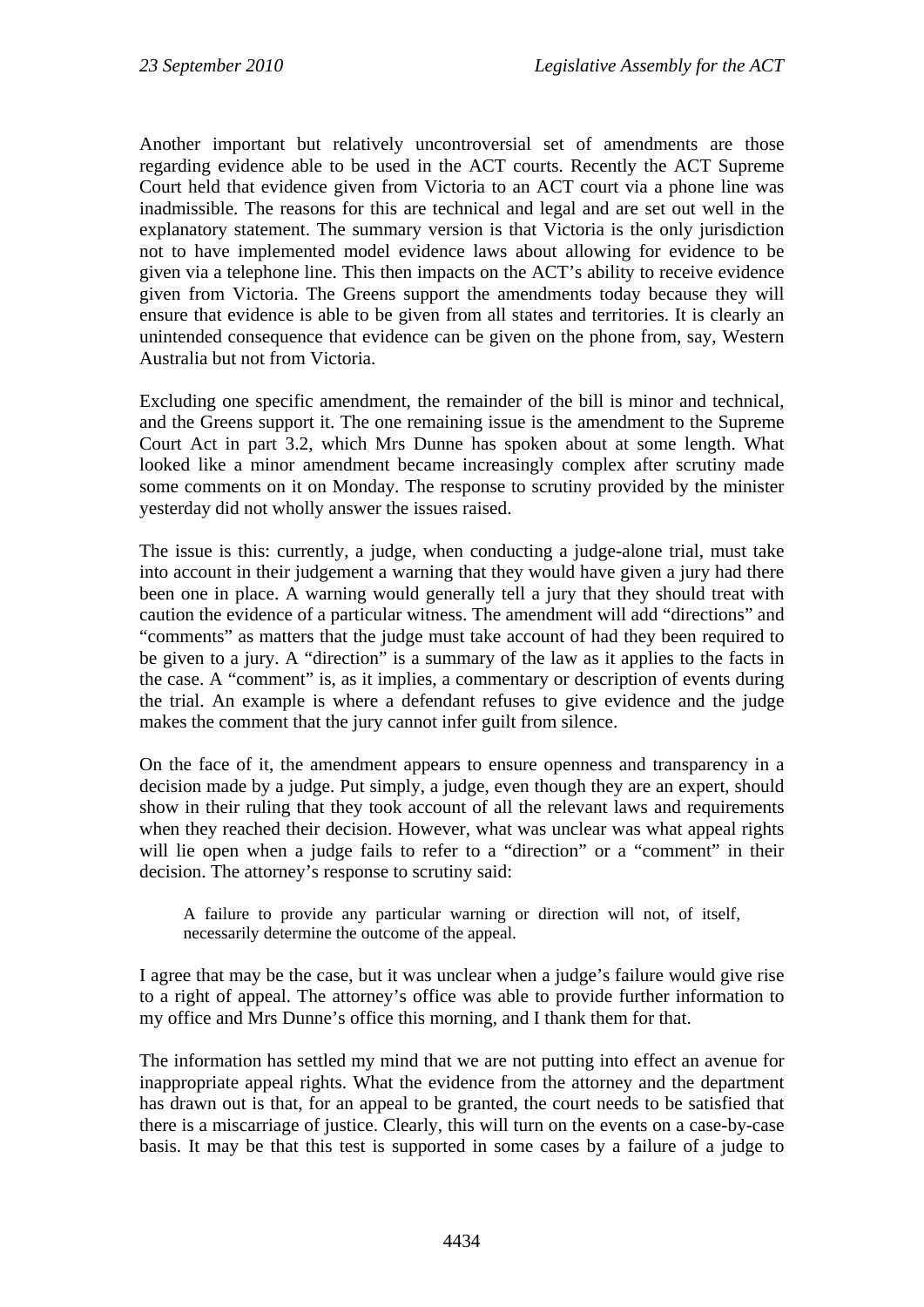Another important but relatively uncontroversial set of amendments are those regarding evidence able to be used in the ACT courts. Recently the ACT Supreme Court held that evidence given from Victoria to an ACT court via a phone line was inadmissible. The reasons for this are technical and legal and are set out well in the explanatory statement. The summary version is that Victoria is the only jurisdiction not to have implemented model evidence laws about allowing for evidence to be given via a telephone line. This then impacts on the ACT's ability to receive evidence given from Victoria. The Greens support the amendments today because they will ensure that evidence is able to be given from all states and territories. It is clearly an unintended consequence that evidence can be given on the phone from, say, Western Australia but not from Victoria.

Excluding one specific amendment, the remainder of the bill is minor and technical, and the Greens support it. The one remaining issue is the amendment to the Supreme Court Act in part 3.2, which Mrs Dunne has spoken about at some length. What looked like a minor amendment became increasingly complex after scrutiny made some comments on it on Monday. The response to scrutiny provided by the minister yesterday did not wholly answer the issues raised.

The issue is this: currently, a judge, when conducting a judge-alone trial, must take into account in their judgement a warning that they would have given a jury had there been one in place. A warning would generally tell a jury that they should treat with caution the evidence of a particular witness. The amendment will add "directions" and "comments" as matters that the judge must take account of had they been required to be given to a jury. A "direction" is a summary of the law as it applies to the facts in the case. A "comment" is, as it implies, a commentary or description of events during the trial. An example is where a defendant refuses to give evidence and the judge makes the comment that the jury cannot infer guilt from silence.

On the face of it, the amendment appears to ensure openness and transparency in a decision made by a judge. Put simply, a judge, even though they are an expert, should show in their ruling that they took account of all the relevant laws and requirements when they reached their decision. However, what was unclear was what appeal rights will lie open when a judge fails to refer to a "direction" or a "comment" in their decision. The attorney's response to scrutiny said:

> A failure to provide any particular warning or direction will not, of itself, necessarily determine the outcome of the appeal.

I agree that may be the case, but it was unclear when a judge's failure would give rise to a right of appeal. The attorney's office was able to provide further information to my office and Mrs Dunne's office this morning, and I thank them for that.

The information has settled my mind that we are not putting into effect an avenue for inappropriate appeal rights. What the evidence from the attorney and the department has drawn out is that, for an appeal to be granted, the court needs to be satisfied that there is a miscarriage of justice. Clearly, this will turn on the events on a case-by-case basis. It may be that this test is supported in some cases by a failure of a judge to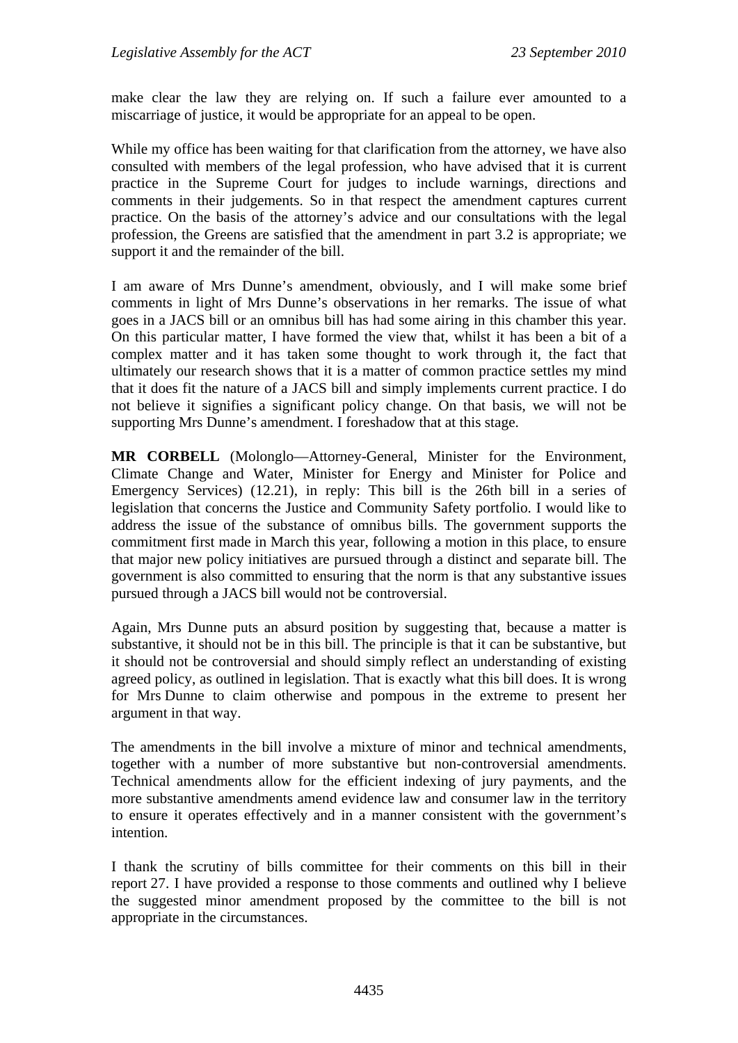make clear the law they are relying on. If such a failure ever amounted to a miscarriage of justice, it would be appropriate for an appeal to be open.

While my office has been waiting for that clarification from the attorney, we have also consulted with members of the legal profession, who have advised that it is current practice in the Supreme Court for judges to include warnings, directions and comments in their judgements. So in that respect the amendment captures current practice. On the basis of the attorney's advice and our consultations with the legal profession, the Greens are satisfied that the amendment in part 3.2 is appropriate; we support it and the remainder of the bill.

I am aware of Mrs Dunne's amendment, obviously, and I will make some brief comments in light of Mrs Dunne's observations in her remarks. The issue of what goes in a JACS bill or an omnibus bill has had some airing in this chamber this year. On this particular matter, I have formed the view that, whilst it has been a bit of a complex matter and it has taken some thought to work through it, the fact that ultimately our research shows that it is a matter of common practice settles my mind that it does fit the nature of a JACS bill and simply implements current practice. I do not believe it signifies a significant policy change. On that basis, we will not be supporting Mrs Dunne's amendment. I foreshadow that at this stage.

**MR CORBELL** (Molonglo—Attorney-General, Minister for the Environment, Climate Change and Water, Minister for Energy and Minister for Police and Emergency Services) (12.21), in reply: This bill is the 26th bill in a series of legislation that concerns the Justice and Community Safety portfolio. I would like to address the issue of the substance of omnibus bills. The government supports the commitment first made in March this year, following a motion in this place, to ensure that major new policy initiatives are pursued through a distinct and separate bill. The government is also committed to ensuring that the norm is that any substantive issues pursued through a JACS bill would not be controversial.

Again, Mrs Dunne puts an absurd position by suggesting that, because a matter is substantive, it should not be in this bill. The principle is that it can be substantive, but it should not be controversial and should simply reflect an understanding of existing agreed policy, as outlined in legislation. That is exactly what this bill does. It is wrong for Mrs Dunne to claim otherwise and pompous in the extreme to present her argument in that way.

The amendments in the bill involve a mixture of minor and technical amendments, together with a number of more substantive but non-controversial amendments. Technical amendments allow for the efficient indexing of jury payments, and the more substantive amendments amend evidence law and consumer law in the territory to ensure it operates effectively and in a manner consistent with the government's intention.

I thank the scrutiny of bills committee for their comments on this bill in their report 27. I have provided a response to those comments and outlined why I believe the suggested minor amendment proposed by the committee to the bill is not appropriate in the circumstances.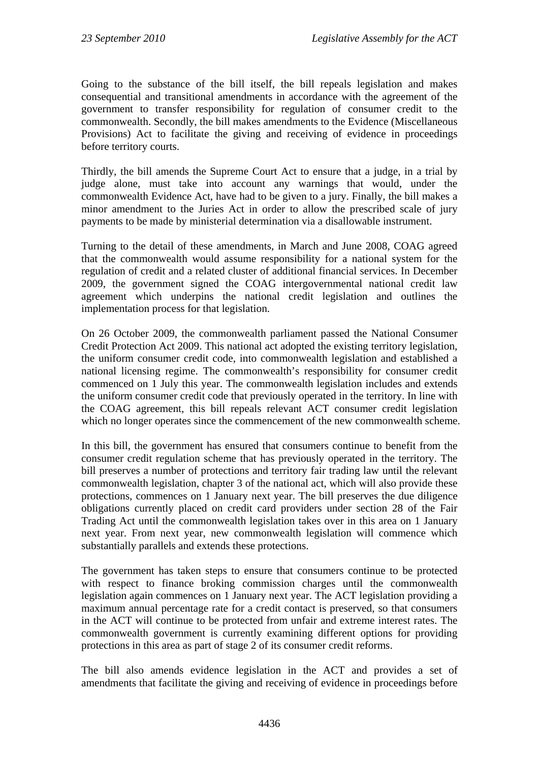Going to the substance of the bill itself, the bill repeals legislation and makes consequential and transitional amendments in accordance with the agreement of the government to transfer responsibility for regulation of consumer credit to the commonwealth. Secondly, the bill makes amendments to the Evidence (Miscellaneous Provisions) Act to facilitate the giving and receiving of evidence in proceedings before territory courts.

Thirdly, the bill amends the Supreme Court Act to ensure that a judge, in a trial by judge alone, must take into account any warnings that would, under the commonwealth Evidence Act, have had to be given to a jury. Finally, the bill makes a minor amendment to the Juries Act in order to allow the prescribed scale of jury payments to be made by ministerial determination via a disallowable instrument.

Turning to the detail of these amendments, in March and June 2008, COAG agreed that the commonwealth would assume responsibility for a national system for the regulation of credit and a related cluster of additional financial services. In December 2009, the government signed the COAG intergovernmental national credit law agreement which underpins the national credit legislation and outlines the implementation process for that legislation.

On 26 October 2009, the commonwealth parliament passed the National Consumer Credit Protection Act 2009. This national act adopted the existing territory legislation, the uniform consumer credit code, into commonwealth legislation and established a national licensing regime. The commonwealth's responsibility for consumer credit commenced on 1 July this year. The commonwealth legislation includes and extends the uniform consumer credit code that previously operated in the territory. In line with the COAG agreement, this bill repeals relevant ACT consumer credit legislation which no longer operates since the commencement of the new commonwealth scheme.

In this bill, the government has ensured that consumers continue to benefit from the consumer credit regulation scheme that has previously operated in the territory. The bill preserves a number of protections and territory fair trading law until the relevant commonwealth legislation, chapter 3 of the national act, which will also provide these protections, commences on 1 January next year. The bill preserves the due diligence obligations currently placed on credit card providers under section 28 of the Fair Trading Act until the commonwealth legislation takes over in this area on 1 January next year. From next year, new commonwealth legislation will commence which substantially parallels and extends these protections.

The government has taken steps to ensure that consumers continue to be protected with respect to finance broking commission charges until the commonwealth legislation again commences on 1 January next year. The ACT legislation providing a maximum annual percentage rate for a credit contact is preserved, so that consumers in the ACT will continue to be protected from unfair and extreme interest rates. The commonwealth government is currently examining different options for providing protections in this area as part of stage 2 of its consumer credit reforms.

The bill also amends evidence legislation in the ACT and provides a set of amendments that facilitate the giving and receiving of evidence in proceedings before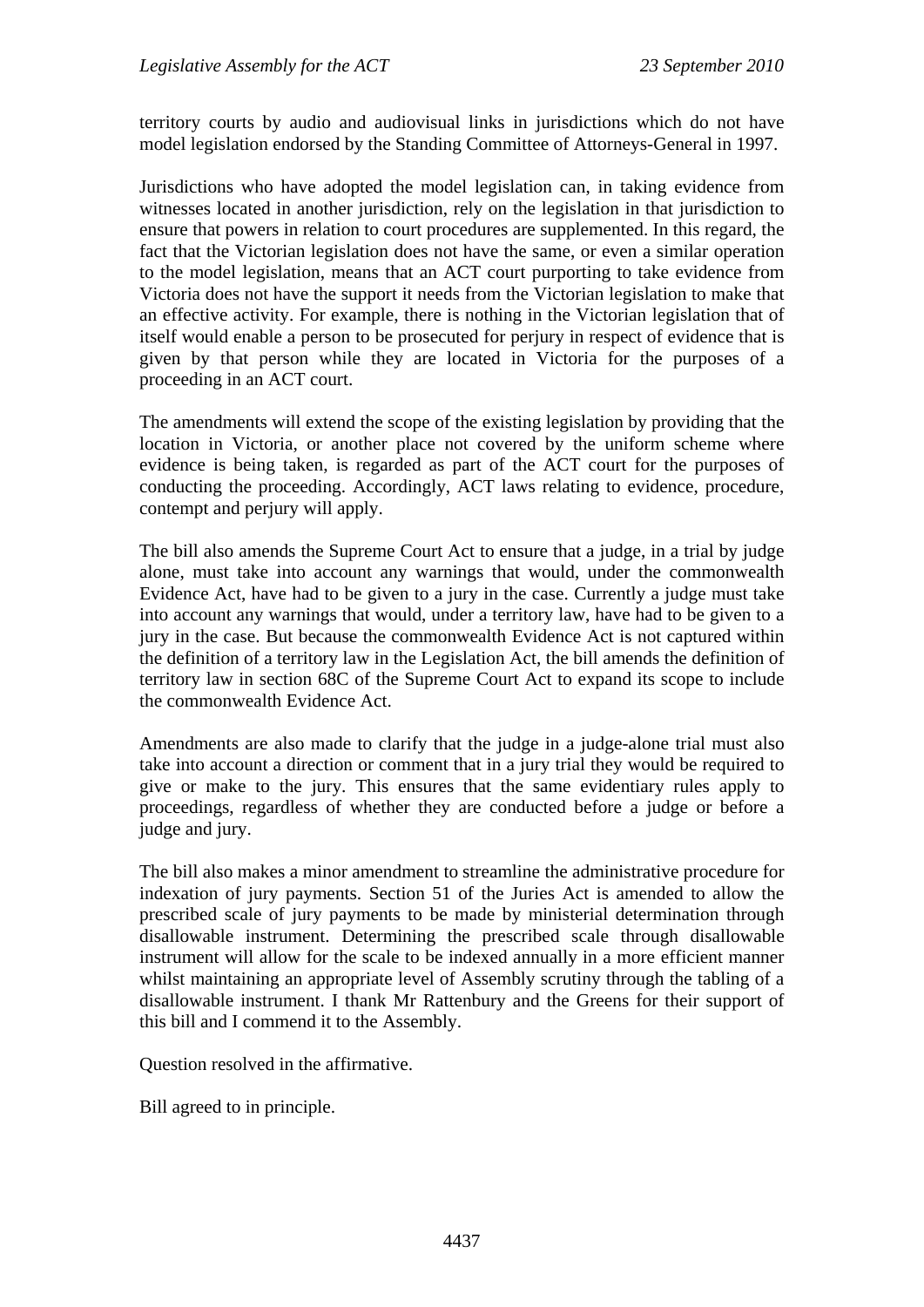territory courts by audio and audiovisual links in jurisdictions which do not have model legislation endorsed by the Standing Committee of Attorneys-General in 1997.

Jurisdictions who have adopted the model legislation can, in taking evidence from witnesses located in another jurisdiction, rely on the legislation in that jurisdiction to ensure that powers in relation to court procedures are supplemented. In this regard, the fact that the Victorian legislation does not have the same, or even a similar operation to the model legislation, means that an ACT court purporting to take evidence from Victoria does not have the support it needs from the Victorian legislation to make that an effective activity. For example, there is nothing in the Victorian legislation that of itself would enable a person to be prosecuted for perjury in respect of evidence that is given by that person while they are located in Victoria for the purposes of a proceeding in an ACT court.

The amendments will extend the scope of the existing legislation by providing that the location in Victoria, or another place not covered by the uniform scheme where evidence is being taken, is regarded as part of the ACT court for the purposes of conducting the proceeding. Accordingly, ACT laws relating to evidence, procedure, contempt and perjury will apply.

The bill also amends the Supreme Court Act to ensure that a judge, in a trial by judge alone, must take into account any warnings that would, under the commonwealth Evidence Act, have had to be given to a jury in the case. Currently a judge must take into account any warnings that would, under a territory law, have had to be given to a jury in the case. But because the commonwealth Evidence Act is not captured within the definition of a territory law in the Legislation Act, the bill amends the definition of territory law in section 68C of the Supreme Court Act to expand its scope to include the commonwealth Evidence Act.

Amendments are also made to clarify that the judge in a judge-alone trial must also take into account a direction or comment that in a jury trial they would be required to give or make to the jury. This ensures that the same evidentiary rules apply to proceedings, regardless of whether they are conducted before a judge or before a judge and jury.

The bill also makes a minor amendment to streamline the administrative procedure for indexation of jury payments. Section 51 of the Juries Act is amended to allow the prescribed scale of jury payments to be made by ministerial determination through disallowable instrument. Determining the prescribed scale through disallowable instrument will allow for the scale to be indexed annually in a more efficient manner whilst maintaining an appropriate level of Assembly scrutiny through the tabling of a disallowable instrument. I thank Mr Rattenbury and the Greens for their support of this bill and I commend it to the Assembly.

Question resolved in the affirmative.

Bill agreed to in principle.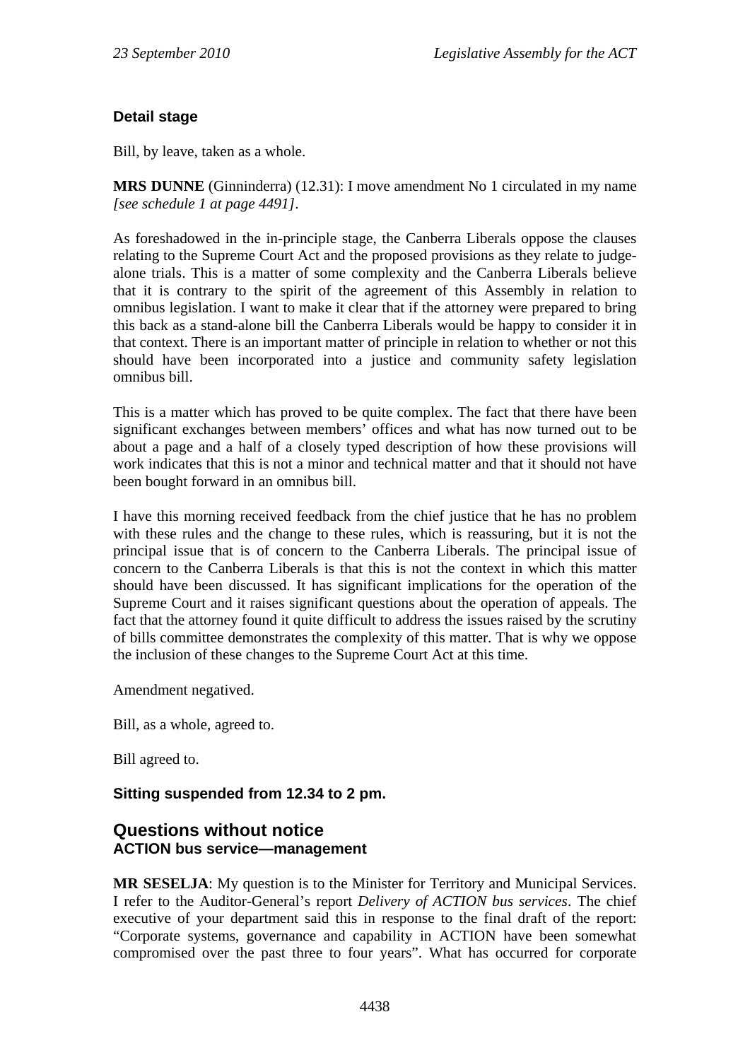### Detail stage

Bill, by leave, taken as a whole.

**MRS DUNNE** (Ginninderra) (12.31): I move amendment No 1 circulated in my name *[see schedule 1 at page 4491]*.

As foreshadowed in the in-principle stage, the Canberra Liberals oppose the clauses relating to the Supreme Court Act and the proposed provisions as they relate to judge-alone trials. This is a matter of some complexity and the Canberra Liberals believe that it is contrary to the spirit of the agreement of this Assembly in relation to omnibus legislation. I want to make it clear that if the attorney were prepared to bring this back as a stand-alone bill the Canberra Liberals would be happy to consider it in that context. There is an important matter of principle in relation to whether or not this should have been incorporated into a justice and community safety legislation omnibus bill.

This is a matter which has proved to be quite complex. The fact that there have been significant exchanges between members' offices and what has now turned out to be about a page and a half of a closely typed description of how these provisions will work indicates that this is not a minor and technical matter and that it should not have been bought forward in an omnibus bill.

I have this morning received feedback from the chief justice that he has no problem with these rules and the change to these rules, which is reassuring, but it is not the principal issue that is of concern to the Canberra Liberals. The principal issue of concern to the Canberra Liberals is that this is not the context in which this matter should have been discussed. It has significant implications for the operation of the Supreme Court and it raises significant questions about the operation of appeals. The fact that the attorney found it quite difficult to address the issues raised by the scrutiny of bills committee demonstrates the complexity of this matter. That is why we oppose the inclusion of these changes to the Supreme Court Act at this time.

Amendment negatived.

Bill, as a whole, agreed to.

Bill agreed to.

**Sitting suspended from 12.34 to 2 pm.**

## Questions without notice
### ACTION bus service—management

**MR SESELJA**: My question is to the Minister for Territory and Municipal Services. I refer to the Auditor-General's report *Delivery of ACTION bus services*. The chief executive of your department said this in response to the final draft of the report: "Corporate systems, governance and capability in ACTION have been somewhat compromised over the past three to four years". What has occurred for corporate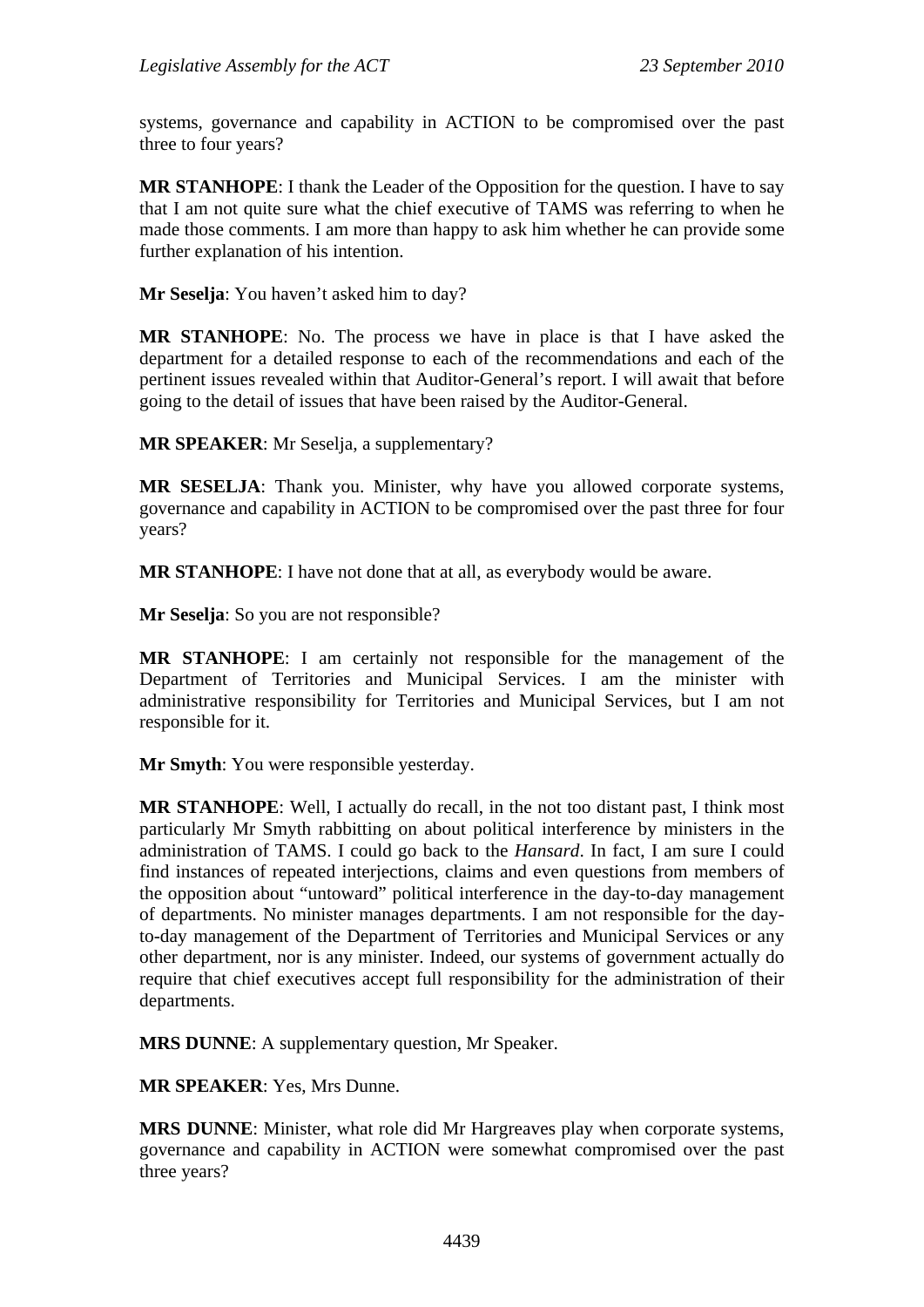systems, governance and capability in ACTION to be compromised over the past three to four years?

**MR STANHOPE**: I thank the Leader of the Opposition for the question. I have to say that I am not quite sure what the chief executive of TAMS was referring to when he made those comments. I am more than happy to ask him whether he can provide some further explanation of his intention.

**Mr Seselja**: You haven't asked him to day?

**MR STANHOPE**: No. The process we have in place is that I have asked the department for a detailed response to each of the recommendations and each of the pertinent issues revealed within that Auditor-General's report. I will await that before going to the detail of issues that have been raised by the Auditor-General.

**MR SPEAKER**: Mr Seselja, a supplementary?

**MR SESELJA**: Thank you. Minister, why have you allowed corporate systems, governance and capability in ACTION to be compromised over the past three for four years?

**MR STANHOPE**: I have not done that at all, as everybody would be aware.

**Mr Seselja**: So you are not responsible?

**MR STANHOPE**: I am certainly not responsible for the management of the Department of Territories and Municipal Services. I am the minister with administrative responsibility for Territories and Municipal Services, but I am not responsible for it.

**Mr Smyth**: You were responsible yesterday.

**MR STANHOPE**: Well, I actually do recall, in the not too distant past, I think most particularly Mr Smyth rabbitting on about political interference by ministers in the administration of TAMS. I could go back to the *Hansard*. In fact, I am sure I could find instances of repeated interjections, claims and even questions from members of the opposition about "untoward" political interference in the day-to-day management of departments. No minister manages departments. I am not responsible for the day-to-day management of the Department of Territories and Municipal Services or any other department, nor is any minister. Indeed, our systems of government actually do require that chief executives accept full responsibility for the administration of their departments.

**MRS DUNNE**: A supplementary question, Mr Speaker.

**MR SPEAKER**: Yes, Mrs Dunne.

**MRS DUNNE**: Minister, what role did Mr Hargreaves play when corporate systems, governance and capability in ACTION were somewhat compromised over the past three years?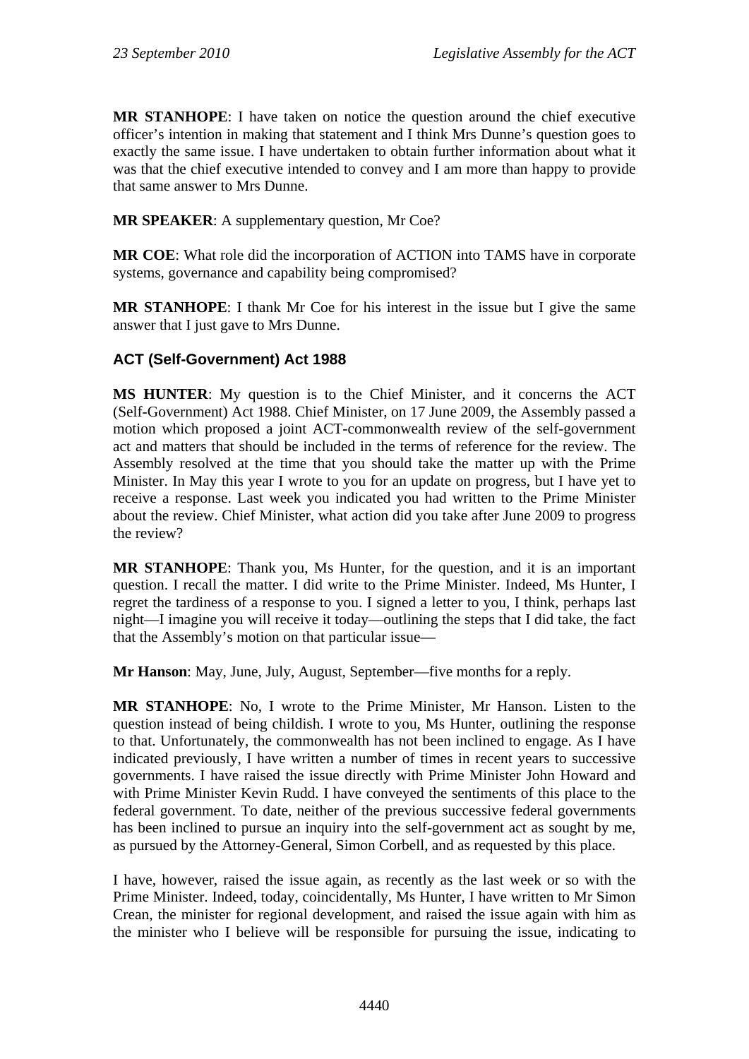**MR STANHOPE**: I have taken on notice the question around the chief executive officer's intention in making that statement and I think Mrs Dunne's question goes to exactly the same issue. I have undertaken to obtain further information about what it was that the chief executive intended to convey and I am more than happy to provide that same answer to Mrs Dunne.

**MR SPEAKER**: A supplementary question, Mr Coe?

**MR COE**: What role did the incorporation of ACTION into TAMS have in corporate systems, governance and capability being compromised?

**MR STANHOPE**: I thank Mr Coe for his interest in the issue but I give the same answer that I just gave to Mrs Dunne.

## ACT (Self-Government) Act 1988

**MS HUNTER**: My question is to the Chief Minister, and it concerns the ACT (Self-Government) Act 1988. Chief Minister, on 17 June 2009, the Assembly passed a motion which proposed a joint ACT-commonwealth review of the self-government act and matters that should be included in the terms of reference for the review. The Assembly resolved at the time that you should take the matter up with the Prime Minister. In May this year I wrote to you for an update on progress, but I have yet to receive a response. Last week you indicated you had written to the Prime Minister about the review. Chief Minister, what action did you take after June 2009 to progress the review?

**MR STANHOPE**: Thank you, Ms Hunter, for the question, and it is an important question. I recall the matter. I did write to the Prime Minister. Indeed, Ms Hunter, I regret the tardiness of a response to you. I signed a letter to you, I think, perhaps last night—I imagine you will receive it today—outlining the steps that I did take, the fact that the Assembly's motion on that particular issue—

**Mr Hanson**: May, June, July, August, September—five months for a reply.

**MR STANHOPE**: No, I wrote to the Prime Minister, Mr Hanson. Listen to the question instead of being childish. I wrote to you, Ms Hunter, outlining the response to that. Unfortunately, the commonwealth has not been inclined to engage. As I have indicated previously, I have written a number of times in recent years to successive governments. I have raised the issue directly with Prime Minister John Howard and with Prime Minister Kevin Rudd. I have conveyed the sentiments of this place to the federal government. To date, neither of the previous successive federal governments has been inclined to pursue an inquiry into the self-government act as sought by me, as pursued by the Attorney-General, Simon Corbell, and as requested by this place.

I have, however, raised the issue again, as recently as the last week or so with the Prime Minister. Indeed, today, coincidentally, Ms Hunter, I have written to Mr Simon Crean, the minister for regional development, and raised the issue again with him as the minister who I believe will be responsible for pursuing the issue, indicating to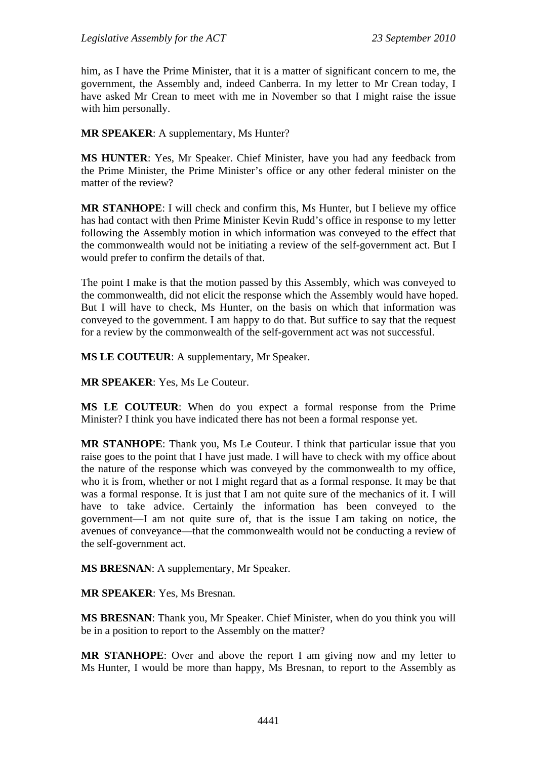him, as I have the Prime Minister, that it is a matter of significant concern to me, the government, the Assembly and, indeed Canberra. In my letter to Mr Crean today, I have asked Mr Crean to meet with me in November so that I might raise the issue with him personally.

**MR SPEAKER**: A supplementary, Ms Hunter?

**MS HUNTER**: Yes, Mr Speaker. Chief Minister, have you had any feedback from the Prime Minister, the Prime Minister's office or any other federal minister on the matter of the review?

**MR STANHOPE**: I will check and confirm this, Ms Hunter, but I believe my office has had contact with then Prime Minister Kevin Rudd's office in response to my letter following the Assembly motion in which information was conveyed to the effect that the commonwealth would not be initiating a review of the self-government act. But I would prefer to confirm the details of that.

The point I make is that the motion passed by this Assembly, which was conveyed to the commonwealth, did not elicit the response which the Assembly would have hoped. But I will have to check, Ms Hunter, on the basis on which that information was conveyed to the government. I am happy to do that. But suffice to say that the request for a review by the commonwealth of the self-government act was not successful.

**MS LE COUTEUR**: A supplementary, Mr Speaker.

**MR SPEAKER**: Yes, Ms Le Couteur.

**MS LE COUTEUR**: When do you expect a formal response from the Prime Minister? I think you have indicated there has not been a formal response yet.

**MR STANHOPE**: Thank you, Ms Le Couteur. I think that particular issue that you raise goes to the point that I have just made. I will have to check with my office about the nature of the response which was conveyed by the commonwealth to my office, who it is from, whether or not I might regard that as a formal response. It may be that was a formal response. It is just that I am not quite sure of the mechanics of it. I will have to take advice. Certainly the information has been conveyed to the government—I am not quite sure of, that is the issue I am taking on notice, the avenues of conveyance—that the commonwealth would not be conducting a review of the self-government act.

**MS BRESNAN**: A supplementary, Mr Speaker.

**MR SPEAKER**: Yes, Ms Bresnan.

**MS BRESNAN**: Thank you, Mr Speaker. Chief Minister, when do you think you will be in a position to report to the Assembly on the matter?

**MR STANHOPE**: Over and above the report I am giving now and my letter to Ms Hunter, I would be more than happy, Ms Bresnan, to report to the Assembly as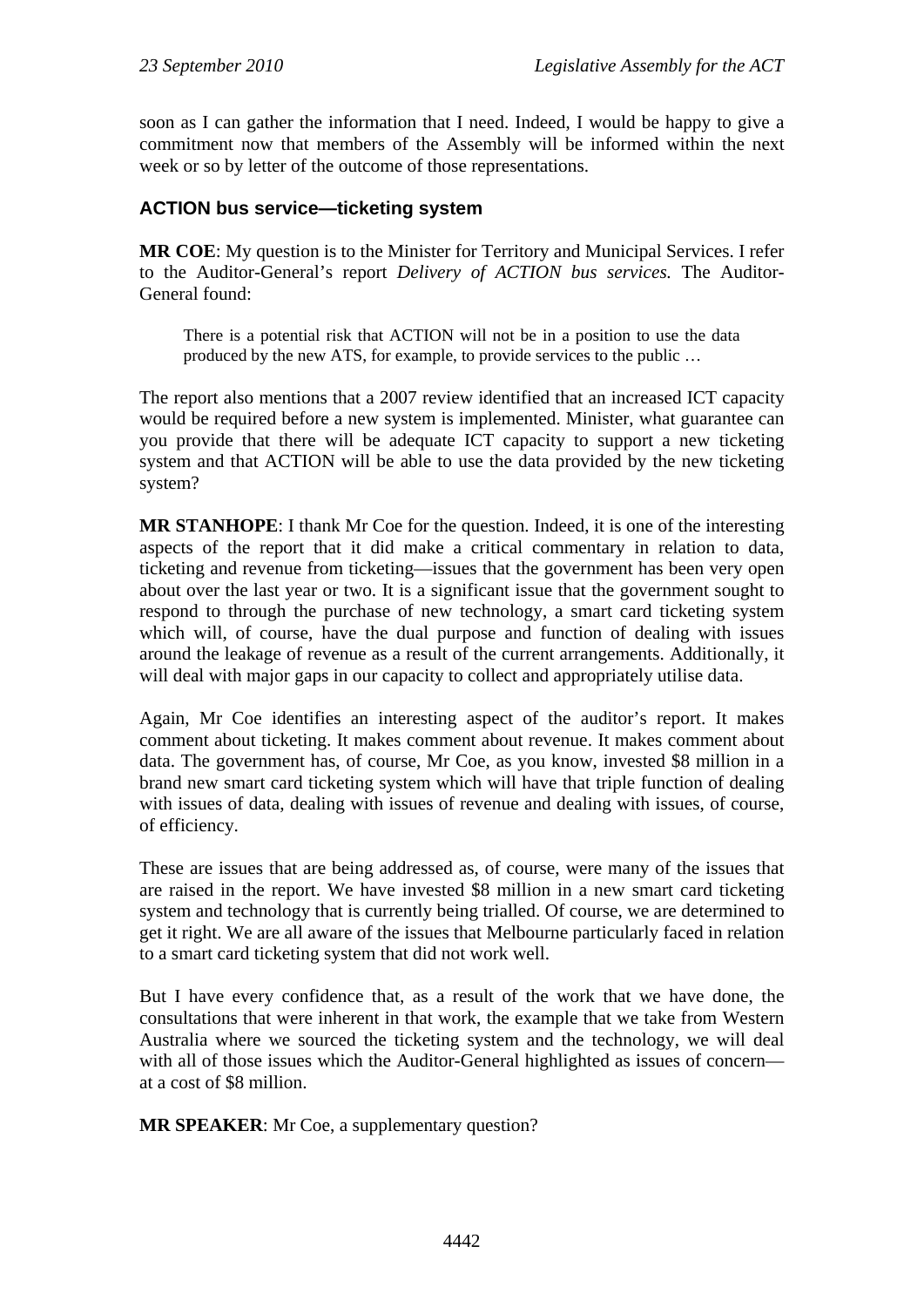soon as I can gather the information that I need. Indeed, I would be happy to give a commitment now that members of the Assembly will be informed within the next week or so by letter of the outcome of those representations.

### ACTION bus service—ticketing system

**MR COE**: My question is to the Minister for Territory and Municipal Services. I refer to the Auditor-General's report *Delivery of ACTION bus services.* The Auditor-General found:

> There is a potential risk that ACTION will not be in a position to use the data produced by the new ATS, for example, to provide services to the public …

The report also mentions that a 2007 review identified that an increased ICT capacity would be required before a new system is implemented. Minister, what guarantee can you provide that there will be adequate ICT capacity to support a new ticketing system and that ACTION will be able to use the data provided by the new ticketing system?

**MR STANHOPE**: I thank Mr Coe for the question. Indeed, it is one of the interesting aspects of the report that it did make a critical commentary in relation to data, ticketing and revenue from ticketing—issues that the government has been very open about over the last year or two. It is a significant issue that the government sought to respond to through the purchase of new technology, a smart card ticketing system which will, of course, have the dual purpose and function of dealing with issues around the leakage of revenue as a result of the current arrangements. Additionally, it will deal with major gaps in our capacity to collect and appropriately utilise data.

Again, Mr Coe identifies an interesting aspect of the auditor's report. It makes comment about ticketing. It makes comment about revenue. It makes comment about data. The government has, of course, Mr Coe, as you know, invested $8 million in a brand new smart card ticketing system which will have that triple function of dealing with issues of data, dealing with issues of revenue and dealing with issues, of course, of efficiency.

These are issues that are being addressed as, of course, were many of the issues that are raised in the report. We have invested $8 million in a new smart card ticketing system and technology that is currently being trialled. Of course, we are determined to get it right. We are all aware of the issues that Melbourne particularly faced in relation to a smart card ticketing system that did not work well.

But I have every confidence that, as a result of the work that we have done, the consultations that were inherent in that work, the example that we take from Western Australia where we sourced the ticketing system and the technology, we will deal with all of those issues which the Auditor-General highlighted as issues of concern—at a cost of $8 million.

**MR SPEAKER**: Mr Coe, a supplementary question?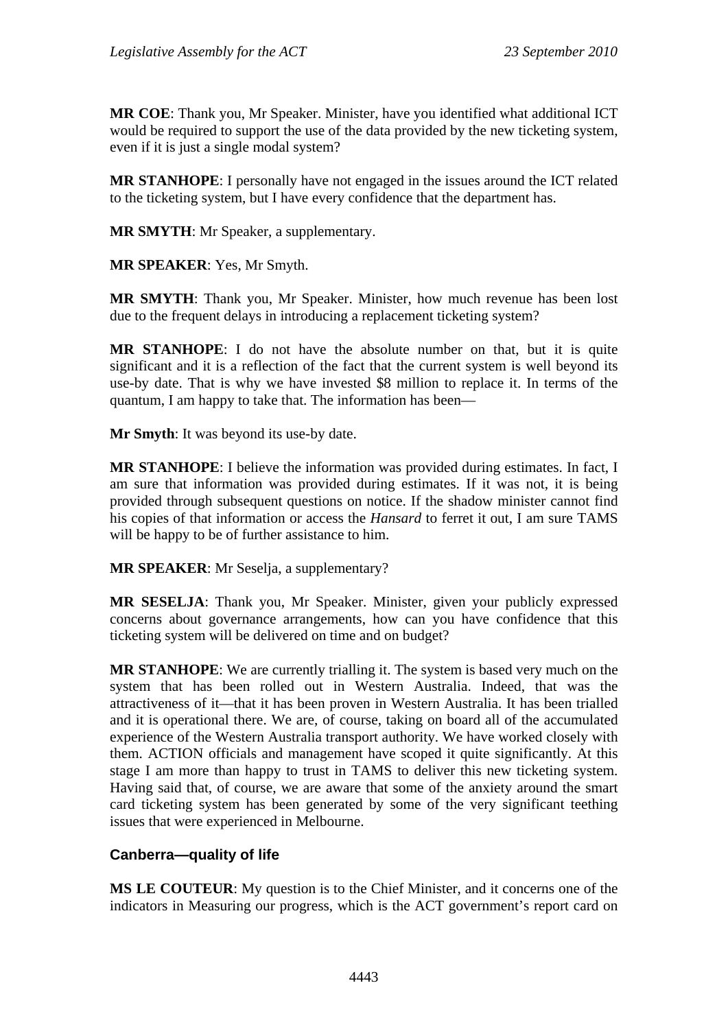**MR COE**: Thank you, Mr Speaker. Minister, have you identified what additional ICT would be required to support the use of the data provided by the new ticketing system, even if it is just a single modal system?

**MR STANHOPE**: I personally have not engaged in the issues around the ICT related to the ticketing system, but I have every confidence that the department has.

**MR SMYTH**: Mr Speaker, a supplementary.

**MR SPEAKER**: Yes, Mr Smyth.

**MR SMYTH**: Thank you, Mr Speaker. Minister, how much revenue has been lost due to the frequent delays in introducing a replacement ticketing system?

**MR STANHOPE**: I do not have the absolute number on that, but it is quite significant and it is a reflection of the fact that the current system is well beyond its use-by date. That is why we have invested $8 million to replace it. In terms of the quantum, I am happy to take that. The information has been—

**Mr Smyth**: It was beyond its use-by date.

**MR STANHOPE**: I believe the information was provided during estimates. In fact, I am sure that information was provided during estimates. If it was not, it is being provided through subsequent questions on notice. If the shadow minister cannot find his copies of that information or access the *Hansard* to ferret it out, I am sure TAMS will be happy to be of further assistance to him.

**MR SPEAKER**: Mr Seselja, a supplementary?

**MR SESELJA**: Thank you, Mr Speaker. Minister, given your publicly expressed concerns about governance arrangements, how can you have confidence that this ticketing system will be delivered on time and on budget?

**MR STANHOPE**: We are currently trialling it. The system is based very much on the system that has been rolled out in Western Australia. Indeed, that was the attractiveness of it—that it has been proven in Western Australia. It has been trialled and it is operational there. We are, of course, taking on board all of the accumulated experience of the Western Australia transport authority. We have worked closely with them. ACTION officials and management have scoped it quite significantly. At this stage I am more than happy to trust in TAMS to deliver this new ticketing system. Having said that, of course, we are aware that some of the anxiety around the smart card ticketing system has been generated by some of the very significant teething issues that were experienced in Melbourne.

## Canberra—quality of life

**MS LE COUTEUR**: My question is to the Chief Minister, and it concerns one of the indicators in Measuring our progress, which is the ACT government's report card on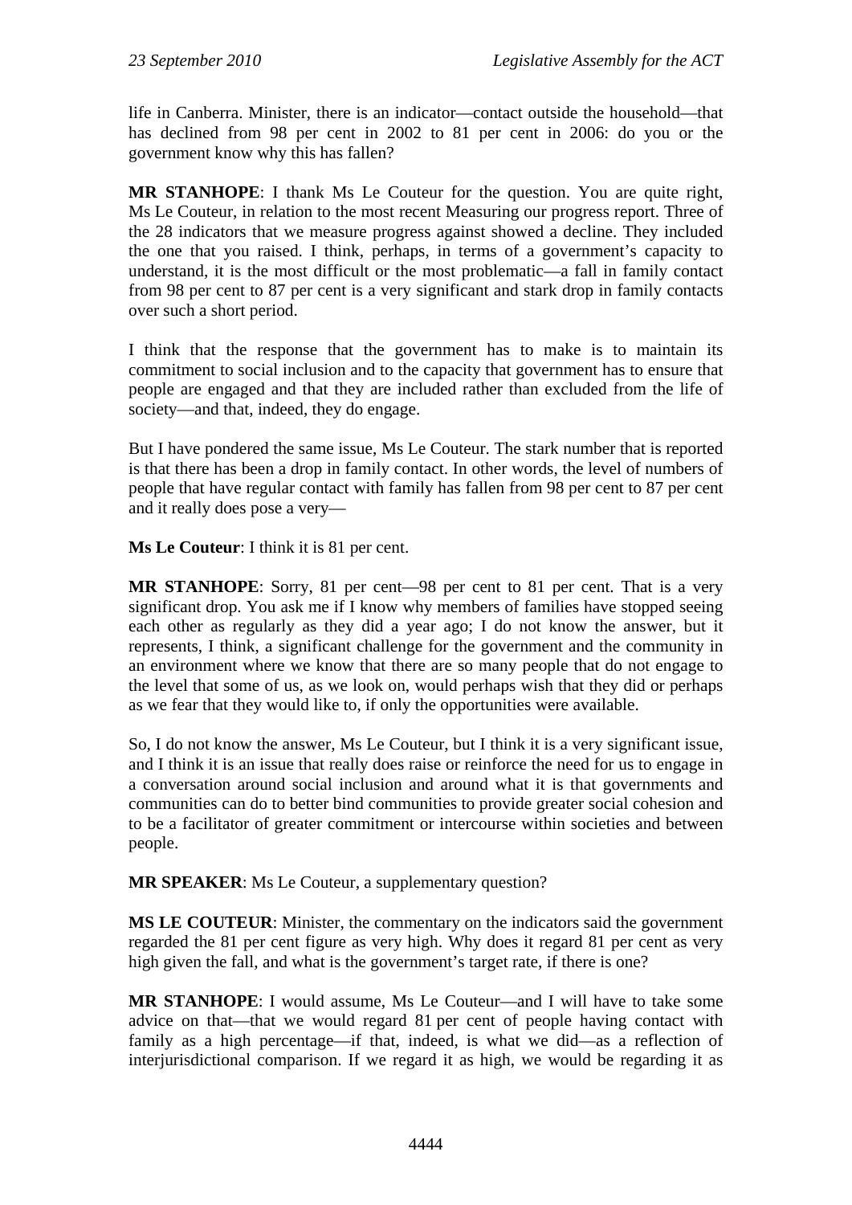life in Canberra. Minister, there is an indicator—contact outside the household—that has declined from 98 per cent in 2002 to 81 per cent in 2006: do you or the government know why this has fallen?

**MR STANHOPE**: I thank Ms Le Couteur for the question. You are quite right, Ms Le Couteur, in relation to the most recent Measuring our progress report. Three of the 28 indicators that we measure progress against showed a decline. They included the one that you raised. I think, perhaps, in terms of a government's capacity to understand, it is the most difficult or the most problematic—a fall in family contact from 98 per cent to 87 per cent is a very significant and stark drop in family contacts over such a short period.

I think that the response that the government has to make is to maintain its commitment to social inclusion and to the capacity that government has to ensure that people are engaged and that they are included rather than excluded from the life of society—and that, indeed, they do engage.

But I have pondered the same issue, Ms Le Couteur. The stark number that is reported is that there has been a drop in family contact. In other words, the level of numbers of people that have regular contact with family has fallen from 98 per cent to 87 per cent and it really does pose a very—

**Ms Le Couteur**: I think it is 81 per cent.

**MR STANHOPE**: Sorry, 81 per cent—98 per cent to 81 per cent. That is a very significant drop. You ask me if I know why members of families have stopped seeing each other as regularly as they did a year ago; I do not know the answer, but it represents, I think, a significant challenge for the government and the community in an environment where we know that there are so many people that do not engage to the level that some of us, as we look on, would perhaps wish that they did or perhaps as we fear that they would like to, if only the opportunities were available.

So, I do not know the answer, Ms Le Couteur, but I think it is a very significant issue, and I think it is an issue that really does raise or reinforce the need for us to engage in a conversation around social inclusion and around what it is that governments and communities can do to better bind communities to provide greater social cohesion and to be a facilitator of greater commitment or intercourse within societies and between people.

**MR SPEAKER**: Ms Le Couteur, a supplementary question?

**MS LE COUTEUR**: Minister, the commentary on the indicators said the government regarded the 81 per cent figure as very high. Why does it regard 81 per cent as very high given the fall, and what is the government's target rate, if there is one?

**MR STANHOPE**: I would assume, Ms Le Couteur—and I will have to take some advice on that—that we would regard 81 per cent of people having contact with family as a high percentage—if that, indeed, is what we did—as a reflection of interjurisdictional comparison. If we regard it as high, we would be regarding it as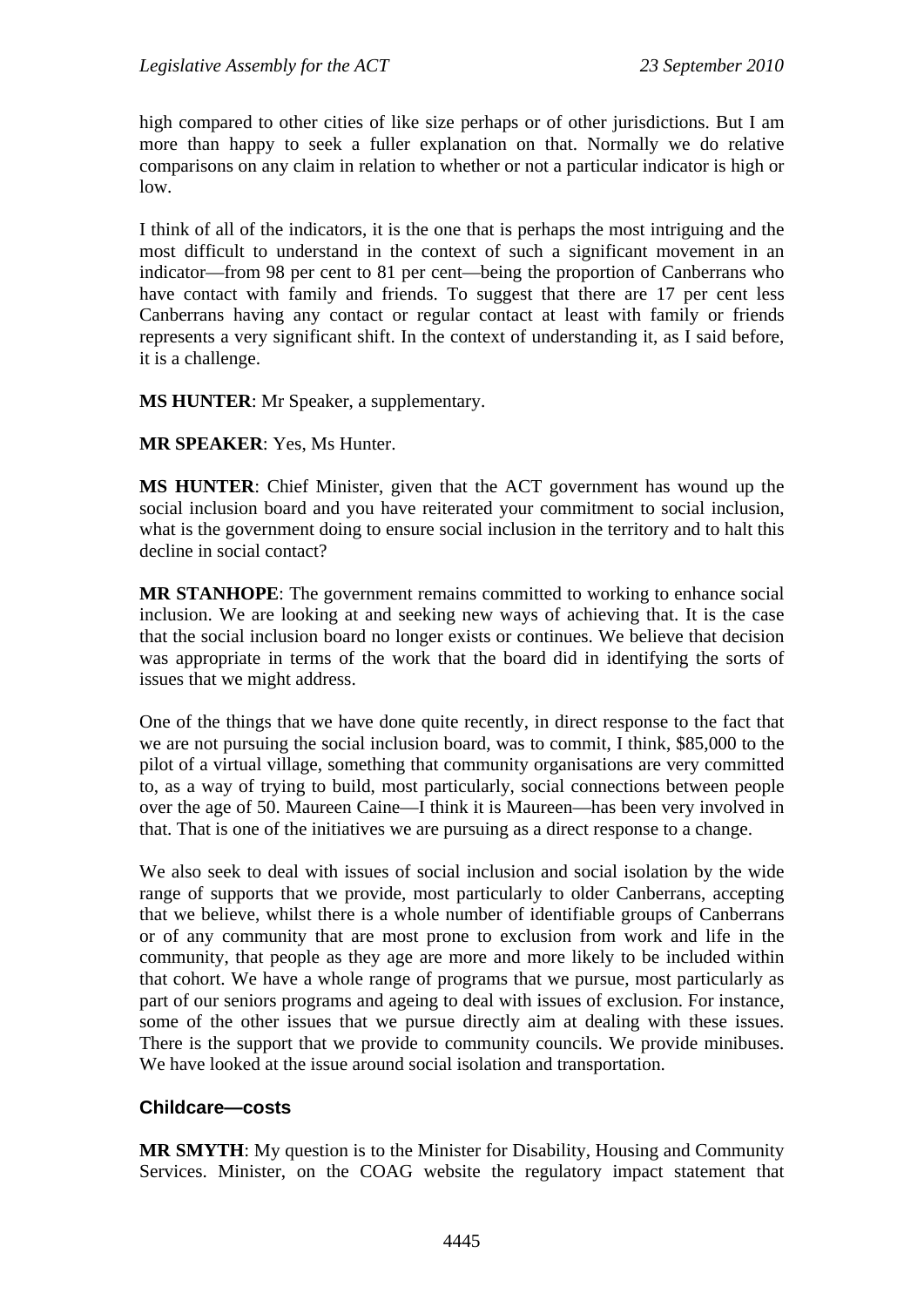high compared to other cities of like size perhaps or of other jurisdictions. But I am more than happy to seek a fuller explanation on that. Normally we do relative comparisons on any claim in relation to whether or not a particular indicator is high or low.

I think of all of the indicators, it is the one that is perhaps the most intriguing and the most difficult to understand in the context of such a significant movement in an indicator—from 98 per cent to 81 per cent—being the proportion of Canberrans who have contact with family and friends. To suggest that there are 17 per cent less Canberrans having any contact or regular contact at least with family or friends represents a very significant shift. In the context of understanding it, as I said before, it is a challenge.

**MS HUNTER**: Mr Speaker, a supplementary.

**MR SPEAKER**: Yes, Ms Hunter.

**MS HUNTER**: Chief Minister, given that the ACT government has wound up the social inclusion board and you have reiterated your commitment to social inclusion, what is the government doing to ensure social inclusion in the territory and to halt this decline in social contact?

**MR STANHOPE**: The government remains committed to working to enhance social inclusion. We are looking at and seeking new ways of achieving that. It is the case that the social inclusion board no longer exists or continues. We believe that decision was appropriate in terms of the work that the board did in identifying the sorts of issues that we might address.

One of the things that we have done quite recently, in direct response to the fact that we are not pursuing the social inclusion board, was to commit, I think, $85,000 to the pilot of a virtual village, something that community organisations are very committed to, as a way of trying to build, most particularly, social connections between people over the age of 50. Maureen Caine—I think it is Maureen—has been very involved in that. That is one of the initiatives we are pursuing as a direct response to a change.

We also seek to deal with issues of social inclusion and social isolation by the wide range of supports that we provide, most particularly to older Canberrans, accepting that we believe, whilst there is a whole number of identifiable groups of Canberrans or of any community that are most prone to exclusion from work and life in the community, that people as they age are more and more likely to be included within that cohort. We have a whole range of programs that we pursue, most particularly as part of our seniors programs and ageing to deal with issues of exclusion. For instance, some of the other issues that we pursue directly aim at dealing with these issues. There is the support that we provide to community councils. We provide minibuses. We have looked at the issue around social isolation and transportation.

## Childcare—costs

**MR SMYTH**: My question is to the Minister for Disability, Housing and Community Services. Minister, on the COAG website the regulatory impact statement that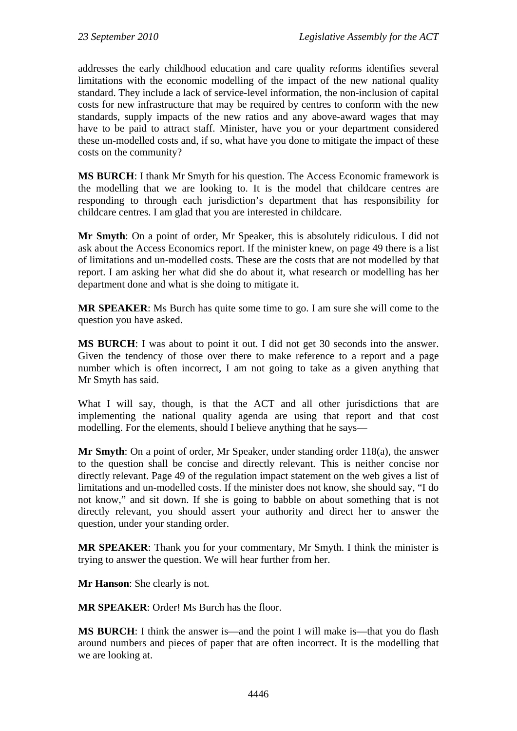addresses the early childhood education and care quality reforms identifies several limitations with the economic modelling of the impact of the new national quality standard. They include a lack of service-level information, the non-inclusion of capital costs for new infrastructure that may be required by centres to conform with the new standards, supply impacts of the new ratios and any above-award wages that may have to be paid to attract staff. Minister, have you or your department considered these un-modelled costs and, if so, what have you done to mitigate the impact of these costs on the community?

**MS BURCH**: I thank Mr Smyth for his question. The Access Economic framework is the modelling that we are looking to. It is the model that childcare centres are responding to through each jurisdiction's department that has responsibility for childcare centres. I am glad that you are interested in childcare.

**Mr Smyth**: On a point of order, Mr Speaker, this is absolutely ridiculous. I did not ask about the Access Economics report. If the minister knew, on page 49 there is a list of limitations and un-modelled costs. These are the costs that are not modelled by that report. I am asking her what did she do about it, what research or modelling has her department done and what is she doing to mitigate it.

**MR SPEAKER**: Ms Burch has quite some time to go. I am sure she will come to the question you have asked.

**MS BURCH**: I was about to point it out. I did not get 30 seconds into the answer. Given the tendency of those over there to make reference to a report and a page number which is often incorrect, I am not going to take as a given anything that Mr Smyth has said.

What I will say, though, is that the ACT and all other jurisdictions that are implementing the national quality agenda are using that report and that cost modelling. For the elements, should I believe anything that he says—

**Mr Smyth**: On a point of order, Mr Speaker, under standing order 118(a), the answer to the question shall be concise and directly relevant. This is neither concise nor directly relevant. Page 49 of the regulation impact statement on the web gives a list of limitations and un-modelled costs. If the minister does not know, she should say, "I do not know," and sit down. If she is going to babble on about something that is not directly relevant, you should assert your authority and direct her to answer the question, under your standing order.

**MR SPEAKER**: Thank you for your commentary, Mr Smyth. I think the minister is trying to answer the question. We will hear further from her.

**Mr Hanson**: She clearly is not.

**MR SPEAKER**: Order! Ms Burch has the floor.

**MS BURCH**: I think the answer is—and the point I will make is—that you do flash around numbers and pieces of paper that are often incorrect. It is the modelling that we are looking at.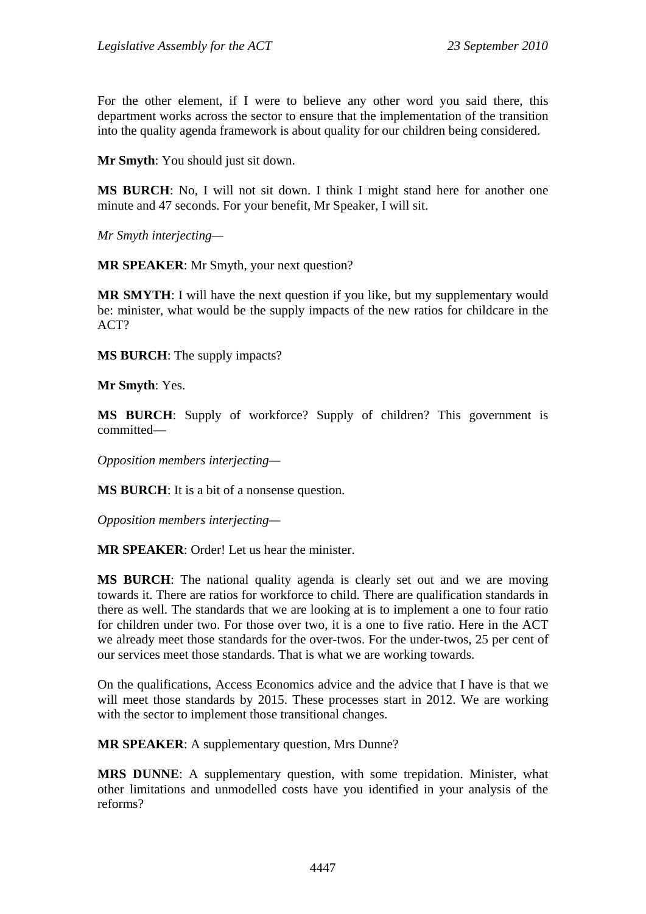For the other element, if I were to believe any other word you said there, this department works across the sector to ensure that the implementation of the transition into the quality agenda framework is about quality for our children being considered.

**Mr Smyth**: You should just sit down.

**MS BURCH**: No, I will not sit down. I think I might stand here for another one minute and 47 seconds. For your benefit, Mr Speaker, I will sit.

*Mr Smyth interjecting—*

**MR SPEAKER**: Mr Smyth, your next question?

**MR SMYTH**: I will have the next question if you like, but my supplementary would be: minister, what would be the supply impacts of the new ratios for childcare in the ACT?

**MS BURCH**: The supply impacts?

**Mr Smyth**: Yes.

**MS BURCH**: Supply of workforce? Supply of children? This government is committed—

*Opposition members interjecting—*

**MS BURCH**: It is a bit of a nonsense question.

*Opposition members interjecting—*

**MR SPEAKER**: Order! Let us hear the minister.

**MS BURCH**: The national quality agenda is clearly set out and we are moving towards it. There are ratios for workforce to child. There are qualification standards in there as well. The standards that we are looking at is to implement a one to four ratio for children under two. For those over two, it is a one to five ratio. Here in the ACT we already meet those standards for the over-twos. For the under-twos, 25 per cent of our services meet those standards. That is what we are working towards.

On the qualifications, Access Economics advice and the advice that I have is that we will meet those standards by 2015. These processes start in 2012. We are working with the sector to implement those transitional changes.

**MR SPEAKER**: A supplementary question, Mrs Dunne?

**MRS DUNNE**: A supplementary question, with some trepidation. Minister, what other limitations and unmodelled costs have you identified in your analysis of the reforms?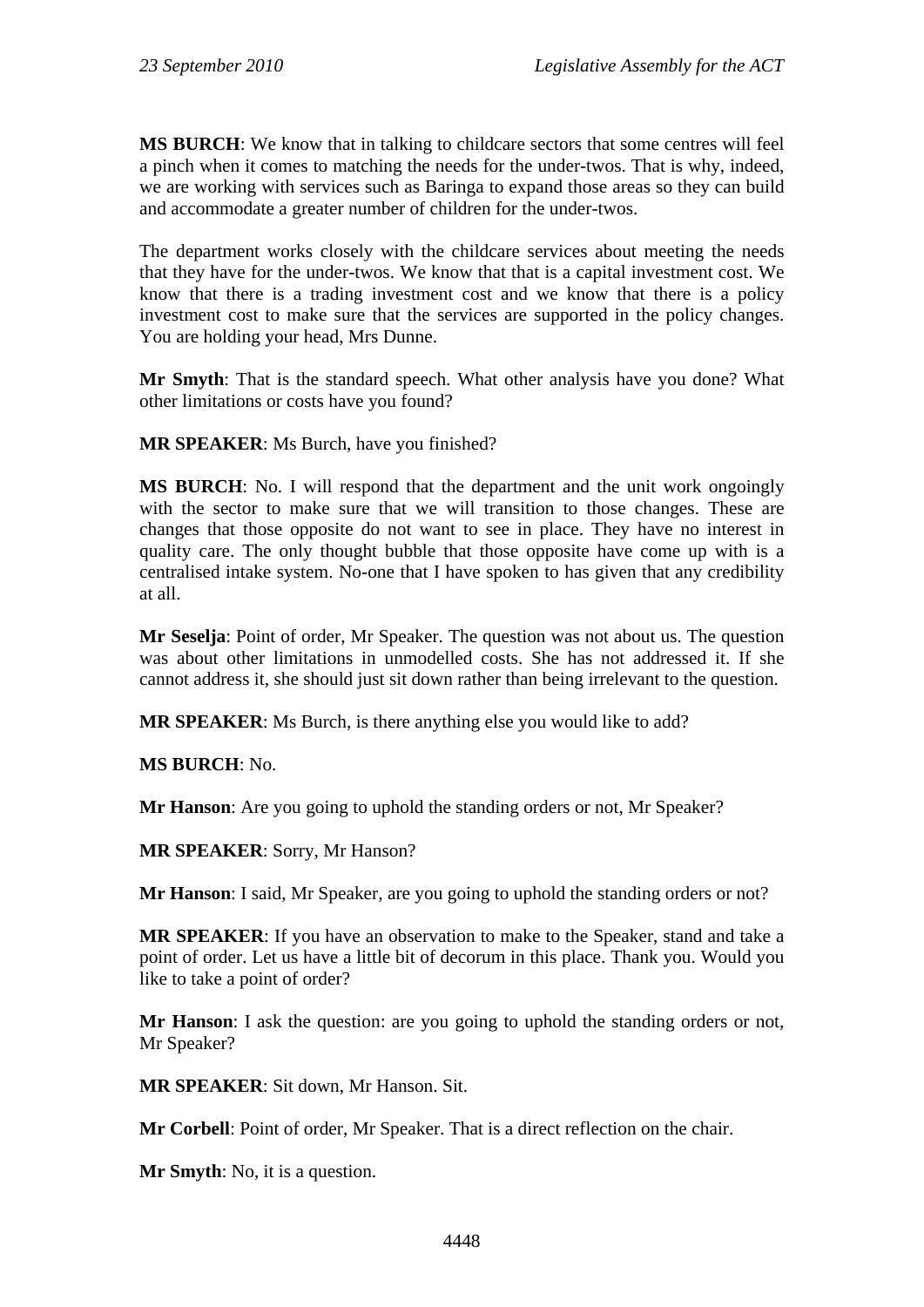**MS BURCH**: We know that in talking to childcare sectors that some centres will feel a pinch when it comes to matching the needs for the under-twos. That is why, indeed, we are working with services such as Baringa to expand those areas so they can build and accommodate a greater number of children for the under-twos.

The department works closely with the childcare services about meeting the needs that they have for the under-twos. We know that that is a capital investment cost. We know that there is a trading investment cost and we know that there is a policy investment cost to make sure that the services are supported in the policy changes. You are holding your head, Mrs Dunne.

**Mr Smyth**: That is the standard speech. What other analysis have you done? What other limitations or costs have you found?

**MR SPEAKER**: Ms Burch, have you finished?

**MS BURCH**: No. I will respond that the department and the unit work ongoingly with the sector to make sure that we will transition to those changes. These are changes that those opposite do not want to see in place. They have no interest in quality care. The only thought bubble that those opposite have come up with is a centralised intake system. No-one that I have spoken to has given that any credibility at all.

**Mr Seselja**: Point of order, Mr Speaker. The question was not about us. The question was about other limitations in unmodelled costs. She has not addressed it. If she cannot address it, she should just sit down rather than being irrelevant to the question.

**MR SPEAKER**: Ms Burch, is there anything else you would like to add?

**MS BURCH**: No.

**Mr Hanson**: Are you going to uphold the standing orders or not, Mr Speaker?

**MR SPEAKER**: Sorry, Mr Hanson?

**Mr Hanson**: I said, Mr Speaker, are you going to uphold the standing orders or not?

**MR SPEAKER**: If you have an observation to make to the Speaker, stand and take a point of order. Let us have a little bit of decorum in this place. Thank you. Would you like to take a point of order?

**Mr Hanson**: I ask the question: are you going to uphold the standing orders or not, Mr Speaker?

**MR SPEAKER**: Sit down, Mr Hanson. Sit.

**Mr Corbell**: Point of order, Mr Speaker. That is a direct reflection on the chair.

**Mr Smyth**: No, it is a question.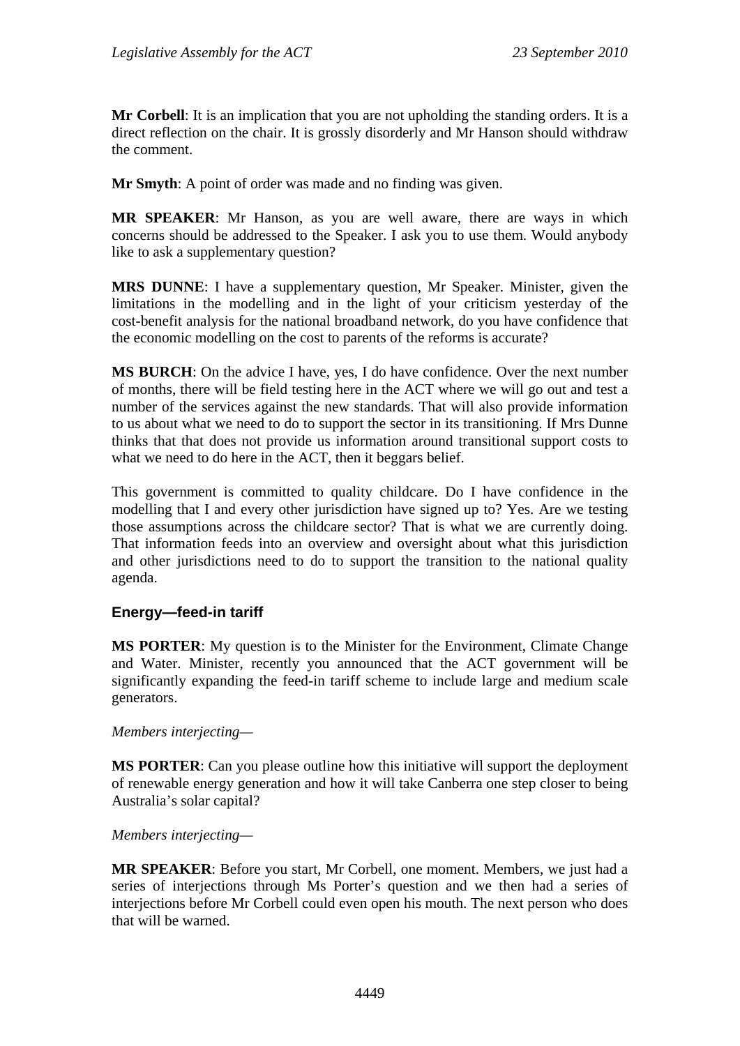**Mr Corbell**: It is an implication that you are not upholding the standing orders. It is a direct reflection on the chair. It is grossly disorderly and Mr Hanson should withdraw the comment.

**Mr Smyth**: A point of order was made and no finding was given.

**MR SPEAKER**: Mr Hanson, as you are well aware, there are ways in which concerns should be addressed to the Speaker. I ask you to use them. Would anybody like to ask a supplementary question?

**MRS DUNNE**: I have a supplementary question, Mr Speaker. Minister, given the limitations in the modelling and in the light of your criticism yesterday of the cost-benefit analysis for the national broadband network, do you have confidence that the economic modelling on the cost to parents of the reforms is accurate?

**MS BURCH**: On the advice I have, yes, I do have confidence. Over the next number of months, there will be field testing here in the ACT where we will go out and test a number of the services against the new standards. That will also provide information to us about what we need to do to support the sector in its transitioning. If Mrs Dunne thinks that that does not provide us information around transitional support costs to what we need to do here in the ACT, then it beggars belief.

This government is committed to quality childcare. Do I have confidence in the modelling that I and every other jurisdiction have signed up to? Yes. Are we testing those assumptions across the childcare sector? That is what we are currently doing. That information feeds into an overview and oversight about what this jurisdiction and other jurisdictions need to do to support the transition to the national quality agenda.

### Energy—feed-in tariff

**MS PORTER**: My question is to the Minister for the Environment, Climate Change and Water. Minister, recently you announced that the ACT government will be significantly expanding the feed-in tariff scheme to include large and medium scale generators.

*Members interjecting*—

**MS PORTER**: Can you please outline how this initiative will support the deployment of renewable energy generation and how it will take Canberra one step closer to being Australia's solar capital?

*Members interjecting*—

**MR SPEAKER**: Before you start, Mr Corbell, one moment. Members, we just had a series of interjections through Ms Porter's question and we then had a series of interjections before Mr Corbell could even open his mouth. The next person who does that will be warned.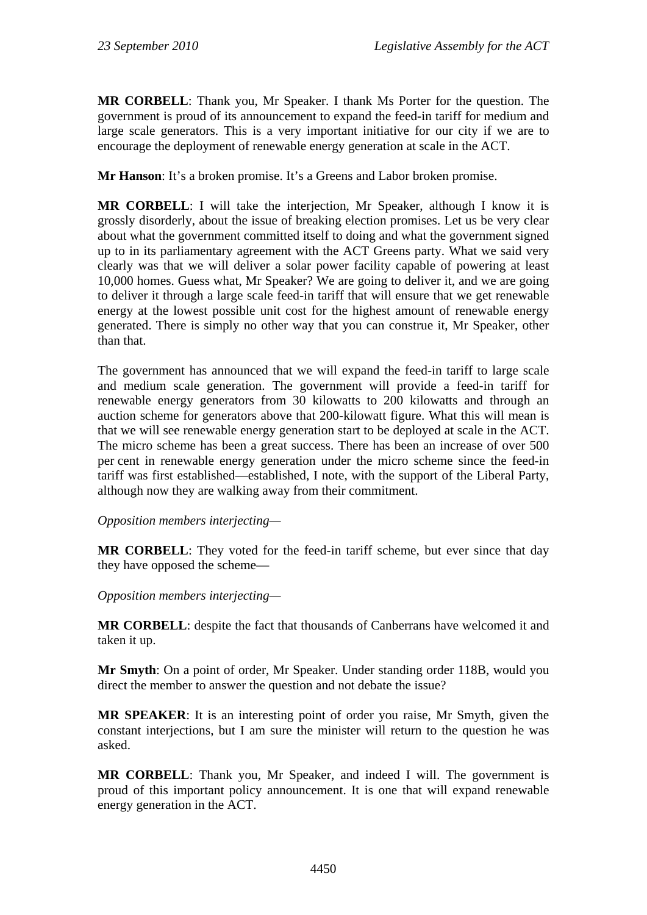**MR CORBELL**: Thank you, Mr Speaker. I thank Ms Porter for the question. The government is proud of its announcement to expand the feed-in tariff for medium and large scale generators. This is a very important initiative for our city if we are to encourage the deployment of renewable energy generation at scale in the ACT.

**Mr Hanson**: It's a broken promise. It's a Greens and Labor broken promise.

**MR CORBELL**: I will take the interjection, Mr Speaker, although I know it is grossly disorderly, about the issue of breaking election promises. Let us be very clear about what the government committed itself to doing and what the government signed up to in its parliamentary agreement with the ACT Greens party. What we said very clearly was that we will deliver a solar power facility capable of powering at least 10,000 homes. Guess what, Mr Speaker? We are going to deliver it, and we are going to deliver it through a large scale feed-in tariff that will ensure that we get renewable energy at the lowest possible unit cost for the highest amount of renewable energy generated. There is simply no other way that you can construe it, Mr Speaker, other than that.

The government has announced that we will expand the feed-in tariff to large scale and medium scale generation. The government will provide a feed-in tariff for renewable energy generators from 30 kilowatts to 200 kilowatts and through an auction scheme for generators above that 200-kilowatt figure. What this will mean is that we will see renewable energy generation start to be deployed at scale in the ACT. The micro scheme has been a great success. There has been an increase of over 500 per cent in renewable energy generation under the micro scheme since the feed-in tariff was first established—established, I note, with the support of the Liberal Party, although now they are walking away from their commitment.

*Opposition members interjecting*—

**MR CORBELL**: They voted for the feed-in tariff scheme, but ever since that day they have opposed the scheme—

*Opposition members interjecting*—

**MR CORBELL**: despite the fact that thousands of Canberrans have welcomed it and taken it up.

**Mr Smyth**: On a point of order, Mr Speaker. Under standing order 118B, would you direct the member to answer the question and not debate the issue?

**MR SPEAKER**: It is an interesting point of order you raise, Mr Smyth, given the constant interjections, but I am sure the minister will return to the question he was asked.

**MR CORBELL**: Thank you, Mr Speaker, and indeed I will. The government is proud of this important policy announcement. It is one that will expand renewable energy generation in the ACT.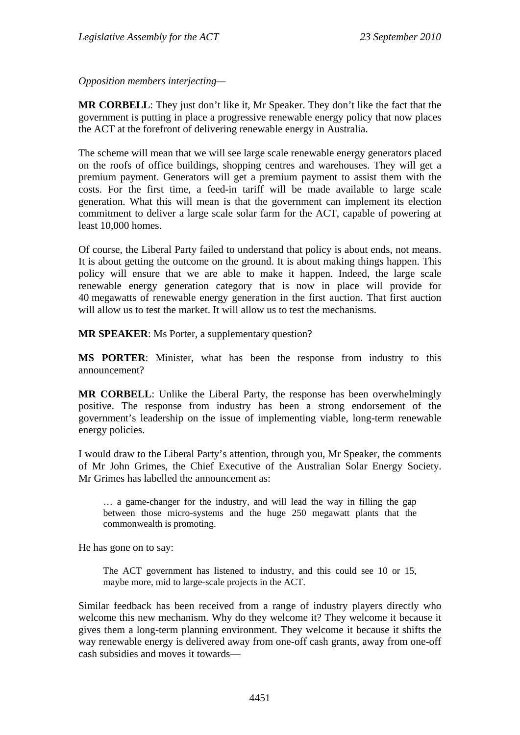*Opposition members interjecting—*

**MR CORBELL**: They just don't like it, Mr Speaker. They don't like the fact that the government is putting in place a progressive renewable energy policy that now places the ACT at the forefront of delivering renewable energy in Australia.

The scheme will mean that we will see large scale renewable energy generators placed on the roofs of office buildings, shopping centres and warehouses. They will get a premium payment. Generators will get a premium payment to assist them with the costs. For the first time, a feed-in tariff will be made available to large scale generation. What this will mean is that the government can implement its election commitment to deliver a large scale solar farm for the ACT, capable of powering at least 10,000 homes.

Of course, the Liberal Party failed to understand that policy is about ends, not means. It is about getting the outcome on the ground. It is about making things happen. This policy will ensure that we are able to make it happen. Indeed, the large scale renewable energy generation category that is now in place will provide for 40 megawatts of renewable energy generation in the first auction. That first auction will allow us to test the market. It will allow us to test the mechanisms.

**MR SPEAKER**: Ms Porter, a supplementary question?

**MS PORTER**: Minister, what has been the response from industry to this announcement?

**MR CORBELL**: Unlike the Liberal Party, the response has been overwhelmingly positive. The response from industry has been a strong endorsement of the government's leadership on the issue of implementing viable, long-term renewable energy policies.

I would draw to the Liberal Party's attention, through you, Mr Speaker, the comments of Mr John Grimes, the Chief Executive of the Australian Solar Energy Society. Mr Grimes has labelled the announcement as:

> … a game-changer for the industry, and will lead the way in filling the gap between those micro-systems and the huge 250 megawatt plants that the commonwealth is promoting.

He has gone on to say:

> The ACT government has listened to industry, and this could see 10 or 15, maybe more, mid to large-scale projects in the ACT.

Similar feedback has been received from a range of industry players directly who welcome this new mechanism. Why do they welcome it? They welcome it because it gives them a long-term planning environment. They welcome it because it shifts the way renewable energy is delivered away from one-off cash grants, away from one-off cash subsidies and moves it towards—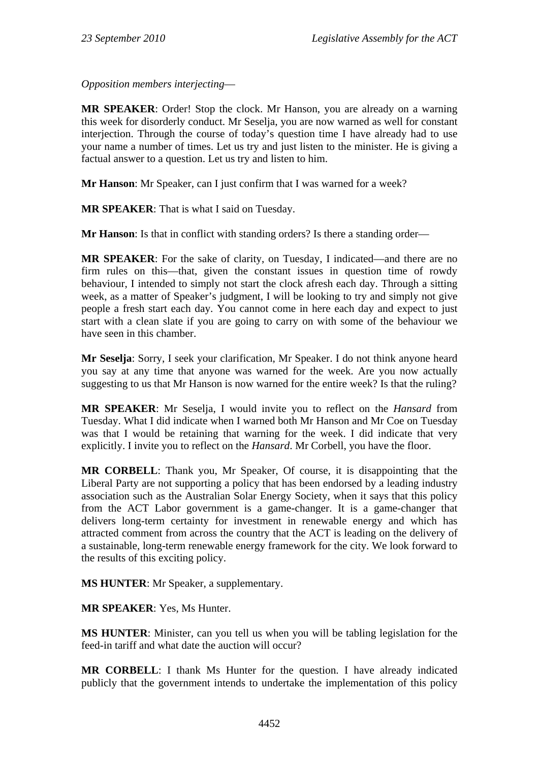*Opposition members interjecting*—

**MR SPEAKER**: Order! Stop the clock. Mr Hanson, you are already on a warning this week for disorderly conduct. Mr Seselja, you are now warned as well for constant interjection. Through the course of today's question time I have already had to use your name a number of times. Let us try and just listen to the minister. He is giving a factual answer to a question. Let us try and listen to him.

**Mr Hanson**: Mr Speaker, can I just confirm that I was warned for a week?

**MR SPEAKER**: That is what I said on Tuesday.

**Mr Hanson**: Is that in conflict with standing orders? Is there a standing order—

**MR SPEAKER**: For the sake of clarity, on Tuesday, I indicated—and there are no firm rules on this—that, given the constant issues in question time of rowdy behaviour, I intended to simply not start the clock afresh each day. Through a sitting week, as a matter of Speaker's judgment, I will be looking to try and simply not give people a fresh start each day. You cannot come in here each day and expect to just start with a clean slate if you are going to carry on with some of the behaviour we have seen in this chamber.

**Mr Seselja**: Sorry, I seek your clarification, Mr Speaker. I do not think anyone heard you say at any time that anyone was warned for the week. Are you now actually suggesting to us that Mr Hanson is now warned for the entire week? Is that the ruling?

**MR SPEAKER**: Mr Seselja, I would invite you to reflect on the *Hansard* from Tuesday. What I did indicate when I warned both Mr Hanson and Mr Coe on Tuesday was that I would be retaining that warning for the week. I did indicate that very explicitly. I invite you to reflect on the *Hansard*. Mr Corbell, you have the floor.

**MR CORBELL**: Thank you, Mr Speaker, Of course, it is disappointing that the Liberal Party are not supporting a policy that has been endorsed by a leading industry association such as the Australian Solar Energy Society, when it says that this policy from the ACT Labor government is a game-changer. It is a game-changer that delivers long-term certainty for investment in renewable energy and which has attracted comment from across the country that the ACT is leading on the delivery of a sustainable, long-term renewable energy framework for the city. We look forward to the results of this exciting policy.

**MS HUNTER**: Mr Speaker, a supplementary.

**MR SPEAKER**: Yes, Ms Hunter.

**MS HUNTER**: Minister, can you tell us when you will be tabling legislation for the feed-in tariff and what date the auction will occur?

**MR CORBELL**: I thank Ms Hunter for the question. I have already indicated publicly that the government intends to undertake the implementation of this policy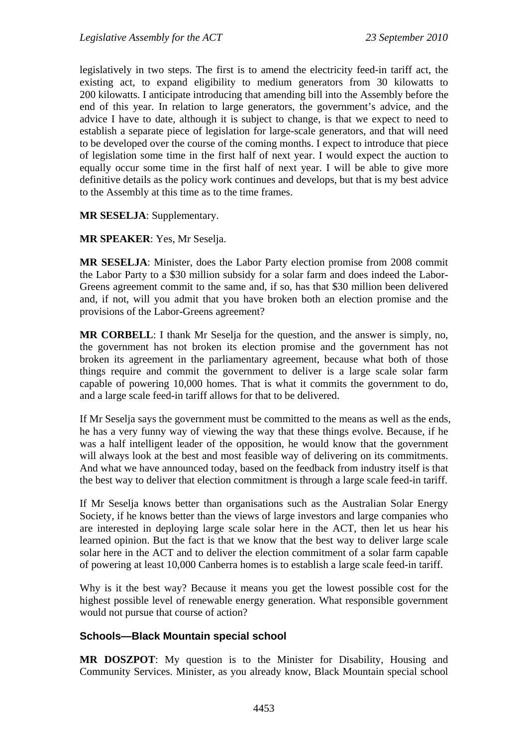legislatively in two steps. The first is to amend the electricity feed-in tariff act, the existing act, to expand eligibility to medium generators from 30 kilowatts to 200 kilowatts. I anticipate introducing that amending bill into the Assembly before the end of this year. In relation to large generators, the government's advice, and the advice I have to date, although it is subject to change, is that we expect to need to establish a separate piece of legislation for large-scale generators, and that will need to be developed over the course of the coming months. I expect to introduce that piece of legislation some time in the first half of next year. I would expect the auction to equally occur some time in the first half of next year. I will be able to give more definitive details as the policy work continues and develops, but that is my best advice to the Assembly at this time as to the time frames.

**MR SESELJA**: Supplementary.

**MR SPEAKER**: Yes, Mr Seselja.

**MR SESELJA**: Minister, does the Labor Party election promise from 2008 commit the Labor Party to a $30 million subsidy for a solar farm and does indeed the Labor-Greens agreement commit to the same and, if so, has that $30 million been delivered and, if not, will you admit that you have broken both an election promise and the provisions of the Labor-Greens agreement?

**MR CORBELL**: I thank Mr Seselja for the question, and the answer is simply, no, the government has not broken its election promise and the government has not broken its agreement in the parliamentary agreement, because what both of those things require and commit the government to deliver is a large scale solar farm capable of powering 10,000 homes. That is what it commits the government to do, and a large scale feed-in tariff allows for that to be delivered.

If Mr Seselja says the government must be committed to the means as well as the ends, he has a very funny way of viewing the way that these things evolve. Because, if he was a half intelligent leader of the opposition, he would know that the government will always look at the best and most feasible way of delivering on its commitments. And what we have announced today, based on the feedback from industry itself is that the best way to deliver that election commitment is through a large scale feed-in tariff.

If Mr Seselja knows better than organisations such as the Australian Solar Energy Society, if he knows better than the views of large investors and large companies who are interested in deploying large scale solar here in the ACT, then let us hear his learned opinion. But the fact is that we know that the best way to deliver large scale solar here in the ACT and to deliver the election commitment of a solar farm capable of powering at least 10,000 Canberra homes is to establish a large scale feed-in tariff.

Why is it the best way? Because it means you get the lowest possible cost for the highest possible level of renewable energy generation. What responsible government would not pursue that course of action?

### Schools—Black Mountain special school

**MR DOSZPOT**: My question is to the Minister for Disability, Housing and Community Services. Minister, as you already know, Black Mountain special school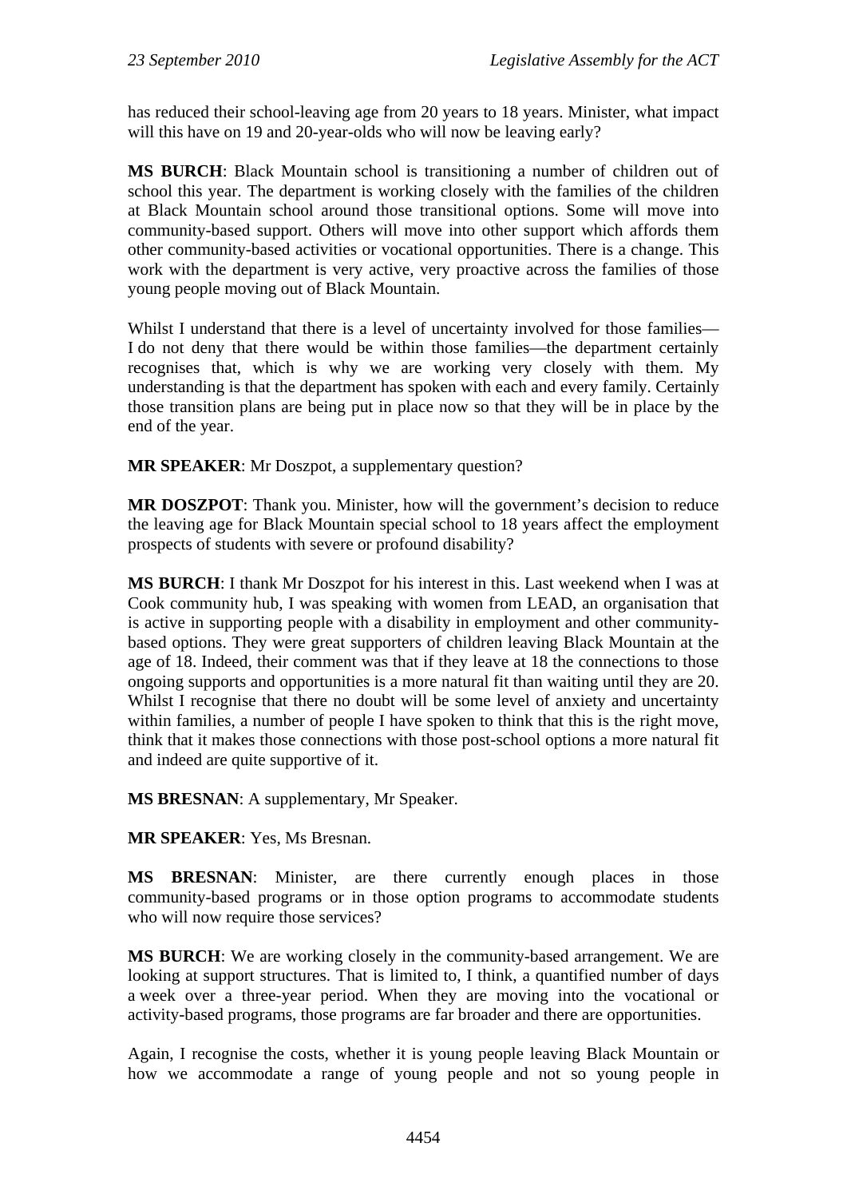has reduced their school-leaving age from 20 years to 18 years. Minister, what impact will this have on 19 and 20-year-olds who will now be leaving early?

**MS BURCH**: Black Mountain school is transitioning a number of children out of school this year. The department is working closely with the families of the children at Black Mountain school around those transitional options. Some will move into community-based support. Others will move into other support which affords them other community-based activities or vocational opportunities. There is a change. This work with the department is very active, very proactive across the families of those young people moving out of Black Mountain.

Whilst I understand that there is a level of uncertainty involved for those families—I do not deny that there would be within those families—the department certainly recognises that, which is why we are working very closely with them. My understanding is that the department has spoken with each and every family. Certainly those transition plans are being put in place now so that they will be in place by the end of the year.

**MR SPEAKER**: Mr Doszpot, a supplementary question?

**MR DOSZPOT**: Thank you. Minister, how will the government's decision to reduce the leaving age for Black Mountain special school to 18 years affect the employment prospects of students with severe or profound disability?

**MS BURCH**: I thank Mr Doszpot for his interest in this. Last weekend when I was at Cook community hub, I was speaking with women from LEAD, an organisation that is active in supporting people with a disability in employment and other community-based options. They were great supporters of children leaving Black Mountain at the age of 18. Indeed, their comment was that if they leave at 18 the connections to those ongoing supports and opportunities is a more natural fit than waiting until they are 20. Whilst I recognise that there no doubt will be some level of anxiety and uncertainty within families, a number of people I have spoken to think that this is the right move, think that it makes those connections with those post-school options a more natural fit and indeed are quite supportive of it.

**MS BRESNAN**: A supplementary, Mr Speaker.

**MR SPEAKER**: Yes, Ms Bresnan.

**MS BRESNAN**: Minister, are there currently enough places in those community-based programs or in those option programs to accommodate students who will now require those services?

**MS BURCH**: We are working closely in the community-based arrangement. We are looking at support structures. That is limited to, I think, a quantified number of days a week over a three-year period. When they are moving into the vocational or activity-based programs, those programs are far broader and there are opportunities.

Again, I recognise the costs, whether it is young people leaving Black Mountain or how we accommodate a range of young people and not so young people in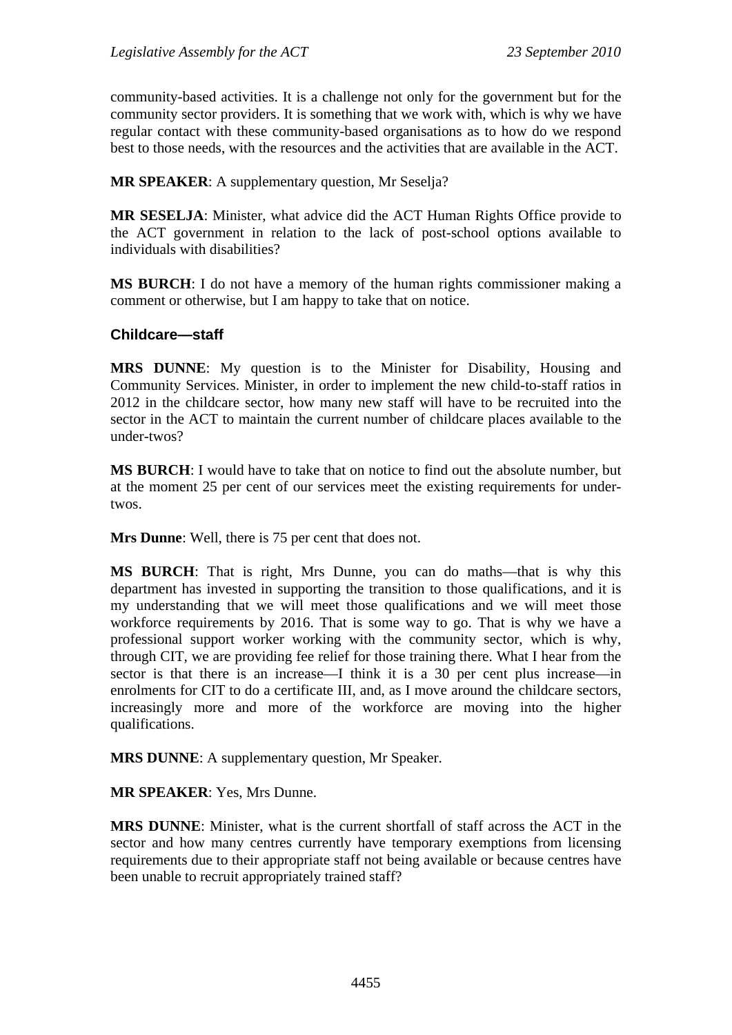community-based activities. It is a challenge not only for the government but for the community sector providers. It is something that we work with, which is why we have regular contact with these community-based organisations as to how do we respond best to those needs, with the resources and the activities that are available in the ACT.

**MR SPEAKER**: A supplementary question, Mr Seselja?

**MR SESELJA**: Minister, what advice did the ACT Human Rights Office provide to the ACT government in relation to the lack of post-school options available to individuals with disabilities?

**MS BURCH**: I do not have a memory of the human rights commissioner making a comment or otherwise, but I am happy to take that on notice.

### Childcare—staff

**MRS DUNNE**: My question is to the Minister for Disability, Housing and Community Services. Minister, in order to implement the new child-to-staff ratios in 2012 in the childcare sector, how many new staff will have to be recruited into the sector in the ACT to maintain the current number of childcare places available to the under-twos?

**MS BURCH**: I would have to take that on notice to find out the absolute number, but at the moment 25 per cent of our services meet the existing requirements for under-twos.

**Mrs Dunne**: Well, there is 75 per cent that does not.

**MS BURCH**: That is right, Mrs Dunne, you can do maths—that is why this department has invested in supporting the transition to those qualifications, and it is my understanding that we will meet those qualifications and we will meet those workforce requirements by 2016. That is some way to go. That is why we have a professional support worker working with the community sector, which is why, through CIT, we are providing fee relief for those training there. What I hear from the sector is that there is an increase—I think it is a 30 per cent plus increase—in enrolments for CIT to do a certificate III, and, as I move around the childcare sectors, increasingly more and more of the workforce are moving into the higher qualifications.

**MRS DUNNE**: A supplementary question, Mr Speaker.

**MR SPEAKER**: Yes, Mrs Dunne.

**MRS DUNNE**: Minister, what is the current shortfall of staff across the ACT in the sector and how many centres currently have temporary exemptions from licensing requirements due to their appropriate staff not being available or because centres have been unable to recruit appropriately trained staff?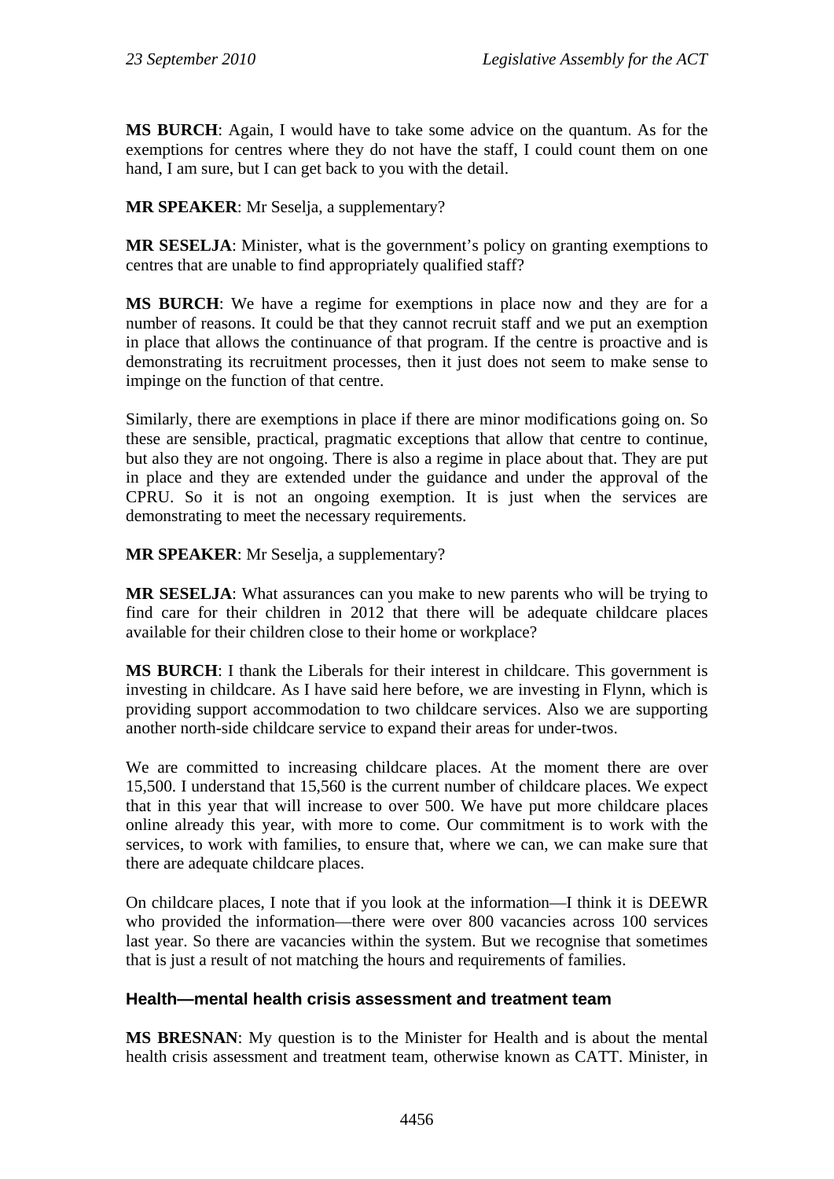**MS BURCH**: Again, I would have to take some advice on the quantum. As for the exemptions for centres where they do not have the staff, I could count them on one hand, I am sure, but I can get back to you with the detail.

**MR SPEAKER**: Mr Seselja, a supplementary?

**MR SESELJA**: Minister, what is the government's policy on granting exemptions to centres that are unable to find appropriately qualified staff?

**MS BURCH**: We have a regime for exemptions in place now and they are for a number of reasons. It could be that they cannot recruit staff and we put an exemption in place that allows the continuance of that program. If the centre is proactive and is demonstrating its recruitment processes, then it just does not seem to make sense to impinge on the function of that centre.

Similarly, there are exemptions in place if there are minor modifications going on. So these are sensible, practical, pragmatic exceptions that allow that centre to continue, but also they are not ongoing. There is also a regime in place about that. They are put in place and they are extended under the guidance and under the approval of the CPRU. So it is not an ongoing exemption. It is just when the services are demonstrating to meet the necessary requirements.

**MR SPEAKER**: Mr Seselja, a supplementary?

**MR SESELJA**: What assurances can you make to new parents who will be trying to find care for their children in 2012 that there will be adequate childcare places available for their children close to their home or workplace?

**MS BURCH**: I thank the Liberals for their interest in childcare. This government is investing in childcare. As I have said here before, we are investing in Flynn, which is providing support accommodation to two childcare services. Also we are supporting another north-side childcare service to expand their areas for under-twos.

We are committed to increasing childcare places. At the moment there are over 15,500. I understand that 15,560 is the current number of childcare places. We expect that in this year that will increase to over 500. We have put more childcare places online already this year, with more to come. Our commitment is to work with the services, to work with families, to ensure that, where we can, we can make sure that there are adequate childcare places.

On childcare places, I note that if you look at the information—I think it is DEEWR who provided the information—there were over 800 vacancies across 100 services last year. So there are vacancies within the system. But we recognise that sometimes that is just a result of not matching the hours and requirements of families.

### Health—mental health crisis assessment and treatment team

**MS BRESNAN**: My question is to the Minister for Health and is about the mental health crisis assessment and treatment team, otherwise known as CATT. Minister, in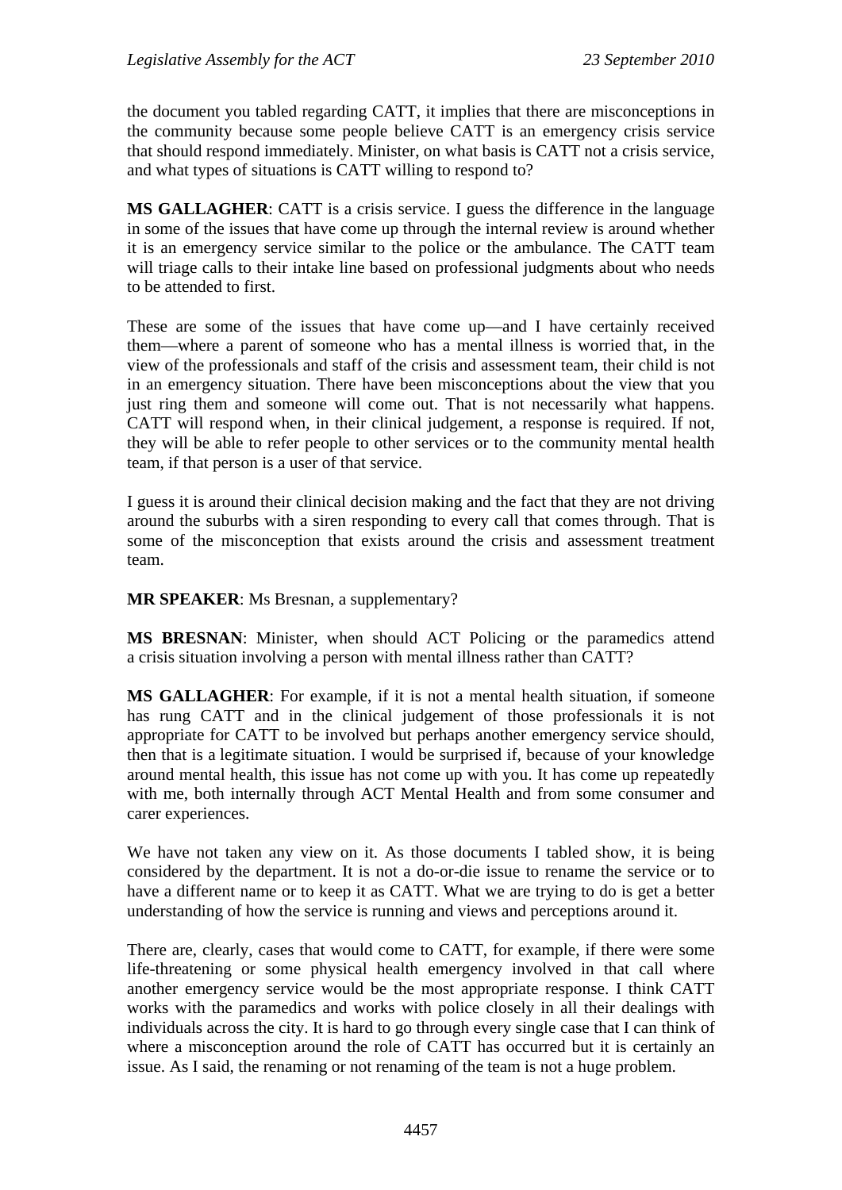the document you tabled regarding CATT, it implies that there are misconceptions in the community because some people believe CATT is an emergency crisis service that should respond immediately. Minister, on what basis is CATT not a crisis service, and what types of situations is CATT willing to respond to?

**MS GALLAGHER**: CATT is a crisis service. I guess the difference in the language in some of the issues that have come up through the internal review is around whether it is an emergency service similar to the police or the ambulance. The CATT team will triage calls to their intake line based on professional judgments about who needs to be attended to first.

These are some of the issues that have come up—and I have certainly received them—where a parent of someone who has a mental illness is worried that, in the view of the professionals and staff of the crisis and assessment team, their child is not in an emergency situation. There have been misconceptions about the view that you just ring them and someone will come out. That is not necessarily what happens. CATT will respond when, in their clinical judgement, a response is required. If not, they will be able to refer people to other services or to the community mental health team, if that person is a user of that service.

I guess it is around their clinical decision making and the fact that they are not driving around the suburbs with a siren responding to every call that comes through. That is some of the misconception that exists around the crisis and assessment treatment team.

**MR SPEAKER**: Ms Bresnan, a supplementary?

**MS BRESNAN**: Minister, when should ACT Policing or the paramedics attend a crisis situation involving a person with mental illness rather than CATT?

**MS GALLAGHER**: For example, if it is not a mental health situation, if someone has rung CATT and in the clinical judgement of those professionals it is not appropriate for CATT to be involved but perhaps another emergency service should, then that is a legitimate situation. I would be surprised if, because of your knowledge around mental health, this issue has not come up with you. It has come up repeatedly with me, both internally through ACT Mental Health and from some consumer and carer experiences.

We have not taken any view on it. As those documents I tabled show, it is being considered by the department. It is not a do-or-die issue to rename the service or to have a different name or to keep it as CATT. What we are trying to do is get a better understanding of how the service is running and views and perceptions around it.

There are, clearly, cases that would come to CATT, for example, if there were some life-threatening or some physical health emergency involved in that call where another emergency service would be the most appropriate response. I think CATT works with the paramedics and works with police closely in all their dealings with individuals across the city. It is hard to go through every single case that I can think of where a misconception around the role of CATT has occurred but it is certainly an issue. As I said, the renaming or not renaming of the team is not a huge problem.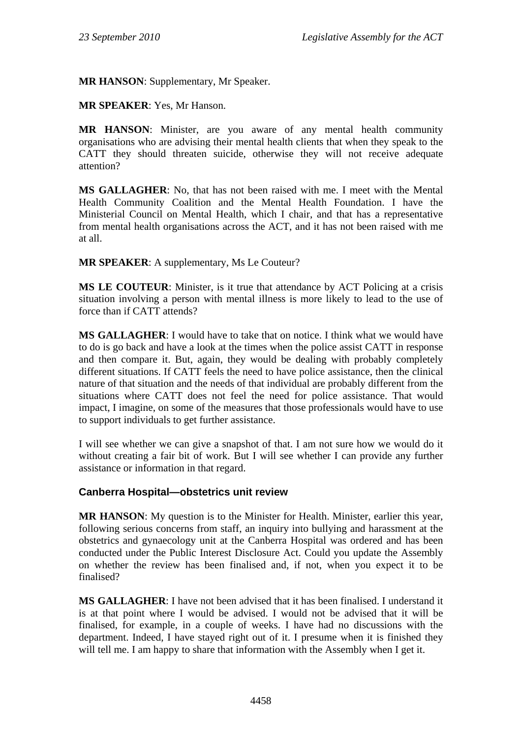**MR HANSON**: Supplementary, Mr Speaker.

**MR SPEAKER**: Yes, Mr Hanson.

**MR HANSON**: Minister, are you aware of any mental health community organisations who are advising their mental health clients that when they speak to the CATT they should threaten suicide, otherwise they will not receive adequate attention?

**MS GALLAGHER**: No, that has not been raised with me. I meet with the Mental Health Community Coalition and the Mental Health Foundation. I have the Ministerial Council on Mental Health, which I chair, and that has a representative from mental health organisations across the ACT, and it has not been raised with me at all.

**MR SPEAKER**: A supplementary, Ms Le Couteur?

**MS LE COUTEUR**: Minister, is it true that attendance by ACT Policing at a crisis situation involving a person with mental illness is more likely to lead to the use of force than if CATT attends?

**MS GALLAGHER**: I would have to take that on notice. I think what we would have to do is go back and have a look at the times when the police assist CATT in response and then compare it. But, again, they would be dealing with probably completely different situations. If CATT feels the need to have police assistance, then the clinical nature of that situation and the needs of that individual are probably different from the situations where CATT does not feel the need for police assistance. That would impact, I imagine, on some of the measures that those professionals would have to use to support individuals to get further assistance.

I will see whether we can give a snapshot of that. I am not sure how we would do it without creating a fair bit of work. But I will see whether I can provide any further assistance or information in that regard.

### Canberra Hospital—obstetrics unit review

**MR HANSON**: My question is to the Minister for Health. Minister, earlier this year, following serious concerns from staff, an inquiry into bullying and harassment at the obstetrics and gynaecology unit at the Canberra Hospital was ordered and has been conducted under the Public Interest Disclosure Act. Could you update the Assembly on whether the review has been finalised and, if not, when you expect it to be finalised?

**MS GALLAGHER**: I have not been advised that it has been finalised. I understand it is at that point where I would be advised. I would not be advised that it will be finalised, for example, in a couple of weeks. I have had no discussions with the department. Indeed, I have stayed right out of it. I presume when it is finished they will tell me. I am happy to share that information with the Assembly when I get it.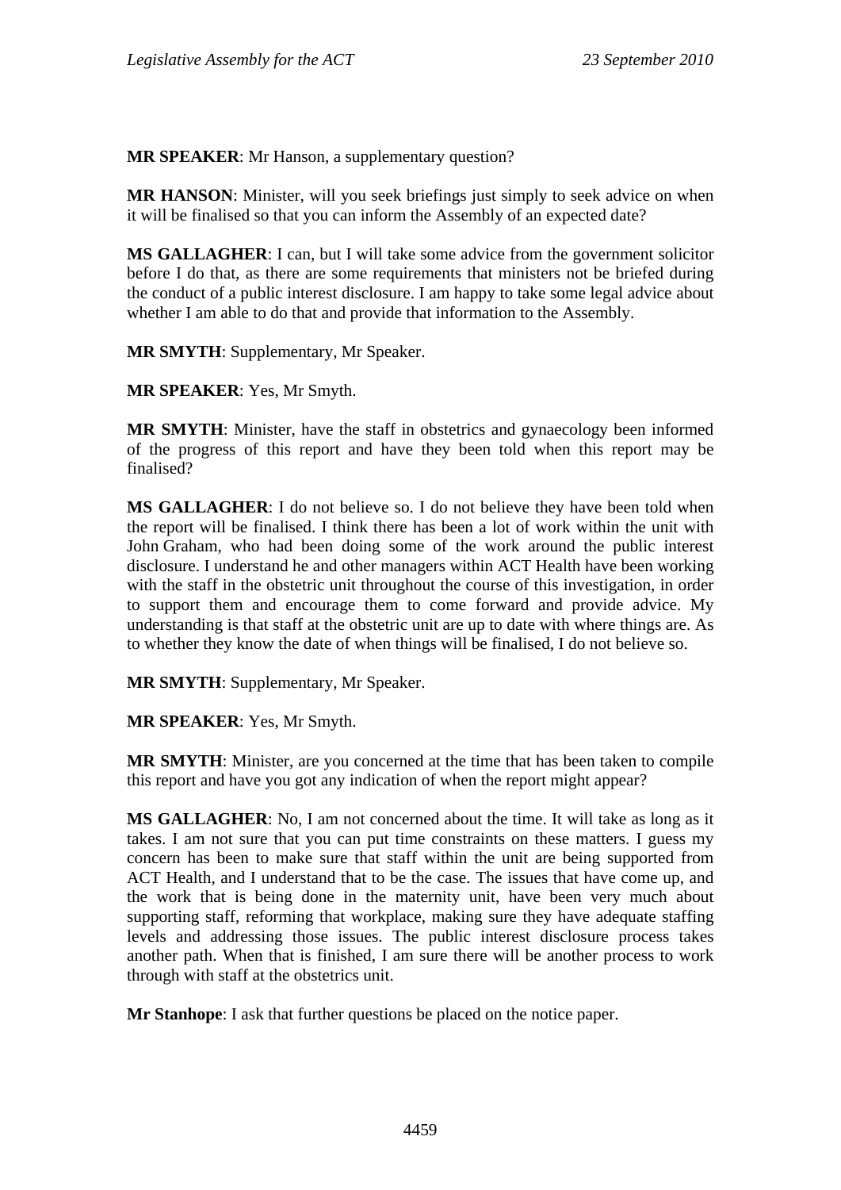**MR SPEAKER**: Mr Hanson, a supplementary question?

**MR HANSON**: Minister, will you seek briefings just simply to seek advice on when it will be finalised so that you can inform the Assembly of an expected date?

**MS GALLAGHER**: I can, but I will take some advice from the government solicitor before I do that, as there are some requirements that ministers not be briefed during the conduct of a public interest disclosure. I am happy to take some legal advice about whether I am able to do that and provide that information to the Assembly.

**MR SMYTH**: Supplementary, Mr Speaker.

**MR SPEAKER**: Yes, Mr Smyth.

**MR SMYTH**: Minister, have the staff in obstetrics and gynaecology been informed of the progress of this report and have they been told when this report may be finalised?

**MS GALLAGHER**: I do not believe so. I do not believe they have been told when the report will be finalised. I think there has been a lot of work within the unit with John Graham, who had been doing some of the work around the public interest disclosure. I understand he and other managers within ACT Health have been working with the staff in the obstetric unit throughout the course of this investigation, in order to support them and encourage them to come forward and provide advice. My understanding is that staff at the obstetric unit are up to date with where things are. As to whether they know the date of when things will be finalised, I do not believe so.

**MR SMYTH**: Supplementary, Mr Speaker.

**MR SPEAKER**: Yes, Mr Smyth.

**MR SMYTH**: Minister, are you concerned at the time that has been taken to compile this report and have you got any indication of when the report might appear?

**MS GALLAGHER**: No, I am not concerned about the time. It will take as long as it takes. I am not sure that you can put time constraints on these matters. I guess my concern has been to make sure that staff within the unit are being supported from ACT Health, and I understand that to be the case. The issues that have come up, and the work that is being done in the maternity unit, have been very much about supporting staff, reforming that workplace, making sure they have adequate staffing levels and addressing those issues. The public interest disclosure process takes another path. When that is finished, I am sure there will be another process to work through with staff at the obstetrics unit.

**Mr Stanhope**: I ask that further questions be placed on the notice paper.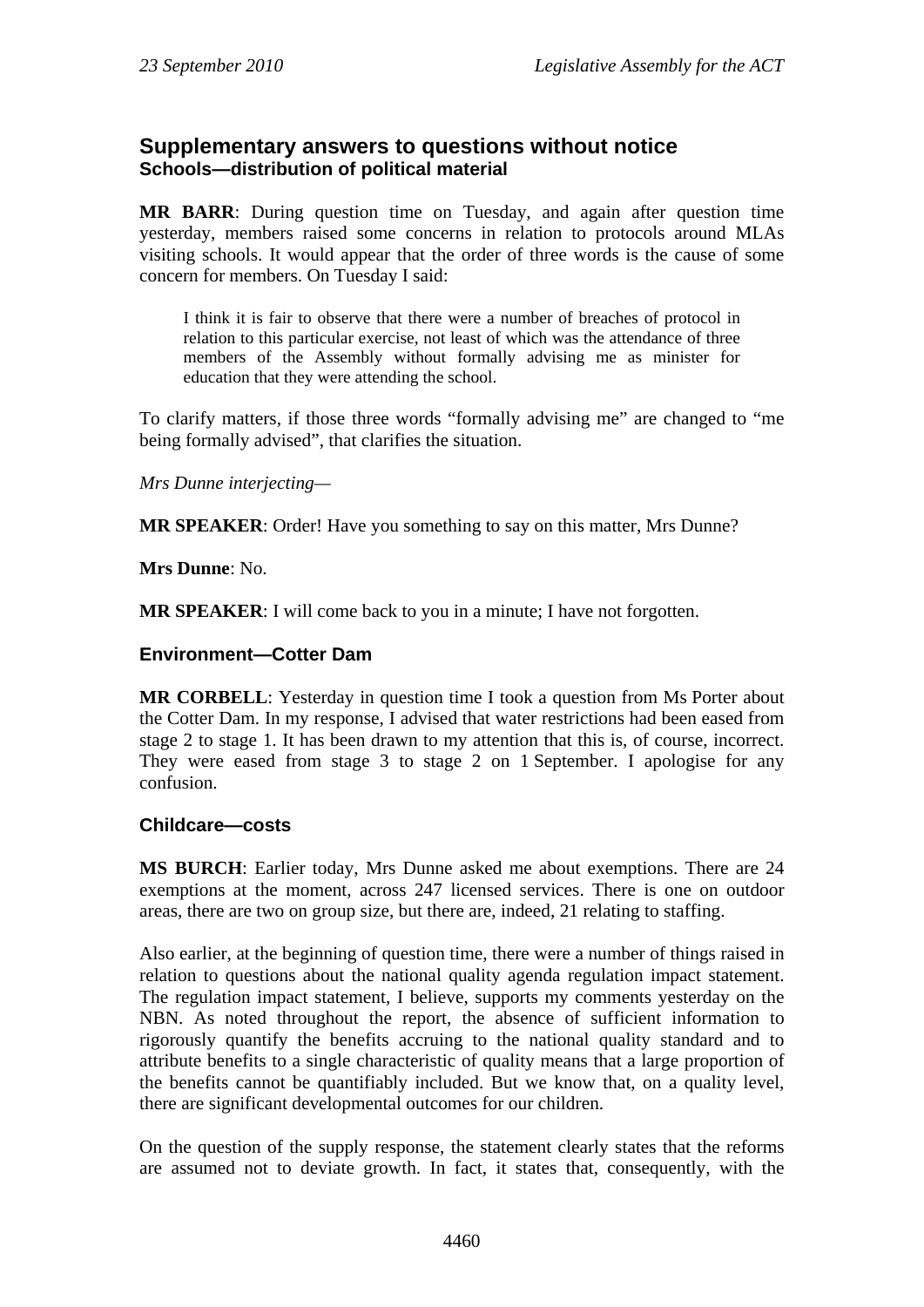## Supplementary answers to questions without notice

### Schools—distribution of political material

**MR BARR**: During question time on Tuesday, and again after question time yesterday, members raised some concerns in relation to protocols around MLAs visiting schools. It would appear that the order of three words is the cause of some concern for members. On Tuesday I said:

> I think it is fair to observe that there were a number of breaches of protocol in relation to this particular exercise, not least of which was the attendance of three members of the Assembly without formally advising me as minister for education that they were attending the school.

To clarify matters, if those three words "formally advising me" are changed to "me being formally advised", that clarifies the situation.

*Mrs Dunne interjecting*—

**MR SPEAKER**: Order! Have you something to say on this matter, Mrs Dunne?

**Mrs Dunne**: No.

**MR SPEAKER**: I will come back to you in a minute; I have not forgotten.

### Environment—Cotter Dam

**MR CORBELL**: Yesterday in question time I took a question from Ms Porter about the Cotter Dam. In my response, I advised that water restrictions had been eased from stage 2 to stage 1. It has been drawn to my attention that this is, of course, incorrect. They were eased from stage 3 to stage 2 on 1 September. I apologise for any confusion.

### Childcare—costs

**MS BURCH**: Earlier today, Mrs Dunne asked me about exemptions. There are 24 exemptions at the moment, across 247 licensed services. There is one on outdoor areas, there are two on group size, but there are, indeed, 21 relating to staffing.

Also earlier, at the beginning of question time, there were a number of things raised in relation to questions about the national quality agenda regulation impact statement. The regulation impact statement, I believe, supports my comments yesterday on the NBN. As noted throughout the report, the absence of sufficient information to rigorously quantify the benefits accruing to the national quality standard and to attribute benefits to a single characteristic of quality means that a large proportion of the benefits cannot be quantifiably included. But we know that, on a quality level, there are significant developmental outcomes for our children.

On the question of the supply response, the statement clearly states that the reforms are assumed not to deviate growth. In fact, it states that, consequently, with the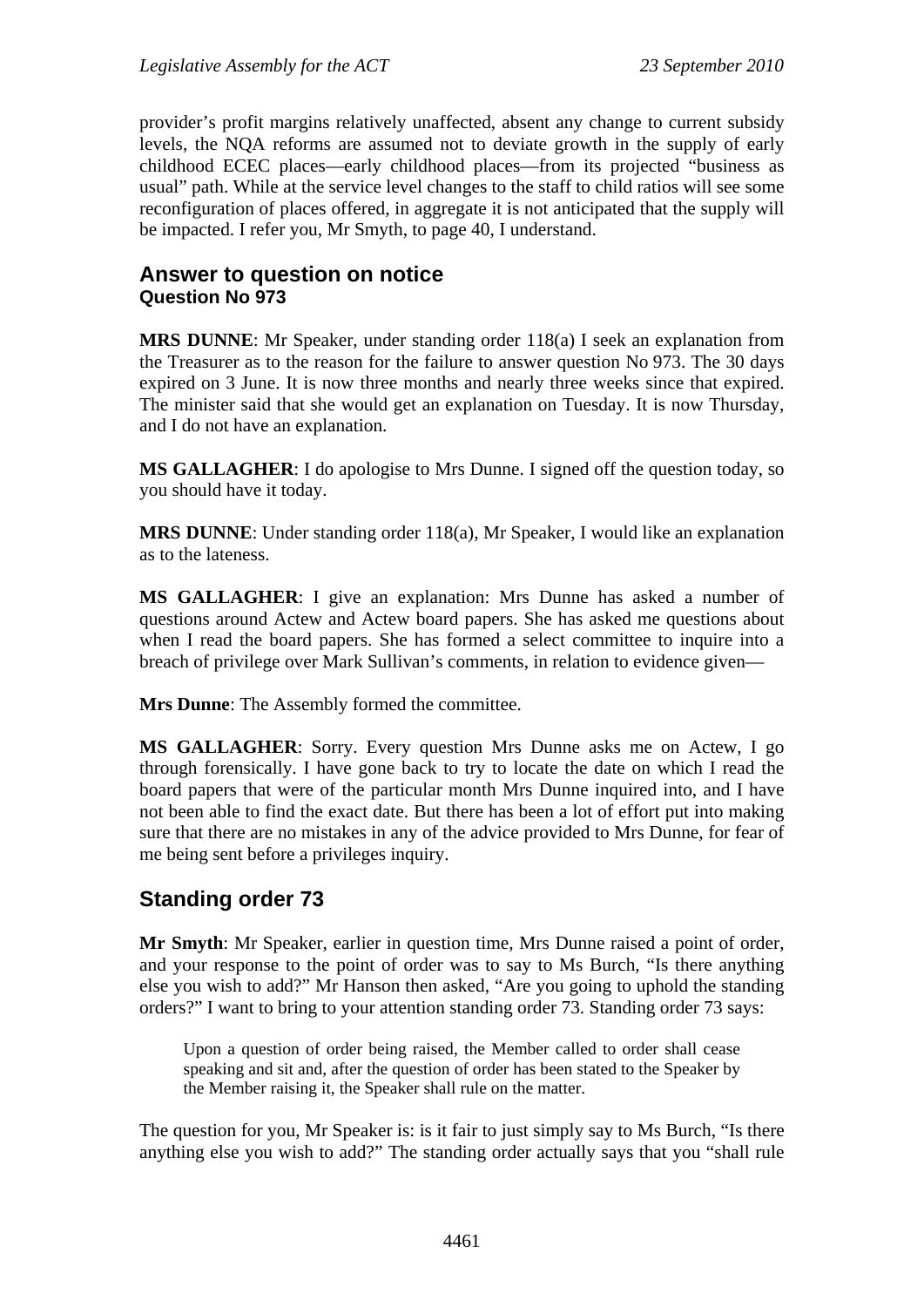provider's profit margins relatively unaffected, absent any change to current subsidy levels, the NQA reforms are assumed not to deviate growth in the supply of early childhood ECEC places—early childhood places—from its projected "business as usual" path. While at the service level changes to the staff to child ratios will see some reconfiguration of places offered, in aggregate it is not anticipated that the supply will be impacted. I refer you, Mr Smyth, to page 40, I understand.

## Answer to question on notice
### Question No 973

**MRS DUNNE**: Mr Speaker, under standing order 118(a) I seek an explanation from the Treasurer as to the reason for the failure to answer question No 973. The 30 days expired on 3 June. It is now three months and nearly three weeks since that expired. The minister said that she would get an explanation on Tuesday. It is now Thursday, and I do not have an explanation.

**MS GALLAGHER**: I do apologise to Mrs Dunne. I signed off the question today, so you should have it today.

**MRS DUNNE**: Under standing order 118(a), Mr Speaker, I would like an explanation as to the lateness.

**MS GALLAGHER**: I give an explanation: Mrs Dunne has asked a number of questions around Actew and Actew board papers. She has asked me questions about when I read the board papers. She has formed a select committee to inquire into a breach of privilege over Mark Sullivan's comments, in relation to evidence given—

**Mrs Dunne**: The Assembly formed the committee.

**MS GALLAGHER**: Sorry. Every question Mrs Dunne asks me on Actew, I go through forensically. I have gone back to try to locate the date on which I read the board papers that were of the particular month Mrs Dunne inquired into, and I have not been able to find the exact date. But there has been a lot of effort put into making sure that there are no mistakes in any of the advice provided to Mrs Dunne, for fear of me being sent before a privileges inquiry.

## Standing order 73

**Mr Smyth**: Mr Speaker, earlier in question time, Mrs Dunne raised a point of order, and your response to the point of order was to say to Ms Burch, "Is there anything else you wish to add?" Mr Hanson then asked, "Are you going to uphold the standing orders?" I want to bring to your attention standing order 73. Standing order 73 says:

> Upon a question of order being raised, the Member called to order shall cease speaking and sit and, after the question of order has been stated to the Speaker by the Member raising it, the Speaker shall rule on the matter.

The question for you, Mr Speaker is: is it fair to just simply say to Ms Burch, "Is there anything else you wish to add?" The standing order actually says that you "shall rule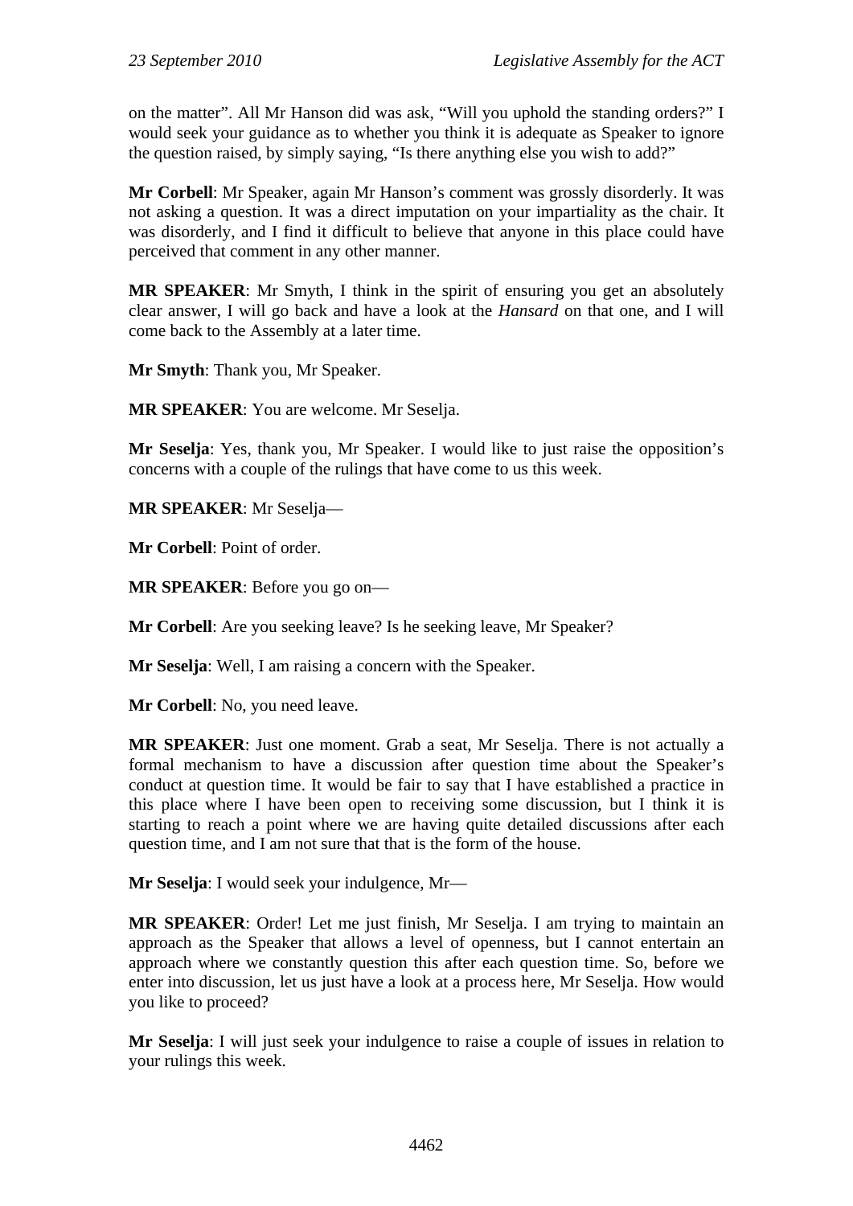on the matter". All Mr Hanson did was ask, "Will you uphold the standing orders?" I would seek your guidance as to whether you think it is adequate as Speaker to ignore the question raised, by simply saying, "Is there anything else you wish to add?"

**Mr Corbell**: Mr Speaker, again Mr Hanson's comment was grossly disorderly. It was not asking a question. It was a direct imputation on your impartiality as the chair. It was disorderly, and I find it difficult to believe that anyone in this place could have perceived that comment in any other manner.

**MR SPEAKER**: Mr Smyth, I think in the spirit of ensuring you get an absolutely clear answer, I will go back and have a look at the *Hansard* on that one, and I will come back to the Assembly at a later time.

**Mr Smyth**: Thank you, Mr Speaker.

**MR SPEAKER**: You are welcome. Mr Seselja.

**Mr Seselja**: Yes, thank you, Mr Speaker. I would like to just raise the opposition's concerns with a couple of the rulings that have come to us this week.

**MR SPEAKER**: Mr Seselja—

**Mr Corbell**: Point of order.

**MR SPEAKER**: Before you go on—

**Mr Corbell**: Are you seeking leave? Is he seeking leave, Mr Speaker?

**Mr Seselja**: Well, I am raising a concern with the Speaker.

**Mr Corbell**: No, you need leave.

**MR SPEAKER**: Just one moment. Grab a seat, Mr Seselja. There is not actually a formal mechanism to have a discussion after question time about the Speaker's conduct at question time. It would be fair to say that I have established a practice in this place where I have been open to receiving some discussion, but I think it is starting to reach a point where we are having quite detailed discussions after each question time, and I am not sure that that is the form of the house.

**Mr Seselja**: I would seek your indulgence, Mr—

**MR SPEAKER**: Order! Let me just finish, Mr Seselja. I am trying to maintain an approach as the Speaker that allows a level of openness, but I cannot entertain an approach where we constantly question this after each question time. So, before we enter into discussion, let us just have a look at a process here, Mr Seselja. How would you like to proceed?

**Mr Seselja**: I will just seek your indulgence to raise a couple of issues in relation to your rulings this week.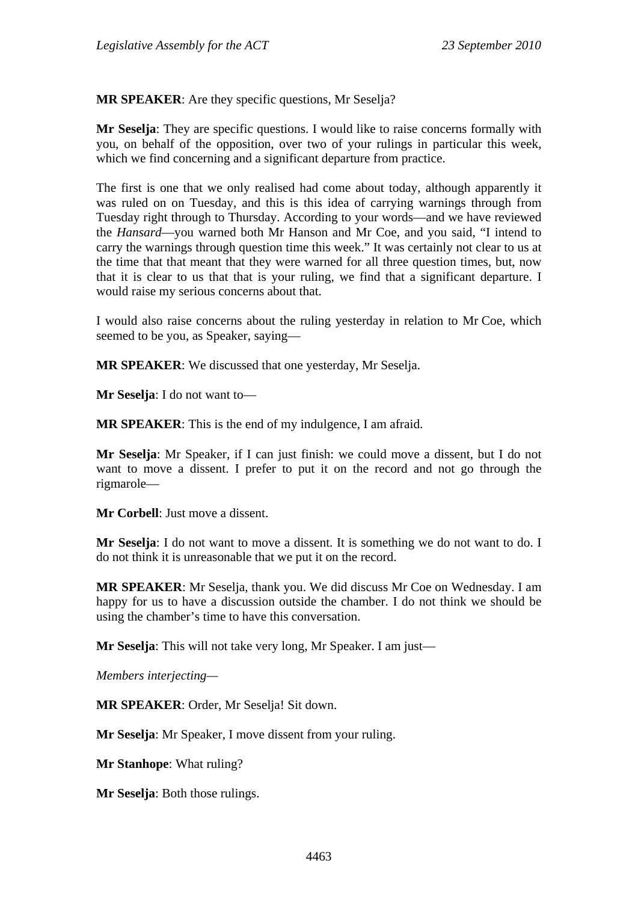**MR SPEAKER**: Are they specific questions, Mr Seselja?

**Mr Seselja**: They are specific questions. I would like to raise concerns formally with you, on behalf of the opposition, over two of your rulings in particular this week, which we find concerning and a significant departure from practice.

The first is one that we only realised had come about today, although apparently it was ruled on on Tuesday, and this is this idea of carrying warnings through from Tuesday right through to Thursday. According to your words—and we have reviewed the *Hansard*—you warned both Mr Hanson and Mr Coe, and you said, "I intend to carry the warnings through question time this week." It was certainly not clear to us at the time that that meant that they were warned for all three question times, but, now that it is clear to us that that is your ruling, we find that a significant departure. I would raise my serious concerns about that.

I would also raise concerns about the ruling yesterday in relation to Mr Coe, which seemed to be you, as Speaker, saying—

**MR SPEAKER**: We discussed that one yesterday, Mr Seselja.

**Mr Seselja**: I do not want to—

**MR SPEAKER**: This is the end of my indulgence, I am afraid.

**Mr Seselja**: Mr Speaker, if I can just finish: we could move a dissent, but I do not want to move a dissent. I prefer to put it on the record and not go through the rigmarole—

**Mr Corbell**: Just move a dissent.

**Mr Seselja**: I do not want to move a dissent. It is something we do not want to do. I do not think it is unreasonable that we put it on the record.

**MR SPEAKER**: Mr Seselja, thank you. We did discuss Mr Coe on Wednesday. I am happy for us to have a discussion outside the chamber. I do not think we should be using the chamber's time to have this conversation.

**Mr Seselja**: This will not take very long, Mr Speaker. I am just—

*Members interjecting*—

**MR SPEAKER**: Order, Mr Seselja! Sit down.

**Mr Seselja**: Mr Speaker, I move dissent from your ruling.

**Mr Stanhope**: What ruling?

**Mr Seselja**: Both those rulings.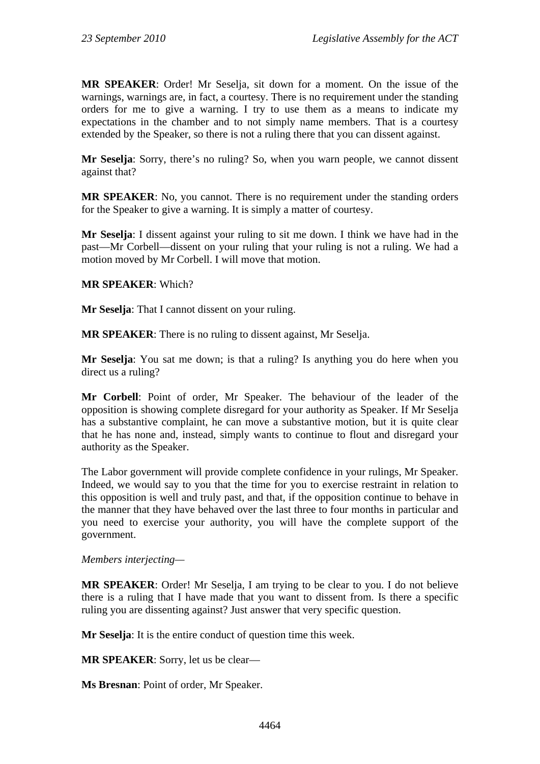**MR SPEAKER**: Order! Mr Seselja, sit down for a moment. On the issue of the warnings, warnings are, in fact, a courtesy. There is no requirement under the standing orders for me to give a warning. I try to use them as a means to indicate my expectations in the chamber and to not simply name members. That is a courtesy extended by the Speaker, so there is not a ruling there that you can dissent against.

**Mr Seselja**: Sorry, there's no ruling? So, when you warn people, we cannot dissent against that?

**MR SPEAKER**: No, you cannot. There is no requirement under the standing orders for the Speaker to give a warning. It is simply a matter of courtesy.

**Mr Seselja**: I dissent against your ruling to sit me down. I think we have had in the past—Mr Corbell—dissent on your ruling that your ruling is not a ruling. We had a motion moved by Mr Corbell. I will move that motion.

**MR SPEAKER**: Which?

**Mr Seselja**: That I cannot dissent on your ruling.

**MR SPEAKER**: There is no ruling to dissent against, Mr Seselja.

**Mr Seselja**: You sat me down; is that a ruling? Is anything you do here when you direct us a ruling?

**Mr Corbell**: Point of order, Mr Speaker. The behaviour of the leader of the opposition is showing complete disregard for your authority as Speaker. If Mr Seselja has a substantive complaint, he can move a substantive motion, but it is quite clear that he has none and, instead, simply wants to continue to flout and disregard your authority as the Speaker.

The Labor government will provide complete confidence in your rulings, Mr Speaker. Indeed, we would say to you that the time for you to exercise restraint in relation to this opposition is well and truly past, and that, if the opposition continue to behave in the manner that they have behaved over the last three to four months in particular and you need to exercise your authority, you will have the complete support of the government.

*Members interjecting*—

**MR SPEAKER**: Order! Mr Seselja, I am trying to be clear to you. I do not believe there is a ruling that I have made that you want to dissent from. Is there a specific ruling you are dissenting against? Just answer that very specific question.

**Mr Seselja**: It is the entire conduct of question time this week.

**MR SPEAKER**: Sorry, let us be clear—

**Ms Bresnan**: Point of order, Mr Speaker.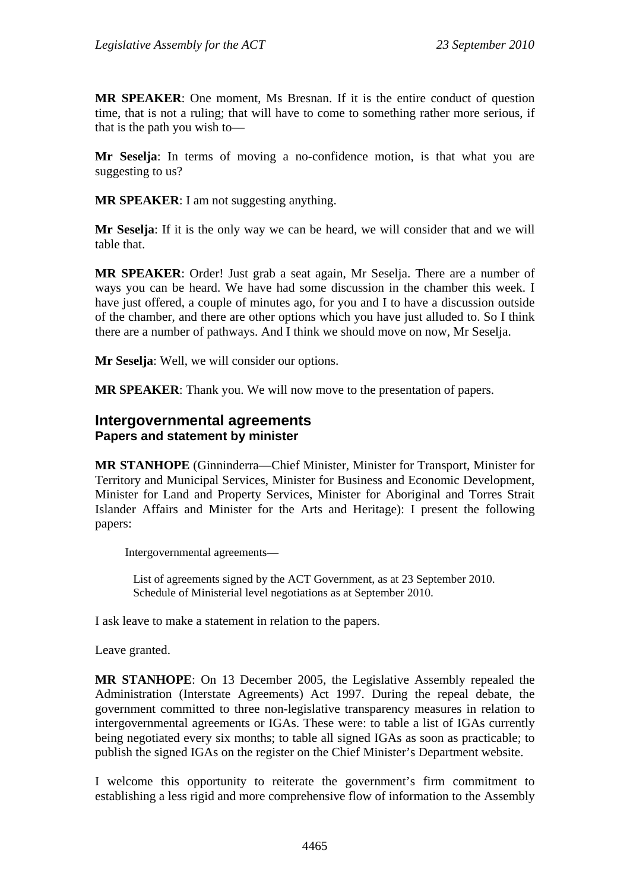**MR SPEAKER**: One moment, Ms Bresnan. If it is the entire conduct of question time, that is not a ruling; that will have to come to something rather more serious, if that is the path you wish to—

**Mr Seselja**: In terms of moving a no-confidence motion, is that what you are suggesting to us?

**MR SPEAKER**: I am not suggesting anything.

**Mr Seselja**: If it is the only way we can be heard, we will consider that and we will table that.

**MR SPEAKER**: Order! Just grab a seat again, Mr Seselja. There are a number of ways you can be heard. We have had some discussion in the chamber this week. I have just offered, a couple of minutes ago, for you and I to have a discussion outside of the chamber, and there are other options which you have just alluded to. So I think there are a number of pathways. And I think we should move on now, Mr Seselja.

**Mr Seselja**: Well, we will consider our options.

**MR SPEAKER**: Thank you. We will now move to the presentation of papers.

## Intergovernmental agreements
### Papers and statement by minister

**MR STANHOPE** (Ginninderra—Chief Minister, Minister for Transport, Minister for Territory and Municipal Services, Minister for Business and Economic Development, Minister for Land and Property Services, Minister for Aboriginal and Torres Strait Islander Affairs and Minister for the Arts and Heritage): I present the following papers:

Intergovernmental agreements—

List of agreements signed by the ACT Government, as at 23 September 2010.
Schedule of Ministerial level negotiations as at September 2010.

I ask leave to make a statement in relation to the papers.

Leave granted.

**MR STANHOPE**: On 13 December 2005, the Legislative Assembly repealed the Administration (Interstate Agreements) Act 1997. During the repeal debate, the government committed to three non-legislative transparency measures in relation to intergovernmental agreements or IGAs. These were: to table a list of IGAs currently being negotiated every six months; to table all signed IGAs as soon as practicable; to publish the signed IGAs on the register on the Chief Minister's Department website.

I welcome this opportunity to reiterate the government's firm commitment to establishing a less rigid and more comprehensive flow of information to the Assembly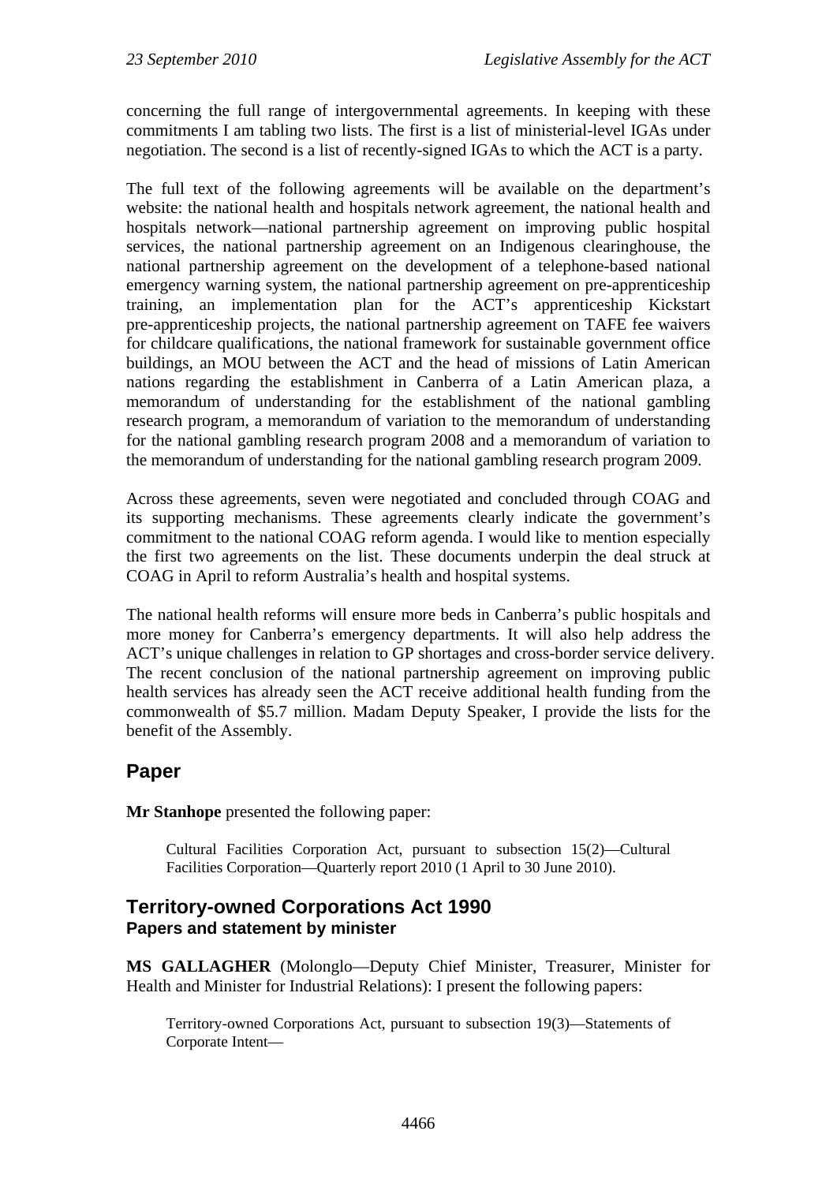concerning the full range of intergovernmental agreements. In keeping with these commitments I am tabling two lists. The first is a list of ministerial-level IGAs under negotiation. The second is a list of recently-signed IGAs to which the ACT is a party.

The full text of the following agreements will be available on the department's website: the national health and hospitals network agreement, the national health and hospitals network—national partnership agreement on improving public hospital services, the national partnership agreement on an Indigenous clearinghouse, the national partnership agreement on the development of a telephone-based national emergency warning system, the national partnership agreement on pre-apprenticeship training, an implementation plan for the ACT's apprenticeship Kickstart pre-apprenticeship projects, the national partnership agreement on TAFE fee waivers for childcare qualifications, the national framework for sustainable government office buildings, an MOU between the ACT and the head of missions of Latin American nations regarding the establishment in Canberra of a Latin American plaza, a memorandum of understanding for the establishment of the national gambling research program, a memorandum of variation to the memorandum of understanding for the national gambling research program 2008 and a memorandum of variation to the memorandum of understanding for the national gambling research program 2009.

Across these agreements, seven were negotiated and concluded through COAG and its supporting mechanisms. These agreements clearly indicate the government's commitment to the national COAG reform agenda. I would like to mention especially the first two agreements on the list. These documents underpin the deal struck at COAG in April to reform Australia's health and hospital systems.

The national health reforms will ensure more beds in Canberra's public hospitals and more money for Canberra's emergency departments. It will also help address the ACT's unique challenges in relation to GP shortages and cross-border service delivery. The recent conclusion of the national partnership agreement on improving public health services has already seen the ACT receive additional health funding from the commonwealth of $5.7 million. Madam Deputy Speaker, I provide the lists for the benefit of the Assembly.

## Paper

**Mr Stanhope** presented the following paper:

> Cultural Facilities Corporation Act, pursuant to subsection 15(2)—Cultural Facilities Corporation—Quarterly report 2010 (1 April to 30 June 2010).

## Territory-owned Corporations Act 1990
### Papers and statement by minister

**MS GALLAGHER** (Molonglo—Deputy Chief Minister, Treasurer, Minister for Health and Minister for Industrial Relations): I present the following papers:

> Territory-owned Corporations Act, pursuant to subsection 19(3)—Statements of Corporate Intent—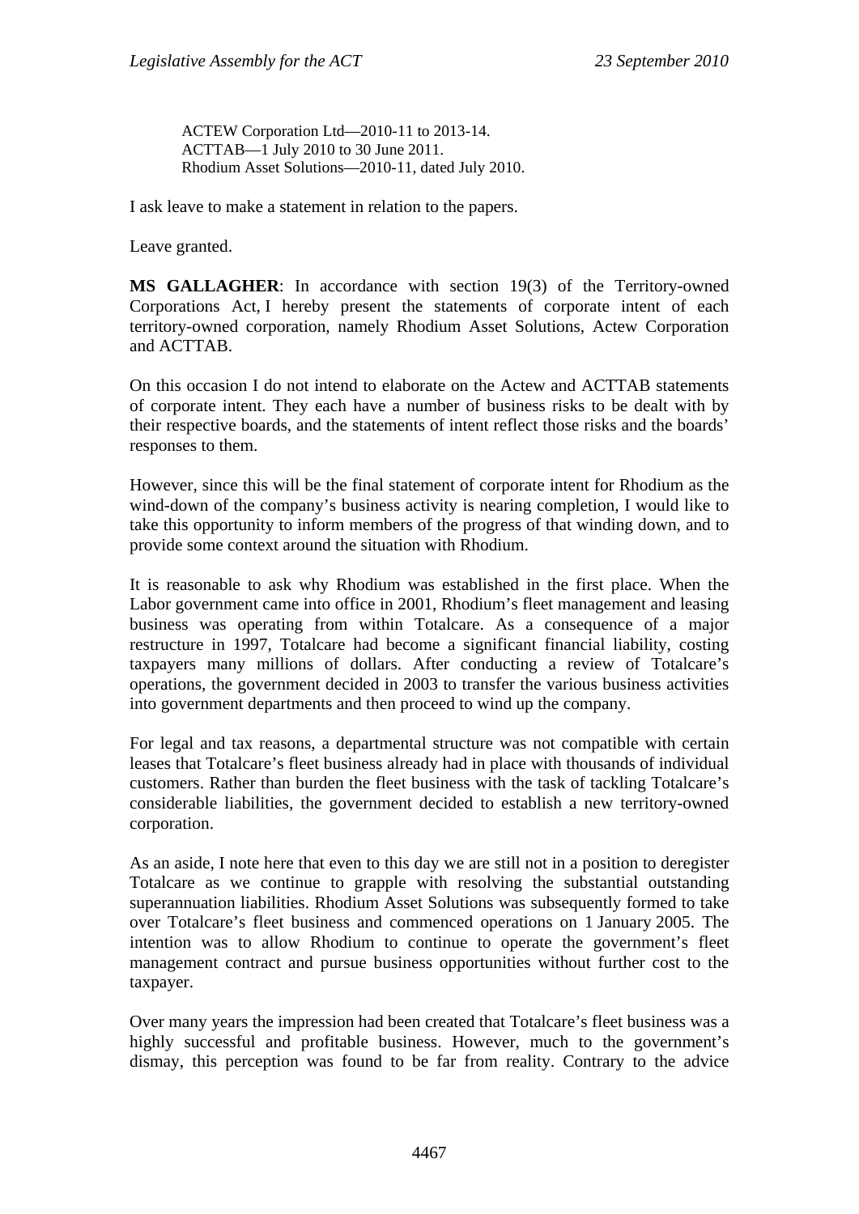ACTEW Corporation Ltd—2010-11 to 2013-14.
ACTTAB—1 July 2010 to 30 June 2011.
Rhodium Asset Solutions—2010-11, dated July 2010.

I ask leave to make a statement in relation to the papers.

Leave granted.

**MS GALLAGHER**: In accordance with section 19(3) of the Territory-owned Corporations Act, I hereby present the statements of corporate intent of each territory-owned corporation, namely Rhodium Asset Solutions, Actew Corporation and ACTTAB.

On this occasion I do not intend to elaborate on the Actew and ACTTAB statements of corporate intent. They each have a number of business risks to be dealt with by their respective boards, and the statements of intent reflect those risks and the boards' responses to them.

However, since this will be the final statement of corporate intent for Rhodium as the wind-down of the company's business activity is nearing completion, I would like to take this opportunity to inform members of the progress of that winding down, and to provide some context around the situation with Rhodium.

It is reasonable to ask why Rhodium was established in the first place. When the Labor government came into office in 2001, Rhodium's fleet management and leasing business was operating from within Totalcare. As a consequence of a major restructure in 1997, Totalcare had become a significant financial liability, costing taxpayers many millions of dollars. After conducting a review of Totalcare's operations, the government decided in 2003 to transfer the various business activities into government departments and then proceed to wind up the company.

For legal and tax reasons, a departmental structure was not compatible with certain leases that Totalcare's fleet business already had in place with thousands of individual customers. Rather than burden the fleet business with the task of tackling Totalcare's considerable liabilities, the government decided to establish a new territory-owned corporation.

As an aside, I note here that even to this day we are still not in a position to deregister Totalcare as we continue to grapple with resolving the substantial outstanding superannuation liabilities. Rhodium Asset Solutions was subsequently formed to take over Totalcare's fleet business and commenced operations on 1 January 2005. The intention was to allow Rhodium to continue to operate the government's fleet management contract and pursue business opportunities without further cost to the taxpayer.

Over many years the impression had been created that Totalcare's fleet business was a highly successful and profitable business. However, much to the government's dismay, this perception was found to be far from reality. Contrary to the advice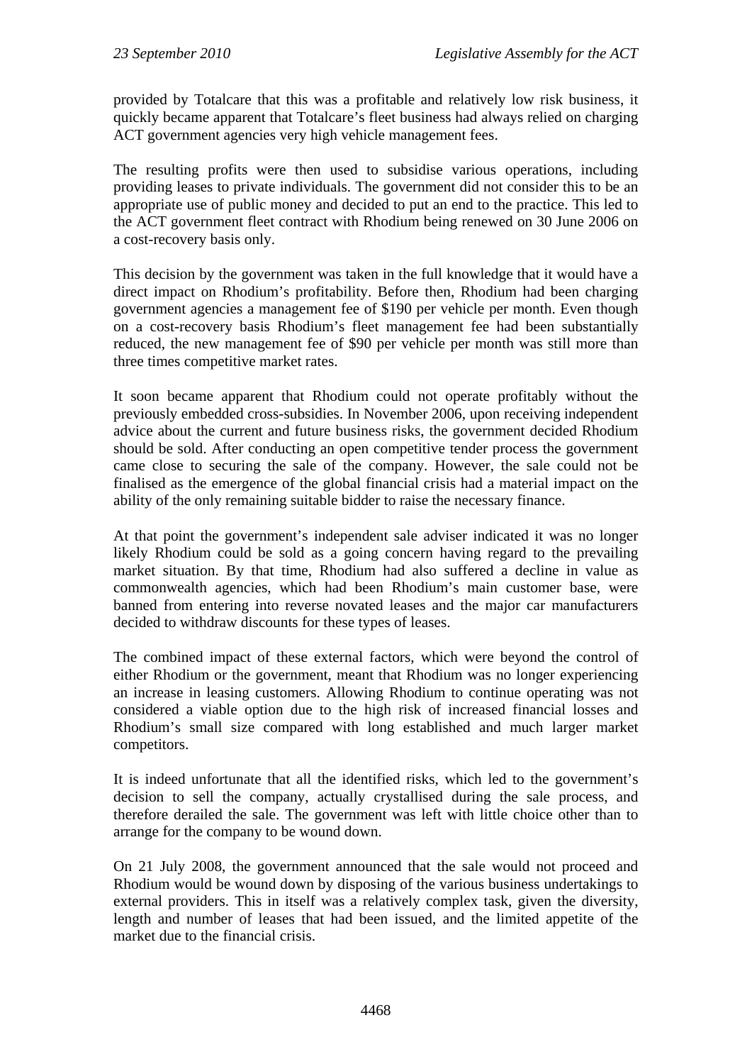provided by Totalcare that this was a profitable and relatively low risk business, it quickly became apparent that Totalcare's fleet business had always relied on charging ACT government agencies very high vehicle management fees.

The resulting profits were then used to subsidise various operations, including providing leases to private individuals. The government did not consider this to be an appropriate use of public money and decided to put an end to the practice. This led to the ACT government fleet contract with Rhodium being renewed on 30 June 2006 on a cost-recovery basis only.

This decision by the government was taken in the full knowledge that it would have a direct impact on Rhodium's profitability. Before then, Rhodium had been charging government agencies a management fee of $190 per vehicle per month. Even though on a cost-recovery basis Rhodium's fleet management fee had been substantially reduced, the new management fee of $90 per vehicle per month was still more than three times competitive market rates.

It soon became apparent that Rhodium could not operate profitably without the previously embedded cross-subsidies. In November 2006, upon receiving independent advice about the current and future business risks, the government decided Rhodium should be sold. After conducting an open competitive tender process the government came close to securing the sale of the company. However, the sale could not be finalised as the emergence of the global financial crisis had a material impact on the ability of the only remaining suitable bidder to raise the necessary finance.

At that point the government's independent sale adviser indicated it was no longer likely Rhodium could be sold as a going concern having regard to the prevailing market situation. By that time, Rhodium had also suffered a decline in value as commonwealth agencies, which had been Rhodium's main customer base, were banned from entering into reverse novated leases and the major car manufacturers decided to withdraw discounts for these types of leases.

The combined impact of these external factors, which were beyond the control of either Rhodium or the government, meant that Rhodium was no longer experiencing an increase in leasing customers. Allowing Rhodium to continue operating was not considered a viable option due to the high risk of increased financial losses and Rhodium's small size compared with long established and much larger market competitors.

It is indeed unfortunate that all the identified risks, which led to the government's decision to sell the company, actually crystallised during the sale process, and therefore derailed the sale. The government was left with little choice other than to arrange for the company to be wound down.

On 21 July 2008, the government announced that the sale would not proceed and Rhodium would be wound down by disposing of the various business undertakings to external providers. This in itself was a relatively complex task, given the diversity, length and number of leases that had been issued, and the limited appetite of the market due to the financial crisis.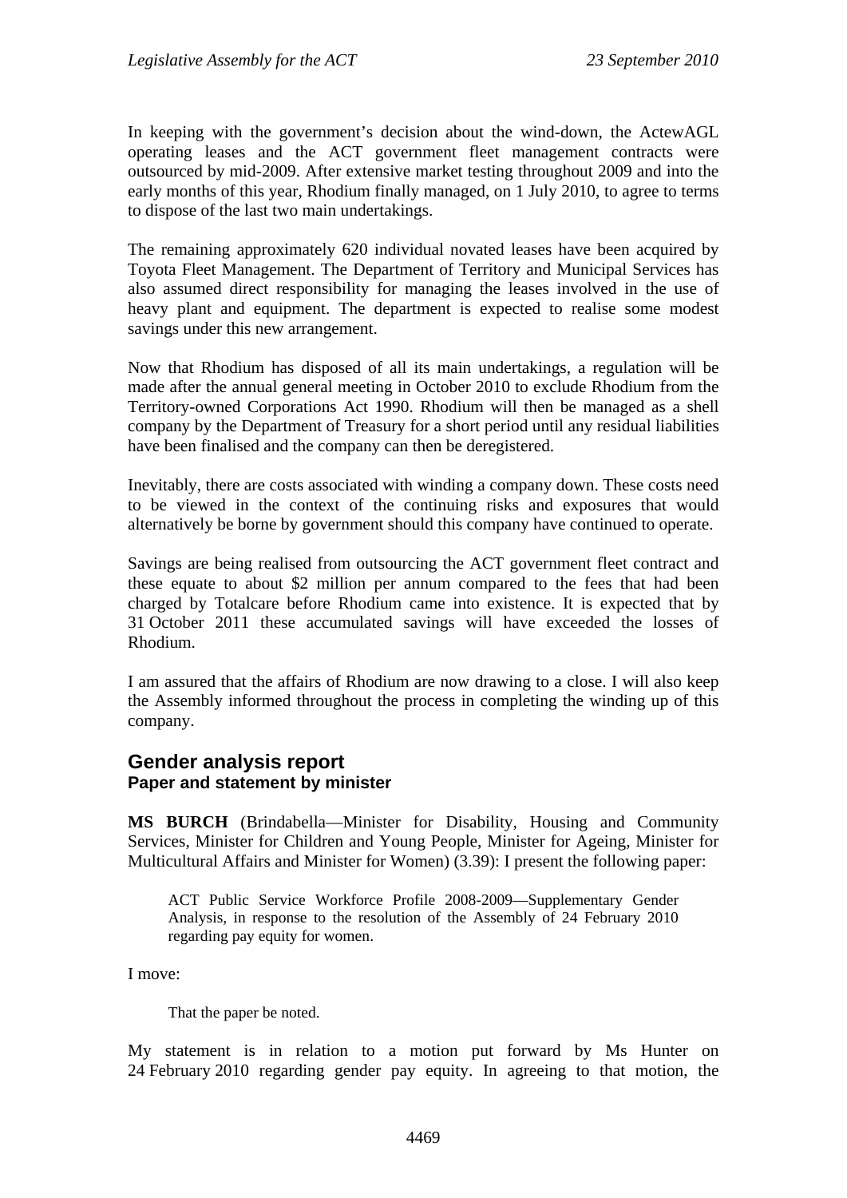In keeping with the government's decision about the wind-down, the ActewAGL operating leases and the ACT government fleet management contracts were outsourced by mid-2009. After extensive market testing throughout 2009 and into the early months of this year, Rhodium finally managed, on 1 July 2010, to agree to terms to dispose of the last two main undertakings.

The remaining approximately 620 individual novated leases have been acquired by Toyota Fleet Management. The Department of Territory and Municipal Services has also assumed direct responsibility for managing the leases involved in the use of heavy plant and equipment. The department is expected to realise some modest savings under this new arrangement.

Now that Rhodium has disposed of all its main undertakings, a regulation will be made after the annual general meeting in October 2010 to exclude Rhodium from the Territory-owned Corporations Act 1990. Rhodium will then be managed as a shell company by the Department of Treasury for a short period until any residual liabilities have been finalised and the company can then be deregistered.

Inevitably, there are costs associated with winding a company down. These costs need to be viewed in the context of the continuing risks and exposures that would alternatively be borne by government should this company have continued to operate.

Savings are being realised from outsourcing the ACT government fleet contract and these equate to about $2 million per annum compared to the fees that had been charged by Totalcare before Rhodium came into existence. It is expected that by 31 October 2011 these accumulated savings will have exceeded the losses of Rhodium.

I am assured that the affairs of Rhodium are now drawing to a close. I will also keep the Assembly informed throughout the process in completing the winding up of this company.

## Gender analysis report
### Paper and statement by minister

**MS BURCH** (Brindabella—Minister for Disability, Housing and Community Services, Minister for Children and Young People, Minister for Ageing, Minister for Multicultural Affairs and Minister for Women) (3.39): I present the following paper:

> ACT Public Service Workforce Profile 2008-2009—Supplementary Gender Analysis, in response to the resolution of the Assembly of 24 February 2010 regarding pay equity for women.

I move:

> That the paper be noted.

My statement is in relation to a motion put forward by Ms Hunter on 24 February 2010 regarding gender pay equity. In agreeing to that motion, the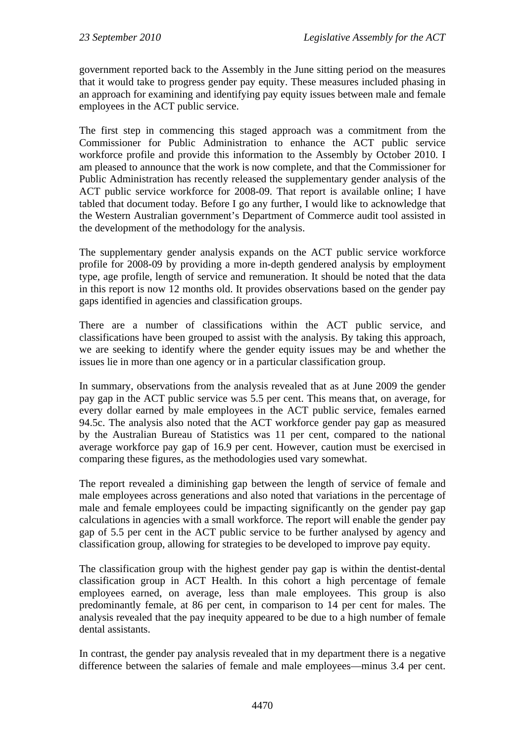government reported back to the Assembly in the June sitting period on the measures that it would take to progress gender pay equity. These measures included phasing in an approach for examining and identifying pay equity issues between male and female employees in the ACT public service.

The first step in commencing this staged approach was a commitment from the Commissioner for Public Administration to enhance the ACT public service workforce profile and provide this information to the Assembly by October 2010. I am pleased to announce that the work is now complete, and that the Commissioner for Public Administration has recently released the supplementary gender analysis of the ACT public service workforce for 2008-09. That report is available online; I have tabled that document today. Before I go any further, I would like to acknowledge that the Western Australian government's Department of Commerce audit tool assisted in the development of the methodology for the analysis.

The supplementary gender analysis expands on the ACT public service workforce profile for 2008-09 by providing a more in-depth gendered analysis by employment type, age profile, length of service and remuneration. It should be noted that the data in this report is now 12 months old. It provides observations based on the gender pay gaps identified in agencies and classification groups.

There are a number of classifications within the ACT public service, and classifications have been grouped to assist with the analysis. By taking this approach, we are seeking to identify where the gender equity issues may be and whether the issues lie in more than one agency or in a particular classification group.

In summary, observations from the analysis revealed that as at June 2009 the gender pay gap in the ACT public service was 5.5 per cent. This means that, on average, for every dollar earned by male employees in the ACT public service, females earned 94.5c. The analysis also noted that the ACT workforce gender pay gap as measured by the Australian Bureau of Statistics was 11 per cent, compared to the national average workforce pay gap of 16.9 per cent. However, caution must be exercised in comparing these figures, as the methodologies used vary somewhat.

The report revealed a diminishing gap between the length of service of female and male employees across generations and also noted that variations in the percentage of male and female employees could be impacting significantly on the gender pay gap calculations in agencies with a small workforce. The report will enable the gender pay gap of 5.5 per cent in the ACT public service to be further analysed by agency and classification group, allowing for strategies to be developed to improve pay equity.

The classification group with the highest gender pay gap is within the dentist-dental classification group in ACT Health. In this cohort a high percentage of female employees earned, on average, less than male employees. This group is also predominantly female, at 86 per cent, in comparison to 14 per cent for males. The analysis revealed that the pay inequity appeared to be due to a high number of female dental assistants.

In contrast, the gender pay analysis revealed that in my department there is a negative difference between the salaries of female and male employees—minus 3.4 per cent.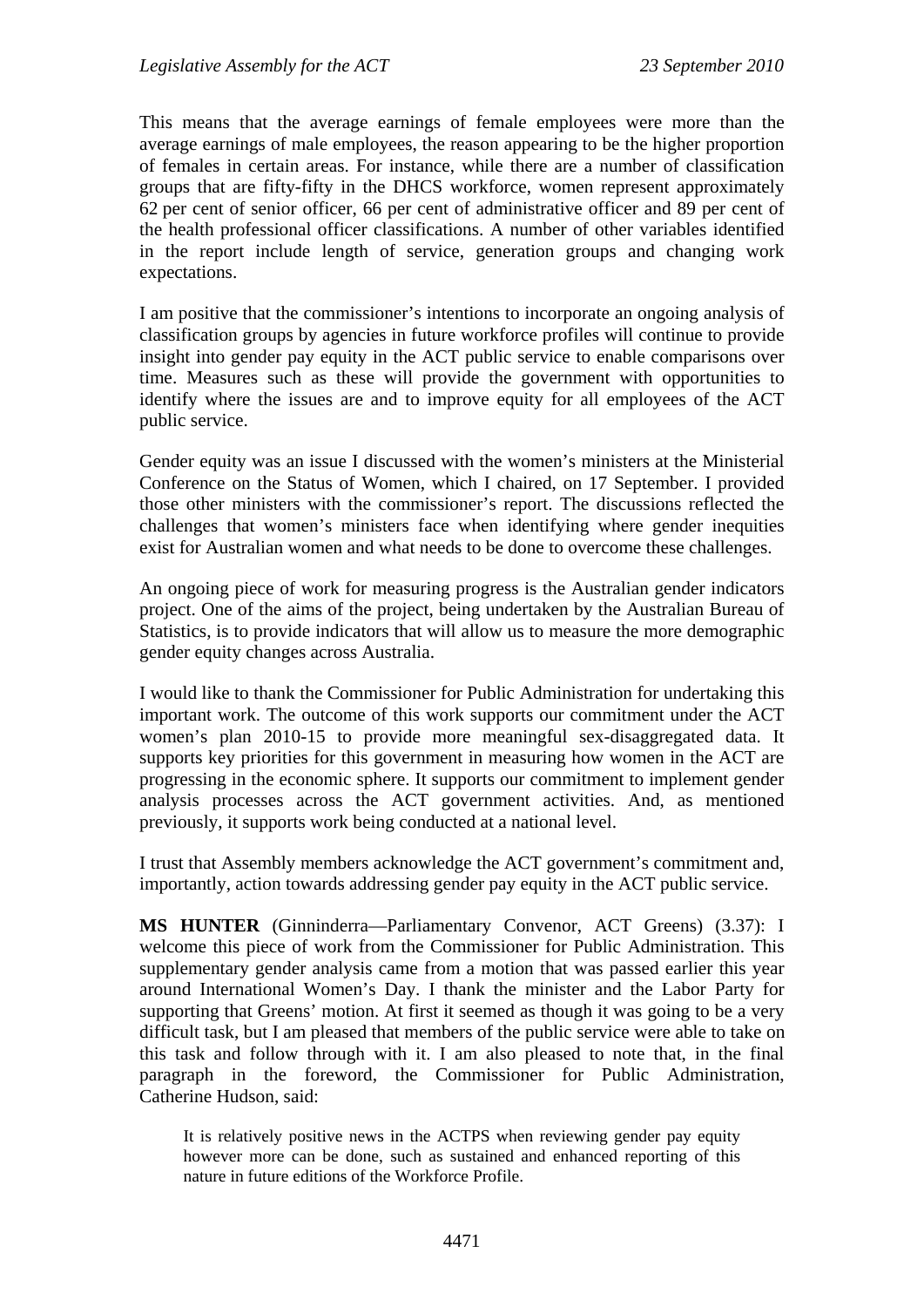This means that the average earnings of female employees were more than the average earnings of male employees, the reason appearing to be the higher proportion of females in certain areas. For instance, while there are a number of classification groups that are fifty-fifty in the DHCS workforce, women represent approximately 62 per cent of senior officer, 66 per cent of administrative officer and 89 per cent of the health professional officer classifications. A number of other variables identified in the report include length of service, generation groups and changing work expectations.

I am positive that the commissioner's intentions to incorporate an ongoing analysis of classification groups by agencies in future workforce profiles will continue to provide insight into gender pay equity in the ACT public service to enable comparisons over time. Measures such as these will provide the government with opportunities to identify where the issues are and to improve equity for all employees of the ACT public service.

Gender equity was an issue I discussed with the women's ministers at the Ministerial Conference on the Status of Women, which I chaired, on 17 September. I provided those other ministers with the commissioner's report. The discussions reflected the challenges that women's ministers face when identifying where gender inequities exist for Australian women and what needs to be done to overcome these challenges.

An ongoing piece of work for measuring progress is the Australian gender indicators project. One of the aims of the project, being undertaken by the Australian Bureau of Statistics, is to provide indicators that will allow us to measure the more demographic gender equity changes across Australia.

I would like to thank the Commissioner for Public Administration for undertaking this important work. The outcome of this work supports our commitment under the ACT women's plan 2010-15 to provide more meaningful sex-disaggregated data. It supports key priorities for this government in measuring how women in the ACT are progressing in the economic sphere. It supports our commitment to implement gender analysis processes across the ACT government activities. And, as mentioned previously, it supports work being conducted at a national level.

I trust that Assembly members acknowledge the ACT government's commitment and, importantly, action towards addressing gender pay equity in the ACT public service.

**MS HUNTER** (Ginninderra—Parliamentary Convenor, ACT Greens) (3.37): I welcome this piece of work from the Commissioner for Public Administration. This supplementary gender analysis came from a motion that was passed earlier this year around International Women's Day. I thank the minister and the Labor Party for supporting that Greens' motion. At first it seemed as though it was going to be a very difficult task, but I am pleased that members of the public service were able to take on this task and follow through with it. I am also pleased to note that, in the final paragraph in the foreword, the Commissioner for Public Administration, Catherine Hudson, said:

> It is relatively positive news in the ACTPS when reviewing gender pay equity however more can be done, such as sustained and enhanced reporting of this nature in future editions of the Workforce Profile.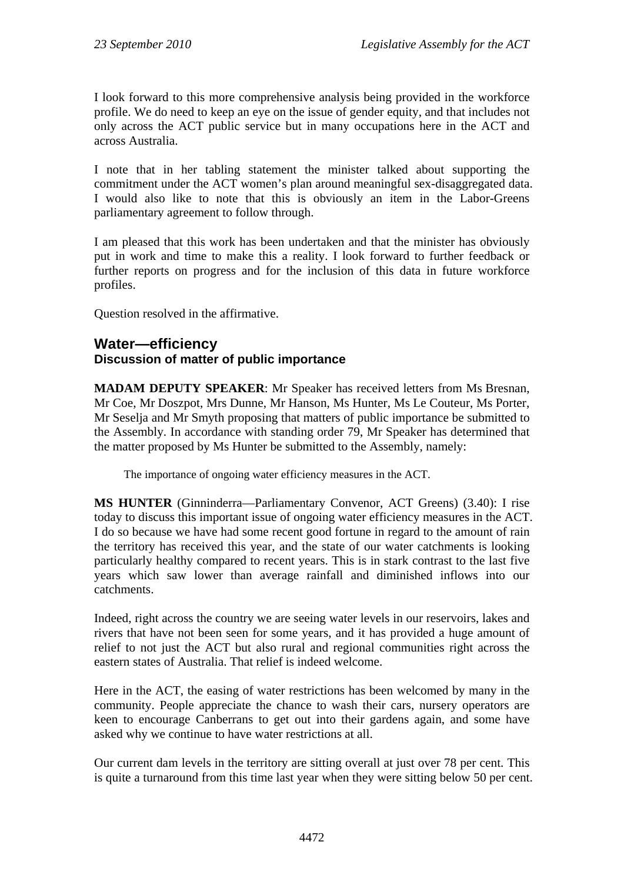I look forward to this more comprehensive analysis being provided in the workforce profile. We do need to keep an eye on the issue of gender equity, and that includes not only across the ACT public service but in many occupations here in the ACT and across Australia.

I note that in her tabling statement the minister talked about supporting the commitment under the ACT women's plan around meaningful sex-disaggregated data. I would also like to note that this is obviously an item in the Labor-Greens parliamentary agreement to follow through.

I am pleased that this work has been undertaken and that the minister has obviously put in work and time to make this a reality. I look forward to further feedback or further reports on progress and for the inclusion of this data in future workforce profiles.

Question resolved in the affirmative.

## Water—efficiency

### Discussion of matter of public importance

**MADAM DEPUTY SPEAKER**: Mr Speaker has received letters from Ms Bresnan, Mr Coe, Mr Doszpot, Mrs Dunne, Mr Hanson, Ms Hunter, Ms Le Couteur, Ms Porter, Mr Seselja and Mr Smyth proposing that matters of public importance be submitted to the Assembly. In accordance with standing order 79, Mr Speaker has determined that the matter proposed by Ms Hunter be submitted to the Assembly, namely:

> The importance of ongoing water efficiency measures in the ACT.

**MS HUNTER** (Ginninderra—Parliamentary Convenor, ACT Greens) (3.40): I rise today to discuss this important issue of ongoing water efficiency measures in the ACT. I do so because we have had some recent good fortune in regard to the amount of rain the territory has received this year, and the state of our water catchments is looking particularly healthy compared to recent years. This is in stark contrast to the last five years which saw lower than average rainfall and diminished inflows into our catchments.

Indeed, right across the country we are seeing water levels in our reservoirs, lakes and rivers that have not been seen for some years, and it has provided a huge amount of relief to not just the ACT but also rural and regional communities right across the eastern states of Australia. That relief is indeed welcome.

Here in the ACT, the easing of water restrictions has been welcomed by many in the community. People appreciate the chance to wash their cars, nursery operators are keen to encourage Canberrans to get out into their gardens again, and some have asked why we continue to have water restrictions at all.

Our current dam levels in the territory are sitting overall at just over 78 per cent. This is quite a turnaround from this time last year when they were sitting below 50 per cent.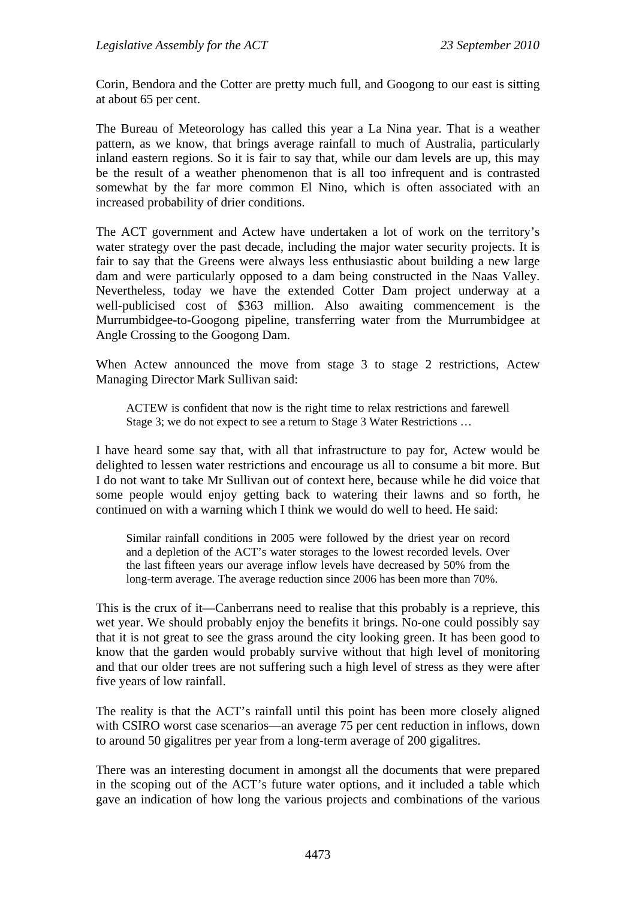Corin, Bendora and the Cotter are pretty much full, and Googong to our east is sitting at about 65 per cent.

The Bureau of Meteorology has called this year a La Nina year. That is a weather pattern, as we know, that brings average rainfall to much of Australia, particularly inland eastern regions. So it is fair to say that, while our dam levels are up, this may be the result of a weather phenomenon that is all too infrequent and is contrasted somewhat by the far more common El Nino, which is often associated with an increased probability of drier conditions.

The ACT government and Actew have undertaken a lot of work on the territory's water strategy over the past decade, including the major water security projects. It is fair to say that the Greens were always less enthusiastic about building a new large dam and were particularly opposed to a dam being constructed in the Naas Valley. Nevertheless, today we have the extended Cotter Dam project underway at a well-publicised cost of $363 million. Also awaiting commencement is the Murrumbidgee-to-Googong pipeline, transferring water from the Murrumbidgee at Angle Crossing to the Googong Dam.

When Actew announced the move from stage 3 to stage 2 restrictions, Actew Managing Director Mark Sullivan said:

> ACTEW is confident that now is the right time to relax restrictions and farewell Stage 3; we do not expect to see a return to Stage 3 Water Restrictions …

I have heard some say that, with all that infrastructure to pay for, Actew would be delighted to lessen water restrictions and encourage us all to consume a bit more. But I do not want to take Mr Sullivan out of context here, because while he did voice that some people would enjoy getting back to watering their lawns and so forth, he continued on with a warning which I think we would do well to heed. He said:

> Similar rainfall conditions in 2005 were followed by the driest year on record and a depletion of the ACT's water storages to the lowest recorded levels. Over the last fifteen years our average inflow levels have decreased by 50% from the long-term average. The average reduction since 2006 has been more than 70%.

This is the crux of it—Canberrans need to realise that this probably is a reprieve, this wet year. We should probably enjoy the benefits it brings. No-one could possibly say that it is not great to see the grass around the city looking green. It has been good to know that the garden would probably survive without that high level of monitoring and that our older trees are not suffering such a high level of stress as they were after five years of low rainfall.

The reality is that the ACT's rainfall until this point has been more closely aligned with CSIRO worst case scenarios—an average 75 per cent reduction in inflows, down to around 50 gigalitres per year from a long-term average of 200 gigalitres.

There was an interesting document in amongst all the documents that were prepared in the scoping out of the ACT's future water options, and it included a table which gave an indication of how long the various projects and combinations of the various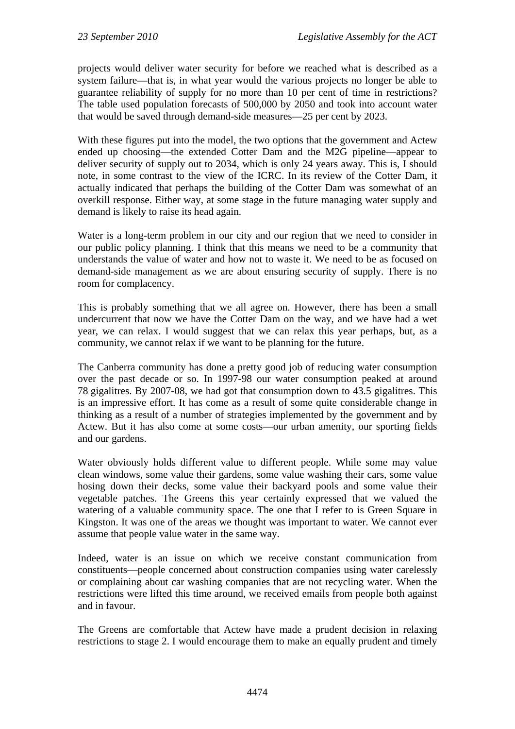projects would deliver water security for before we reached what is described as a system failure—that is, in what year would the various projects no longer be able to guarantee reliability of supply for no more than 10 per cent of time in restrictions? The table used population forecasts of 500,000 by 2050 and took into account water that would be saved through demand-side measures—25 per cent by 2023.

With these figures put into the model, the two options that the government and Actew ended up choosing—the extended Cotter Dam and the M2G pipeline—appear to deliver security of supply out to 2034, which is only 24 years away. This is, I should note, in some contrast to the view of the ICRC. In its review of the Cotter Dam, it actually indicated that perhaps the building of the Cotter Dam was somewhat of an overkill response. Either way, at some stage in the future managing water supply and demand is likely to raise its head again.

Water is a long-term problem in our city and our region that we need to consider in our public policy planning. I think that this means we need to be a community that understands the value of water and how not to waste it. We need to be as focused on demand-side management as we are about ensuring security of supply. There is no room for complacency.

This is probably something that we all agree on. However, there has been a small undercurrent that now we have the Cotter Dam on the way, and we have had a wet year, we can relax. I would suggest that we can relax this year perhaps, but, as a community, we cannot relax if we want to be planning for the future.

The Canberra community has done a pretty good job of reducing water consumption over the past decade or so. In 1997-98 our water consumption peaked at around 78 gigalitres. By 2007-08, we had got that consumption down to 43.5 gigalitres. This is an impressive effort. It has come as a result of some quite considerable change in thinking as a result of a number of strategies implemented by the government and by Actew. But it has also come at some costs—our urban amenity, our sporting fields and our gardens.

Water obviously holds different value to different people. While some may value clean windows, some value their gardens, some value washing their cars, some value hosing down their decks, some value their backyard pools and some value their vegetable patches. The Greens this year certainly expressed that we valued the watering of a valuable community space. The one that I refer to is Green Square in Kingston. It was one of the areas we thought was important to water. We cannot ever assume that people value water in the same way.

Indeed, water is an issue on which we receive constant communication from constituents—people concerned about construction companies using water carelessly or complaining about car washing companies that are not recycling water. When the restrictions were lifted this time around, we received emails from people both against and in favour.

The Greens are comfortable that Actew have made a prudent decision in relaxing restrictions to stage 2. I would encourage them to make an equally prudent and timely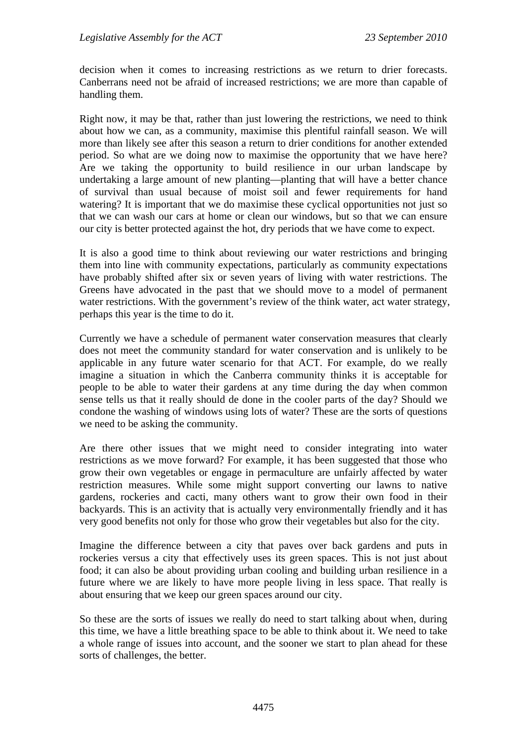decision when it comes to increasing restrictions as we return to drier forecasts. Canberrans need not be afraid of increased restrictions; we are more than capable of handling them.

Right now, it may be that, rather than just lowering the restrictions, we need to think about how we can, as a community, maximise this plentiful rainfall season. We will more than likely see after this season a return to drier conditions for another extended period. So what are we doing now to maximise the opportunity that we have here? Are we taking the opportunity to build resilience in our urban landscape by undertaking a large amount of new planting—planting that will have a better chance of survival than usual because of moist soil and fewer requirements for hand watering? It is important that we do maximise these cyclical opportunities not just so that we can wash our cars at home or clean our windows, but so that we can ensure our city is better protected against the hot, dry periods that we have come to expect.

It is also a good time to think about reviewing our water restrictions and bringing them into line with community expectations, particularly as community expectations have probably shifted after six or seven years of living with water restrictions. The Greens have advocated in the past that we should move to a model of permanent water restrictions. With the government's review of the think water, act water strategy, perhaps this year is the time to do it.

Currently we have a schedule of permanent water conservation measures that clearly does not meet the community standard for water conservation and is unlikely to be applicable in any future water scenario for that ACT. For example, do we really imagine a situation in which the Canberra community thinks it is acceptable for people to be able to water their gardens at any time during the day when common sense tells us that it really should de done in the cooler parts of the day? Should we condone the washing of windows using lots of water? These are the sorts of questions we need to be asking the community.

Are there other issues that we might need to consider integrating into water restrictions as we move forward? For example, it has been suggested that those who grow their own vegetables or engage in permaculture are unfairly affected by water restriction measures. While some might support converting our lawns to native gardens, rockeries and cacti, many others want to grow their own food in their backyards. This is an activity that is actually very environmentally friendly and it has very good benefits not only for those who grow their vegetables but also for the city.

Imagine the difference between a city that paves over back gardens and puts in rockeries versus a city that effectively uses its green spaces. This is not just about food; it can also be about providing urban cooling and building urban resilience in a future where we are likely to have more people living in less space. That really is about ensuring that we keep our green spaces around our city.

So these are the sorts of issues we really do need to start talking about when, during this time, we have a little breathing space to be able to think about it. We need to take a whole range of issues into account, and the sooner we start to plan ahead for these sorts of challenges, the better.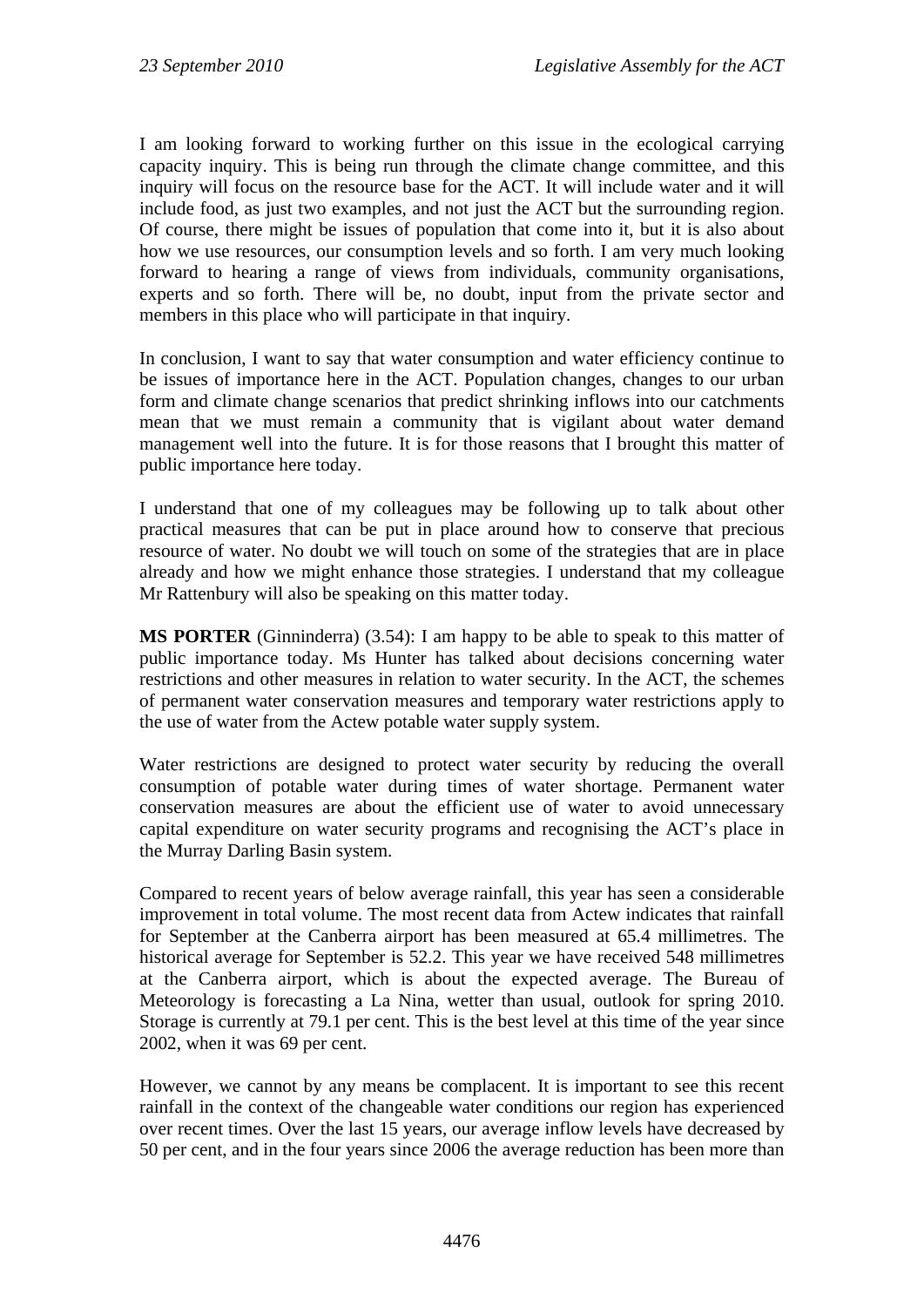I am looking forward to working further on this issue in the ecological carrying capacity inquiry. This is being run through the climate change committee, and this inquiry will focus on the resource base for the ACT. It will include water and it will include food, as just two examples, and not just the ACT but the surrounding region. Of course, there might be issues of population that come into it, but it is also about how we use resources, our consumption levels and so forth. I am very much looking forward to hearing a range of views from individuals, community organisations, experts and so forth. There will be, no doubt, input from the private sector and members in this place who will participate in that inquiry.

In conclusion, I want to say that water consumption and water efficiency continue to be issues of importance here in the ACT. Population changes, changes to our urban form and climate change scenarios that predict shrinking inflows into our catchments mean that we must remain a community that is vigilant about water demand management well into the future. It is for those reasons that I brought this matter of public importance here today.

I understand that one of my colleagues may be following up to talk about other practical measures that can be put in place around how to conserve that precious resource of water. No doubt we will touch on some of the strategies that are in place already and how we might enhance those strategies. I understand that my colleague Mr Rattenbury will also be speaking on this matter today.

**MS PORTER** (Ginninderra) (3.54): I am happy to be able to speak to this matter of public importance today. Ms Hunter has talked about decisions concerning water restrictions and other measures in relation to water security. In the ACT, the schemes of permanent water conservation measures and temporary water restrictions apply to the use of water from the Actew potable water supply system.

Water restrictions are designed to protect water security by reducing the overall consumption of potable water during times of water shortage. Permanent water conservation measures are about the efficient use of water to avoid unnecessary capital expenditure on water security programs and recognising the ACT's place in the Murray Darling Basin system.

Compared to recent years of below average rainfall, this year has seen a considerable improvement in total volume. The most recent data from Actew indicates that rainfall for September at the Canberra airport has been measured at 65.4 millimetres. The historical average for September is 52.2. This year we have received 548 millimetres at the Canberra airport, which is about the expected average. The Bureau of Meteorology is forecasting a La Nina, wetter than usual, outlook for spring 2010. Storage is currently at 79.1 per cent. This is the best level at this time of the year since 2002, when it was 69 per cent.

However, we cannot by any means be complacent. It is important to see this recent rainfall in the context of the changeable water conditions our region has experienced over recent times. Over the last 15 years, our average inflow levels have decreased by 50 per cent, and in the four years since 2006 the average reduction has been more than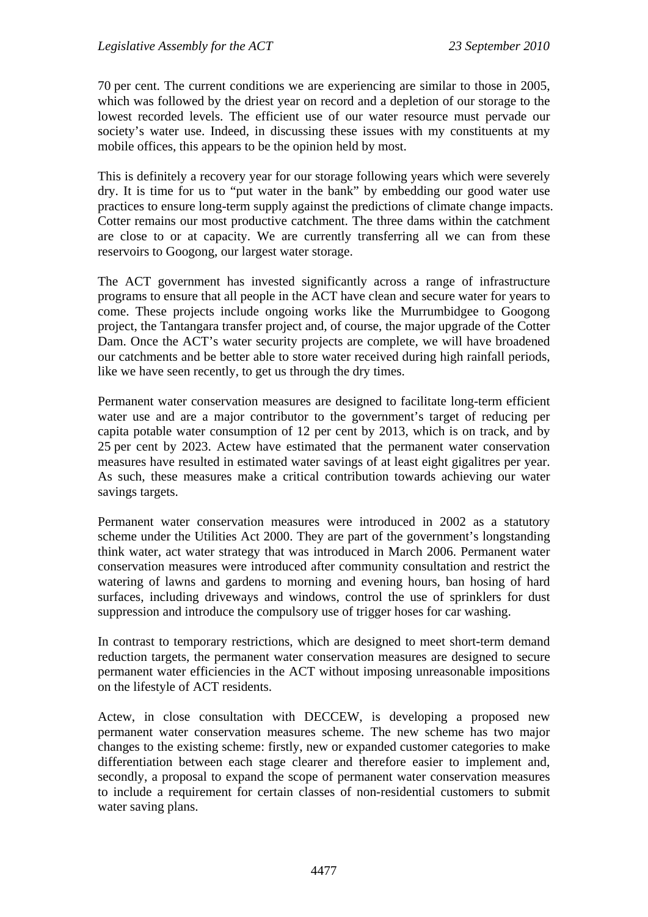70 per cent. The current conditions we are experiencing are similar to those in 2005, which was followed by the driest year on record and a depletion of our storage to the lowest recorded levels. The efficient use of our water resource must pervade our society's water use. Indeed, in discussing these issues with my constituents at my mobile offices, this appears to be the opinion held by most.

This is definitely a recovery year for our storage following years which were severely dry. It is time for us to "put water in the bank" by embedding our good water use practices to ensure long-term supply against the predictions of climate change impacts. Cotter remains our most productive catchment. The three dams within the catchment are close to or at capacity. We are currently transferring all we can from these reservoirs to Googong, our largest water storage.

The ACT government has invested significantly across a range of infrastructure programs to ensure that all people in the ACT have clean and secure water for years to come. These projects include ongoing works like the Murrumbidgee to Googong project, the Tantangara transfer project and, of course, the major upgrade of the Cotter Dam. Once the ACT's water security projects are complete, we will have broadened our catchments and be better able to store water received during high rainfall periods, like we have seen recently, to get us through the dry times.

Permanent water conservation measures are designed to facilitate long-term efficient water use and are a major contributor to the government's target of reducing per capita potable water consumption of 12 per cent by 2013, which is on track, and by 25 per cent by 2023. Actew have estimated that the permanent water conservation measures have resulted in estimated water savings of at least eight gigalitres per year. As such, these measures make a critical contribution towards achieving our water savings targets.

Permanent water conservation measures were introduced in 2002 as a statutory scheme under the Utilities Act 2000. They are part of the government's longstanding think water, act water strategy that was introduced in March 2006. Permanent water conservation measures were introduced after community consultation and restrict the watering of lawns and gardens to morning and evening hours, ban hosing of hard surfaces, including driveways and windows, control the use of sprinklers for dust suppression and introduce the compulsory use of trigger hoses for car washing.

In contrast to temporary restrictions, which are designed to meet short-term demand reduction targets, the permanent water conservation measures are designed to secure permanent water efficiencies in the ACT without imposing unreasonable impositions on the lifestyle of ACT residents.

Actew, in close consultation with DECCEW, is developing a proposed new permanent water conservation measures scheme. The new scheme has two major changes to the existing scheme: firstly, new or expanded customer categories to make differentiation between each stage clearer and therefore easier to implement and, secondly, a proposal to expand the scope of permanent water conservation measures to include a requirement for certain classes of non-residential customers to submit water saving plans.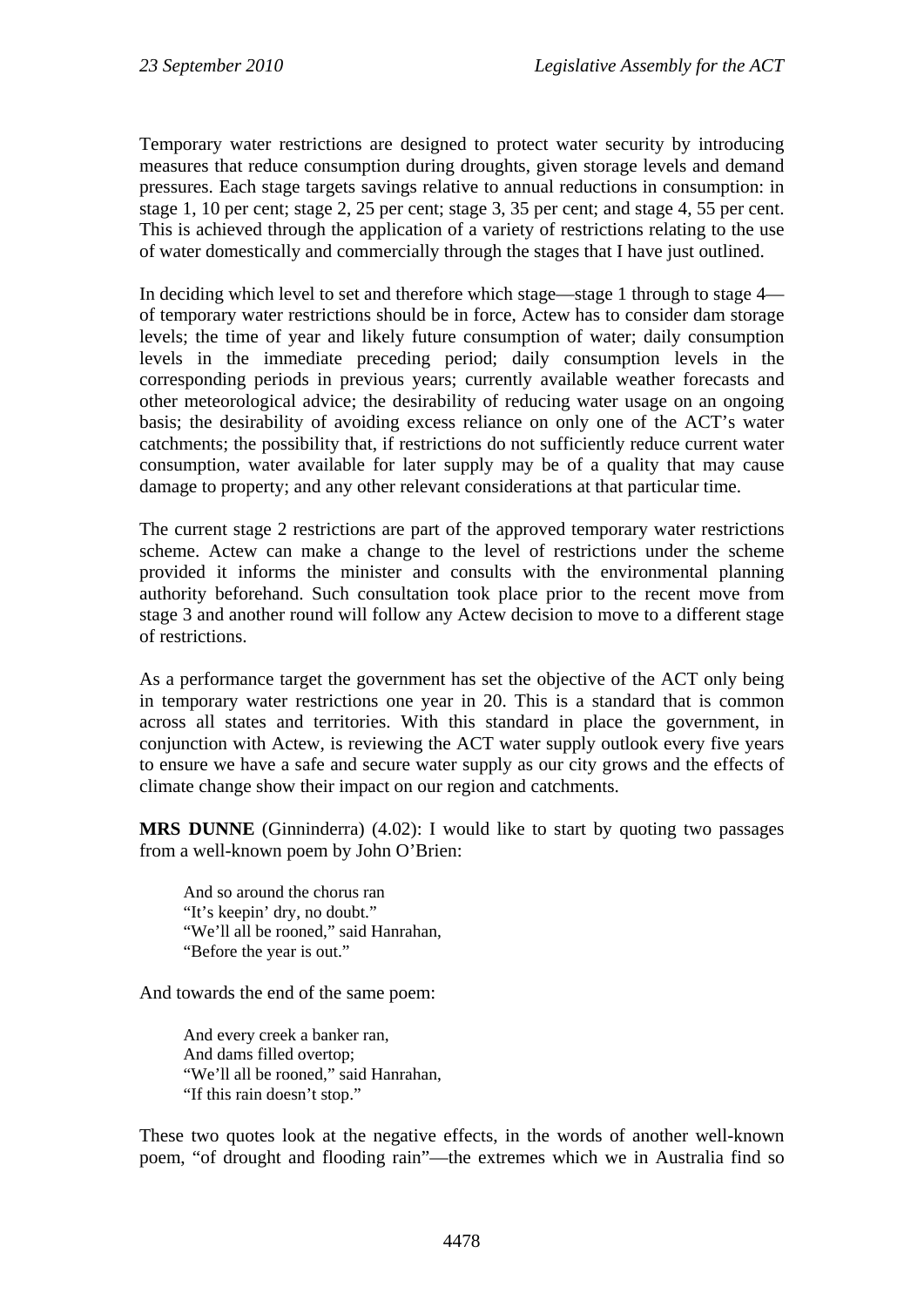Temporary water restrictions are designed to protect water security by introducing measures that reduce consumption during droughts, given storage levels and demand pressures. Each stage targets savings relative to annual reductions in consumption: in stage 1, 10 per cent; stage 2, 25 per cent; stage 3, 35 per cent; and stage 4, 55 per cent. This is achieved through the application of a variety of restrictions relating to the use of water domestically and commercially through the stages that I have just outlined.

In deciding which level to set and therefore which stage—stage 1 through to stage 4—of temporary water restrictions should be in force, Actew has to consider dam storage levels; the time of year and likely future consumption of water; daily consumption levels in the immediate preceding period; daily consumption levels in the corresponding periods in previous years; currently available weather forecasts and other meteorological advice; the desirability of reducing water usage on an ongoing basis; the desirability of avoiding excess reliance on only one of the ACT's water catchments; the possibility that, if restrictions do not sufficiently reduce current water consumption, water available for later supply may be of a quality that may cause damage to property; and any other relevant considerations at that particular time.

The current stage 2 restrictions are part of the approved temporary water restrictions scheme. Actew can make a change to the level of restrictions under the scheme provided it informs the minister and consults with the environmental planning authority beforehand. Such consultation took place prior to the recent move from stage 3 and another round will follow any Actew decision to move to a different stage of restrictions.

As a performance target the government has set the objective of the ACT only being in temporary water restrictions one year in 20. This is a standard that is common across all states and territories. With this standard in place the government, in conjunction with Actew, is reviewing the ACT water supply outlook every five years to ensure we have a safe and secure water supply as our city grows and the effects of climate change show their impact on our region and catchments.

**MRS DUNNE** (Ginninderra) (4.02): I would like to start by quoting two passages from a well-known poem by John O'Brien:

> And so around the chorus ran
> "It's keepin' dry, no doubt."
> "We'll all be rooned," said Hanrahan,
> "Before the year is out."

And towards the end of the same poem:

> And every creek a banker ran,
> And dams filled overtop;
> "We'll all be rooned," said Hanrahan,
> "If this rain doesn't stop."

These two quotes look at the negative effects, in the words of another well-known poem, "of drought and flooding rain"—the extremes which we in Australia find so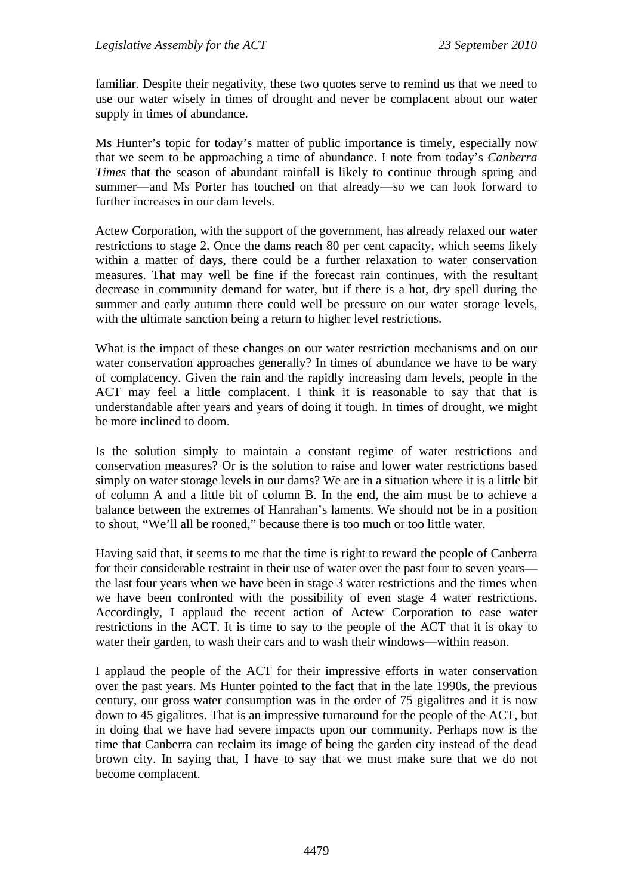familiar. Despite their negativity, these two quotes serve to remind us that we need to use our water wisely in times of drought and never be complacent about our water supply in times of abundance.

Ms Hunter's topic for today's matter of public importance is timely, especially now that we seem to be approaching a time of abundance. I note from today's *Canberra Times* that the season of abundant rainfall is likely to continue through spring and summer—and Ms Porter has touched on that already—so we can look forward to further increases in our dam levels.

Actew Corporation, with the support of the government, has already relaxed our water restrictions to stage 2. Once the dams reach 80 per cent capacity, which seems likely within a matter of days, there could be a further relaxation to water conservation measures. That may well be fine if the forecast rain continues, with the resultant decrease in community demand for water, but if there is a hot, dry spell during the summer and early autumn there could well be pressure on our water storage levels, with the ultimate sanction being a return to higher level restrictions.

What is the impact of these changes on our water restriction mechanisms and on our water conservation approaches generally? In times of abundance we have to be wary of complacency. Given the rain and the rapidly increasing dam levels, people in the ACT may feel a little complacent. I think it is reasonable to say that that is understandable after years and years of doing it tough. In times of drought, we might be more inclined to doom.

Is the solution simply to maintain a constant regime of water restrictions and conservation measures? Or is the solution to raise and lower water restrictions based simply on water storage levels in our dams? We are in a situation where it is a little bit of column A and a little bit of column B. In the end, the aim must be to achieve a balance between the extremes of Hanrahan's laments. We should not be in a position to shout, "We'll all be rooned," because there is too much or too little water.

Having said that, it seems to me that the time is right to reward the people of Canberra for their considerable restraint in their use of water over the past four to seven years—the last four years when we have been in stage 3 water restrictions and the times when we have been confronted with the possibility of even stage 4 water restrictions. Accordingly, I applaud the recent action of Actew Corporation to ease water restrictions in the ACT. It is time to say to the people of the ACT that it is okay to water their garden, to wash their cars and to wash their windows—within reason.

I applaud the people of the ACT for their impressive efforts in water conservation over the past years. Ms Hunter pointed to the fact that in the late 1990s, the previous century, our gross water consumption was in the order of 75 gigalitres and it is now down to 45 gigalitres. That is an impressive turnaround for the people of the ACT, but in doing that we have had severe impacts upon our community. Perhaps now is the time that Canberra can reclaim its image of being the garden city instead of the dead brown city. In saying that, I have to say that we must make sure that we do not become complacent.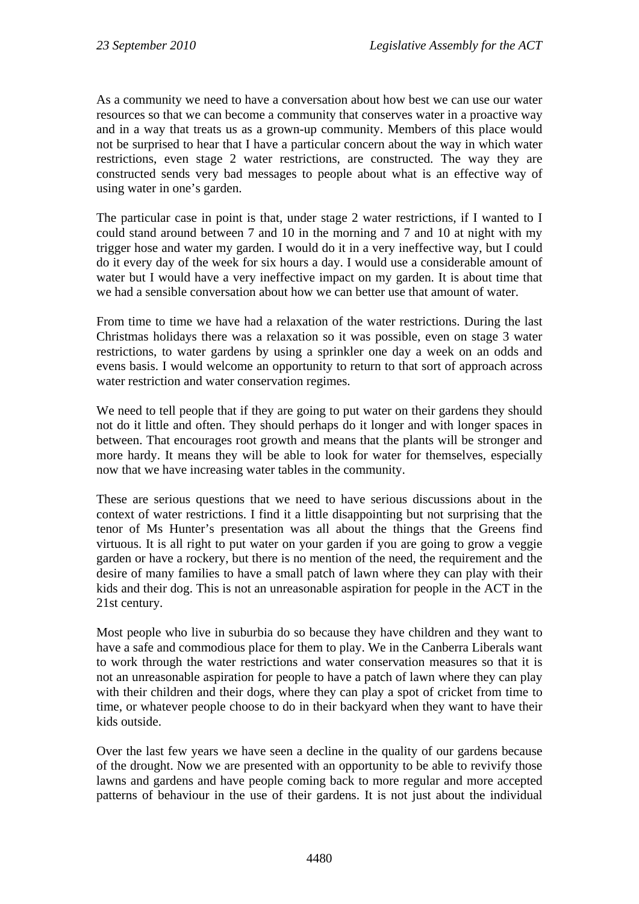As a community we need to have a conversation about how best we can use our water resources so that we can become a community that conserves water in a proactive way and in a way that treats us as a grown-up community. Members of this place would not be surprised to hear that I have a particular concern about the way in which water restrictions, even stage 2 water restrictions, are constructed. The way they are constructed sends very bad messages to people about what is an effective way of using water in one's garden.

The particular case in point is that, under stage 2 water restrictions, if I wanted to I could stand around between 7 and 10 in the morning and 7 and 10 at night with my trigger hose and water my garden. I would do it in a very ineffective way, but I could do it every day of the week for six hours a day. I would use a considerable amount of water but I would have a very ineffective impact on my garden. It is about time that we had a sensible conversation about how we can better use that amount of water.

From time to time we have had a relaxation of the water restrictions. During the last Christmas holidays there was a relaxation so it was possible, even on stage 3 water restrictions, to water gardens by using a sprinkler one day a week on an odds and evens basis. I would welcome an opportunity to return to that sort of approach across water restriction and water conservation regimes.

We need to tell people that if they are going to put water on their gardens they should not do it little and often. They should perhaps do it longer and with longer spaces in between. That encourages root growth and means that the plants will be stronger and more hardy. It means they will be able to look for water for themselves, especially now that we have increasing water tables in the community.

These are serious questions that we need to have serious discussions about in the context of water restrictions. I find it a little disappointing but not surprising that the tenor of Ms Hunter's presentation was all about the things that the Greens find virtuous. It is all right to put water on your garden if you are going to grow a veggie garden or have a rockery, but there is no mention of the need, the requirement and the desire of many families to have a small patch of lawn where they can play with their kids and their dog. This is not an unreasonable aspiration for people in the ACT in the 21st century.

Most people who live in suburbia do so because they have children and they want to have a safe and commodious place for them to play. We in the Canberra Liberals want to work through the water restrictions and water conservation measures so that it is not an unreasonable aspiration for people to have a patch of lawn where they can play with their children and their dogs, where they can play a spot of cricket from time to time, or whatever people choose to do in their backyard when they want to have their kids outside.

Over the last few years we have seen a decline in the quality of our gardens because of the drought. Now we are presented with an opportunity to be able to revivify those lawns and gardens and have people coming back to more regular and more accepted patterns of behaviour in the use of their gardens. It is not just about the individual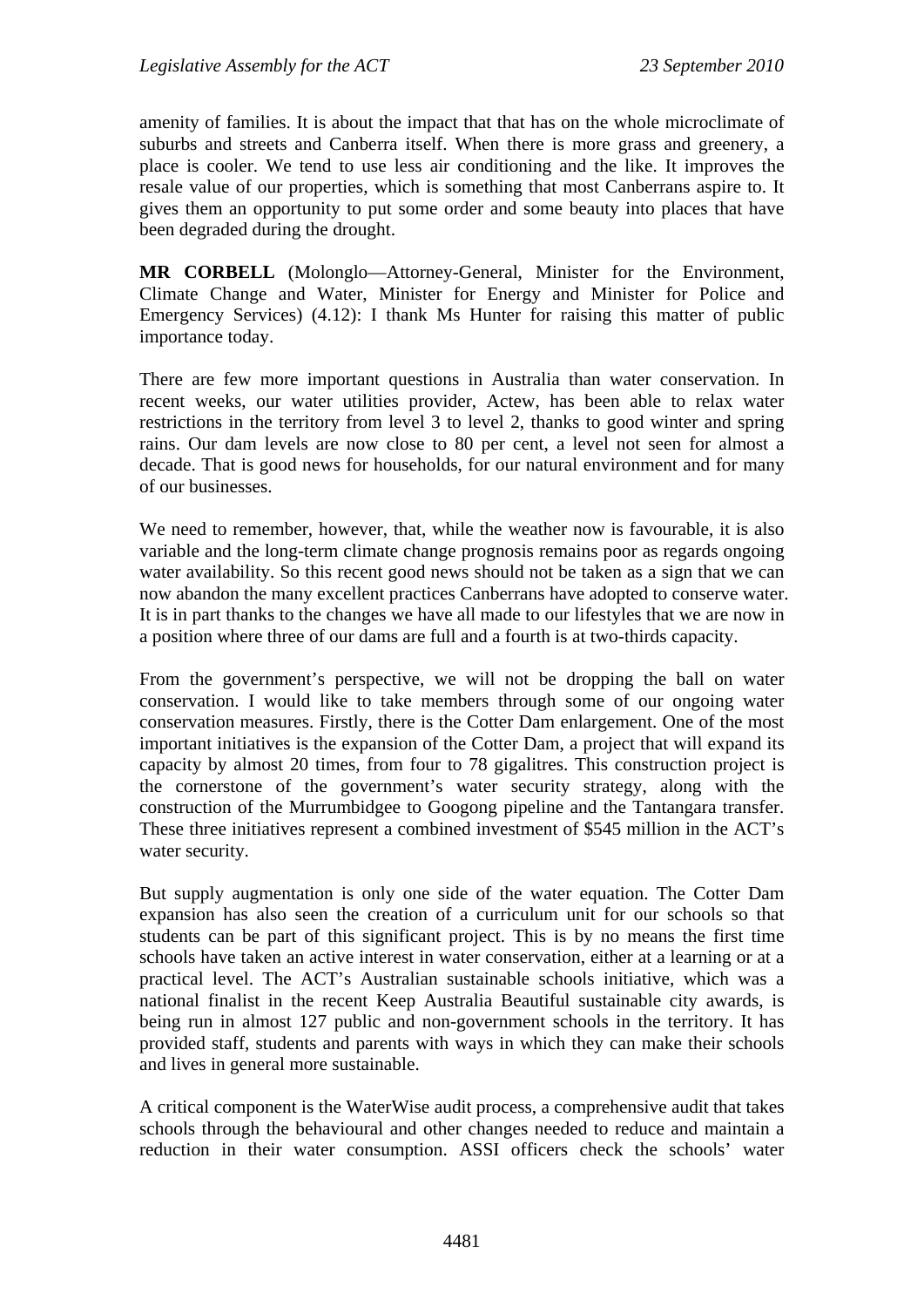amenity of families. It is about the impact that that has on the whole microclimate of suburbs and streets and Canberra itself. When there is more grass and greenery, a place is cooler. We tend to use less air conditioning and the like. It improves the resale value of our properties, which is something that most Canberrans aspire to. It gives them an opportunity to put some order and some beauty into places that have been degraded during the drought.

**MR CORBELL** (Molonglo—Attorney-General, Minister for the Environment, Climate Change and Water, Minister for Energy and Minister for Police and Emergency Services) (4.12): I thank Ms Hunter for raising this matter of public importance today.

There are few more important questions in Australia than water conservation. In recent weeks, our water utilities provider, Actew, has been able to relax water restrictions in the territory from level 3 to level 2, thanks to good winter and spring rains. Our dam levels are now close to 80 per cent, a level not seen for almost a decade. That is good news for households, for our natural environment and for many of our businesses.

We need to remember, however, that, while the weather now is favourable, it is also variable and the long-term climate change prognosis remains poor as regards ongoing water availability. So this recent good news should not be taken as a sign that we can now abandon the many excellent practices Canberrans have adopted to conserve water. It is in part thanks to the changes we have all made to our lifestyles that we are now in a position where three of our dams are full and a fourth is at two-thirds capacity.

From the government's perspective, we will not be dropping the ball on water conservation. I would like to take members through some of our ongoing water conservation measures. Firstly, there is the Cotter Dam enlargement. One of the most important initiatives is the expansion of the Cotter Dam, a project that will expand its capacity by almost 20 times, from four to 78 gigalitres. This construction project is the cornerstone of the government's water security strategy, along with the construction of the Murrumbidgee to Googong pipeline and the Tantangara transfer. These three initiatives represent a combined investment of $545 million in the ACT's water security.

But supply augmentation is only one side of the water equation. The Cotter Dam expansion has also seen the creation of a curriculum unit for our schools so that students can be part of this significant project. This is by no means the first time schools have taken an active interest in water conservation, either at a learning or at a practical level. The ACT's Australian sustainable schools initiative, which was a national finalist in the recent Keep Australia Beautiful sustainable city awards, is being run in almost 127 public and non-government schools in the territory. It has provided staff, students and parents with ways in which they can make their schools and lives in general more sustainable.

A critical component is the WaterWise audit process, a comprehensive audit that takes schools through the behavioural and other changes needed to reduce and maintain a reduction in their water consumption. ASSI officers check the schools' water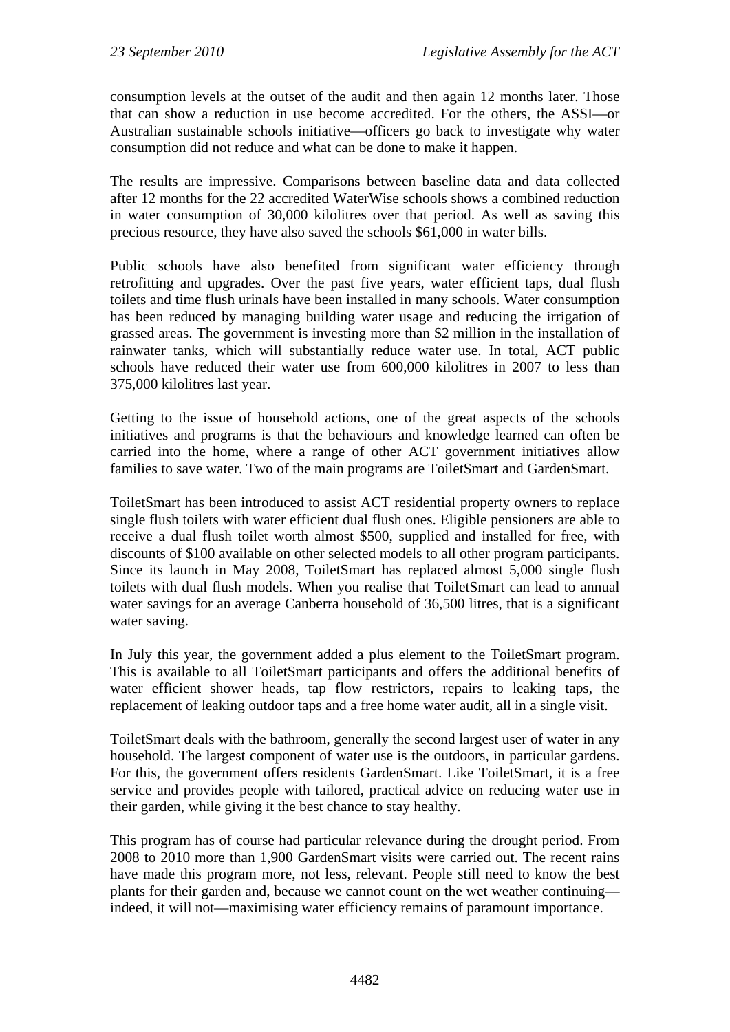consumption levels at the outset of the audit and then again 12 months later. Those that can show a reduction in use become accredited. For the others, the ASSI—or Australian sustainable schools initiative—officers go back to investigate why water consumption did not reduce and what can be done to make it happen.

The results are impressive. Comparisons between baseline data and data collected after 12 months for the 22 accredited WaterWise schools shows a combined reduction in water consumption of 30,000 kilolitres over that period. As well as saving this precious resource, they have also saved the schools $61,000 in water bills.

Public schools have also benefited from significant water efficiency through retrofitting and upgrades. Over the past five years, water efficient taps, dual flush toilets and time flush urinals have been installed in many schools. Water consumption has been reduced by managing building water usage and reducing the irrigation of grassed areas. The government is investing more than $2 million in the installation of rainwater tanks, which will substantially reduce water use. In total, ACT public schools have reduced their water use from 600,000 kilolitres in 2007 to less than 375,000 kilolitres last year.

Getting to the issue of household actions, one of the great aspects of the schools initiatives and programs is that the behaviours and knowledge learned can often be carried into the home, where a range of other ACT government initiatives allow families to save water. Two of the main programs are ToiletSmart and GardenSmart.

ToiletSmart has been introduced to assist ACT residential property owners to replace single flush toilets with water efficient dual flush ones. Eligible pensioners are able to receive a dual flush toilet worth almost $500, supplied and installed for free, with discounts of $100 available on other selected models to all other program participants. Since its launch in May 2008, ToiletSmart has replaced almost 5,000 single flush toilets with dual flush models. When you realise that ToiletSmart can lead to annual water savings for an average Canberra household of 36,500 litres, that is a significant water saving.

In July this year, the government added a plus element to the ToiletSmart program. This is available to all ToiletSmart participants and offers the additional benefits of water efficient shower heads, tap flow restrictors, repairs to leaking taps, the replacement of leaking outdoor taps and a free home water audit, all in a single visit.

ToiletSmart deals with the bathroom, generally the second largest user of water in any household. The largest component of water use is the outdoors, in particular gardens. For this, the government offers residents GardenSmart. Like ToiletSmart, it is a free service and provides people with tailored, practical advice on reducing water use in their garden, while giving it the best chance to stay healthy.

This program has of course had particular relevance during the drought period. From 2008 to 2010 more than 1,900 GardenSmart visits were carried out. The recent rains have made this program more, not less, relevant. People still need to know the best plants for their garden and, because we cannot count on the wet weather continuing—indeed, it will not—maximising water efficiency remains of paramount importance.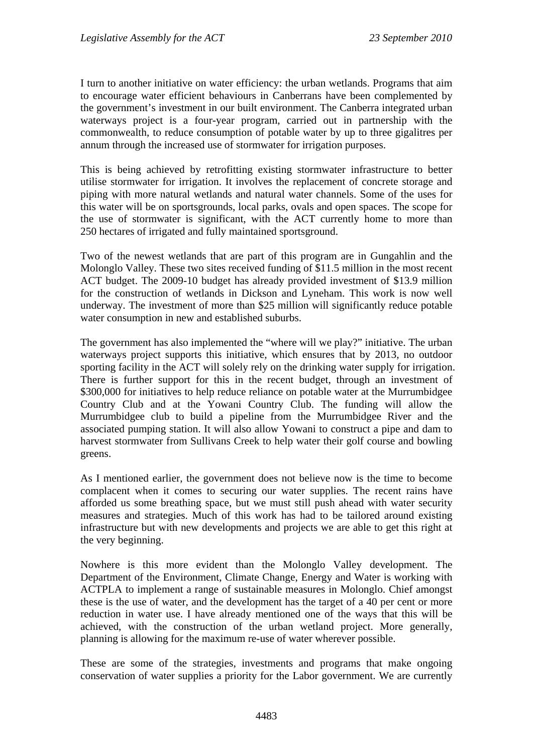I turn to another initiative on water efficiency: the urban wetlands. Programs that aim to encourage water efficient behaviours in Canberrans have been complemented by the government's investment in our built environment. The Canberra integrated urban waterways project is a four-year program, carried out in partnership with the commonwealth, to reduce consumption of potable water by up to three gigalitres per annum through the increased use of stormwater for irrigation purposes.

This is being achieved by retrofitting existing stormwater infrastructure to better utilise stormwater for irrigation. It involves the replacement of concrete storage and piping with more natural wetlands and natural water channels. Some of the uses for this water will be on sportsgrounds, local parks, ovals and open spaces. The scope for the use of stormwater is significant, with the ACT currently home to more than 250 hectares of irrigated and fully maintained sportsground.

Two of the newest wetlands that are part of this program are in Gungahlin and the Molonglo Valley. These two sites received funding of $11.5 million in the most recent ACT budget. The 2009-10 budget has already provided investment of $13.9 million for the construction of wetlands in Dickson and Lyneham. This work is now well underway. The investment of more than $25 million will significantly reduce potable water consumption in new and established suburbs.

The government has also implemented the "where will we play?" initiative. The urban waterways project supports this initiative, which ensures that by 2013, no outdoor sporting facility in the ACT will solely rely on the drinking water supply for irrigation. There is further support for this in the recent budget, through an investment of $300,000 for initiatives to help reduce reliance on potable water at the Murrumbidgee Country Club and at the Yowani Country Club. The funding will allow the Murrumbidgee club to build a pipeline from the Murrumbidgee River and the associated pumping station. It will also allow Yowani to construct a pipe and dam to harvest stormwater from Sullivans Creek to help water their golf course and bowling greens.

As I mentioned earlier, the government does not believe now is the time to become complacent when it comes to securing our water supplies. The recent rains have afforded us some breathing space, but we must still push ahead with water security measures and strategies. Much of this work has had to be tailored around existing infrastructure but with new developments and projects we are able to get this right at the very beginning.

Nowhere is this more evident than the Molonglo Valley development. The Department of the Environment, Climate Change, Energy and Water is working with ACTPLA to implement a range of sustainable measures in Molonglo. Chief amongst these is the use of water, and the development has the target of a 40 per cent or more reduction in water use. I have already mentioned one of the ways that this will be achieved, with the construction of the urban wetland project. More generally, planning is allowing for the maximum re-use of water wherever possible.

These are some of the strategies, investments and programs that make ongoing conservation of water supplies a priority for the Labor government. We are currently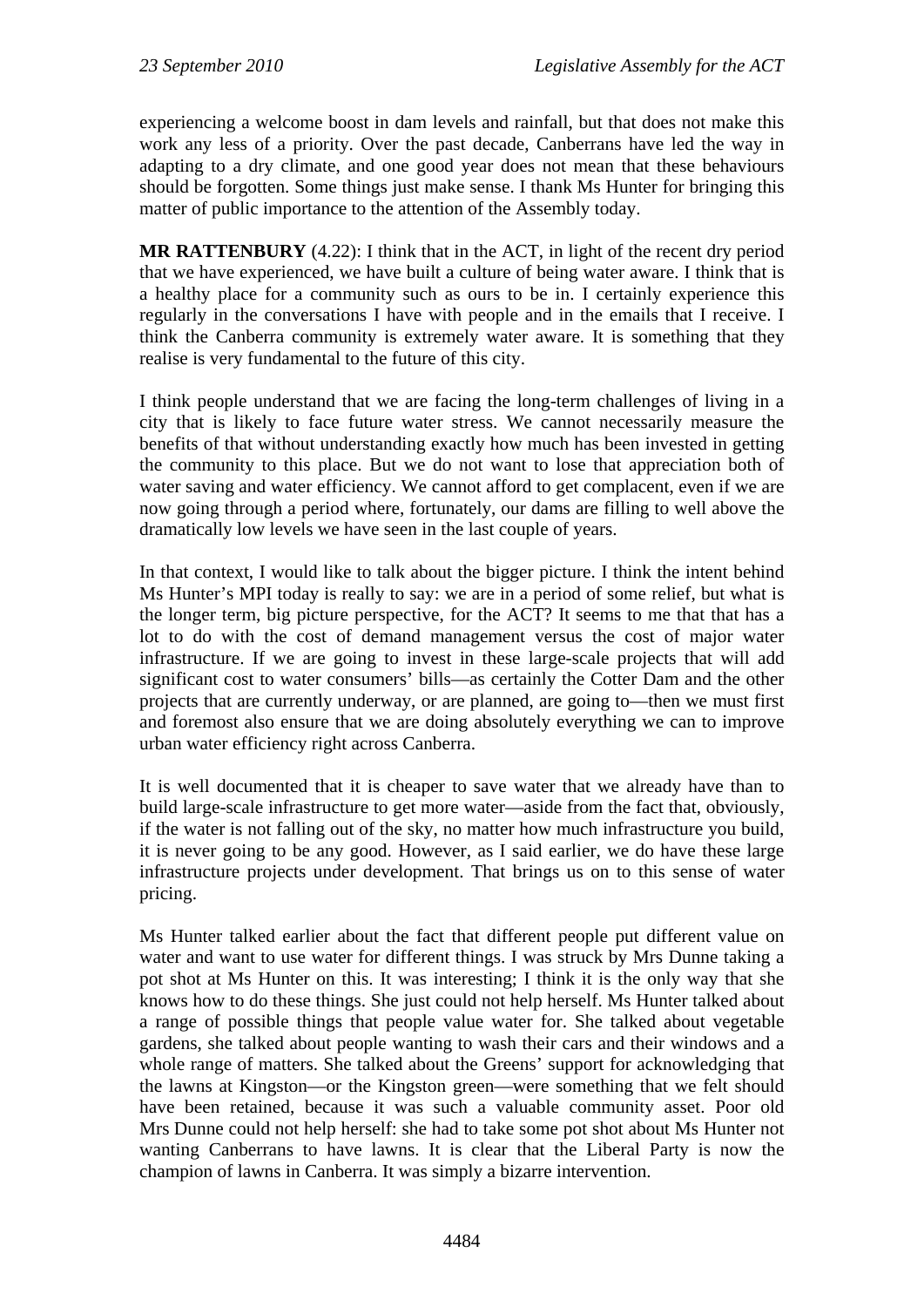experiencing a welcome boost in dam levels and rainfall, but that does not make this work any less of a priority. Over the past decade, Canberrans have led the way in adapting to a dry climate, and one good year does not mean that these behaviours should be forgotten. Some things just make sense. I thank Ms Hunter for bringing this matter of public importance to the attention of the Assembly today.

**MR RATTENBURY** (4.22): I think that in the ACT, in light of the recent dry period that we have experienced, we have built a culture of being water aware. I think that is a healthy place for a community such as ours to be in. I certainly experience this regularly in the conversations I have with people and in the emails that I receive. I think the Canberra community is extremely water aware. It is something that they realise is very fundamental to the future of this city.

I think people understand that we are facing the long-term challenges of living in a city that is likely to face future water stress. We cannot necessarily measure the benefits of that without understanding exactly how much has been invested in getting the community to this place. But we do not want to lose that appreciation both of water saving and water efficiency. We cannot afford to get complacent, even if we are now going through a period where, fortunately, our dams are filling to well above the dramatically low levels we have seen in the last couple of years.

In that context, I would like to talk about the bigger picture. I think the intent behind Ms Hunter's MPI today is really to say: we are in a period of some relief, but what is the longer term, big picture perspective, for the ACT? It seems to me that that has a lot to do with the cost of demand management versus the cost of major water infrastructure. If we are going to invest in these large-scale projects that will add significant cost to water consumers' bills—as certainly the Cotter Dam and the other projects that are currently underway, or are planned, are going to—then we must first and foremost also ensure that we are doing absolutely everything we can to improve urban water efficiency right across Canberra.

It is well documented that it is cheaper to save water that we already have than to build large-scale infrastructure to get more water—aside from the fact that, obviously, if the water is not falling out of the sky, no matter how much infrastructure you build, it is never going to be any good. However, as I said earlier, we do have these large infrastructure projects under development. That brings us on to this sense of water pricing.

Ms Hunter talked earlier about the fact that different people put different value on water and want to use water for different things. I was struck by Mrs Dunne taking a pot shot at Ms Hunter on this. It was interesting; I think it is the only way that she knows how to do these things. She just could not help herself. Ms Hunter talked about a range of possible things that people value water for. She talked about vegetable gardens, she talked about people wanting to wash their cars and their windows and a whole range of matters. She talked about the Greens' support for acknowledging that the lawns at Kingston—or the Kingston green—were something that we felt should have been retained, because it was such a valuable community asset. Poor old Mrs Dunne could not help herself: she had to take some pot shot about Ms Hunter not wanting Canberrans to have lawns. It is clear that the Liberal Party is now the champion of lawns in Canberra. It was simply a bizarre intervention.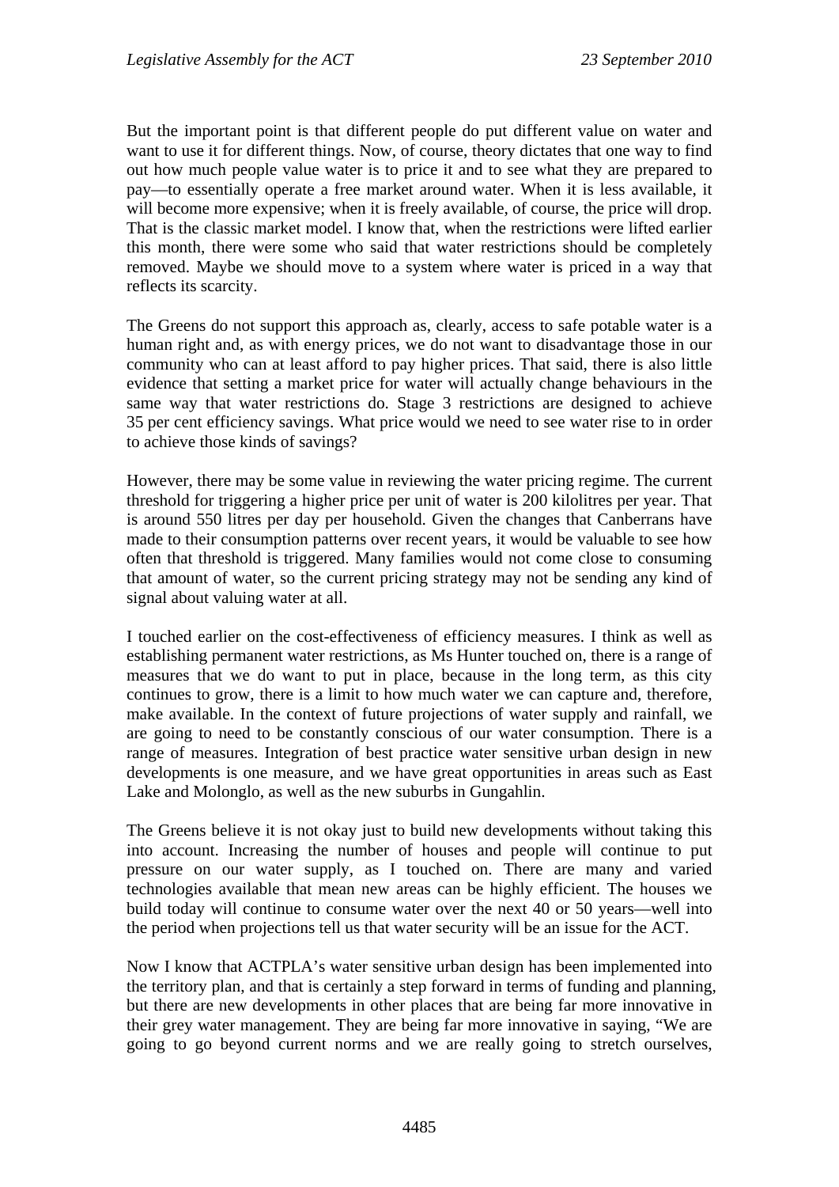But the important point is that different people do put different value on water and want to use it for different things. Now, of course, theory dictates that one way to find out how much people value water is to price it and to see what they are prepared to pay—to essentially operate a free market around water. When it is less available, it will become more expensive; when it is freely available, of course, the price will drop. That is the classic market model. I know that, when the restrictions were lifted earlier this month, there were some who said that water restrictions should be completely removed. Maybe we should move to a system where water is priced in a way that reflects its scarcity.

The Greens do not support this approach as, clearly, access to safe potable water is a human right and, as with energy prices, we do not want to disadvantage those in our community who can at least afford to pay higher prices. That said, there is also little evidence that setting a market price for water will actually change behaviours in the same way that water restrictions do. Stage 3 restrictions are designed to achieve 35 per cent efficiency savings. What price would we need to see water rise to in order to achieve those kinds of savings?

However, there may be some value in reviewing the water pricing regime. The current threshold for triggering a higher price per unit of water is 200 kilolitres per year. That is around 550 litres per day per household. Given the changes that Canberrans have made to their consumption patterns over recent years, it would be valuable to see how often that threshold is triggered. Many families would not come close to consuming that amount of water, so the current pricing strategy may not be sending any kind of signal about valuing water at all.

I touched earlier on the cost-effectiveness of efficiency measures. I think as well as establishing permanent water restrictions, as Ms Hunter touched on, there is a range of measures that we do want to put in place, because in the long term, as this city continues to grow, there is a limit to how much water we can capture and, therefore, make available. In the context of future projections of water supply and rainfall, we are going to need to be constantly conscious of our water consumption. There is a range of measures. Integration of best practice water sensitive urban design in new developments is one measure, and we have great opportunities in areas such as East Lake and Molonglo, as well as the new suburbs in Gungahlin.

The Greens believe it is not okay just to build new developments without taking this into account. Increasing the number of houses and people will continue to put pressure on our water supply, as I touched on. There are many and varied technologies available that mean new areas can be highly efficient. The houses we build today will continue to consume water over the next 40 or 50 years—well into the period when projections tell us that water security will be an issue for the ACT.

Now I know that ACTPLA's water sensitive urban design has been implemented into the territory plan, and that is certainly a step forward in terms of funding and planning, but there are new developments in other places that are being far more innovative in their grey water management. They are being far more innovative in saying, "We are going to go beyond current norms and we are really going to stretch ourselves,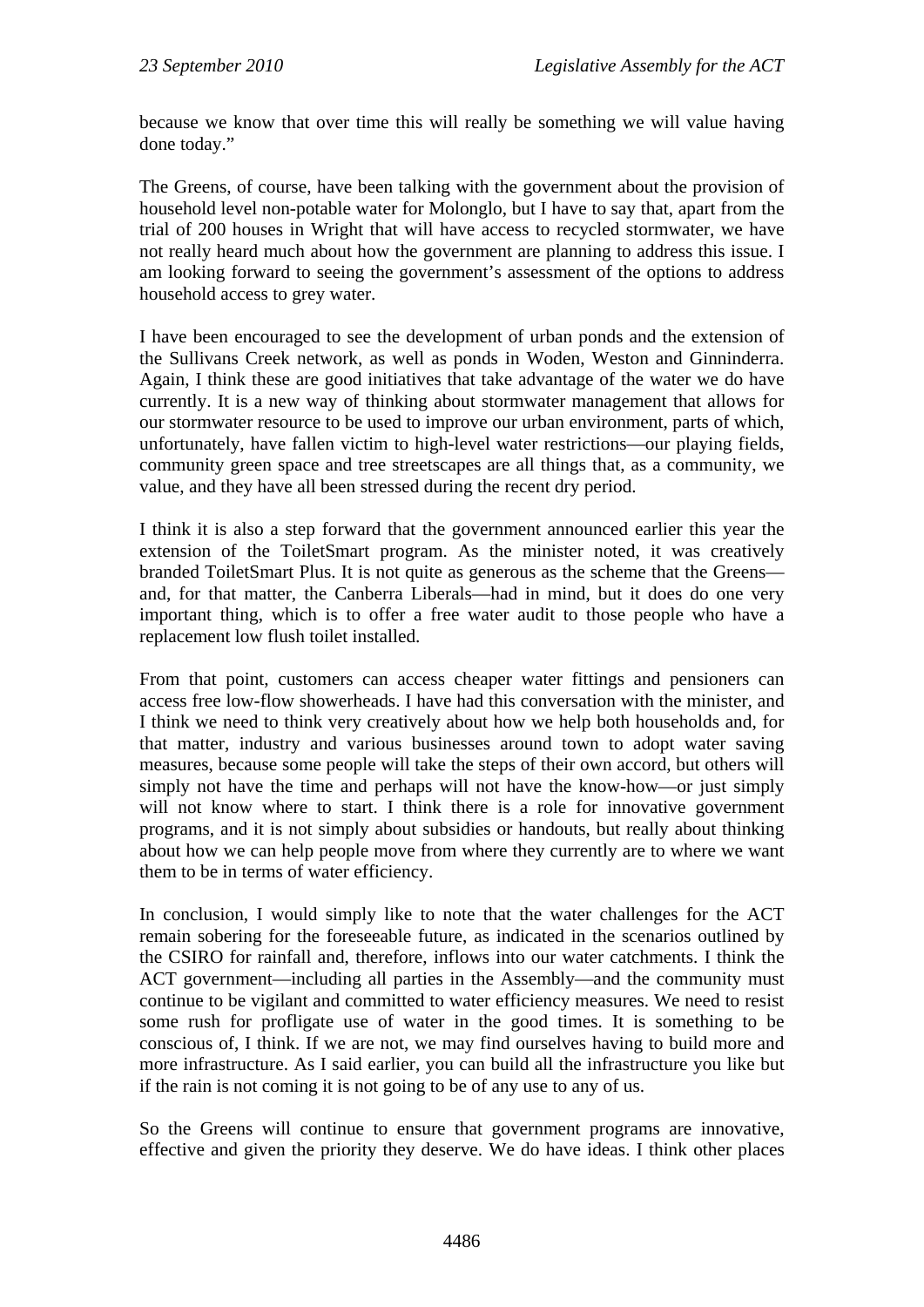because we know that over time this will really be something we will value having done today."

The Greens, of course, have been talking with the government about the provision of household level non-potable water for Molonglo, but I have to say that, apart from the trial of 200 houses in Wright that will have access to recycled stormwater, we have not really heard much about how the government are planning to address this issue. I am looking forward to seeing the government's assessment of the options to address household access to grey water.

I have been encouraged to see the development of urban ponds and the extension of the Sullivans Creek network, as well as ponds in Woden, Weston and Ginninderra. Again, I think these are good initiatives that take advantage of the water we do have currently. It is a new way of thinking about stormwater management that allows for our stormwater resource to be used to improve our urban environment, parts of which, unfortunately, have fallen victim to high-level water restrictions—our playing fields, community green space and tree streetscapes are all things that, as a community, we value, and they have all been stressed during the recent dry period.

I think it is also a step forward that the government announced earlier this year the extension of the ToiletSmart program. As the minister noted, it was creatively branded ToiletSmart Plus. It is not quite as generous as the scheme that the Greens—and, for that matter, the Canberra Liberals—had in mind, but it does do one very important thing, which is to offer a free water audit to those people who have a replacement low flush toilet installed.

From that point, customers can access cheaper water fittings and pensioners can access free low-flow showerheads. I have had this conversation with the minister, and I think we need to think very creatively about how we help both households and, for that matter, industry and various businesses around town to adopt water saving measures, because some people will take the steps of their own accord, but others will simply not have the time and perhaps will not have the know-how—or just simply will not know where to start. I think there is a role for innovative government programs, and it is not simply about subsidies or handouts, but really about thinking about how we can help people move from where they currently are to where we want them to be in terms of water efficiency.

In conclusion, I would simply like to note that the water challenges for the ACT remain sobering for the foreseeable future, as indicated in the scenarios outlined by the CSIRO for rainfall and, therefore, inflows into our water catchments. I think the ACT government—including all parties in the Assembly—and the community must continue to be vigilant and committed to water efficiency measures. We need to resist some rush for profligate use of water in the good times. It is something to be conscious of, I think. If we are not, we may find ourselves having to build more and more infrastructure. As I said earlier, you can build all the infrastructure you like but if the rain is not coming it is not going to be of any use to any of us.

So the Greens will continue to ensure that government programs are innovative, effective and given the priority they deserve. We do have ideas. I think other places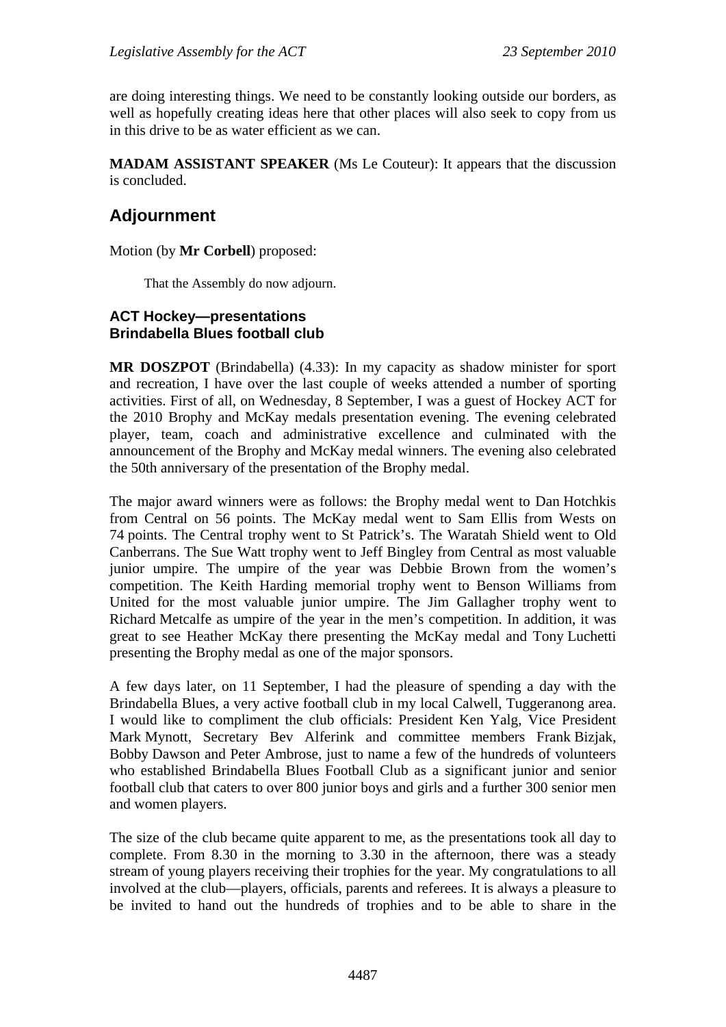are doing interesting things. We need to be constantly looking outside our borders, as well as hopefully creating ideas here that other places will also seek to copy from us in this drive to be as water efficient as we can.

**MADAM ASSISTANT SPEAKER** (Ms Le Couteur): It appears that the discussion is concluded.

## Adjournment

Motion (by **Mr Corbell**) proposed:

> That the Assembly do now adjourn.

### ACT Hockey—presentations
### Brindabella Blues football club

**MR DOSZPOT** (Brindabella) (4.33): In my capacity as shadow minister for sport and recreation, I have over the last couple of weeks attended a number of sporting activities. First of all, on Wednesday, 8 September, I was a guest of Hockey ACT for the 2010 Brophy and McKay medals presentation evening. The evening celebrated player, team, coach and administrative excellence and culminated with the announcement of the Brophy and McKay medal winners. The evening also celebrated the 50th anniversary of the presentation of the Brophy medal.

The major award winners were as follows: the Brophy medal went to Dan Hotchkis from Central on 56 points. The McKay medal went to Sam Ellis from Wests on 74 points. The Central trophy went to St Patrick's. The Waratah Shield went to Old Canberrans. The Sue Watt trophy went to Jeff Bingley from Central as most valuable junior umpire. The umpire of the year was Debbie Brown from the women's competition. The Keith Harding memorial trophy went to Benson Williams from United for the most valuable junior umpire. The Jim Gallagher trophy went to Richard Metcalfe as umpire of the year in the men's competition. In addition, it was great to see Heather McKay there presenting the McKay medal and Tony Luchetti presenting the Brophy medal as one of the major sponsors.

A few days later, on 11 September, I had the pleasure of spending a day with the Brindabella Blues, a very active football club in my local Calwell, Tuggeranong area. I would like to compliment the club officials: President Ken Yalg, Vice President Mark Mynott, Secretary Bev Alferink and committee members Frank Bizjak, Bobby Dawson and Peter Ambrose, just to name a few of the hundreds of volunteers who established Brindabella Blues Football Club as a significant junior and senior football club that caters to over 800 junior boys and girls and a further 300 senior men and women players.

The size of the club became quite apparent to me, as the presentations took all day to complete. From 8.30 in the morning to 3.30 in the afternoon, there was a steady stream of young players receiving their trophies for the year. My congratulations to all involved at the club—players, officials, parents and referees. It is always a pleasure to be invited to hand out the hundreds of trophies and to be able to share in the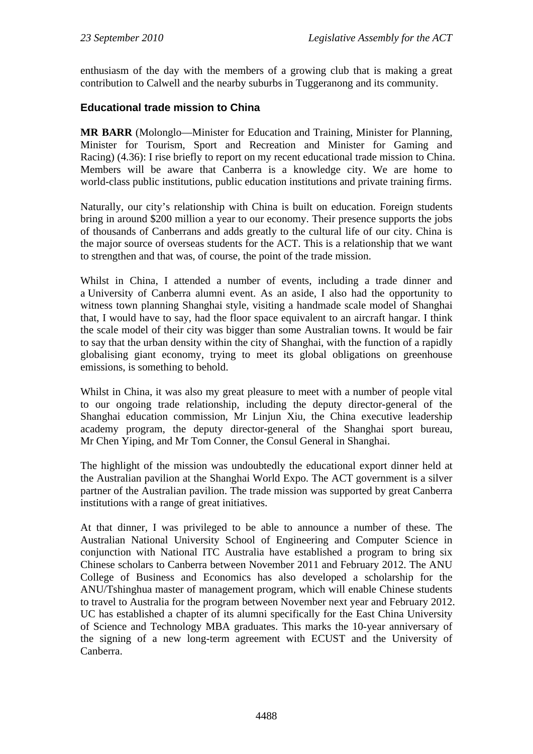enthusiasm of the day with the members of a growing club that is making a great contribution to Calwell and the nearby suburbs in Tuggeranong and its community.

## Educational trade mission to China

**MR BARR** (Molonglo—Minister for Education and Training, Minister for Planning, Minister for Tourism, Sport and Recreation and Minister for Gaming and Racing) (4.36): I rise briefly to report on my recent educational trade mission to China. Members will be aware that Canberra is a knowledge city. We are home to world-class public institutions, public education institutions and private training firms.

Naturally, our city's relationship with China is built on education. Foreign students bring in around $200 million a year to our economy. Their presence supports the jobs of thousands of Canberrans and adds greatly to the cultural life of our city. China is the major source of overseas students for the ACT. This is a relationship that we want to strengthen and that was, of course, the point of the trade mission.

Whilst in China, I attended a number of events, including a trade dinner and a University of Canberra alumni event. As an aside, I also had the opportunity to witness town planning Shanghai style, visiting a handmade scale model of Shanghai that, I would have to say, had the floor space equivalent to an aircraft hangar. I think the scale model of their city was bigger than some Australian towns. It would be fair to say that the urban density within the city of Shanghai, with the function of a rapidly globalising giant economy, trying to meet its global obligations on greenhouse emissions, is something to behold.

Whilst in China, it was also my great pleasure to meet with a number of people vital to our ongoing trade relationship, including the deputy director-general of the Shanghai education commission, Mr Linjun Xiu, the China executive leadership academy program, the deputy director-general of the Shanghai sport bureau, Mr Chen Yiping, and Mr Tom Conner, the Consul General in Shanghai.

The highlight of the mission was undoubtedly the educational export dinner held at the Australian pavilion at the Shanghai World Expo. The ACT government is a silver partner of the Australian pavilion. The trade mission was supported by great Canberra institutions with a range of great initiatives.

At that dinner, I was privileged to be able to announce a number of these. The Australian National University School of Engineering and Computer Science in conjunction with National ITC Australia have established a program to bring six Chinese scholars to Canberra between November 2011 and February 2012. The ANU College of Business and Economics has also developed a scholarship for the ANU/Tshinghua master of management program, which will enable Chinese students to travel to Australia for the program between November next year and February 2012. UC has established a chapter of its alumni specifically for the East China University of Science and Technology MBA graduates. This marks the 10-year anniversary of the signing of a new long-term agreement with ECUST and the University of Canberra.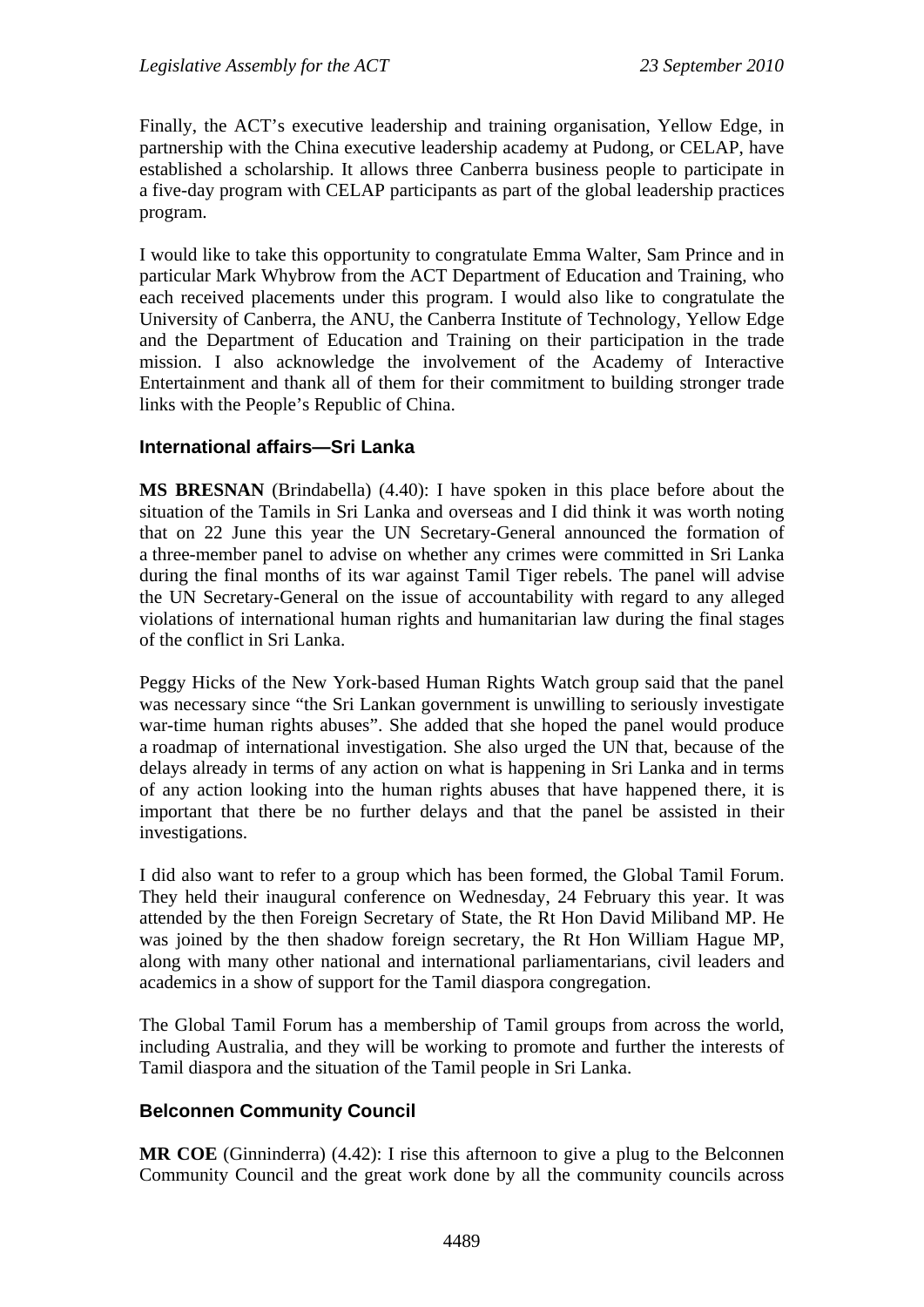Finally, the ACT's executive leadership and training organisation, Yellow Edge, in partnership with the China executive leadership academy at Pudong, or CELAP, have established a scholarship. It allows three Canberra business people to participate in a five-day program with CELAP participants as part of the global leadership practices program.

I would like to take this opportunity to congratulate Emma Walter, Sam Prince and in particular Mark Whybrow from the ACT Department of Education and Training, who each received placements under this program. I would also like to congratulate the University of Canberra, the ANU, the Canberra Institute of Technology, Yellow Edge and the Department of Education and Training on their participation in the trade mission. I also acknowledge the involvement of the Academy of Interactive Entertainment and thank all of them for their commitment to building stronger trade links with the People's Republic of China.

## International affairs—Sri Lanka

**MS BRESNAN** (Brindabella) (4.40): I have spoken in this place before about the situation of the Tamils in Sri Lanka and overseas and I did think it was worth noting that on 22 June this year the UN Secretary-General announced the formation of a three-member panel to advise on whether any crimes were committed in Sri Lanka during the final months of its war against Tamil Tiger rebels. The panel will advise the UN Secretary-General on the issue of accountability with regard to any alleged violations of international human rights and humanitarian law during the final stages of the conflict in Sri Lanka.

Peggy Hicks of the New York-based Human Rights Watch group said that the panel was necessary since "the Sri Lankan government is unwilling to seriously investigate war-time human rights abuses". She added that she hoped the panel would produce a roadmap of international investigation. She also urged the UN that, because of the delays already in terms of any action on what is happening in Sri Lanka and in terms of any action looking into the human rights abuses that have happened there, it is important that there be no further delays and that the panel be assisted in their investigations.

I did also want to refer to a group which has been formed, the Global Tamil Forum. They held their inaugural conference on Wednesday, 24 February this year. It was attended by the then Foreign Secretary of State, the Rt Hon David Miliband MP. He was joined by the then shadow foreign secretary, the Rt Hon William Hague MP, along with many other national and international parliamentarians, civil leaders and academics in a show of support for the Tamil diaspora congregation.

The Global Tamil Forum has a membership of Tamil groups from across the world, including Australia, and they will be working to promote and further the interests of Tamil diaspora and the situation of the Tamil people in Sri Lanka.

## Belconnen Community Council

**MR COE** (Ginninderra) (4.42): I rise this afternoon to give a plug to the Belconnen Community Council and the great work done by all the community councils across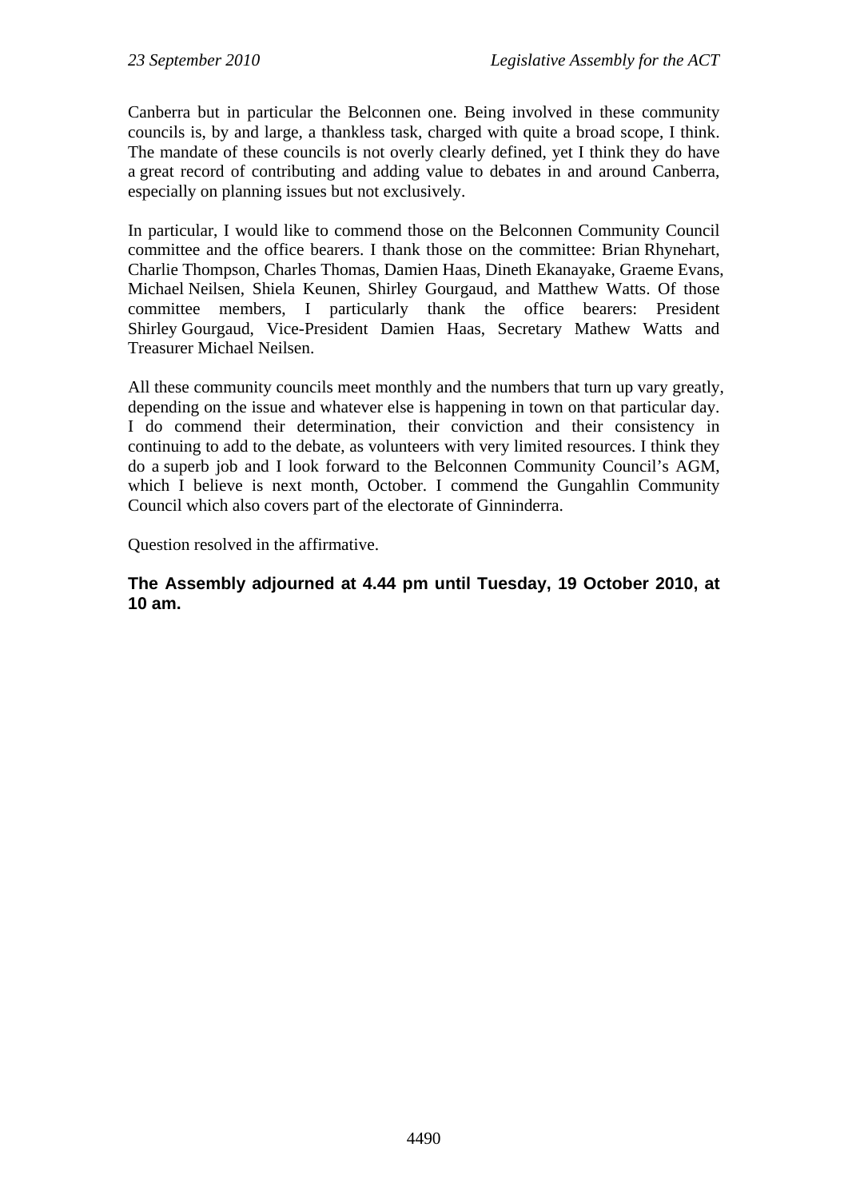Canberra but in particular the Belconnen one. Being involved in these community councils is, by and large, a thankless task, charged with quite a broad scope, I think. The mandate of these councils is not overly clearly defined, yet I think they do have a great record of contributing and adding value to debates in and around Canberra, especially on planning issues but not exclusively.

In particular, I would like to commend those on the Belconnen Community Council committee and the office bearers. I thank those on the committee: Brian Rhynehart, Charlie Thompson, Charles Thomas, Damien Haas, Dineth Ekanayake, Graeme Evans, Michael Neilsen, Shiela Keunen, Shirley Gourgaud, and Matthew Watts. Of those committee members, I particularly thank the office bearers: President Shirley Gourgaud, Vice-President Damien Haas, Secretary Mathew Watts and Treasurer Michael Neilsen.

All these community councils meet monthly and the numbers that turn up vary greatly, depending on the issue and whatever else is happening in town on that particular day. I do commend their determination, their conviction and their consistency in continuing to add to the debate, as volunteers with very limited resources. I think they do a superb job and I look forward to the Belconnen Community Council's AGM, which I believe is next month, October. I commend the Gungahlin Community Council which also covers part of the electorate of Ginninderra.

Question resolved in the affirmative.

**The Assembly adjourned at 4.44 pm until Tuesday, 19 October 2010, at 10 am.**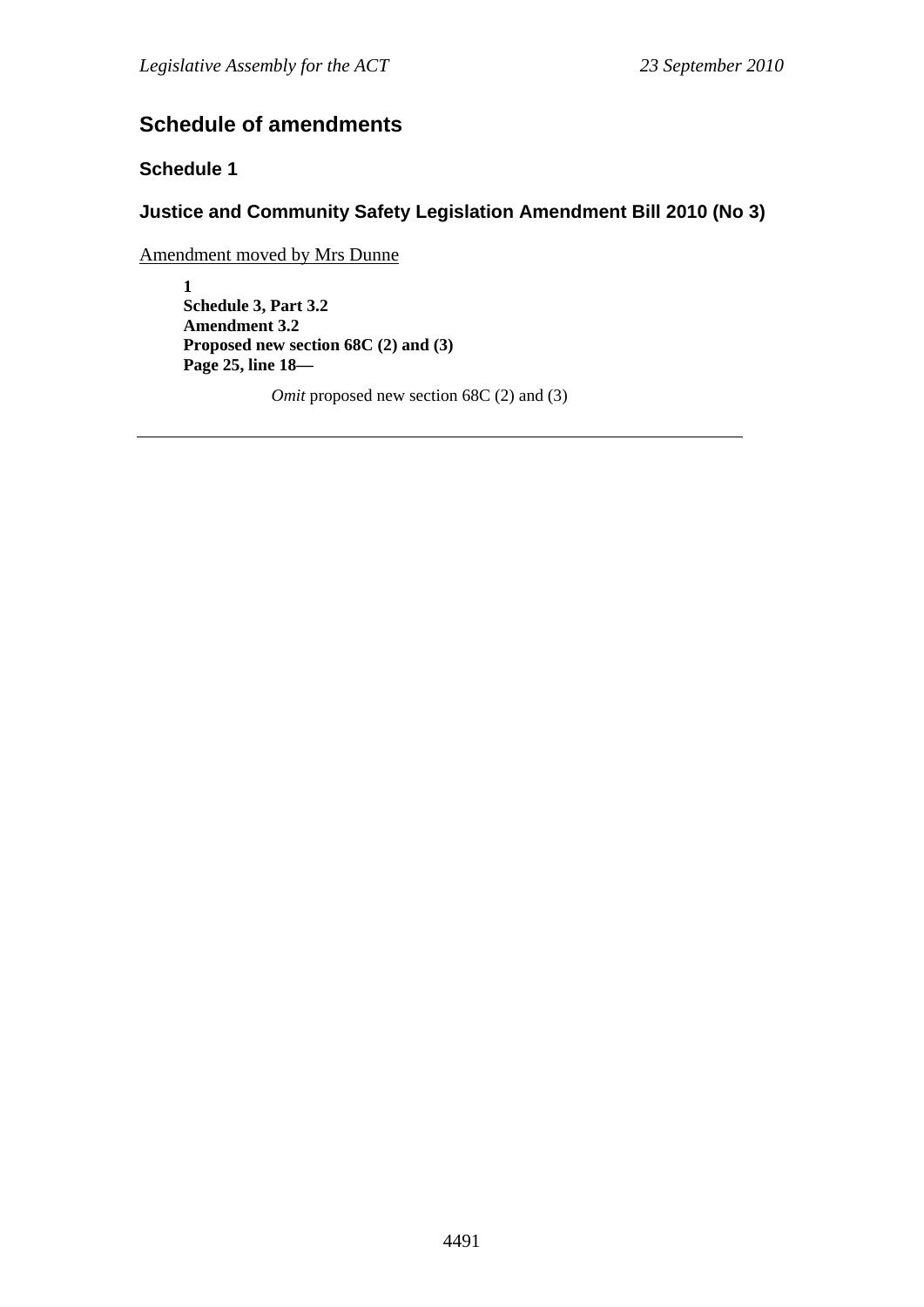## Schedule of amendments

### Schedule 1

### Justice and Community Safety Legislation Amendment Bill 2010 (No 3)

Amendment moved by Mrs Dunne

**1**
**Schedule 3, Part 3.2**
**Amendment 3.2**
**Proposed new section 68C (2) and (3)**
**Page 25, line 18—**

*Omit* proposed new section 68C (2) and (3)

---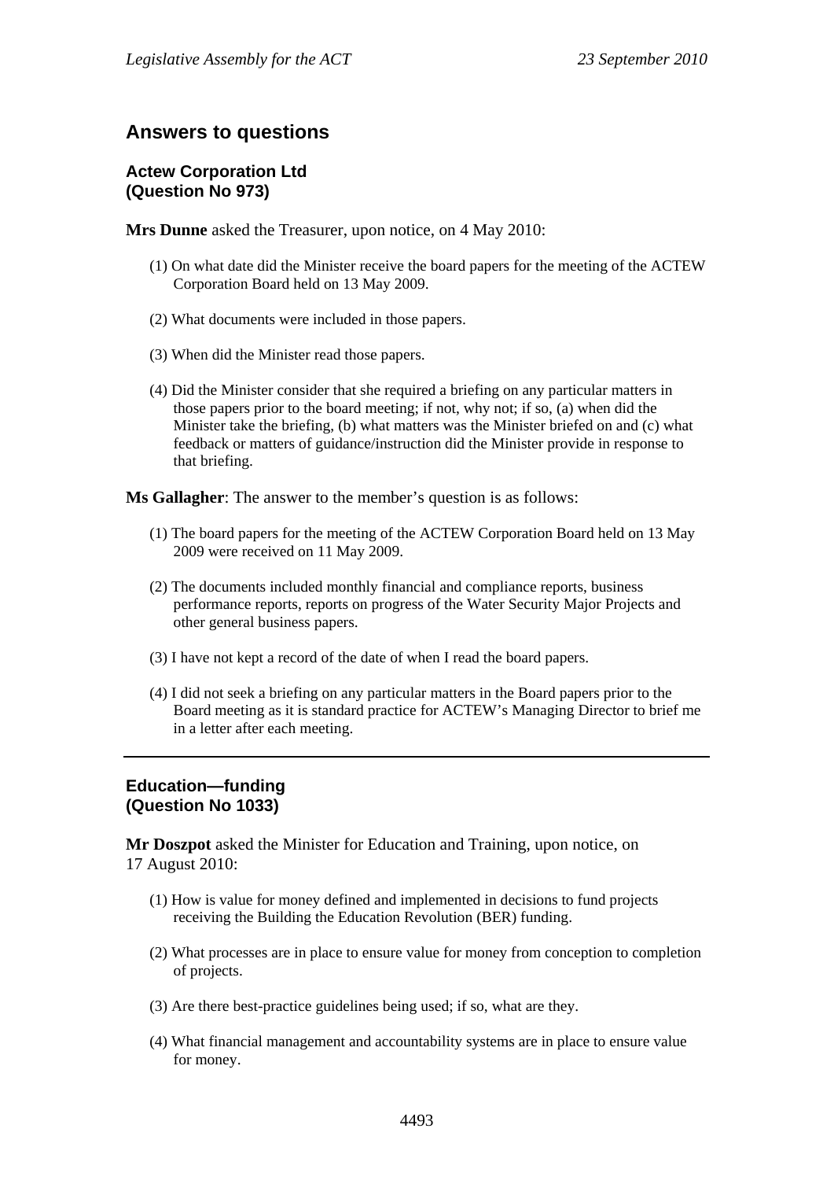## Answers to questions

### Actew Corporation Ltd
### (Question No 973)

**Mrs Dunne** asked the Treasurer, upon notice, on 4 May 2010:

(1) On what date did the Minister receive the board papers for the meeting of the ACTEW Corporation Board held on 13 May 2009.

(2) What documents were included in those papers.

(3) When did the Minister read those papers.

(4) Did the Minister consider that she required a briefing on any particular matters in those papers prior to the board meeting; if not, why not; if so, (a) when did the Minister take the briefing, (b) what matters was the Minister briefed on and (c) what feedback or matters of guidance/instruction did the Minister provide in response to that briefing.

**Ms Gallagher**: The answer to the member's question is as follows:

(1) The board papers for the meeting of the ACTEW Corporation Board held on 13 May 2009 were received on 11 May 2009.

(2) The documents included monthly financial and compliance reports, business performance reports, reports on progress of the Water Security Major Projects and other general business papers.

(3) I have not kept a record of the date of when I read the board papers.

(4) I did not seek a briefing on any particular matters in the Board papers prior to the Board meeting as it is standard practice for ACTEW's Managing Director to brief me in a letter after each meeting.

---

### Education—funding
### (Question No 1033)

**Mr Doszpot** asked the Minister for Education and Training, upon notice, on 17 August 2010:

(1) How is value for money defined and implemented in decisions to fund projects receiving the Building the Education Revolution (BER) funding.

(2) What processes are in place to ensure value for money from conception to completion of projects.

(3) Are there best-practice guidelines being used; if so, what are they.

(4) What financial management and accountability systems are in place to ensure value for money.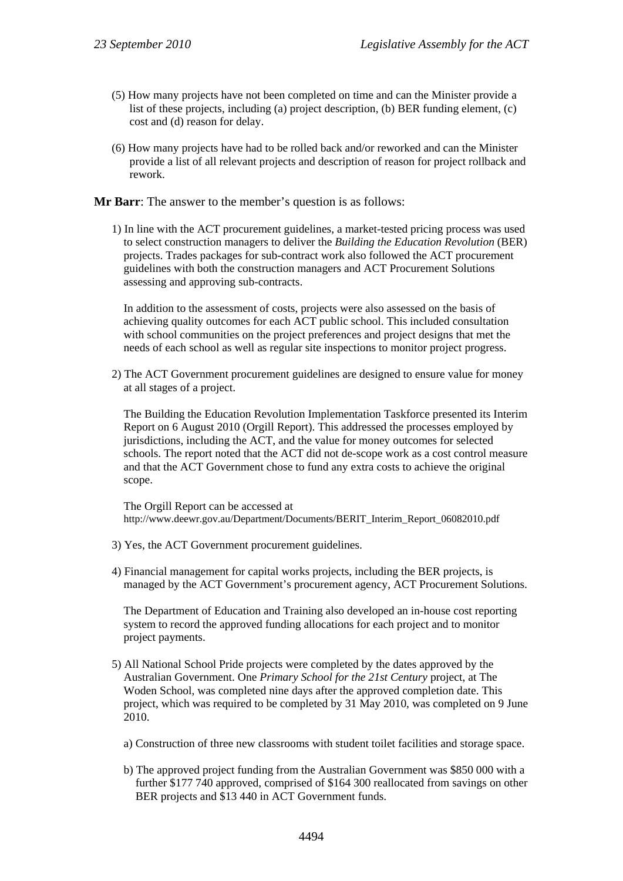(5) How many projects have not been completed on time and can the Minister provide a list of these projects, including (a) project description, (b) BER funding element, (c) cost and (d) reason for delay.

(6) How many projects have had to be rolled back and/or reworked and can the Minister provide a list of all relevant projects and description of reason for project rollback and rework.

**Mr Barr**: The answer to the member's question is as follows:

1) In line with the ACT procurement guidelines, a market-tested pricing process was used to select construction managers to deliver the *Building the Education Revolution* (BER) projects. Trades packages for sub-contract work also followed the ACT procurement guidelines with both the construction managers and ACT Procurement Solutions assessing and approving sub-contracts.

   In addition to the assessment of costs, projects were also assessed on the basis of achieving quality outcomes for each ACT public school. This included consultation with school communities on the project preferences and project designs that met the needs of each school as well as regular site inspections to monitor project progress.

2) The ACT Government procurement guidelines are designed to ensure value for money at all stages of a project.

   The Building the Education Revolution Implementation Taskforce presented its Interim Report on 6 August 2010 (Orgill Report). This addressed the processes employed by jurisdictions, including the ACT, and the value for money outcomes for selected schools. The report noted that the ACT did not de-scope work as a cost control measure and that the ACT Government chose to fund any extra costs to achieve the original scope.

   The Orgill Report can be accessed at http://www.deewr.gov.au/Department/Documents/BERIT_Interim_Report_06082010.pdf

3) Yes, the ACT Government procurement guidelines.

4) Financial management for capital works projects, including the BER projects, is managed by the ACT Government's procurement agency, ACT Procurement Solutions.

   The Department of Education and Training also developed an in-house cost reporting system to record the approved funding allocations for each project and to monitor project payments.

5) All National School Pride projects were completed by the dates approved by the Australian Government. One *Primary School for the 21st Century* project, at The Woden School, was completed nine days after the approved completion date. This project, which was required to be completed by 31 May 2010, was completed on 9 June 2010.

   a) Construction of three new classrooms with student toilet facilities and storage space.

   b) The approved project funding from the Australian Government was $850 000 with a further $177 740 approved, comprised of $164 300 reallocated from savings on other BER projects and $13 440 in ACT Government funds.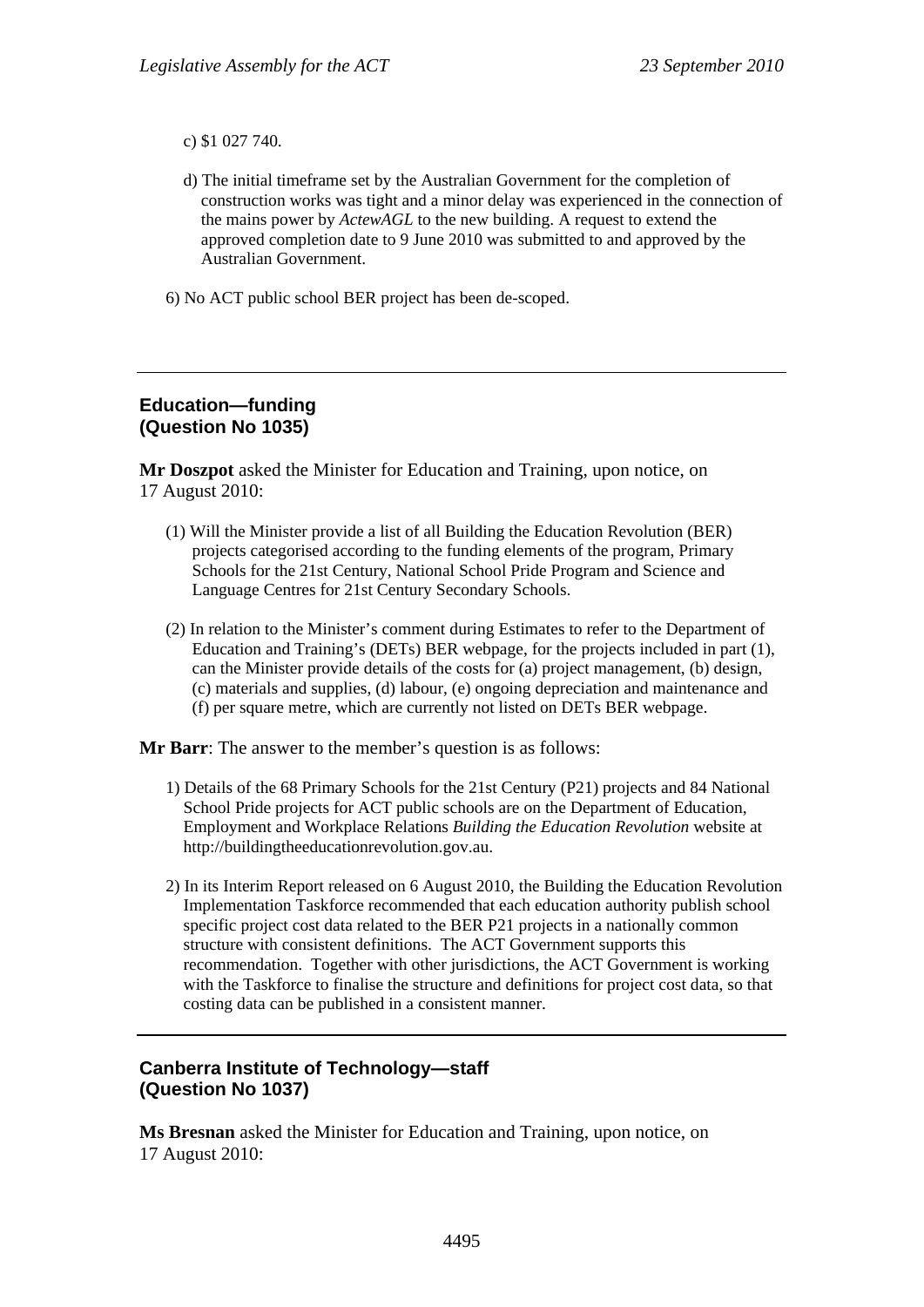c) $1 027 740.

d) The initial timeframe set by the Australian Government for the completion of construction works was tight and a minor delay was experienced in the connection of the mains power by *ActewAGL* to the new building. A request to extend the approved completion date to 9 June 2010 was submitted to and approved by the Australian Government.

6) No ACT public school BER project has been de-scoped.

---

## Education—funding (Question No 1035)

**Mr Doszpot** asked the Minister for Education and Training, upon notice, on 17 August 2010:

(1) Will the Minister provide a list of all Building the Education Revolution (BER) projects categorised according to the funding elements of the program, Primary Schools for the 21st Century, National School Pride Program and Science and Language Centres for 21st Century Secondary Schools.

(2) In relation to the Minister's comment during Estimates to refer to the Department of Education and Training's (DETs) BER webpage, for the projects included in part (1), can the Minister provide details of the costs for (a) project management, (b) design, (c) materials and supplies, (d) labour, (e) ongoing depreciation and maintenance and (f) per square metre, which are currently not listed on DETs BER webpage.

**Mr Barr**: The answer to the member's question is as follows:

1) Details of the 68 Primary Schools for the 21st Century (P21) projects and 84 National School Pride projects for ACT public schools are on the Department of Education, Employment and Workplace Relations *Building the Education Revolution* website at http://buildingtheeducationrevolution.gov.au.

2) In its Interim Report released on 6 August 2010, the Building the Education Revolution Implementation Taskforce recommended that each education authority publish school specific project cost data related to the BER P21 projects in a nationally common structure with consistent definitions. The ACT Government supports this recommendation. Together with other jurisdictions, the ACT Government is working with the Taskforce to finalise the structure and definitions for project cost data, so that costing data can be published in a consistent manner.

---

## Canberra Institute of Technology—staff (Question No 1037)

**Ms Bresnan** asked the Minister for Education and Training, upon notice, on 17 August 2010: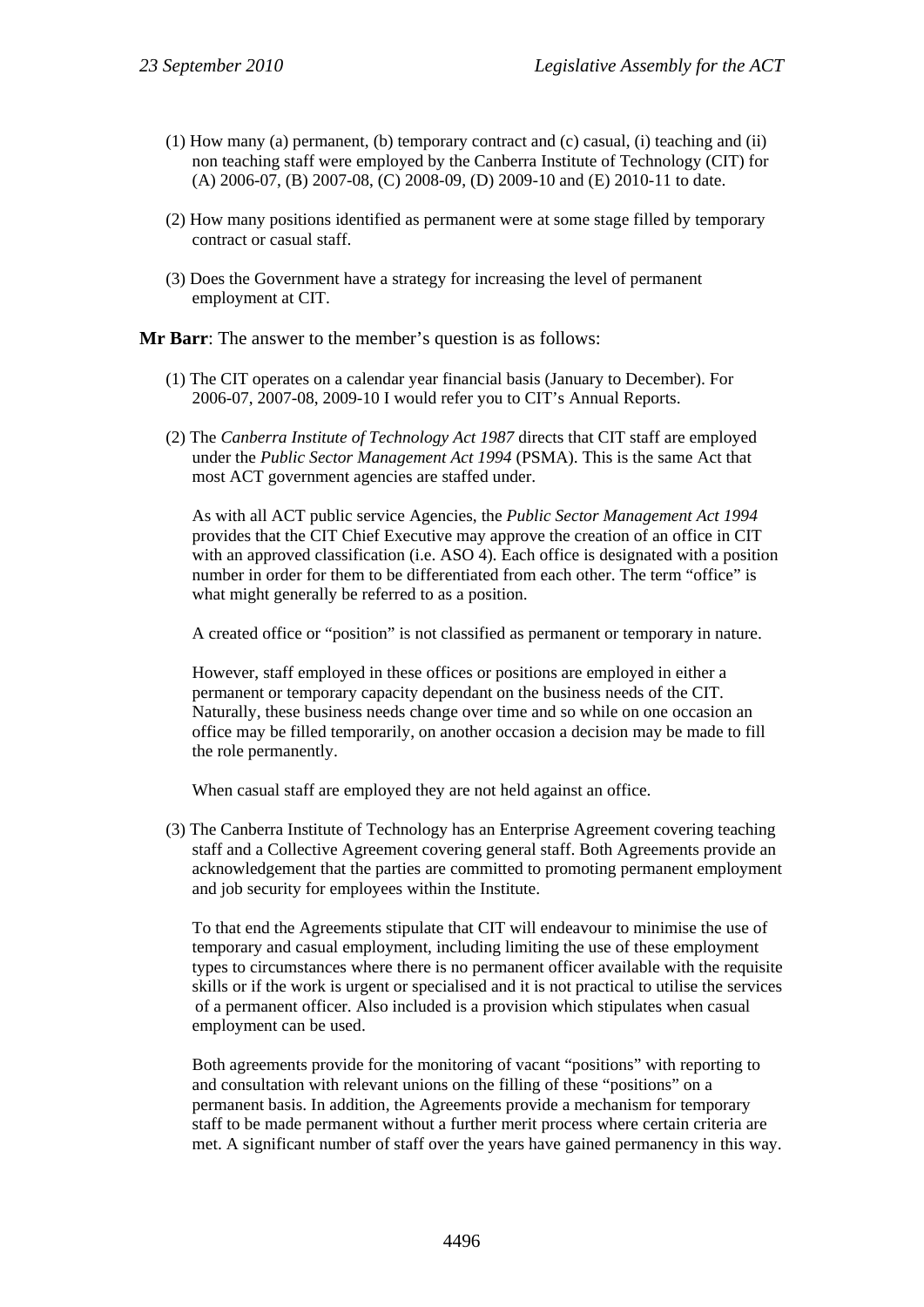(1) How many (a) permanent, (b) temporary contract and (c) casual, (i) teaching and (ii) non teaching staff were employed by the Canberra Institute of Technology (CIT) for (A) 2006-07, (B) 2007-08, (C) 2008-09, (D) 2009-10 and (E) 2010-11 to date.

(2) How many positions identified as permanent were at some stage filled by temporary contract or casual staff.

(3) Does the Government have a strategy for increasing the level of permanent employment at CIT.

**Mr Barr**: The answer to the member's question is as follows:

(1) The CIT operates on a calendar year financial basis (January to December). For 2006-07, 2007-08, 2009-10 I would refer you to CIT's Annual Reports.

(2) The *Canberra Institute of Technology Act 1987* directs that CIT staff are employed under the *Public Sector Management Act 1994* (PSMA). This is the same Act that most ACT government agencies are staffed under.

As with all ACT public service Agencies, the *Public Sector Management Act 1994* provides that the CIT Chief Executive may approve the creation of an office in CIT with an approved classification (i.e. ASO 4). Each office is designated with a position number in order for them to be differentiated from each other. The term "office" is what might generally be referred to as a position.

A created office or "position" is not classified as permanent or temporary in nature.

However, staff employed in these offices or positions are employed in either a permanent or temporary capacity dependant on the business needs of the CIT. Naturally, these business needs change over time and so while on one occasion an office may be filled temporarily, on another occasion a decision may be made to fill the role permanently.

When casual staff are employed they are not held against an office.

(3) The Canberra Institute of Technology has an Enterprise Agreement covering teaching staff and a Collective Agreement covering general staff. Both Agreements provide an acknowledgement that the parties are committed to promoting permanent employment and job security for employees within the Institute.

To that end the Agreements stipulate that CIT will endeavour to minimise the use of temporary and casual employment, including limiting the use of these employment types to circumstances where there is no permanent officer available with the requisite skills or if the work is urgent or specialised and it is not practical to utilise the services of a permanent officer. Also included is a provision which stipulates when casual employment can be used.

Both agreements provide for the monitoring of vacant "positions" with reporting to and consultation with relevant unions on the filling of these "positions" on a permanent basis. In addition, the Agreements provide a mechanism for temporary staff to be made permanent without a further merit process where certain criteria are met. A significant number of staff over the years have gained permanency in this way.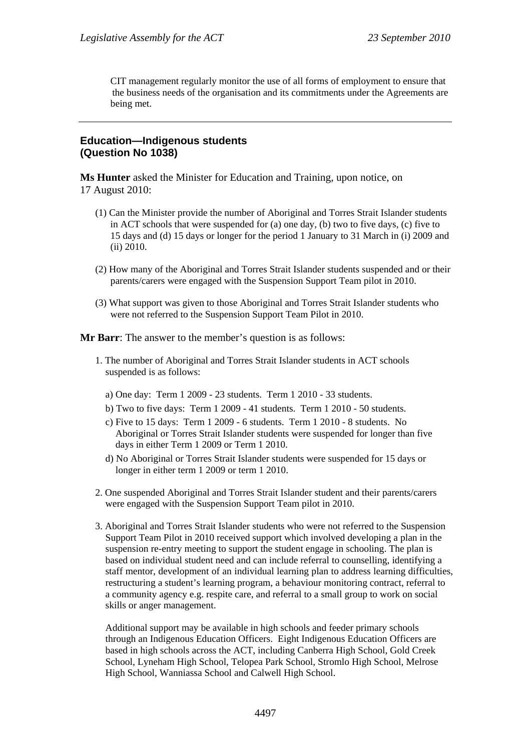CIT management regularly monitor the use of all forms of employment to ensure that the business needs of the organisation and its commitments under the Agreements are being met.

---

## Education—Indigenous students (Question No 1038)

**Ms Hunter** asked the Minister for Education and Training, upon notice, on 17 August 2010:

(1) Can the Minister provide the number of Aboriginal and Torres Strait Islander students in ACT schools that were suspended for (a) one day, (b) two to five days, (c) five to 15 days and (d) 15 days or longer for the period 1 January to 31 March in (i) 2009 and (ii) 2010.

(2) How many of the Aboriginal and Torres Strait Islander students suspended and or their parents/carers were engaged with the Suspension Support Team pilot in 2010.

(3) What support was given to those Aboriginal and Torres Strait Islander students who were not referred to the Suspension Support Team Pilot in 2010.

**Mr Barr**: The answer to the member's question is as follows:

1. The number of Aboriginal and Torres Strait Islander students in ACT schools suspended is as follows:

   a) One day: Term 1 2009 - 23 students. Term 1 2010 - 33 students.

   b) Two to five days: Term 1 2009 - 41 students. Term 1 2010 - 50 students.

   c) Five to 15 days: Term 1 2009 - 6 students. Term 1 2010 - 8 students. No Aboriginal or Torres Strait Islander students were suspended for longer than five days in either Term 1 2009 or Term 1 2010.

   d) No Aboriginal or Torres Strait Islander students were suspended for 15 days or longer in either term 1 2009 or term 1 2010.

2. One suspended Aboriginal and Torres Strait Islander student and their parents/carers were engaged with the Suspension Support Team pilot in 2010.

3. Aboriginal and Torres Strait Islander students who were not referred to the Suspension Support Team Pilot in 2010 received support which involved developing a plan in the suspension re-entry meeting to support the student engage in schooling. The plan is based on individual student need and can include referral to counselling, identifying a staff mentor, development of an individual learning plan to address learning difficulties, restructuring a student's learning program, a behaviour monitoring contract, referral to a community agency e.g. respite care, and referral to a small group to work on social skills or anger management.

   Additional support may be available in high schools and feeder primary schools through an Indigenous Education Officers. Eight Indigenous Education Officers are based in high schools across the ACT, including Canberra High School, Gold Creek School, Lyneham High School, Telopea Park School, Stromlo High School, Melrose High School, Wanniassa School and Calwell High School.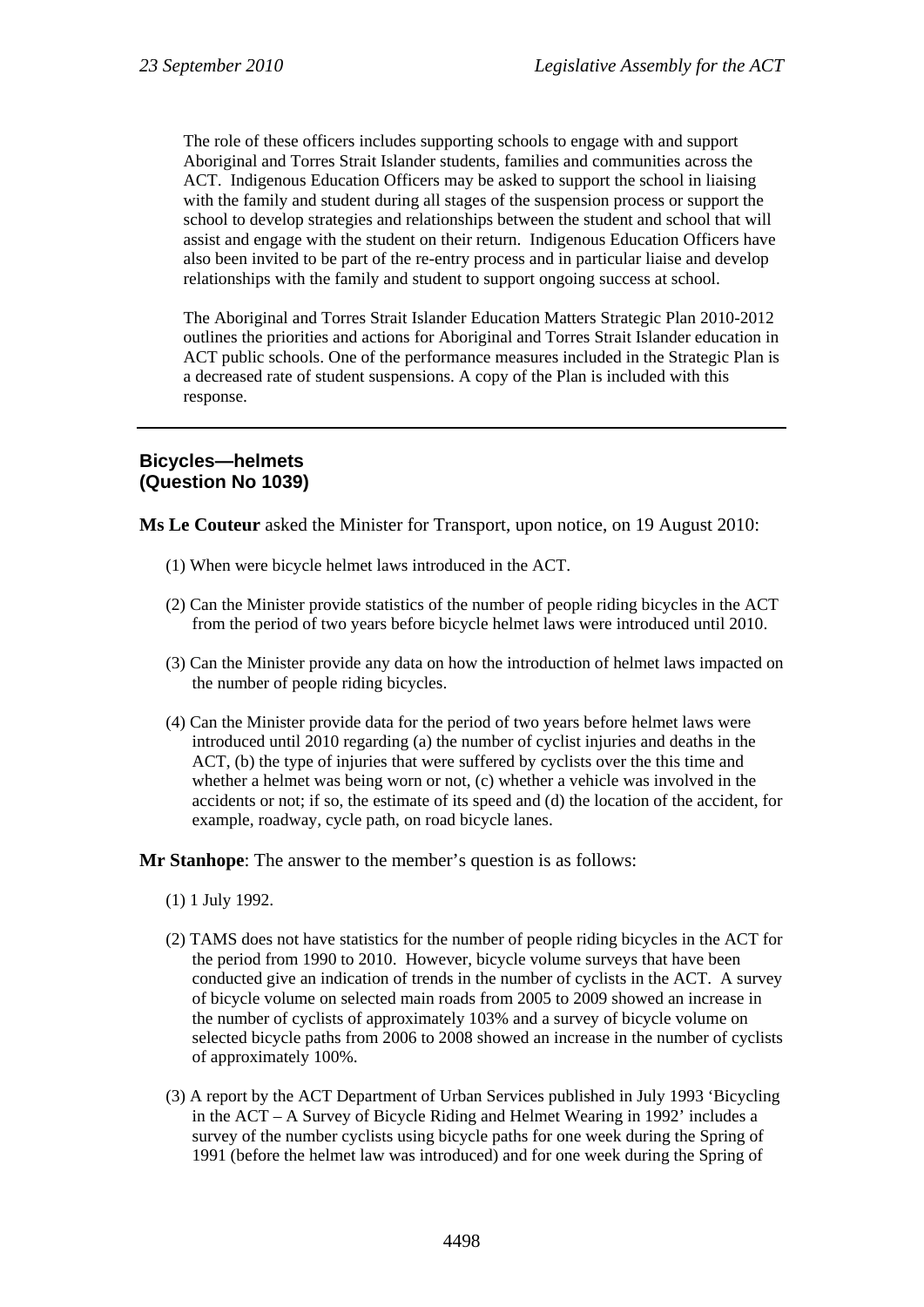The role of these officers includes supporting schools to engage with and support Aboriginal and Torres Strait Islander students, families and communities across the ACT. Indigenous Education Officers may be asked to support the school in liaising with the family and student during all stages of the suspension process or support the school to develop strategies and relationships between the student and school that will assist and engage with the student on their return. Indigenous Education Officers have also been invited to be part of the re-entry process and in particular liaise and develop relationships with the family and student to support ongoing success at school.

The Aboriginal and Torres Strait Islander Education Matters Strategic Plan 2010-2012 outlines the priorities and actions for Aboriginal and Torres Strait Islander education in ACT public schools. One of the performance measures included in the Strategic Plan is a decreased rate of student suspensions. A copy of the Plan is included with this response.

---

## Bicycles—helmets (Question No 1039)

**Ms Le Couteur** asked the Minister for Transport, upon notice, on 19 August 2010:

(1) When were bicycle helmet laws introduced in the ACT.

(2) Can the Minister provide statistics of the number of people riding bicycles in the ACT from the period of two years before bicycle helmet laws were introduced until 2010.

(3) Can the Minister provide any data on how the introduction of helmet laws impacted on the number of people riding bicycles.

(4) Can the Minister provide data for the period of two years before helmet laws were introduced until 2010 regarding (a) the number of cyclist injuries and deaths in the ACT, (b) the type of injuries that were suffered by cyclists over the this time and whether a helmet was being worn or not, (c) whether a vehicle was involved in the accidents or not; if so, the estimate of its speed and (d) the location of the accident, for example, roadway, cycle path, on road bicycle lanes.

**Mr Stanhope**: The answer to the member's question is as follows:

(1) 1 July 1992.

(2) TAMS does not have statistics for the number of people riding bicycles in the ACT for the period from 1990 to 2010. However, bicycle volume surveys that have been conducted give an indication of trends in the number of cyclists in the ACT. A survey of bicycle volume on selected main roads from 2005 to 2009 showed an increase in the number of cyclists of approximately 103% and a survey of bicycle volume on selected bicycle paths from 2006 to 2008 showed an increase in the number of cyclists of approximately 100%.

(3) A report by the ACT Department of Urban Services published in July 1993 'Bicycling in the ACT – A Survey of Bicycle Riding and Helmet Wearing in 1992' includes a survey of the number cyclists using bicycle paths for one week during the Spring of 1991 (before the helmet law was introduced) and for one week during the Spring of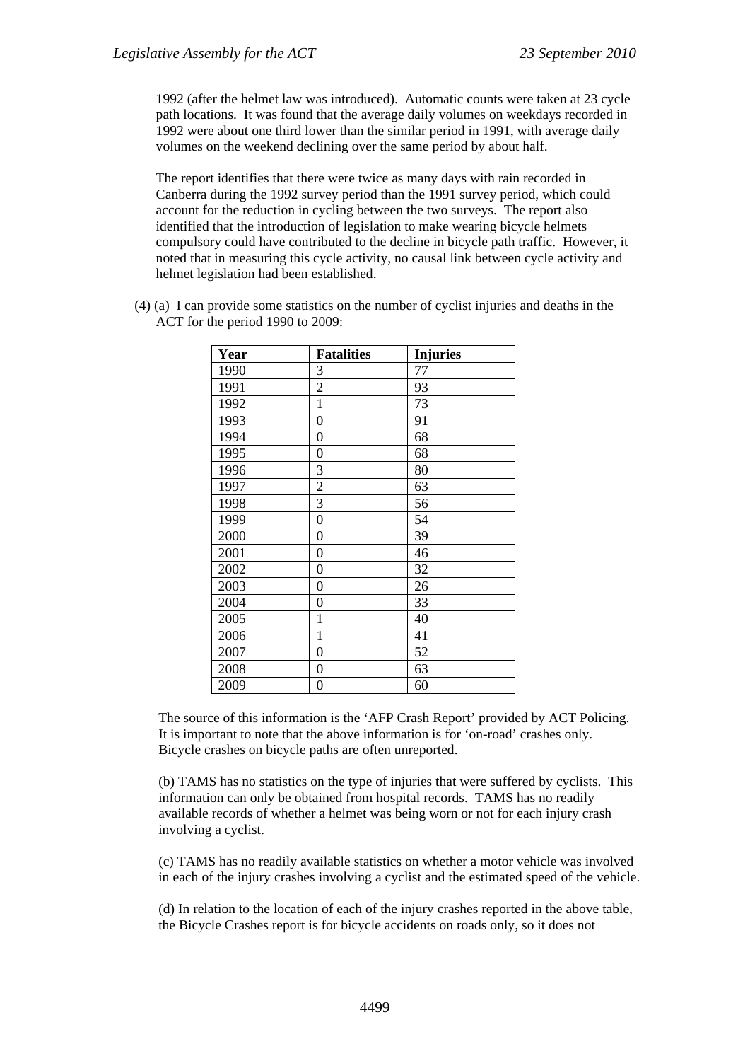1992 (after the helmet law was introduced). Automatic counts were taken at 23 cycle path locations. It was found that the average daily volumes on weekdays recorded in 1992 were about one third lower than the similar period in 1991, with average daily volumes on the weekend declining over the same period by about half.

The report identifies that there were twice as many days with rain recorded in Canberra during the 1992 survey period than the 1991 survey period, which could account for the reduction in cycling between the two surveys. The report also identified that the introduction of legislation to make wearing bicycle helmets compulsory could have contributed to the decline in bicycle path traffic. However, it noted that in measuring this cycle activity, no causal link between cycle activity and helmet legislation had been established.

(4) (a) I can provide some statistics on the number of cyclist injuries and deaths in the ACT for the period 1990 to 2009:

| Year | Fatalities | Injuries |
|---|---|---|
| 1990 | 3 | 77 |
| 1991 | 2 | 93 |
| 1992 | 1 | 73 |
| 1993 | 0 | 91 |
| 1994 | 0 | 68 |
| 1995 | 0 | 68 |
| 1996 | 3 | 80 |
| 1997 | 2 | 63 |
| 1998 | 3 | 56 |
| 1999 | 0 | 54 |
| 2000 | 0 | 39 |
| 2001 | 0 | 46 |
| 2002 | 0 | 32 |
| 2003 | 0 | 26 |
| 2004 | 0 | 33 |
| 2005 | 1 | 40 |
| 2006 | 1 | 41 |
| 2007 | 0 | 52 |
| 2008 | 0 | 63 |
| 2009 | 0 | 60 |

The source of this information is the 'AFP Crash Report' provided by ACT Policing. It is important to note that the above information is for 'on-road' crashes only. Bicycle crashes on bicycle paths are often unreported.

(b) TAMS has no statistics on the type of injuries that were suffered by cyclists. This information can only be obtained from hospital records. TAMS has no readily available records of whether a helmet was being worn or not for each injury crash involving a cyclist.

(c) TAMS has no readily available statistics on whether a motor vehicle was involved in each of the injury crashes involving a cyclist and the estimated speed of the vehicle.

(d) In relation to the location of each of the injury crashes reported in the above table, the Bicycle Crashes report is for bicycle accidents on roads only, so it does not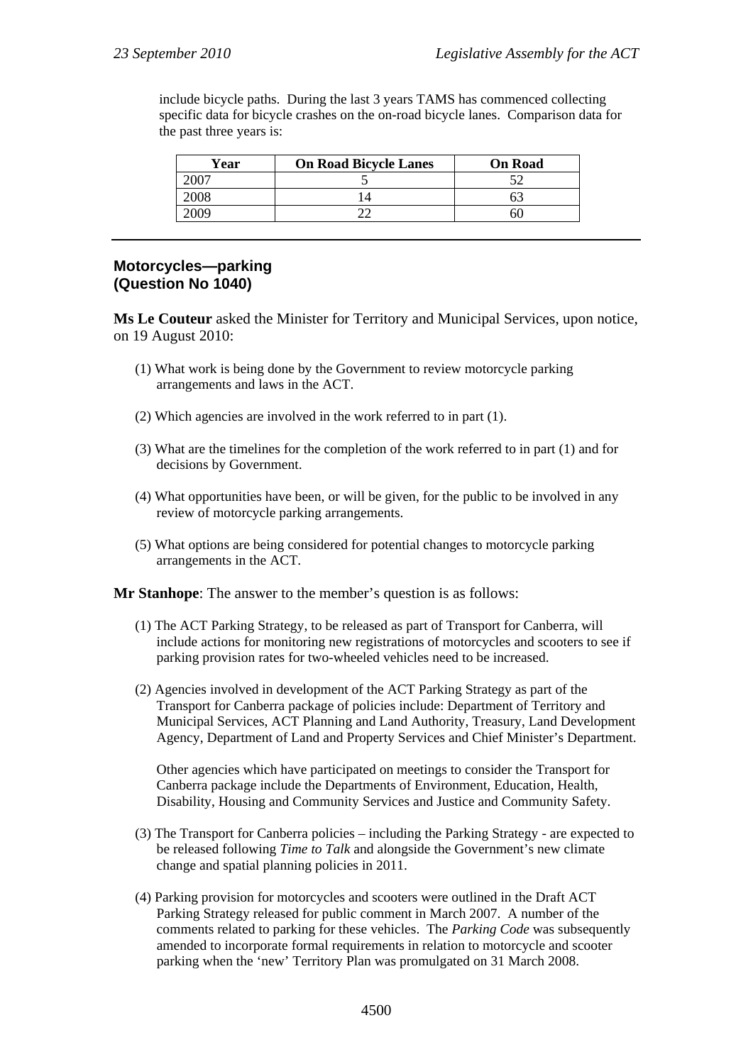include bicycle paths. During the last 3 years TAMS has commenced collecting specific data for bicycle crashes on the on-road bicycle lanes. Comparison data for the past three years is:

| Year | On Road Bicycle Lanes | On Road |
|---|---|---|
| 2007 | 5 | 52 |
| 2008 | 14 | 63 |
| 2009 | 22 | 60 |

---

## Motorcycles—parking (Question No 1040)

**Ms Le Couteur** asked the Minister for Territory and Municipal Services, upon notice, on 19 August 2010:

(1) What work is being done by the Government to review motorcycle parking arrangements and laws in the ACT.

(2) Which agencies are involved in the work referred to in part (1).

(3) What are the timelines for the completion of the work referred to in part (1) and for decisions by Government.

(4) What opportunities have been, or will be given, for the public to be involved in any review of motorcycle parking arrangements.

(5) What options are being considered for potential changes to motorcycle parking arrangements in the ACT.

**Mr Stanhope**: The answer to the member's question is as follows:

(1) The ACT Parking Strategy, to be released as part of Transport for Canberra, will include actions for monitoring new registrations of motorcycles and scooters to see if parking provision rates for two-wheeled vehicles need to be increased.

(2) Agencies involved in development of the ACT Parking Strategy as part of the Transport for Canberra package of policies include: Department of Territory and Municipal Services, ACT Planning and Land Authority, Treasury, Land Development Agency, Department of Land and Property Services and Chief Minister's Department.

Other agencies which have participated on meetings to consider the Transport for Canberra package include the Departments of Environment, Education, Health, Disability, Housing and Community Services and Justice and Community Safety.

(3) The Transport for Canberra policies – including the Parking Strategy - are expected to be released following *Time to Talk* and alongside the Government's new climate change and spatial planning policies in 2011.

(4) Parking provision for motorcycles and scooters were outlined in the Draft ACT Parking Strategy released for public comment in March 2007. A number of the comments related to parking for these vehicles. The *Parking Code* was subsequently amended to incorporate formal requirements in relation to motorcycle and scooter parking when the 'new' Territory Plan was promulgated on 31 March 2008.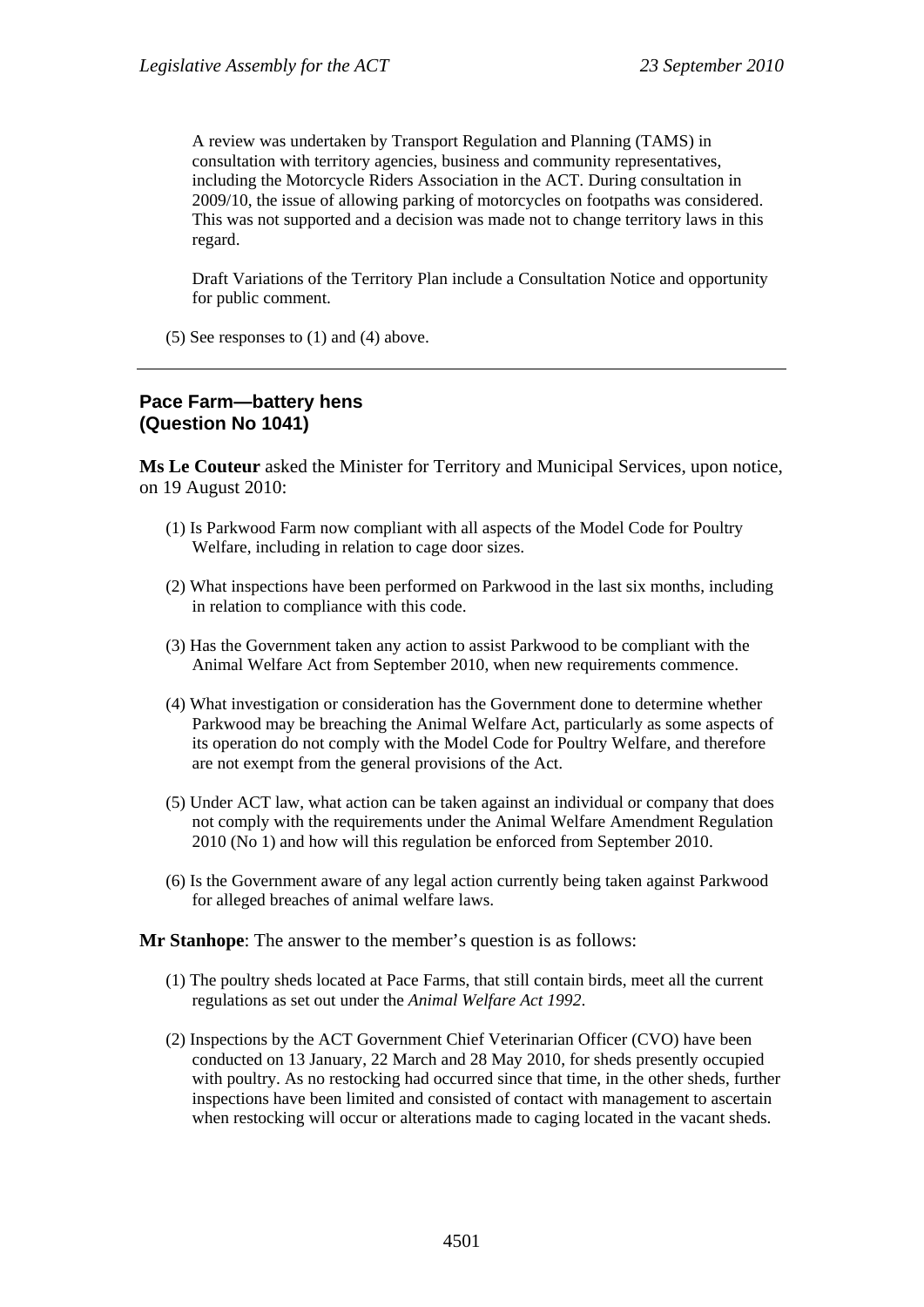A review was undertaken by Transport Regulation and Planning (TAMS) in consultation with territory agencies, business and community representatives, including the Motorcycle Riders Association in the ACT. During consultation in 2009/10, the issue of allowing parking of motorcycles on footpaths was considered. This was not supported and a decision was made not to change territory laws in this regard.

Draft Variations of the Territory Plan include a Consultation Notice and opportunity for public comment.

(5) See responses to (1) and (4) above.

---

## Pace Farm—battery hens (Question No 1041)

**Ms Le Couteur** asked the Minister for Territory and Municipal Services, upon notice, on 19 August 2010:

(1) Is Parkwood Farm now compliant with all aspects of the Model Code for Poultry Welfare, including in relation to cage door sizes.

(2) What inspections have been performed on Parkwood in the last six months, including in relation to compliance with this code.

(3) Has the Government taken any action to assist Parkwood to be compliant with the Animal Welfare Act from September 2010, when new requirements commence.

(4) What investigation or consideration has the Government done to determine whether Parkwood may be breaching the Animal Welfare Act, particularly as some aspects of its operation do not comply with the Model Code for Poultry Welfare, and therefore are not exempt from the general provisions of the Act.

(5) Under ACT law, what action can be taken against an individual or company that does not comply with the requirements under the Animal Welfare Amendment Regulation 2010 (No 1) and how will this regulation be enforced from September 2010.

(6) Is the Government aware of any legal action currently being taken against Parkwood for alleged breaches of animal welfare laws.

**Mr Stanhope**: The answer to the member's question is as follows:

(1) The poultry sheds located at Pace Farms, that still contain birds, meet all the current regulations as set out under the *Animal Welfare Act 1992*.

(2) Inspections by the ACT Government Chief Veterinarian Officer (CVO) have been conducted on 13 January, 22 March and 28 May 2010, for sheds presently occupied with poultry. As no restocking had occurred since that time, in the other sheds, further inspections have been limited and consisted of contact with management to ascertain when restocking will occur or alterations made to caging located in the vacant sheds.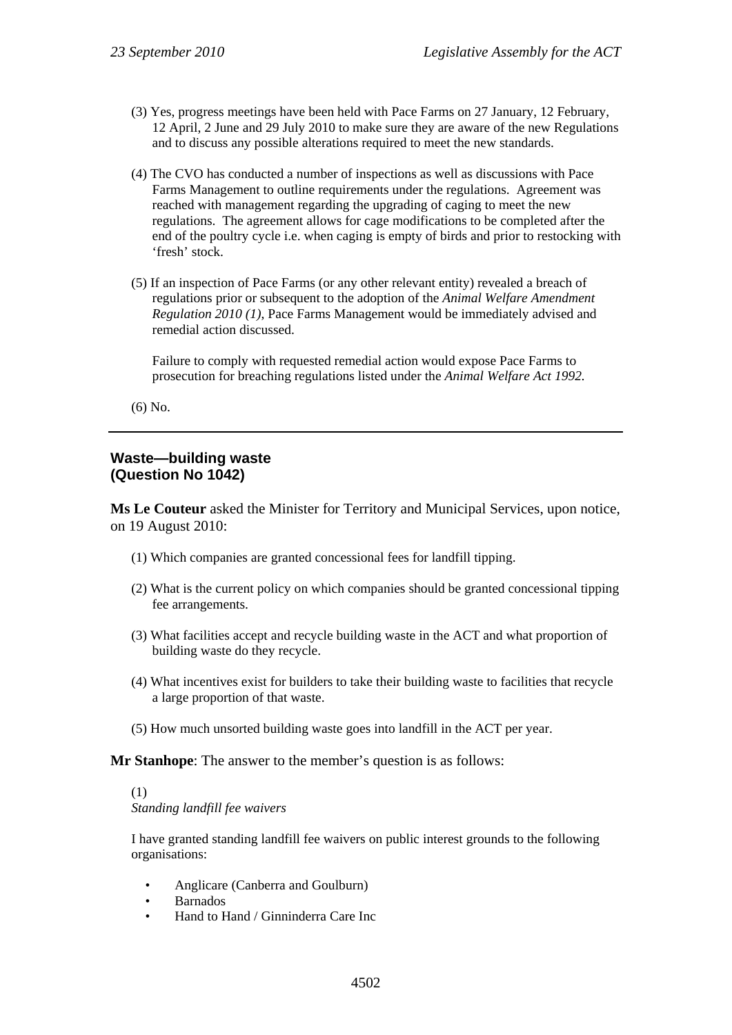(3) Yes, progress meetings have been held with Pace Farms on 27 January, 12 February, 12 April, 2 June and 29 July 2010 to make sure they are aware of the new Regulations and to discuss any possible alterations required to meet the new standards.

(4) The CVO has conducted a number of inspections as well as discussions with Pace Farms Management to outline requirements under the regulations. Agreement was reached with management regarding the upgrading of caging to meet the new regulations. The agreement allows for cage modifications to be completed after the end of the poultry cycle i.e. when caging is empty of birds and prior to restocking with 'fresh' stock.

(5) If an inspection of Pace Farms (or any other relevant entity) revealed a breach of regulations prior or subsequent to the adoption of the *Animal Welfare Amendment Regulation 2010 (1)*, Pace Farms Management would be immediately advised and remedial action discussed.

Failure to comply with requested remedial action would expose Pace Farms to prosecution for breaching regulations listed under the *Animal Welfare Act 1992.*

(6) No.

---

## Waste—building waste (Question No 1042)

**Ms Le Couteur** asked the Minister for Territory and Municipal Services, upon notice, on 19 August 2010:

(1) Which companies are granted concessional fees for landfill tipping.

(2) What is the current policy on which companies should be granted concessional tipping fee arrangements.

(3) What facilities accept and recycle building waste in the ACT and what proportion of building waste do they recycle.

(4) What incentives exist for builders to take their building waste to facilities that recycle a large proportion of that waste.

(5) How much unsorted building waste goes into landfill in the ACT per year.

**Mr Stanhope**: The answer to the member's question is as follows:

(1)
*Standing landfill fee waivers*

I have granted standing landfill fee waivers on public interest grounds to the following organisations:

- Anglicare (Canberra and Goulburn)
- Barnados
- Hand to Hand / Ginninderra Care Inc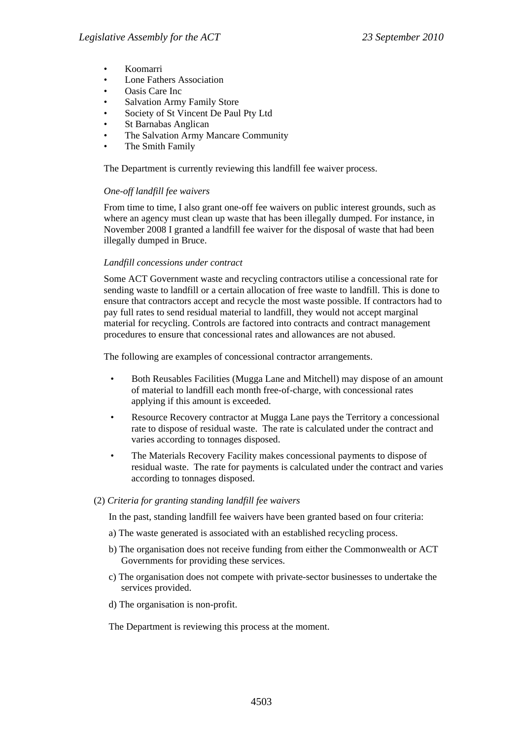- Koomarri
- Lone Fathers Association
- Oasis Care Inc
- Salvation Army Family Store
- Society of St Vincent De Paul Pty Ltd
- St Barnabas Anglican
- The Salvation Army Mancare Community
- The Smith Family

The Department is currently reviewing this landfill fee waiver process.

*One-off landfill fee waivers*

From time to time, I also grant one-off fee waivers on public interest grounds, such as where an agency must clean up waste that has been illegally dumped. For instance, in November 2008 I granted a landfill fee waiver for the disposal of waste that had been illegally dumped in Bruce.

*Landfill concessions under contract*

Some ACT Government waste and recycling contractors utilise a concessional rate for sending waste to landfill or a certain allocation of free waste to landfill. This is done to ensure that contractors accept and recycle the most waste possible. If contractors had to pay full rates to send residual material to landfill, they would not accept marginal material for recycling. Controls are factored into contracts and contract management procedures to ensure that concessional rates and allowances are not abused.

The following are examples of concessional contractor arrangements.

- Both Reusables Facilities (Mugga Lane and Mitchell) may dispose of an amount of material to landfill each month free-of-charge, with concessional rates applying if this amount is exceeded.
- Resource Recovery contractor at Mugga Lane pays the Territory a concessional rate to dispose of residual waste. The rate is calculated under the contract and varies according to tonnages disposed.
- The Materials Recovery Facility makes concessional payments to dispose of residual waste. The rate for payments is calculated under the contract and varies according to tonnages disposed.

(2) *Criteria for granting standing landfill fee waivers*

In the past, standing landfill fee waivers have been granted based on four criteria:

a) The waste generated is associated with an established recycling process.

b) The organisation does not receive funding from either the Commonwealth or ACT Governments for providing these services.

c) The organisation does not compete with private-sector businesses to undertake the services provided.

d) The organisation is non-profit.

The Department is reviewing this process at the moment.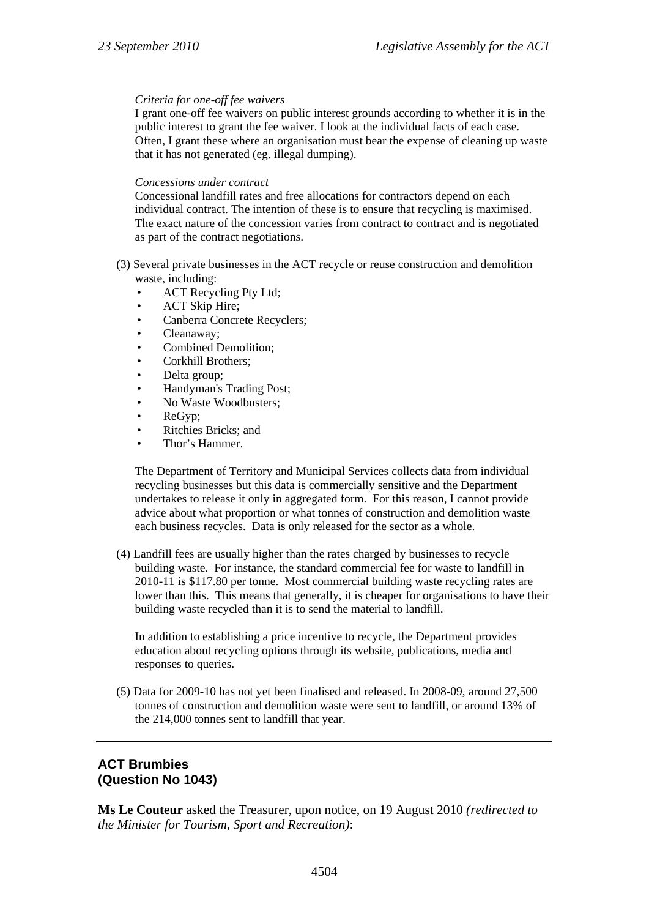*Criteria for one-off fee waivers*

I grant one-off fee waivers on public interest grounds according to whether it is in the public interest to grant the fee waiver. I look at the individual facts of each case. Often, I grant these where an organisation must bear the expense of cleaning up waste that it has not generated (eg. illegal dumping).

*Concessions under contract*

Concessional landfill rates and free allocations for contractors depend on each individual contract. The intention of these is to ensure that recycling is maximised. The exact nature of the concession varies from contract to contract and is negotiated as part of the contract negotiations.

(3) Several private businesses in the ACT recycle or reuse construction and demolition waste, including:

- ACT Recycling Pty Ltd;
- ACT Skip Hire;
- Canberra Concrete Recyclers;
- Cleanaway;
- Combined Demolition;
- Corkhill Brothers;
- Delta group;
- Handyman's Trading Post;
- No Waste Woodbusters;
- ReGyp;
- Ritchies Bricks; and
- Thor's Hammer.

The Department of Territory and Municipal Services collects data from individual recycling businesses but this data is commercially sensitive and the Department undertakes to release it only in aggregated form. For this reason, I cannot provide advice about what proportion or what tonnes of construction and demolition waste each business recycles. Data is only released for the sector as a whole.

(4) Landfill fees are usually higher than the rates charged by businesses to recycle building waste. For instance, the standard commercial fee for waste to landfill in 2010-11 is $117.80 per tonne. Most commercial building waste recycling rates are lower than this. This means that generally, it is cheaper for organisations to have their building waste recycled than it is to send the material to landfill.

In addition to establishing a price incentive to recycle, the Department provides education about recycling options through its website, publications, media and responses to queries.

(5) Data for 2009-10 has not yet been finalised and released. In 2008-09, around 27,500 tonnes of construction and demolition waste were sent to landfill, or around 13% of the 214,000 tonnes sent to landfill that year.

---

## ACT Brumbies
## (Question No 1043)

**Ms Le Couteur** asked the Treasurer, upon notice, on 19 August 2010 *(redirected to the Minister for Tourism, Sport and Recreation)*: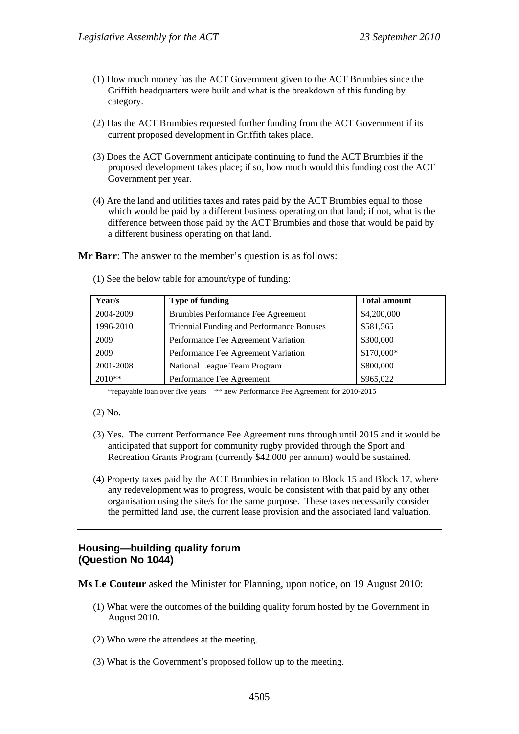(1) How much money has the ACT Government given to the ACT Brumbies since the Griffith headquarters were built and what is the breakdown of this funding by category.

(2) Has the ACT Brumbies requested further funding from the ACT Government if its current proposed development in Griffith takes place.

(3) Does the ACT Government anticipate continuing to fund the ACT Brumbies if the proposed development takes place; if so, how much would this funding cost the ACT Government per year.

(4) Are the land and utilities taxes and rates paid by the ACT Brumbies equal to those which would be paid by a different business operating on that land; if not, what is the difference between those paid by the ACT Brumbies and those that would be paid by a different business operating on that land.

**Mr Barr**: The answer to the member's question is as follows:

(1) See the below table for amount/type of funding:

| Year/s | Type of funding | Total amount |
|---|---|---|
| 2004-2009 | Brumbies Performance Fee Agreement | $4,200,000 |
| 1996-2010 | Triennial Funding and Performance Bonuses | $581,565 |
| 2009 | Performance Fee Agreement Variation | $300,000 |
| 2009 | Performance Fee Agreement Variation | $170,000* |
| 2001-2008 | National League Team Program | $800,000 |
| 2010** | Performance Fee Agreement | $965,022 |

*repayable loan over five years ** new Performance Fee Agreement for 2010-2015

(2) No.

(3) Yes. The current Performance Fee Agreement runs through until 2015 and it would be anticipated that support for community rugby provided through the Sport and Recreation Grants Program (currently $42,000 per annum) would be sustained.

(4) Property taxes paid by the ACT Brumbies in relation to Block 15 and Block 17, where any redevelopment was to progress, would be consistent with that paid by any other organisation using the site/s for the same purpose. These taxes necessarily consider the permitted land use, the current lease provision and the associated land valuation.

---

## Housing—building quality forum (Question No 1044)

**Ms Le Couteur** asked the Minister for Planning, upon notice, on 19 August 2010:

(1) What were the outcomes of the building quality forum hosted by the Government in August 2010.

(2) Who were the attendees at the meeting.

(3) What is the Government's proposed follow up to the meeting.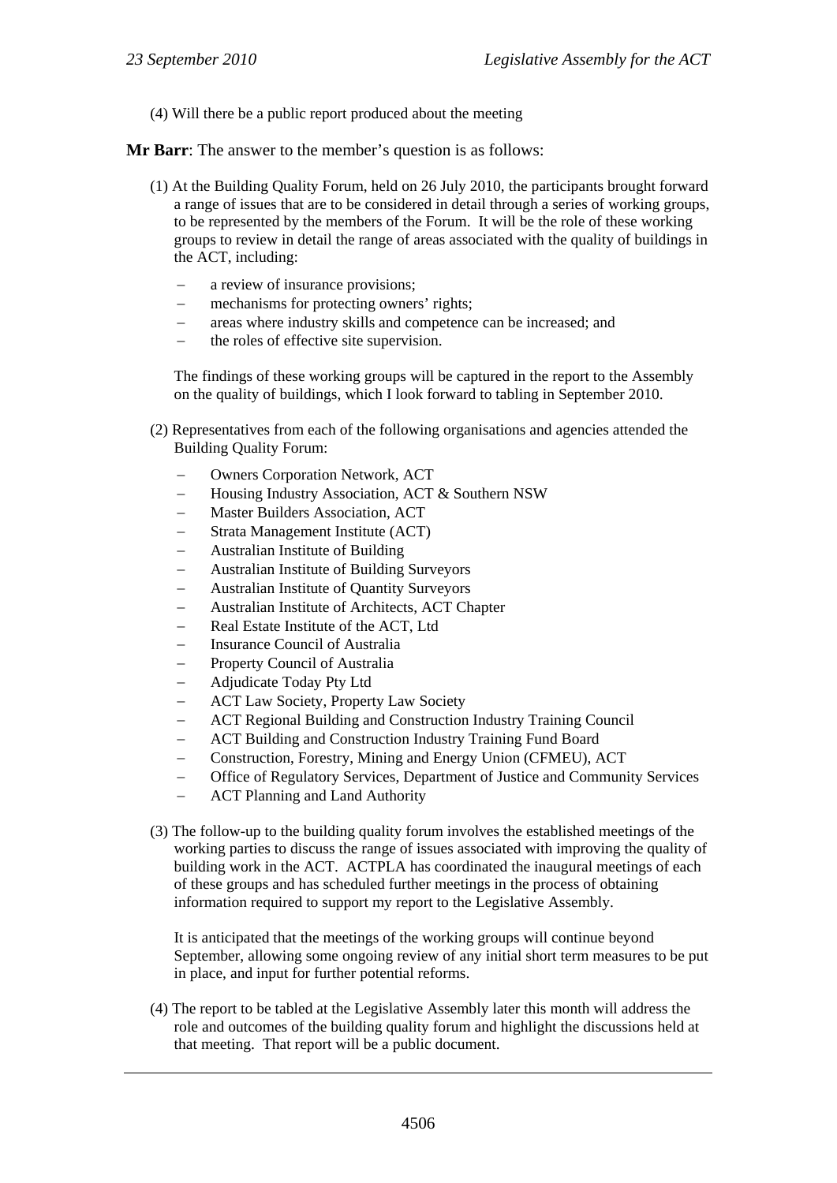(4) Will there be a public report produced about the meeting

**Mr Barr**: The answer to the member's question is as follows:

(1) At the Building Quality Forum, held on 26 July 2010, the participants brought forward a range of issues that are to be considered in detail through a series of working groups, to be represented by the members of the Forum. It will be the role of these working groups to review in detail the range of areas associated with the quality of buildings in the ACT, including:

- a review of insurance provisions;
- mechanisms for protecting owners' rights;
- areas where industry skills and competence can be increased; and
- the roles of effective site supervision.

The findings of these working groups will be captured in the report to the Assembly on the quality of buildings, which I look forward to tabling in September 2010.

(2) Representatives from each of the following organisations and agencies attended the Building Quality Forum:

- Owners Corporation Network, ACT
- Housing Industry Association, ACT & Southern NSW
- Master Builders Association, ACT
- Strata Management Institute (ACT)
- Australian Institute of Building
- Australian Institute of Building Surveyors
- Australian Institute of Quantity Surveyors
- Australian Institute of Architects, ACT Chapter
- Real Estate Institute of the ACT, Ltd
- Insurance Council of Australia
- Property Council of Australia
- Adjudicate Today Pty Ltd
- ACT Law Society, Property Law Society
- ACT Regional Building and Construction Industry Training Council
- ACT Building and Construction Industry Training Fund Board
- Construction, Forestry, Mining and Energy Union (CFMEU), ACT
- Office of Regulatory Services, Department of Justice and Community Services
- ACT Planning and Land Authority

(3) The follow-up to the building quality forum involves the established meetings of the working parties to discuss the range of issues associated with improving the quality of building work in the ACT. ACTPLA has coordinated the inaugural meetings of each of these groups and has scheduled further meetings in the process of obtaining information required to support my report to the Legislative Assembly.

It is anticipated that the meetings of the working groups will continue beyond September, allowing some ongoing review of any initial short term measures to be put in place, and input for further potential reforms.

(4) The report to be tabled at the Legislative Assembly later this month will address the role and outcomes of the building quality forum and highlight the discussions held at that meeting. That report will be a public document.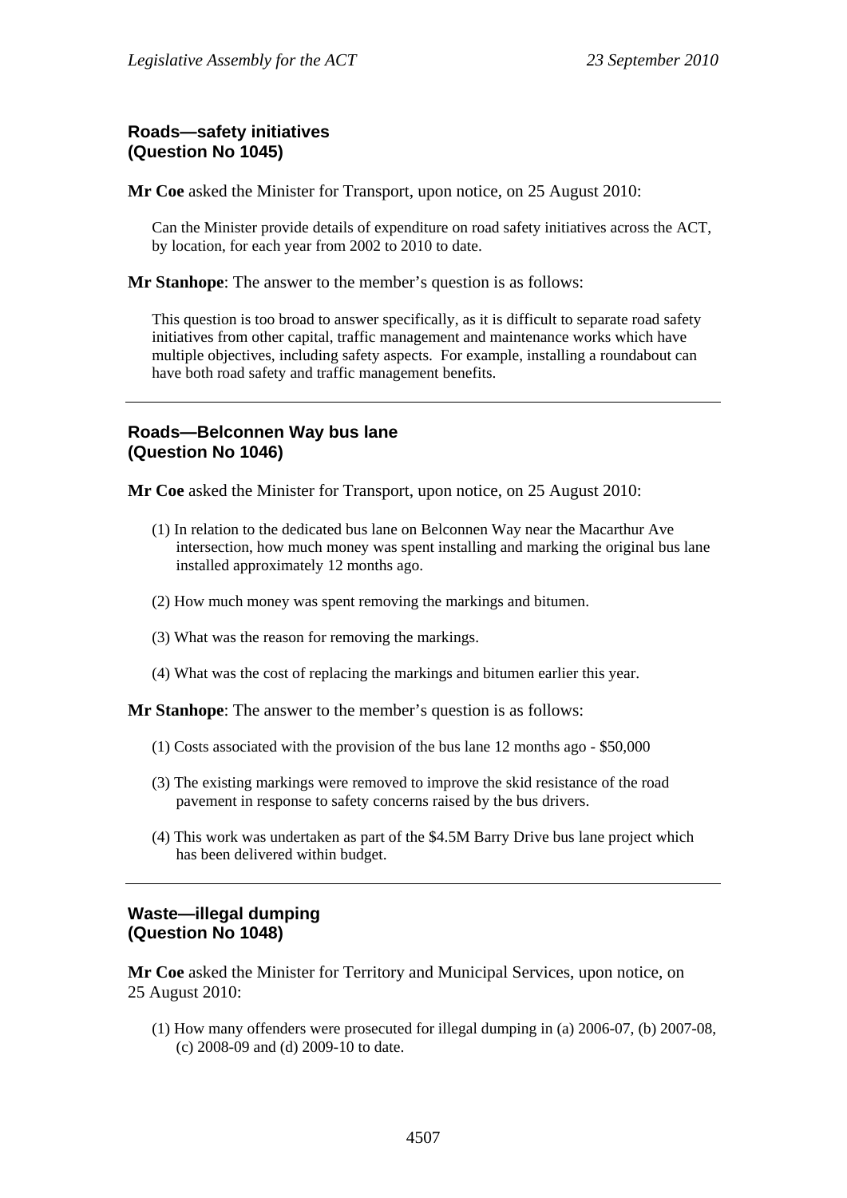## Roads—safety initiatives (Question No 1045)

**Mr Coe** asked the Minister for Transport, upon notice, on 25 August 2010:

> Can the Minister provide details of expenditure on road safety initiatives across the ACT, by location, for each year from 2002 to 2010 to date.

**Mr Stanhope**: The answer to the member's question is as follows:

> This question is too broad to answer specifically, as it is difficult to separate road safety initiatives from other capital, traffic management and maintenance works which have multiple objectives, including safety aspects. For example, installing a roundabout can have both road safety and traffic management benefits.

---

## Roads—Belconnen Way bus lane (Question No 1046)

**Mr Coe** asked the Minister for Transport, upon notice, on 25 August 2010:

> (1) In relation to the dedicated bus lane on Belconnen Way near the Macarthur Ave intersection, how much money was spent installing and marking the original bus lane installed approximately 12 months ago.
>
> (2) How much money was spent removing the markings and bitumen.
>
> (3) What was the reason for removing the markings.
>
> (4) What was the cost of replacing the markings and bitumen earlier this year.

**Mr Stanhope**: The answer to the member's question is as follows:

> (1) Costs associated with the provision of the bus lane 12 months ago - $50,000
>
> (3) The existing markings were removed to improve the skid resistance of the road pavement in response to safety concerns raised by the bus drivers.
>
> (4) This work was undertaken as part of the $4.5M Barry Drive bus lane project which has been delivered within budget.

---

## Waste—illegal dumping (Question No 1048)

**Mr Coe** asked the Minister for Territory and Municipal Services, upon notice, on 25 August 2010:

> (1) How many offenders were prosecuted for illegal dumping in (a) 2006-07, (b) 2007-08, (c) 2008-09 and (d) 2009-10 to date.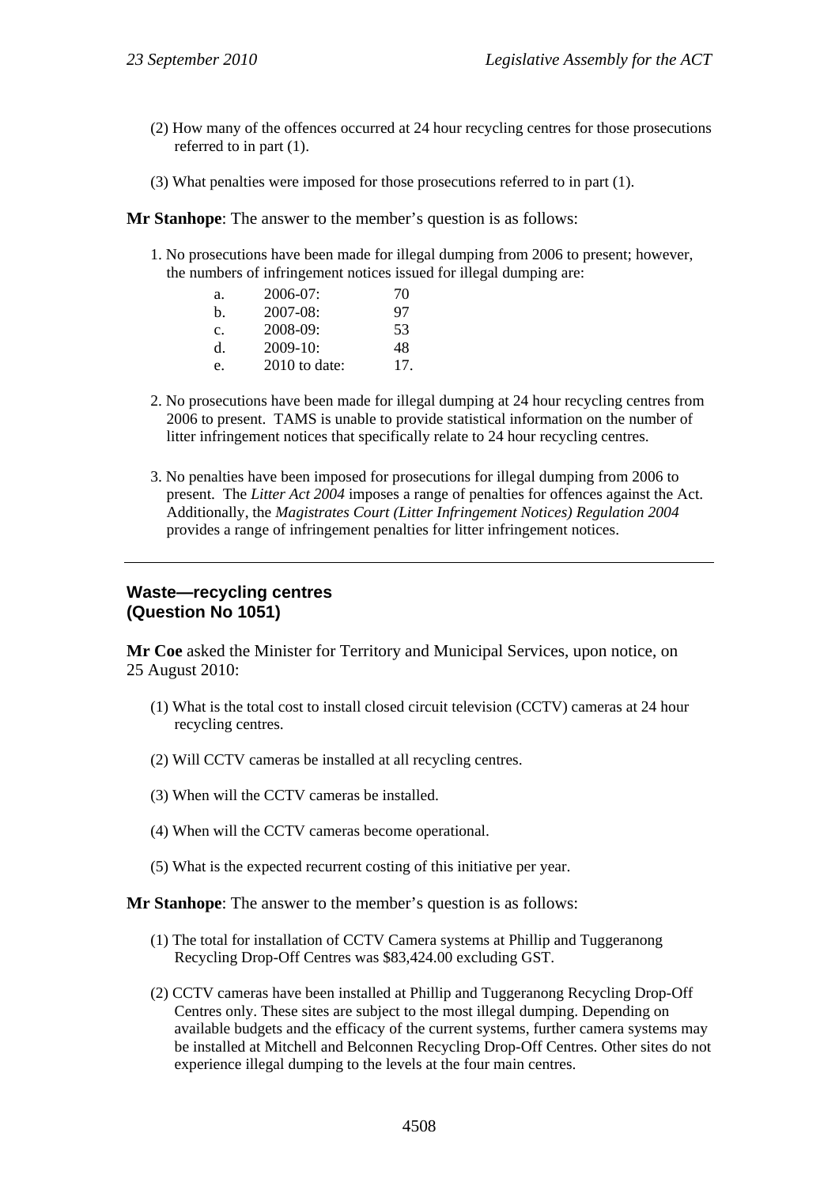(2) How many of the offences occurred at 24 hour recycling centres for those prosecutions referred to in part (1).

(3) What penalties were imposed for those prosecutions referred to in part (1).

**Mr Stanhope**: The answer to the member's question is as follows:

1. No prosecutions have been made for illegal dumping from 2006 to present; however, the numbers of infringement notices issued for illegal dumping are:

| | | |
|---|---|---|
| a. | 2006-07: | 70 |
| b. | 2007-08: | 97 |
| c. | 2008-09: | 53 |
| d. | 2009-10: | 48 |
| e. | 2010 to date: | 17. |

2. No prosecutions have been made for illegal dumping at 24 hour recycling centres from 2006 to present. TAMS is unable to provide statistical information on the number of litter infringement notices that specifically relate to 24 hour recycling centres.

3. No penalties have been imposed for prosecutions for illegal dumping from 2006 to present. The *Litter Act 2004* imposes a range of penalties for offences against the Act. Additionally, the *Magistrates Court (Litter Infringement Notices) Regulation 2004* provides a range of infringement penalties for litter infringement notices.

---

### Waste—recycling centres (Question No 1051)

**Mr Coe** asked the Minister for Territory and Municipal Services, upon notice, on 25 August 2010:

(1) What is the total cost to install closed circuit television (CCTV) cameras at 24 hour recycling centres.

(2) Will CCTV cameras be installed at all recycling centres.

(3) When will the CCTV cameras be installed.

(4) When will the CCTV cameras become operational.

(5) What is the expected recurrent costing of this initiative per year.

**Mr Stanhope**: The answer to the member's question is as follows:

(1) The total for installation of CCTV Camera systems at Phillip and Tuggeranong Recycling Drop-Off Centres was $83,424.00 excluding GST.

(2) CCTV cameras have been installed at Phillip and Tuggeranong Recycling Drop-Off Centres only. These sites are subject to the most illegal dumping. Depending on available budgets and the efficacy of the current systems, further camera systems may be installed at Mitchell and Belconnen Recycling Drop-Off Centres. Other sites do not experience illegal dumping to the levels at the four main centres.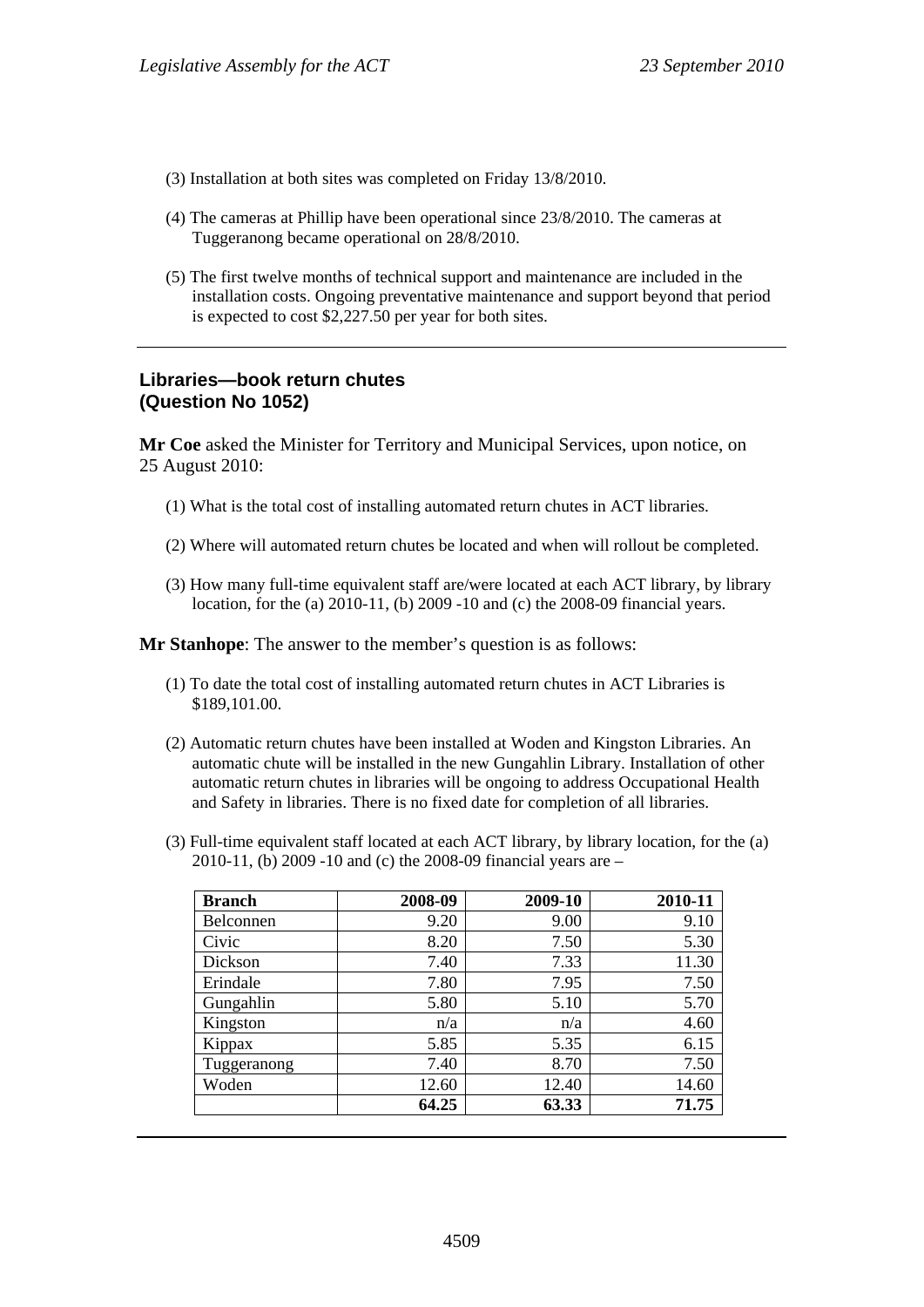(3) Installation at both sites was completed on Friday 13/8/2010.

(4) The cameras at Phillip have been operational since 23/8/2010. The cameras at Tuggeranong became operational on 28/8/2010.

(5) The first twelve months of technical support and maintenance are included in the installation costs. Ongoing preventative maintenance and support beyond that period is expected to cost $2,227.50 per year for both sites.

---

## Libraries—book return chutes (Question No 1052)

**Mr Coe** asked the Minister for Territory and Municipal Services, upon notice, on 25 August 2010:

(1) What is the total cost of installing automated return chutes in ACT libraries.

(2) Where will automated return chutes be located and when will rollout be completed.

(3) How many full-time equivalent staff are/were located at each ACT library, by library location, for the (a) 2010-11, (b) 2009 -10 and (c) the 2008-09 financial years.

**Mr Stanhope**: The answer to the member's question is as follows:

(1) To date the total cost of installing automated return chutes in ACT Libraries is $189,101.00.

(2) Automatic return chutes have been installed at Woden and Kingston Libraries. An automatic chute will be installed in the new Gungahlin Library. Installation of other automatic return chutes in libraries will be ongoing to address Occupational Health and Safety in libraries. There is no fixed date for completion of all libraries.

(3) Full-time equivalent staff located at each ACT library, by library location, for the (a) 2010-11, (b) 2009 -10 and (c) the 2008-09 financial years are –

| Branch | 2008-09 | 2009-10 | 2010-11 |
|---|---|---|---|
| Belconnen | 9.20 | 9.00 | 9.10 |
| Civic | 8.20 | 7.50 | 5.30 |
| Dickson | 7.40 | 7.33 | 11.30 |
| Erindale | 7.80 | 7.95 | 7.50 |
| Gungahlin | 5.80 | 5.10 | 5.70 |
| Kingston | n/a | n/a | 4.60 |
| Kippax | 5.85 | 5.35 | 6.15 |
| Tuggeranong | 7.40 | 8.70 | 7.50 |
| Woden | 12.60 | 12.40 | 14.60 |
| | **64.25** | **63.33** | **71.75** |

---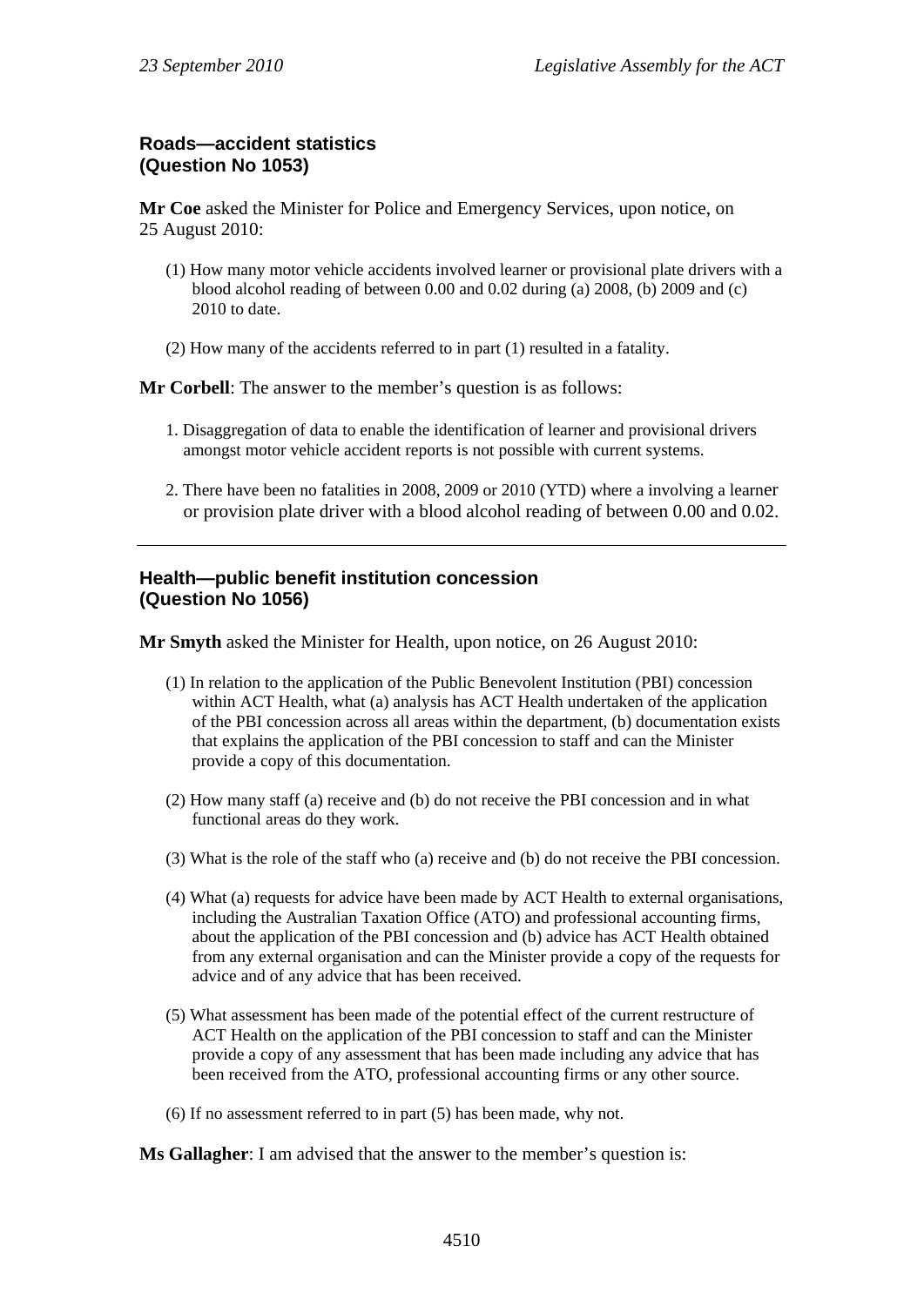### Roads—accident statistics
### (Question No 1053)

**Mr Coe** asked the Minister for Police and Emergency Services, upon notice, on 25 August 2010:

(1) How many motor vehicle accidents involved learner or provisional plate drivers with a blood alcohol reading of between 0.00 and 0.02 during (a) 2008, (b) 2009 and (c) 2010 to date.

(2) How many of the accidents referred to in part (1) resulted in a fatality.

**Mr Corbell**: The answer to the member's question is as follows:

1. Disaggregation of data to enable the identification of learner and provisional drivers amongst motor vehicle accident reports is not possible with current systems.

2. There have been no fatalities in 2008, 2009 or 2010 (YTD) where a involving a learner or provision plate driver with a blood alcohol reading of between 0.00 and 0.02.

---

### Health—public benefit institution concession
### (Question No 1056)

**Mr Smyth** asked the Minister for Health, upon notice, on 26 August 2010:

(1) In relation to the application of the Public Benevolent Institution (PBI) concession within ACT Health, what (a) analysis has ACT Health undertaken of the application of the PBI concession across all areas within the department, (b) documentation exists that explains the application of the PBI concession to staff and can the Minister provide a copy of this documentation.

(2) How many staff (a) receive and (b) do not receive the PBI concession and in what functional areas do they work.

(3) What is the role of the staff who (a) receive and (b) do not receive the PBI concession.

(4) What (a) requests for advice have been made by ACT Health to external organisations, including the Australian Taxation Office (ATO) and professional accounting firms, about the application of the PBI concession and (b) advice has ACT Health obtained from any external organisation and can the Minister provide a copy of the requests for advice and of any advice that has been received.

(5) What assessment has been made of the potential effect of the current restructure of ACT Health on the application of the PBI concession to staff and can the Minister provide a copy of any assessment that has been made including any advice that has been received from the ATO, professional accounting firms or any other source.

(6) If no assessment referred to in part (5) has been made, why not.

**Ms Gallagher**: I am advised that the answer to the member's question is: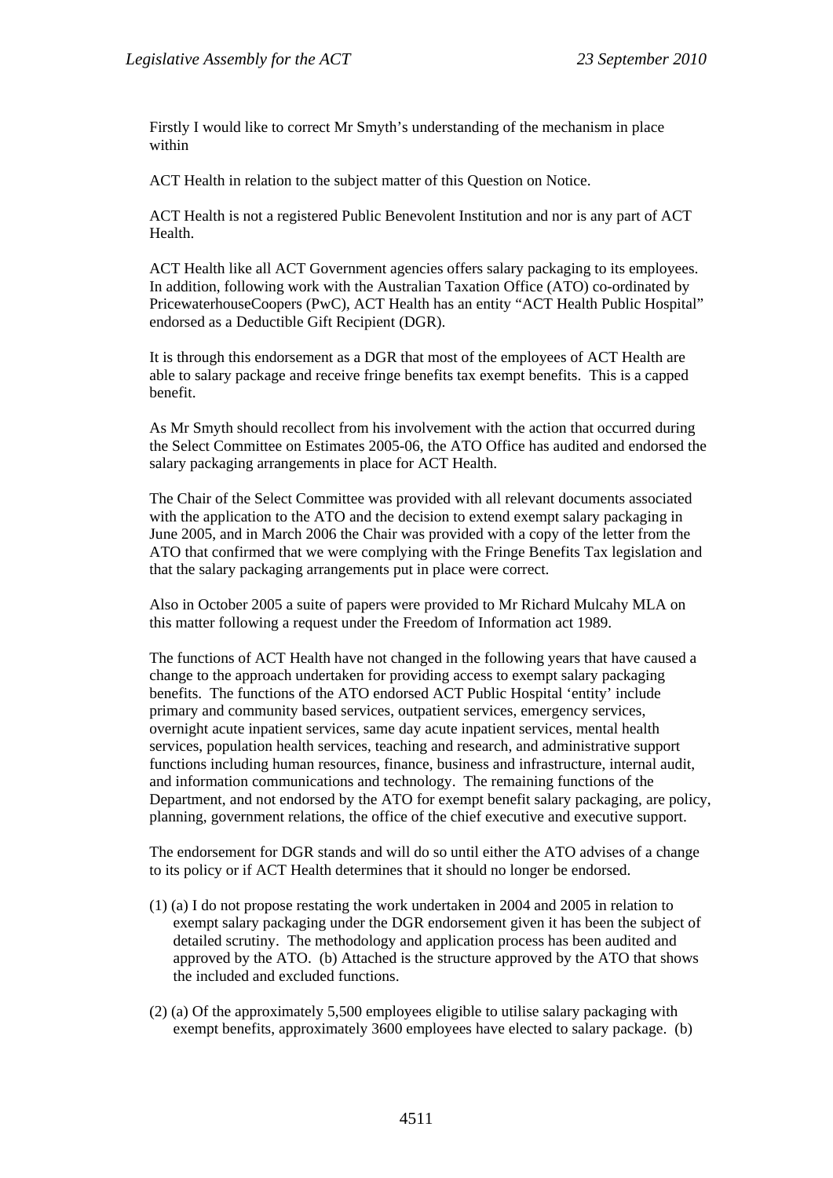Firstly I would like to correct Mr Smyth's understanding of the mechanism in place within

ACT Health in relation to the subject matter of this Question on Notice.

ACT Health is not a registered Public Benevolent Institution and nor is any part of ACT Health.

ACT Health like all ACT Government agencies offers salary packaging to its employees. In addition, following work with the Australian Taxation Office (ATO) co-ordinated by PricewaterhouseCoopers (PwC), ACT Health has an entity "ACT Health Public Hospital" endorsed as a Deductible Gift Recipient (DGR).

It is through this endorsement as a DGR that most of the employees of ACT Health are able to salary package and receive fringe benefits tax exempt benefits. This is a capped benefit.

As Mr Smyth should recollect from his involvement with the action that occurred during the Select Committee on Estimates 2005-06, the ATO Office has audited and endorsed the salary packaging arrangements in place for ACT Health.

The Chair of the Select Committee was provided with all relevant documents associated with the application to the ATO and the decision to extend exempt salary packaging in June 2005, and in March 2006 the Chair was provided with a copy of the letter from the ATO that confirmed that we were complying with the Fringe Benefits Tax legislation and that the salary packaging arrangements put in place were correct.

Also in October 2005 a suite of papers were provided to Mr Richard Mulcahy MLA on this matter following a request under the Freedom of Information act 1989.

The functions of ACT Health have not changed in the following years that have caused a change to the approach undertaken for providing access to exempt salary packaging benefits. The functions of the ATO endorsed ACT Public Hospital 'entity' include primary and community based services, outpatient services, emergency services, overnight acute inpatient services, same day acute inpatient services, mental health services, population health services, teaching and research, and administrative support functions including human resources, finance, business and infrastructure, internal audit, and information communications and technology. The remaining functions of the Department, and not endorsed by the ATO for exempt benefit salary packaging, are policy, planning, government relations, the office of the chief executive and executive support.

The endorsement for DGR stands and will do so until either the ATO advises of a change to its policy or if ACT Health determines that it should no longer be endorsed.

(1) (a) I do not propose restating the work undertaken in 2004 and 2005 in relation to exempt salary packaging under the DGR endorsement given it has been the subject of detailed scrutiny. The methodology and application process has been audited and approved by the ATO. (b) Attached is the structure approved by the ATO that shows the included and excluded functions.

(2) (a) Of the approximately 5,500 employees eligible to utilise salary packaging with exempt benefits, approximately 3600 employees have elected to salary package. (b)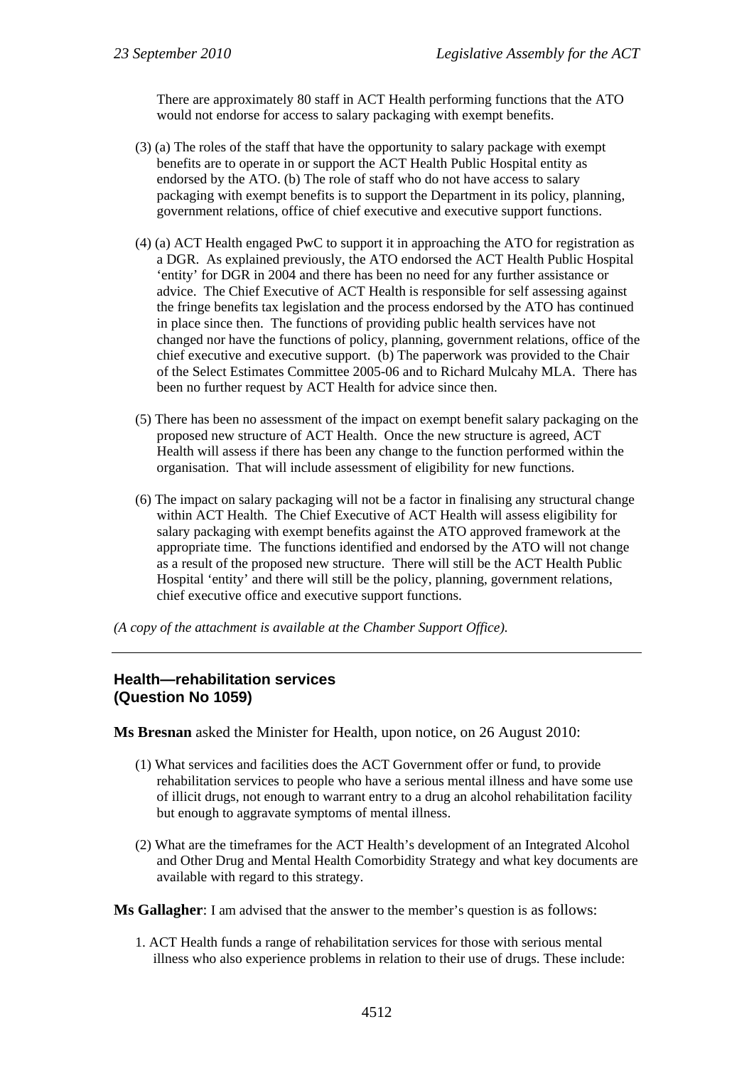There are approximately 80 staff in ACT Health performing functions that the ATO would not endorse for access to salary packaging with exempt benefits.

(3) (a) The roles of the staff that have the opportunity to salary package with exempt benefits are to operate in or support the ACT Health Public Hospital entity as endorsed by the ATO. (b) The role of staff who do not have access to salary packaging with exempt benefits is to support the Department in its policy, planning, government relations, office of chief executive and executive support functions.

(4) (a) ACT Health engaged PwC to support it in approaching the ATO for registration as a DGR. As explained previously, the ATO endorsed the ACT Health Public Hospital 'entity' for DGR in 2004 and there has been no need for any further assistance or advice. The Chief Executive of ACT Health is responsible for self assessing against the fringe benefits tax legislation and the process endorsed by the ATO has continued in place since then. The functions of providing public health services have not changed nor have the functions of policy, planning, government relations, office of the chief executive and executive support. (b) The paperwork was provided to the Chair of the Select Estimates Committee 2005-06 and to Richard Mulcahy MLA. There has been no further request by ACT Health for advice since then.

(5) There has been no assessment of the impact on exempt benefit salary packaging on the proposed new structure of ACT Health. Once the new structure is agreed, ACT Health will assess if there has been any change to the function performed within the organisation. That will include assessment of eligibility for new functions.

(6) The impact on salary packaging will not be a factor in finalising any structural change within ACT Health. The Chief Executive of ACT Health will assess eligibility for salary packaging with exempt benefits against the ATO approved framework at the appropriate time. The functions identified and endorsed by the ATO will not change as a result of the proposed new structure. There will still be the ACT Health Public Hospital 'entity' and there will still be the policy, planning, government relations, chief executive office and executive support functions.

*(A copy of the attachment is available at the Chamber Support Office).*

---

### Health—rehabilitation services (Question No 1059)

**Ms Bresnan** asked the Minister for Health, upon notice, on 26 August 2010:

(1) What services and facilities does the ACT Government offer or fund, to provide rehabilitation services to people who have a serious mental illness and have some use of illicit drugs, not enough to warrant entry to a drug an alcohol rehabilitation facility but enough to aggravate symptoms of mental illness.

(2) What are the timeframes for the ACT Health's development of an Integrated Alcohol and Other Drug and Mental Health Comorbidity Strategy and what key documents are available with regard to this strategy.

**Ms Gallagher**: I am advised that the answer to the member's question is as follows:

1. ACT Health funds a range of rehabilitation services for those with serious mental illness who also experience problems in relation to their use of drugs. These include: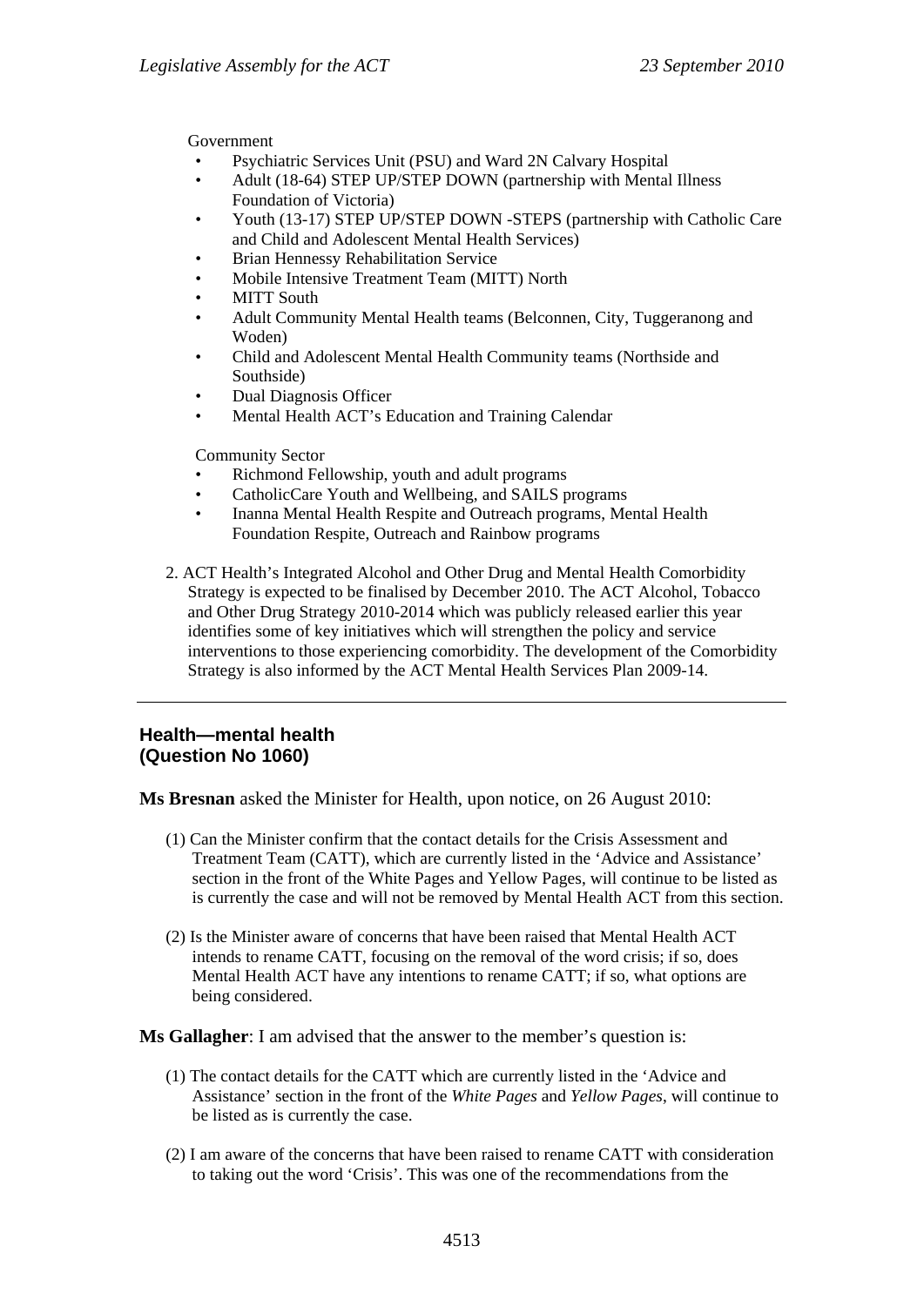Government

- Psychiatric Services Unit (PSU) and Ward 2N Calvary Hospital
- Adult (18-64) STEP UP/STEP DOWN (partnership with Mental Illness Foundation of Victoria)
- Youth (13-17) STEP UP/STEP DOWN -STEPS (partnership with Catholic Care and Child and Adolescent Mental Health Services)
- Brian Hennessy Rehabilitation Service
- Mobile Intensive Treatment Team (MITT) North
- MITT South
- Adult Community Mental Health teams (Belconnen, City, Tuggeranong and Woden)
- Child and Adolescent Mental Health Community teams (Northside and Southside)
- Dual Diagnosis Officer
- Mental Health ACT's Education and Training Calendar

Community Sector

- Richmond Fellowship, youth and adult programs
- CatholicCare Youth and Wellbeing, and SAILS programs
- Inanna Mental Health Respite and Outreach programs, Mental Health Foundation Respite, Outreach and Rainbow programs

2. ACT Health's Integrated Alcohol and Other Drug and Mental Health Comorbidity Strategy is expected to be finalised by December 2010. The ACT Alcohol, Tobacco and Other Drug Strategy 2010-2014 which was publicly released earlier this year identifies some of key initiatives which will strengthen the policy and service interventions to those experiencing comorbidity. The development of the Comorbidity Strategy is also informed by the ACT Mental Health Services Plan 2009-14.

---

### Health—mental health (Question No 1060)

**Ms Bresnan** asked the Minister for Health, upon notice, on 26 August 2010:

(1) Can the Minister confirm that the contact details for the Crisis Assessment and Treatment Team (CATT), which are currently listed in the 'Advice and Assistance' section in the front of the White Pages and Yellow Pages, will continue to be listed as is currently the case and will not be removed by Mental Health ACT from this section.

(2) Is the Minister aware of concerns that have been raised that Mental Health ACT intends to rename CATT, focusing on the removal of the word crisis; if so, does Mental Health ACT have any intentions to rename CATT; if so, what options are being considered.

**Ms Gallagher**: I am advised that the answer to the member's question is:

(1) The contact details for the CATT which are currently listed in the 'Advice and Assistance' section in the front of the *White Pages* and *Yellow Pages*, will continue to be listed as is currently the case.

(2) I am aware of the concerns that have been raised to rename CATT with consideration to taking out the word 'Crisis'. This was one of the recommendations from the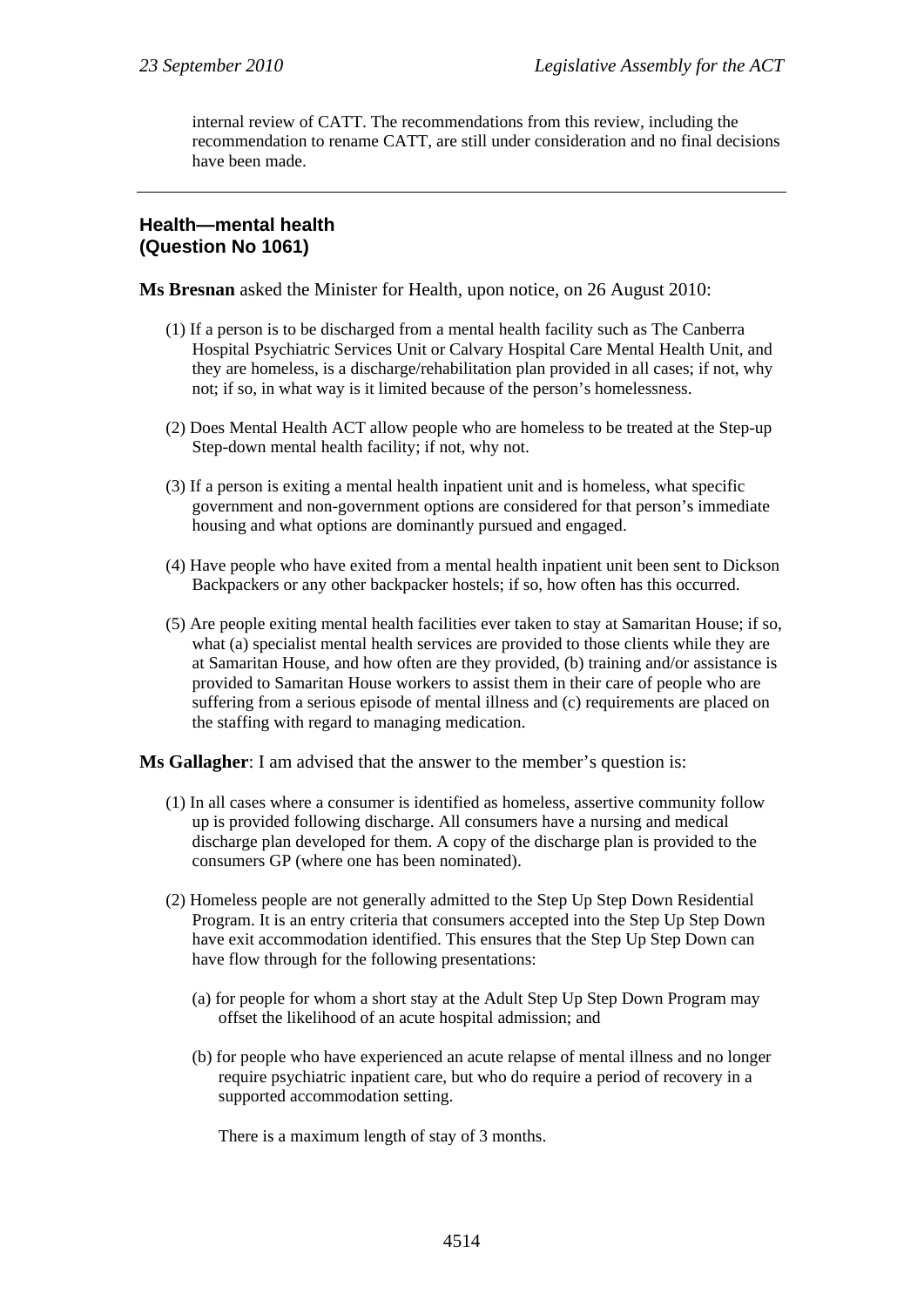internal review of CATT. The recommendations from this review, including the recommendation to rename CATT, are still under consideration and no final decisions have been made.

---

**Health—mental health**
**(Question No 1061)**

**Ms Bresnan** asked the Minister for Health, upon notice, on 26 August 2010:

(1) If a person is to be discharged from a mental health facility such as The Canberra Hospital Psychiatric Services Unit or Calvary Hospital Care Mental Health Unit, and they are homeless, is a discharge/rehabilitation plan provided in all cases; if not, why not; if so, in what way is it limited because of the person's homelessness.

(2) Does Mental Health ACT allow people who are homeless to be treated at the Step-up Step-down mental health facility; if not, why not.

(3) If a person is exiting a mental health inpatient unit and is homeless, what specific government and non-government options are considered for that person's immediate housing and what options are dominantly pursued and engaged.

(4) Have people who have exited from a mental health inpatient unit been sent to Dickson Backpackers or any other backpacker hostels; if so, how often has this occurred.

(5) Are people exiting mental health facilities ever taken to stay at Samaritan House; if so, what (a) specialist mental health services are provided to those clients while they are at Samaritan House, and how often are they provided, (b) training and/or assistance is provided to Samaritan House workers to assist them in their care of people who are suffering from a serious episode of mental illness and (c) requirements are placed on the staffing with regard to managing medication.

**Ms Gallagher**: I am advised that the answer to the member's question is:

(1) In all cases where a consumer is identified as homeless, assertive community follow up is provided following discharge. All consumers have a nursing and medical discharge plan developed for them. A copy of the discharge plan is provided to the consumers GP (where one has been nominated).

(2) Homeless people are not generally admitted to the Step Up Step Down Residential Program. It is an entry criteria that consumers accepted into the Step Up Step Down have exit accommodation identified. This ensures that the Step Up Step Down can have flow through for the following presentations:

   (a) for people for whom a short stay at the Adult Step Up Step Down Program may offset the likelihood of an acute hospital admission; and

   (b) for people who have experienced an acute relapse of mental illness and no longer require psychiatric inpatient care, but who do require a period of recovery in a supported accommodation setting.

   There is a maximum length of stay of 3 months.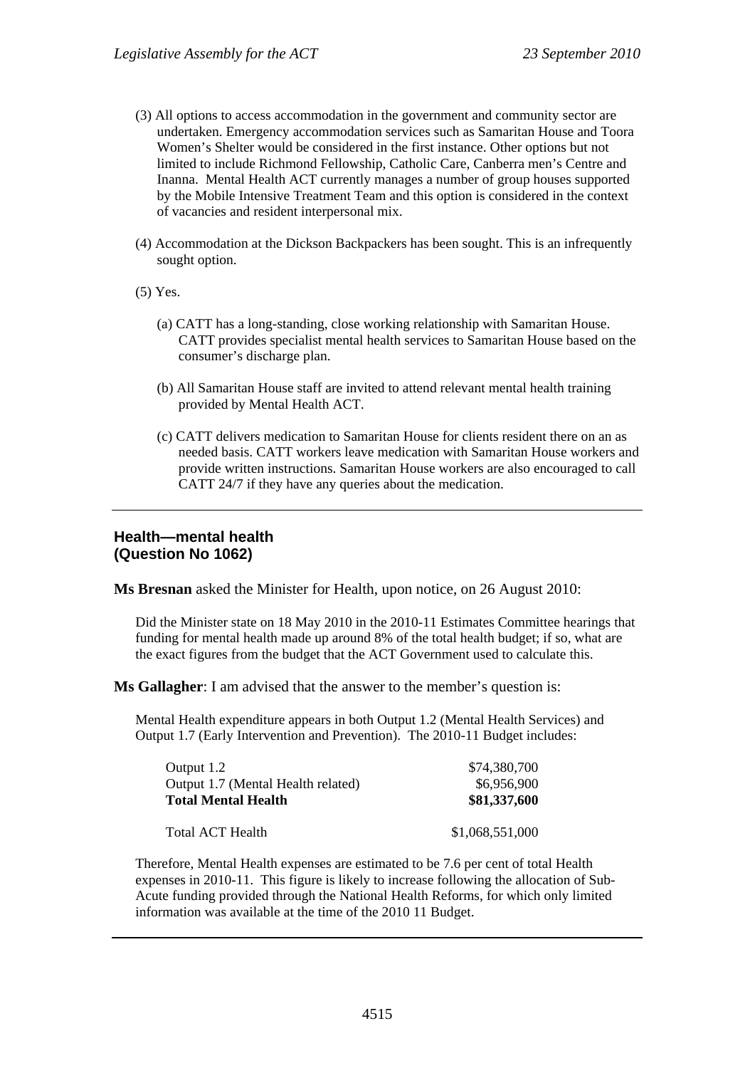(3) All options to access accommodation in the government and community sector are undertaken. Emergency accommodation services such as Samaritan House and Toora Women's Shelter would be considered in the first instance. Other options but not limited to include Richmond Fellowship, Catholic Care, Canberra men's Centre and Inanna. Mental Health ACT currently manages a number of group houses supported by the Mobile Intensive Treatment Team and this option is considered in the context of vacancies and resident interpersonal mix.

(4) Accommodation at the Dickson Backpackers has been sought. This is an infrequently sought option.

(5) Yes.

(a) CATT has a long-standing, close working relationship with Samaritan House. CATT provides specialist mental health services to Samaritan House based on the consumer's discharge plan.

(b) All Samaritan House staff are invited to attend relevant mental health training provided by Mental Health ACT.

(c) CATT delivers medication to Samaritan House for clients resident there on an as needed basis. CATT workers leave medication with Samaritan House workers and provide written instructions. Samaritan House workers are also encouraged to call CATT 24/7 if they have any queries about the medication.

---

## Health—mental health (Question No 1062)

**Ms Bresnan** asked the Minister for Health, upon notice, on 26 August 2010:

Did the Minister state on 18 May 2010 in the 2010-11 Estimates Committee hearings that funding for mental health made up around 8% of the total health budget; if so, what are the exact figures from the budget that the ACT Government used to calculate this.

**Ms Gallagher**: I am advised that the answer to the member's question is:

Mental Health expenditure appears in both Output 1.2 (Mental Health Services) and Output 1.7 (Early Intervention and Prevention). The 2010-11 Budget includes:

| | |
|---|---:|
| Output 1.2 | \$74,380,700 |
| Output 1.7 (Mental Health related) | \$6,956,900 |
| **Total Mental Health** | **\$81,337,600** |
| | |
| Total ACT Health | \$1,068,551,000 |

Therefore, Mental Health expenses are estimated to be 7.6 per cent of total Health expenses in 2010-11. This figure is likely to increase following the allocation of Sub-Acute funding provided through the National Health Reforms, for which only limited information was available at the time of the 2010 11 Budget.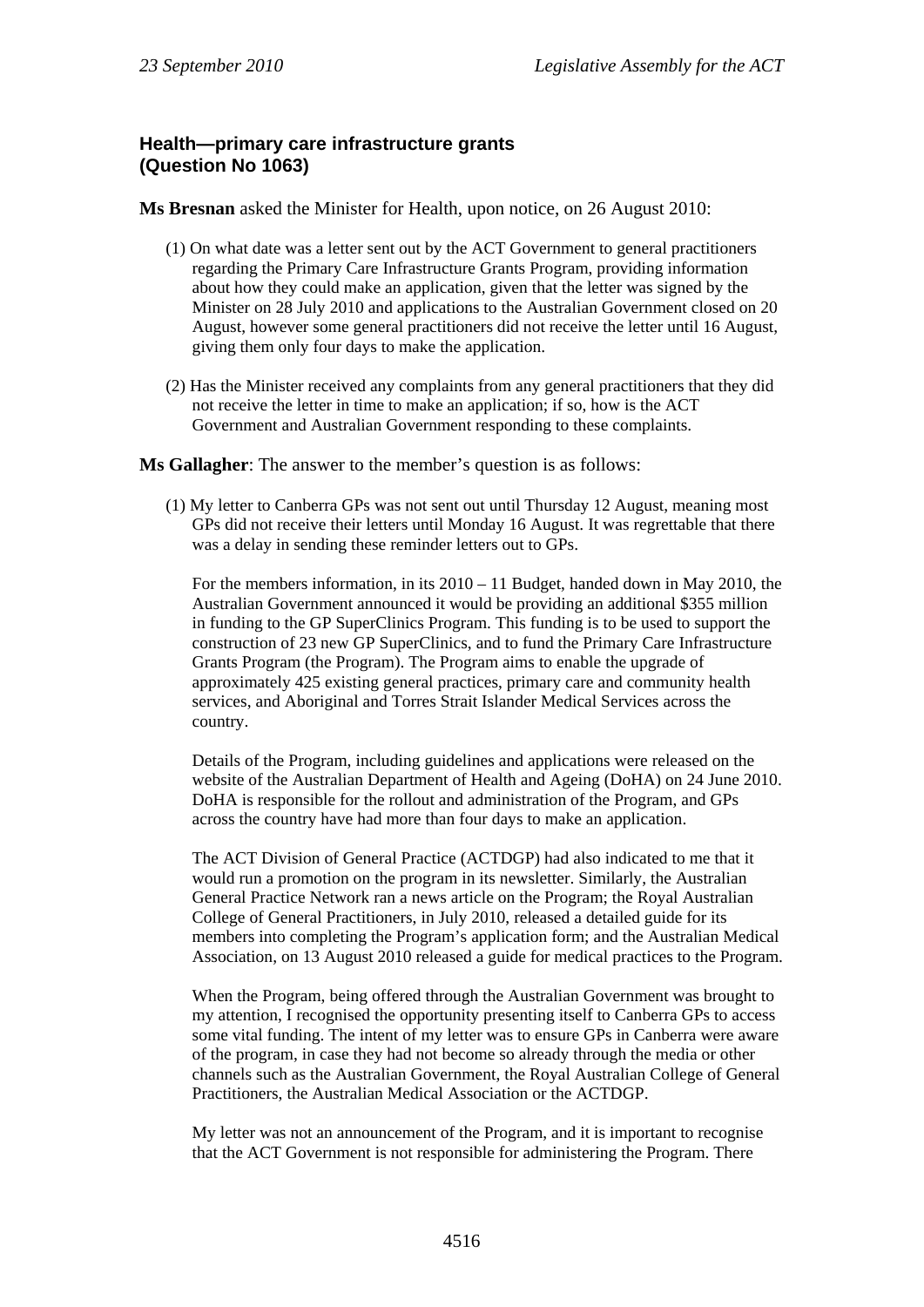## Health—primary care infrastructure grants (Question No 1063)

**Ms Bresnan** asked the Minister for Health, upon notice, on 26 August 2010:

(1) On what date was a letter sent out by the ACT Government to general practitioners regarding the Primary Care Infrastructure Grants Program, providing information about how they could make an application, given that the letter was signed by the Minister on 28 July 2010 and applications to the Australian Government closed on 20 August, however some general practitioners did not receive the letter until 16 August, giving them only four days to make the application.

(2) Has the Minister received any complaints from any general practitioners that they did not receive the letter in time to make an application; if so, how is the ACT Government and Australian Government responding to these complaints.

**Ms Gallagher**: The answer to the member's question is as follows:

(1) My letter to Canberra GPs was not sent out until Thursday 12 August, meaning most GPs did not receive their letters until Monday 16 August. It was regrettable that there was a delay in sending these reminder letters out to GPs.

For the members information, in its 2010 – 11 Budget, handed down in May 2010, the Australian Government announced it would be providing an additional $355 million in funding to the GP SuperClinics Program. This funding is to be used to support the construction of 23 new GP SuperClinics, and to fund the Primary Care Infrastructure Grants Program (the Program). The Program aims to enable the upgrade of approximately 425 existing general practices, primary care and community health services, and Aboriginal and Torres Strait Islander Medical Services across the country.

Details of the Program, including guidelines and applications were released on the website of the Australian Department of Health and Ageing (DoHA) on 24 June 2010. DoHA is responsible for the rollout and administration of the Program, and GPs across the country have had more than four days to make an application.

The ACT Division of General Practice (ACTDGP) had also indicated to me that it would run a promotion on the program in its newsletter. Similarly, the Australian General Practice Network ran a news article on the Program; the Royal Australian College of General Practitioners, in July 2010, released a detailed guide for its members into completing the Program's application form; and the Australian Medical Association, on 13 August 2010 released a guide for medical practices to the Program.

When the Program, being offered through the Australian Government was brought to my attention, I recognised the opportunity presenting itself to Canberra GPs to access some vital funding. The intent of my letter was to ensure GPs in Canberra were aware of the program, in case they had not become so already through the media or other channels such as the Australian Government, the Royal Australian College of General Practitioners, the Australian Medical Association or the ACTDGP.

My letter was not an announcement of the Program, and it is important to recognise that the ACT Government is not responsible for administering the Program. There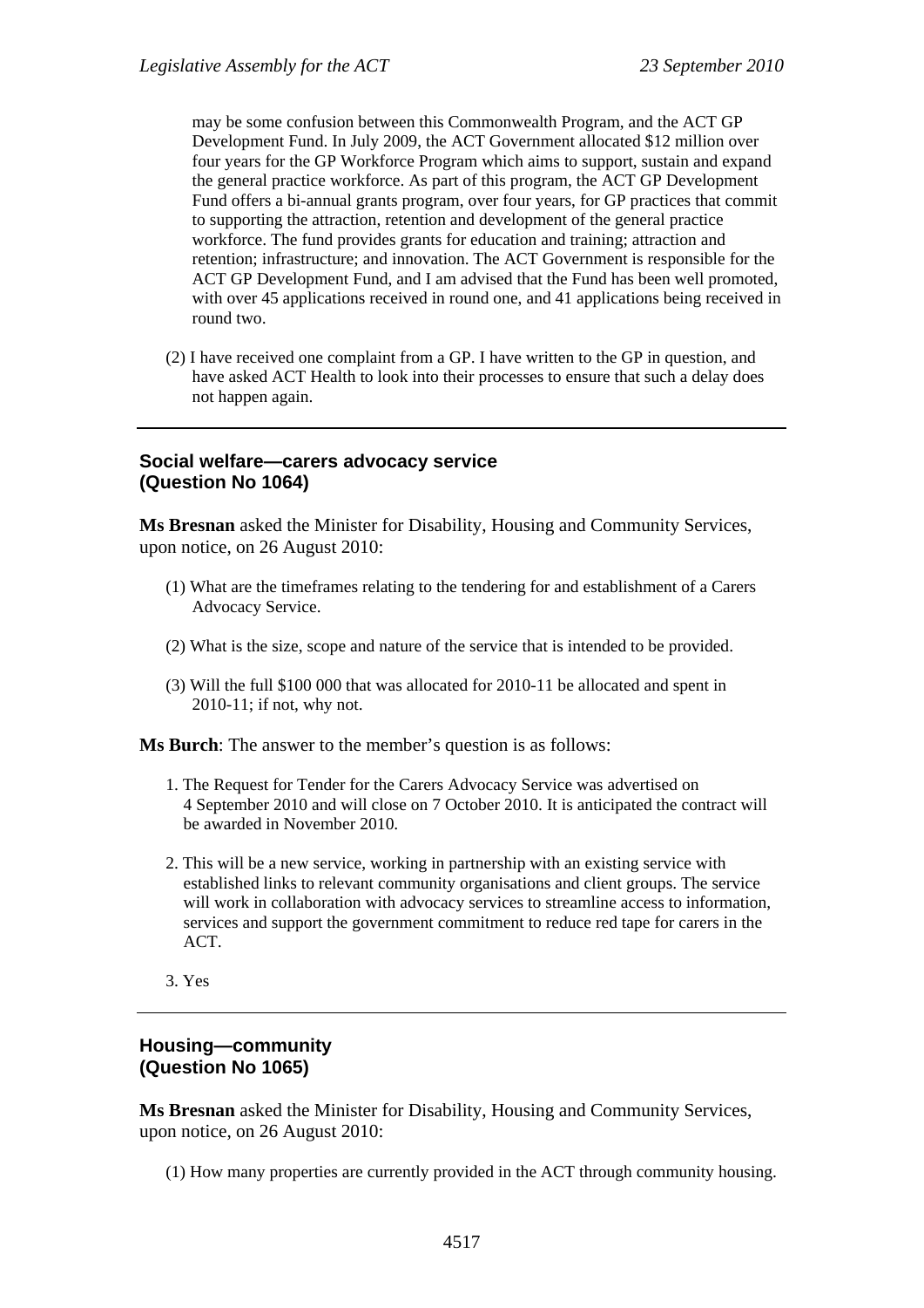may be some confusion between this Commonwealth Program, and the ACT GP Development Fund. In July 2009, the ACT Government allocated $12 million over four years for the GP Workforce Program which aims to support, sustain and expand the general practice workforce. As part of this program, the ACT GP Development Fund offers a bi-annual grants program, over four years, for GP practices that commit to supporting the attraction, retention and development of the general practice workforce. The fund provides grants for education and training; attraction and retention; infrastructure; and innovation. The ACT Government is responsible for the ACT GP Development Fund, and I am advised that the Fund has been well promoted, with over 45 applications received in round one, and 41 applications being received in round two.

(2) I have received one complaint from a GP. I have written to the GP in question, and have asked ACT Health to look into their processes to ensure that such a delay does not happen again.

---

### Social welfare—carers advocacy service (Question No 1064)

**Ms Bresnan** asked the Minister for Disability, Housing and Community Services, upon notice, on 26 August 2010:

(1) What are the timeframes relating to the tendering for and establishment of a Carers Advocacy Service.

(2) What is the size, scope and nature of the service that is intended to be provided.

(3) Will the full $100 000 that was allocated for 2010-11 be allocated and spent in 2010-11; if not, why not.

**Ms Burch**: The answer to the member's question is as follows:

1. The Request for Tender for the Carers Advocacy Service was advertised on 4 September 2010 and will close on 7 October 2010. It is anticipated the contract will be awarded in November 2010.

2. This will be a new service, working in partnership with an existing service with established links to relevant community organisations and client groups. The service will work in collaboration with advocacy services to streamline access to information, services and support the government commitment to reduce red tape for carers in the ACT.

3. Yes

---

### Housing—community (Question No 1065)

**Ms Bresnan** asked the Minister for Disability, Housing and Community Services, upon notice, on 26 August 2010:

(1) How many properties are currently provided in the ACT through community housing.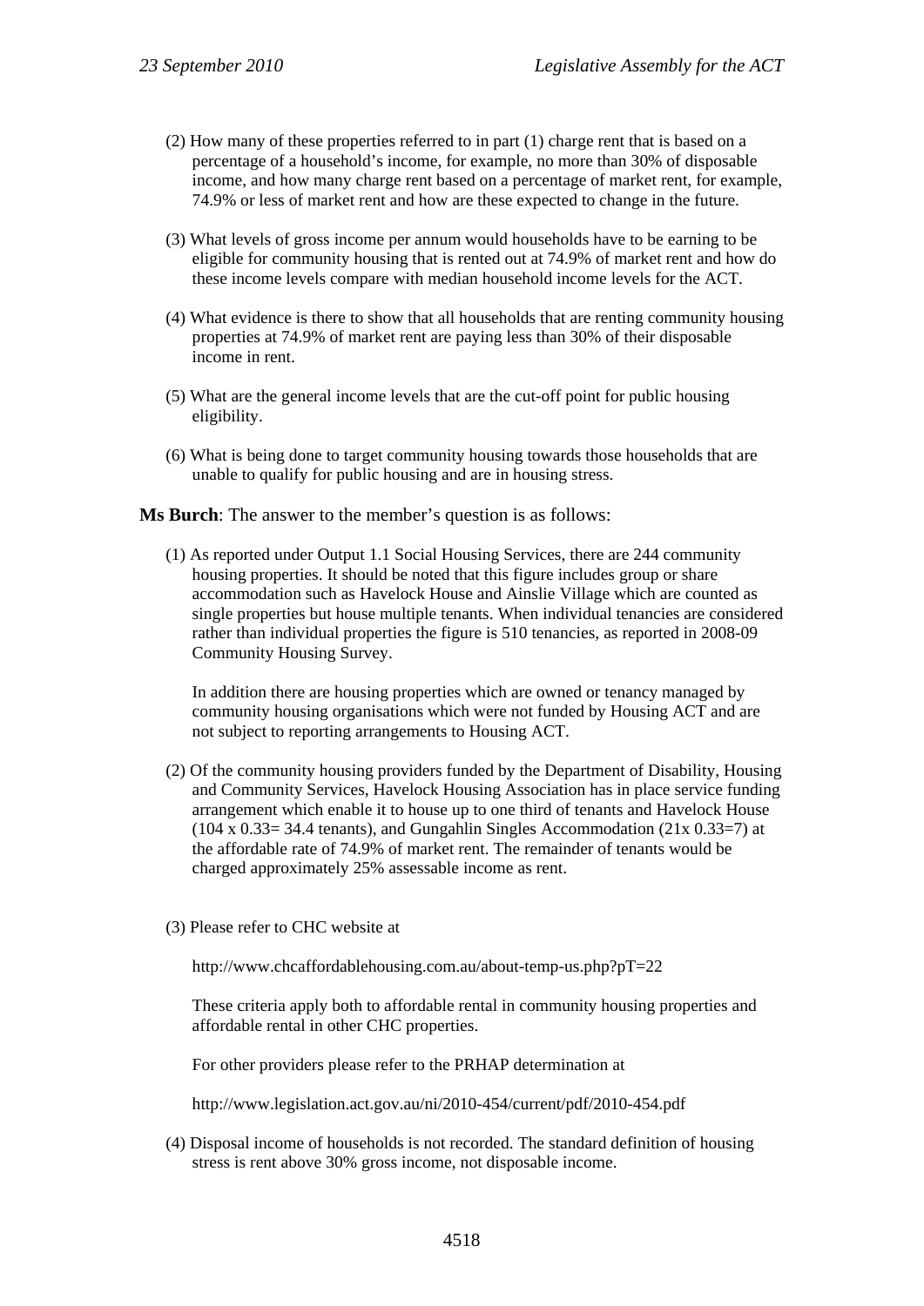(2) How many of these properties referred to in part (1) charge rent that is based on a percentage of a household's income, for example, no more than 30% of disposable income, and how many charge rent based on a percentage of market rent, for example, 74.9% or less of market rent and how are these expected to change in the future.

(3) What levels of gross income per annum would households have to be earning to be eligible for community housing that is rented out at 74.9% of market rent and how do these income levels compare with median household income levels for the ACT.

(4) What evidence is there to show that all households that are renting community housing properties at 74.9% of market rent are paying less than 30% of their disposable income in rent.

(5) What are the general income levels that are the cut-off point for public housing eligibility.

(6) What is being done to target community housing towards those households that are unable to qualify for public housing and are in housing stress.

**Ms Burch**: The answer to the member's question is as follows:

(1) As reported under Output 1.1 Social Housing Services, there are 244 community housing properties. It should be noted that this figure includes group or share accommodation such as Havelock House and Ainslie Village which are counted as single properties but house multiple tenants. When individual tenancies are considered rather than individual properties the figure is 510 tenancies, as reported in 2008-09 Community Housing Survey.

In addition there are housing properties which are owned or tenancy managed by community housing organisations which were not funded by Housing ACT and are not subject to reporting arrangements to Housing ACT.

(2) Of the community housing providers funded by the Department of Disability, Housing and Community Services, Havelock Housing Association has in place service funding arrangement which enable it to house up to one third of tenants and Havelock House (104 x 0.33= 34.4 tenants), and Gungahlin Singles Accommodation (21x 0.33=7) at the affordable rate of 74.9% of market rent. The remainder of tenants would be charged approximately 25% assessable income as rent.

(3) Please refer to CHC website at

http://www.chcaffordablehousing.com.au/about-temp-us.php?pT=22

These criteria apply both to affordable rental in community housing properties and affordable rental in other CHC properties.

For other providers please refer to the PRHAP determination at

http://www.legislation.act.gov.au/ni/2010-454/current/pdf/2010-454.pdf

(4) Disposal income of households is not recorded. The standard definition of housing stress is rent above 30% gross income, not disposable income.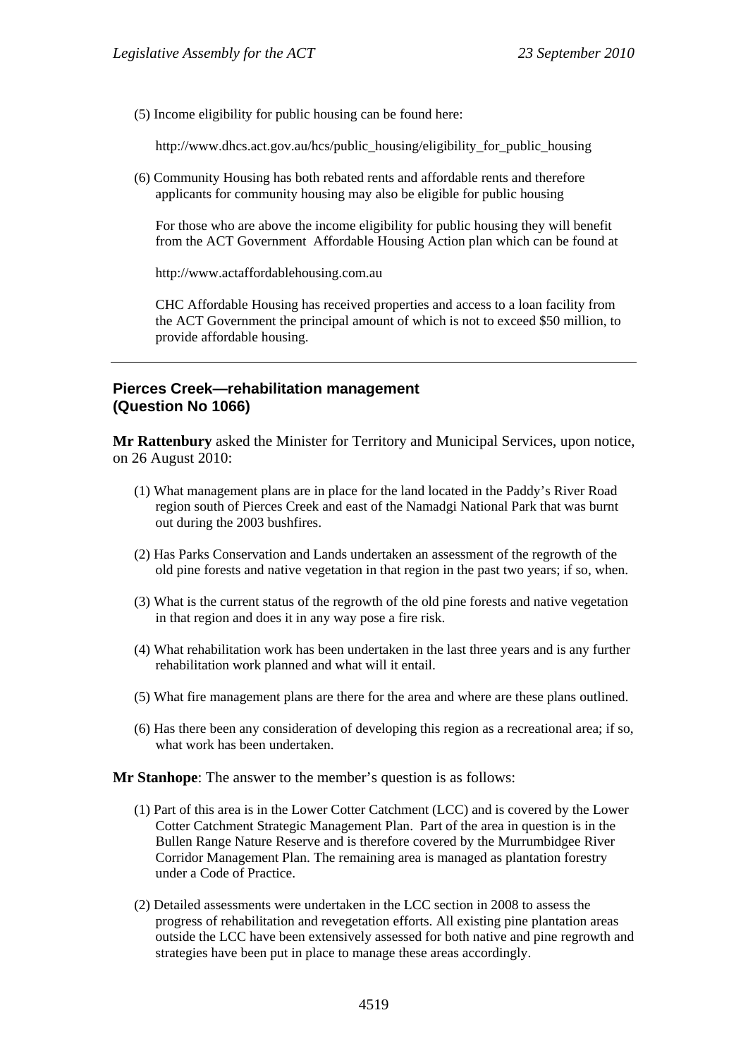(5) Income eligibility for public housing can be found here:

http://www.dhcs.act.gov.au/hcs/public_housing/eligibility_for_public_housing

(6) Community Housing has both rebated rents and affordable rents and therefore applicants for community housing may also be eligible for public housing

For those who are above the income eligibility for public housing they will benefit from the ACT Government Affordable Housing Action plan which can be found at

http://www.actaffordablehousing.com.au

CHC Affordable Housing has received properties and access to a loan facility from the ACT Government the principal amount of which is not to exceed $50 million, to provide affordable housing.

---

## Pierces Creek—rehabilitation management (Question No 1066)

**Mr Rattenbury** asked the Minister for Territory and Municipal Services, upon notice, on 26 August 2010:

(1) What management plans are in place for the land located in the Paddy's River Road region south of Pierces Creek and east of the Namadgi National Park that was burnt out during the 2003 bushfires.

(2) Has Parks Conservation and Lands undertaken an assessment of the regrowth of the old pine forests and native vegetation in that region in the past two years; if so, when.

(3) What is the current status of the regrowth of the old pine forests and native vegetation in that region and does it in any way pose a fire risk.

(4) What rehabilitation work has been undertaken in the last three years and is any further rehabilitation work planned and what will it entail.

(5) What fire management plans are there for the area and where are these plans outlined.

(6) Has there been any consideration of developing this region as a recreational area; if so, what work has been undertaken.

**Mr Stanhope**: The answer to the member's question is as follows:

(1) Part of this area is in the Lower Cotter Catchment (LCC) and is covered by the Lower Cotter Catchment Strategic Management Plan. Part of the area in question is in the Bullen Range Nature Reserve and is therefore covered by the Murrumbidgee River Corridor Management Plan. The remaining area is managed as plantation forestry under a Code of Practice.

(2) Detailed assessments were undertaken in the LCC section in 2008 to assess the progress of rehabilitation and revegetation efforts. All existing pine plantation areas outside the LCC have been extensively assessed for both native and pine regrowth and strategies have been put in place to manage these areas accordingly.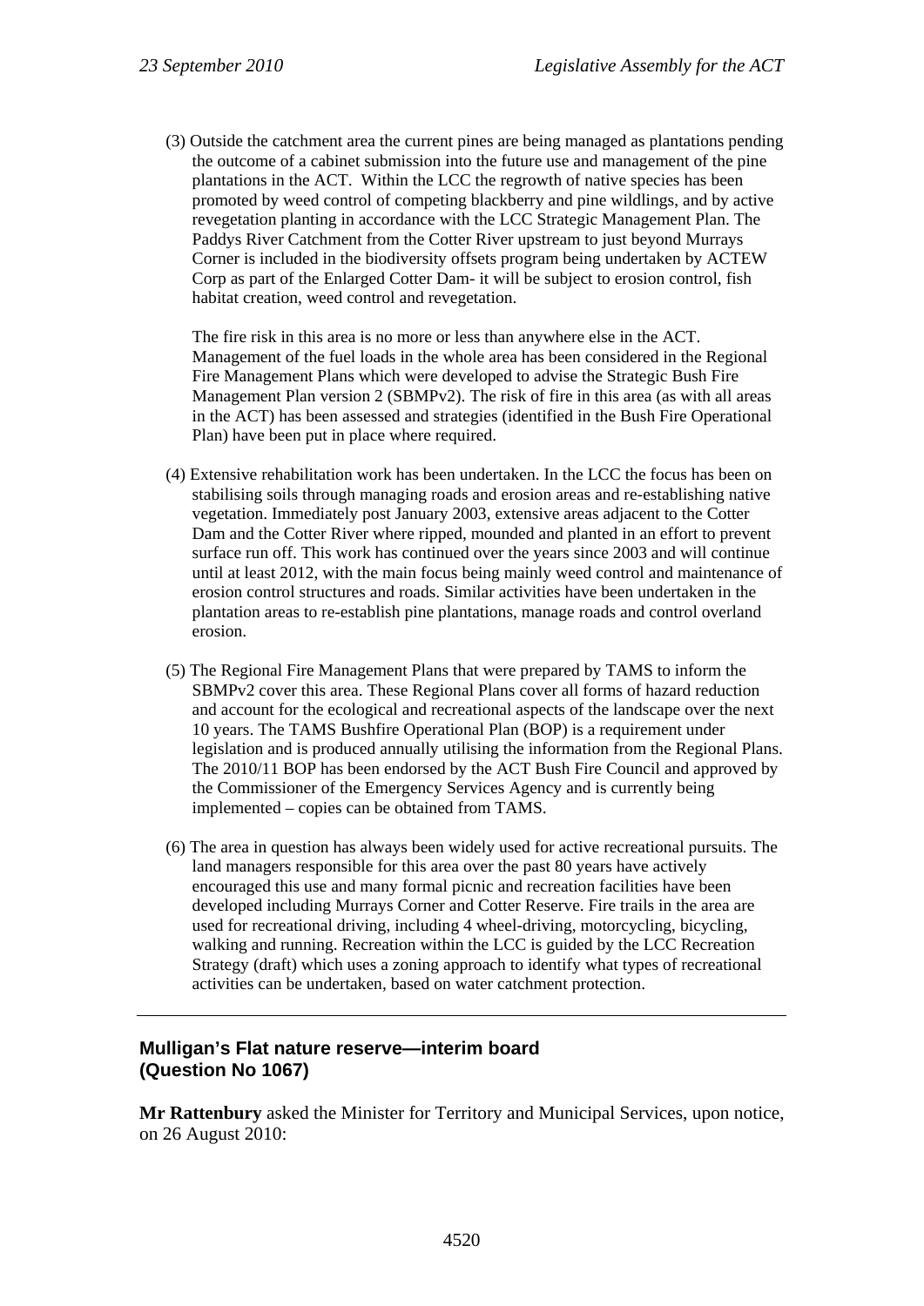(3) Outside the catchment area the current pines are being managed as plantations pending the outcome of a cabinet submission into the future use and management of the pine plantations in the ACT. Within the LCC the regrowth of native species has been promoted by weed control of competing blackberry and pine wildlings, and by active revegetation planting in accordance with the LCC Strategic Management Plan. The Paddys River Catchment from the Cotter River upstream to just beyond Murrays Corner is included in the biodiversity offsets program being undertaken by ACTEW Corp as part of the Enlarged Cotter Dam- it will be subject to erosion control, fish habitat creation, weed control and revegetation.

The fire risk in this area is no more or less than anywhere else in the ACT. Management of the fuel loads in the whole area has been considered in the Regional Fire Management Plans which were developed to advise the Strategic Bush Fire Management Plan version 2 (SBMPv2). The risk of fire in this area (as with all areas in the ACT) has been assessed and strategies (identified in the Bush Fire Operational Plan) have been put in place where required.

(4) Extensive rehabilitation work has been undertaken. In the LCC the focus has been on stabilising soils through managing roads and erosion areas and re-establishing native vegetation. Immediately post January 2003, extensive areas adjacent to the Cotter Dam and the Cotter River where ripped, mounded and planted in an effort to prevent surface run off. This work has continued over the years since 2003 and will continue until at least 2012, with the main focus being mainly weed control and maintenance of erosion control structures and roads. Similar activities have been undertaken in the plantation areas to re-establish pine plantations, manage roads and control overland erosion.

(5) The Regional Fire Management Plans that were prepared by TAMS to inform the SBMPv2 cover this area. These Regional Plans cover all forms of hazard reduction and account for the ecological and recreational aspects of the landscape over the next 10 years. The TAMS Bushfire Operational Plan (BOP) is a requirement under legislation and is produced annually utilising the information from the Regional Plans. The 2010/11 BOP has been endorsed by the ACT Bush Fire Council and approved by the Commissioner of the Emergency Services Agency and is currently being implemented – copies can be obtained from TAMS.

(6) The area in question has always been widely used for active recreational pursuits. The land managers responsible for this area over the past 80 years have actively encouraged this use and many formal picnic and recreation facilities have been developed including Murrays Corner and Cotter Reserve. Fire trails in the area are used for recreational driving, including 4 wheel-driving, motorcycling, bicycling, walking and running. Recreation within the LCC is guided by the LCC Recreation Strategy (draft) which uses a zoning approach to identify what types of recreational activities can be undertaken, based on water catchment protection.

---

### Mulligan's Flat nature reserve—interim board (Question No 1067)

**Mr Rattenbury** asked the Minister for Territory and Municipal Services, upon notice, on 26 August 2010: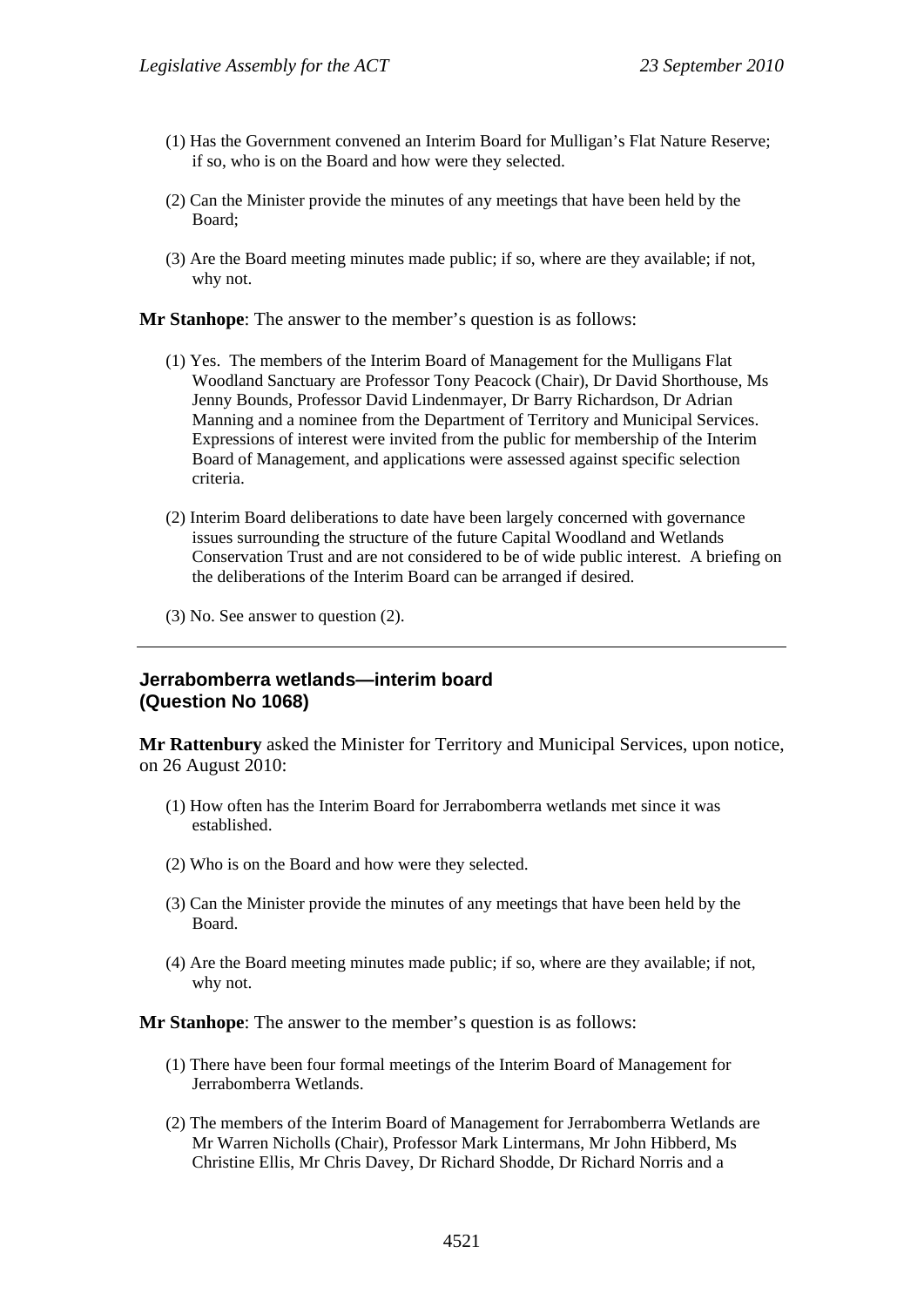(1) Has the Government convened an Interim Board for Mulligan's Flat Nature Reserve; if so, who is on the Board and how were they selected.

(2) Can the Minister provide the minutes of any meetings that have been held by the Board;

(3) Are the Board meeting minutes made public; if so, where are they available; if not, why not.

**Mr Stanhope**: The answer to the member's question is as follows:

(1) Yes. The members of the Interim Board of Management for the Mulligans Flat Woodland Sanctuary are Professor Tony Peacock (Chair), Dr David Shorthouse, Ms Jenny Bounds, Professor David Lindenmayer, Dr Barry Richardson, Dr Adrian Manning and a nominee from the Department of Territory and Municipal Services. Expressions of interest were invited from the public for membership of the Interim Board of Management, and applications were assessed against specific selection criteria.

(2) Interim Board deliberations to date have been largely concerned with governance issues surrounding the structure of the future Capital Woodland and Wetlands Conservation Trust and are not considered to be of wide public interest. A briefing on the deliberations of the Interim Board can be arranged if desired.

(3) No. See answer to question (2).

---

## Jerrabomberra wetlands—interim board (Question No 1068)

**Mr Rattenbury** asked the Minister for Territory and Municipal Services, upon notice, on 26 August 2010:

(1) How often has the Interim Board for Jerrabomberra wetlands met since it was established.

(2) Who is on the Board and how were they selected.

(3) Can the Minister provide the minutes of any meetings that have been held by the Board.

(4) Are the Board meeting minutes made public; if so, where are they available; if not, why not.

**Mr Stanhope**: The answer to the member's question is as follows:

(1) There have been four formal meetings of the Interim Board of Management for Jerrabomberra Wetlands.

(2) The members of the Interim Board of Management for Jerrabomberra Wetlands are Mr Warren Nicholls (Chair), Professor Mark Lintermans, Mr John Hibberd, Ms Christine Ellis, Mr Chris Davey, Dr Richard Shodde, Dr Richard Norris and a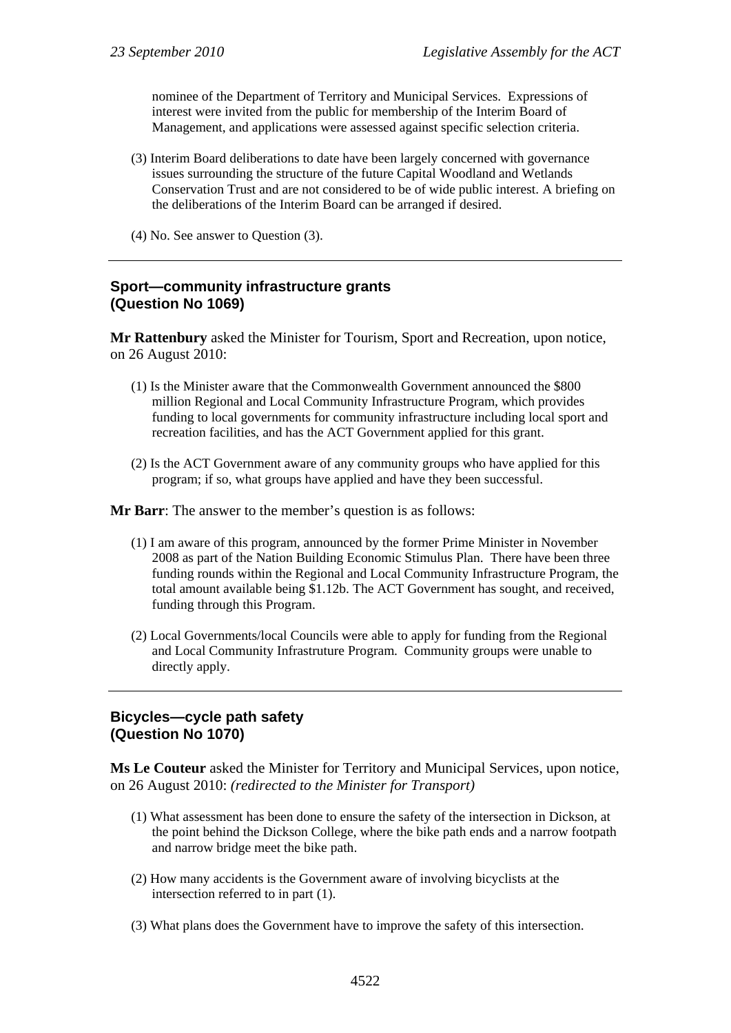nominee of the Department of Territory and Municipal Services. Expressions of interest were invited from the public for membership of the Interim Board of Management, and applications were assessed against specific selection criteria.

(3) Interim Board deliberations to date have been largely concerned with governance issues surrounding the structure of the future Capital Woodland and Wetlands Conservation Trust and are not considered to be of wide public interest. A briefing on the deliberations of the Interim Board can be arranged if desired.

(4) No. See answer to Question (3).

---

### Sport—community infrastructure grants (Question No 1069)

**Mr Rattenbury** asked the Minister for Tourism, Sport and Recreation, upon notice, on 26 August 2010:

(1) Is the Minister aware that the Commonwealth Government announced the $800 million Regional and Local Community Infrastructure Program, which provides funding to local governments for community infrastructure including local sport and recreation facilities, and has the ACT Government applied for this grant.

(2) Is the ACT Government aware of any community groups who have applied for this program; if so, what groups have applied and have they been successful.

**Mr Barr**: The answer to the member's question is as follows:

(1) I am aware of this program, announced by the former Prime Minister in November 2008 as part of the Nation Building Economic Stimulus Plan. There have been three funding rounds within the Regional and Local Community Infrastructure Program, the total amount available being $1.12b. The ACT Government has sought, and received, funding through this Program.

(2) Local Governments/local Councils were able to apply for funding from the Regional and Local Community Infrastruture Program. Community groups were unable to directly apply.

---

### Bicycles—cycle path safety (Question No 1070)

**Ms Le Couteur** asked the Minister for Territory and Municipal Services, upon notice, on 26 August 2010: *(redirected to the Minister for Transport)*

(1) What assessment has been done to ensure the safety of the intersection in Dickson, at the point behind the Dickson College, where the bike path ends and a narrow footpath and narrow bridge meet the bike path.

(2) How many accidents is the Government aware of involving bicyclists at the intersection referred to in part (1).

(3) What plans does the Government have to improve the safety of this intersection.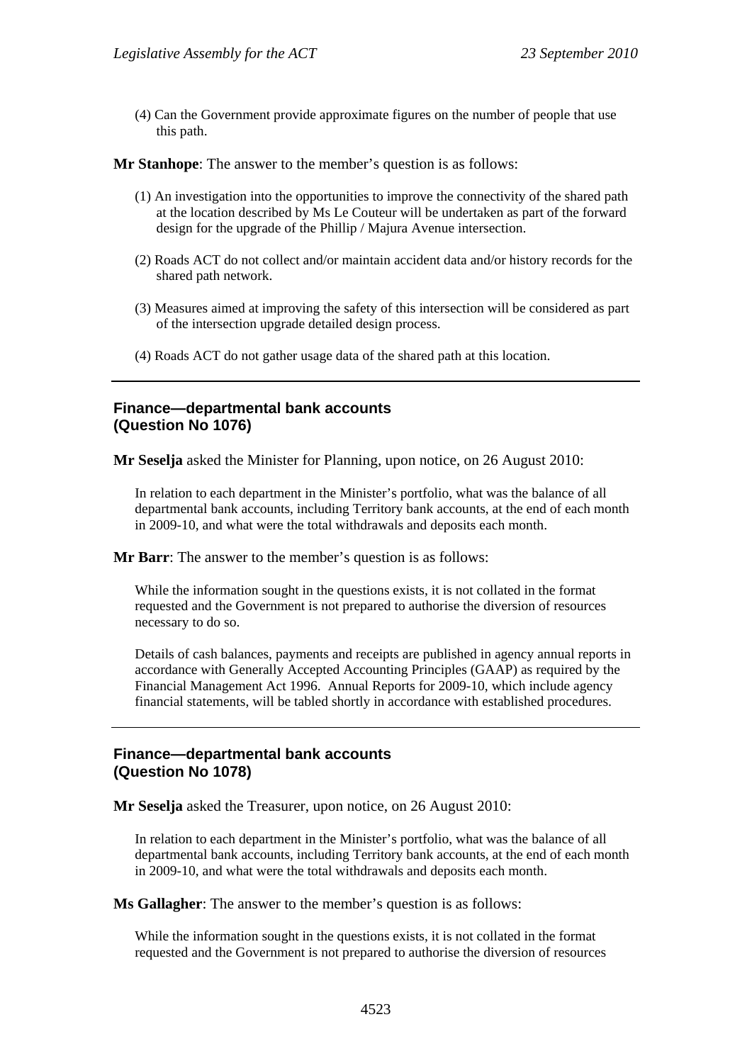(4) Can the Government provide approximate figures on the number of people that use this path.

**Mr Stanhope**: The answer to the member's question is as follows:

(1) An investigation into the opportunities to improve the connectivity of the shared path at the location described by Ms Le Couteur will be undertaken as part of the forward design for the upgrade of the Phillip / Majura Avenue intersection.

(2) Roads ACT do not collect and/or maintain accident data and/or history records for the shared path network.

(3) Measures aimed at improving the safety of this intersection will be considered as part of the intersection upgrade detailed design process.

(4) Roads ACT do not gather usage data of the shared path at this location.

---

### Finance—departmental bank accounts (Question No 1076)

**Mr Seselja** asked the Minister for Planning, upon notice, on 26 August 2010:

In relation to each department in the Minister's portfolio, what was the balance of all departmental bank accounts, including Territory bank accounts, at the end of each month in 2009-10, and what were the total withdrawals and deposits each month.

**Mr Barr**: The answer to the member's question is as follows:

While the information sought in the questions exists, it is not collated in the format requested and the Government is not prepared to authorise the diversion of resources necessary to do so.

Details of cash balances, payments and receipts are published in agency annual reports in accordance with Generally Accepted Accounting Principles (GAAP) as required by the Financial Management Act 1996. Annual Reports for 2009-10, which include agency financial statements, will be tabled shortly in accordance with established procedures.

---

### Finance—departmental bank accounts (Question No 1078)

**Mr Seselja** asked the Treasurer, upon notice, on 26 August 2010:

In relation to each department in the Minister's portfolio, what was the balance of all departmental bank accounts, including Territory bank accounts, at the end of each month in 2009-10, and what were the total withdrawals and deposits each month.

**Ms Gallagher**: The answer to the member's question is as follows:

While the information sought in the questions exists, it is not collated in the format requested and the Government is not prepared to authorise the diversion of resources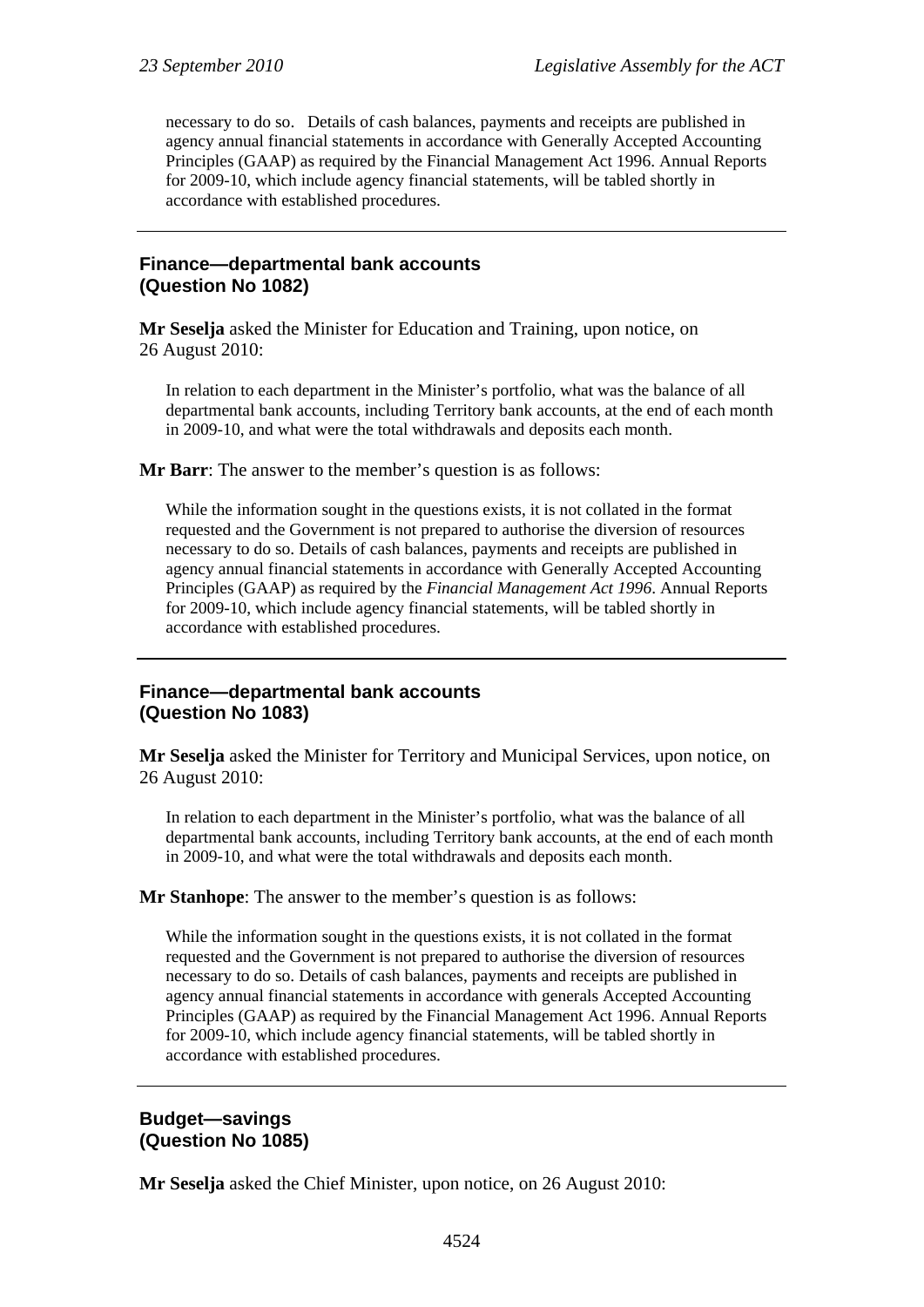necessary to do so. Details of cash balances, payments and receipts are published in agency annual financial statements in accordance with Generally Accepted Accounting Principles (GAAP) as required by the Financial Management Act 1996. Annual Reports for 2009-10, which include agency financial statements, will be tabled shortly in accordance with established procedures.

---

### Finance—departmental bank accounts (Question No 1082)

**Mr Seselja** asked the Minister for Education and Training, upon notice, on 26 August 2010:

In relation to each department in the Minister's portfolio, what was the balance of all departmental bank accounts, including Territory bank accounts, at the end of each month in 2009-10, and what were the total withdrawals and deposits each month.

**Mr Barr**: The answer to the member's question is as follows:

While the information sought in the questions exists, it is not collated in the format requested and the Government is not prepared to authorise the diversion of resources necessary to do so. Details of cash balances, payments and receipts are published in agency annual financial statements in accordance with Generally Accepted Accounting Principles (GAAP) as required by the *Financial Management Act 1996*. Annual Reports for 2009-10, which include agency financial statements, will be tabled shortly in accordance with established procedures.

---

### Finance—departmental bank accounts (Question No 1083)

**Mr Seselja** asked the Minister for Territory and Municipal Services, upon notice, on 26 August 2010:

In relation to each department in the Minister's portfolio, what was the balance of all departmental bank accounts, including Territory bank accounts, at the end of each month in 2009-10, and what were the total withdrawals and deposits each month.

**Mr Stanhope**: The answer to the member's question is as follows:

While the information sought in the questions exists, it is not collated in the format requested and the Government is not prepared to authorise the diversion of resources necessary to do so. Details of cash balances, payments and receipts are published in agency annual financial statements in accordance with generals Accepted Accounting Principles (GAAP) as required by the Financial Management Act 1996. Annual Reports for 2009-10, which include agency financial statements, will be tabled shortly in accordance with established procedures.

---

### Budget—savings (Question No 1085)

**Mr Seselja** asked the Chief Minister, upon notice, on 26 August 2010: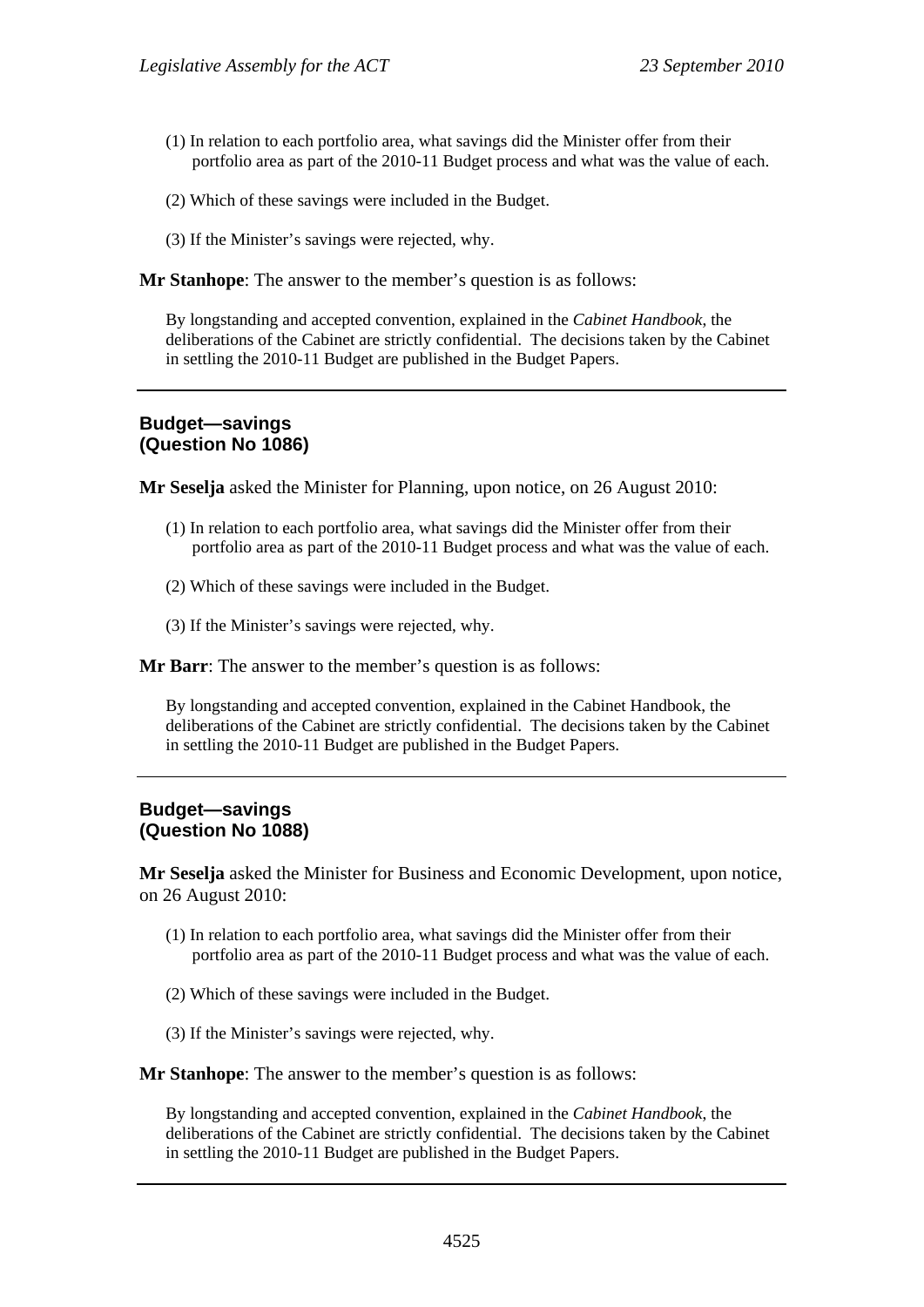(1) In relation to each portfolio area, what savings did the Minister offer from their portfolio area as part of the 2010-11 Budget process and what was the value of each.

(2) Which of these savings were included in the Budget.

(3) If the Minister's savings were rejected, why.

**Mr Stanhope**: The answer to the member's question is as follows:

> By longstanding and accepted convention, explained in the *Cabinet Handbook*, the deliberations of the Cabinet are strictly confidential. The decisions taken by the Cabinet in settling the 2010-11 Budget are published in the Budget Papers.

---

### Budget—savings (Question No 1086)

**Mr Seselja** asked the Minister for Planning, upon notice, on 26 August 2010:

(1) In relation to each portfolio area, what savings did the Minister offer from their portfolio area as part of the 2010-11 Budget process and what was the value of each.

(2) Which of these savings were included in the Budget.

(3) If the Minister's savings were rejected, why.

**Mr Barr**: The answer to the member's question is as follows:

> By longstanding and accepted convention, explained in the Cabinet Handbook, the deliberations of the Cabinet are strictly confidential. The decisions taken by the Cabinet in settling the 2010-11 Budget are published in the Budget Papers.

---

### Budget—savings (Question No 1088)

**Mr Seselja** asked the Minister for Business and Economic Development, upon notice, on 26 August 2010:

(1) In relation to each portfolio area, what savings did the Minister offer from their portfolio area as part of the 2010-11 Budget process and what was the value of each.

(2) Which of these savings were included in the Budget.

(3) If the Minister's savings were rejected, why.

**Mr Stanhope**: The answer to the member's question is as follows:

> By longstanding and accepted convention, explained in the *Cabinet Handbook*, the deliberations of the Cabinet are strictly confidential. The decisions taken by the Cabinet in settling the 2010-11 Budget are published in the Budget Papers.

---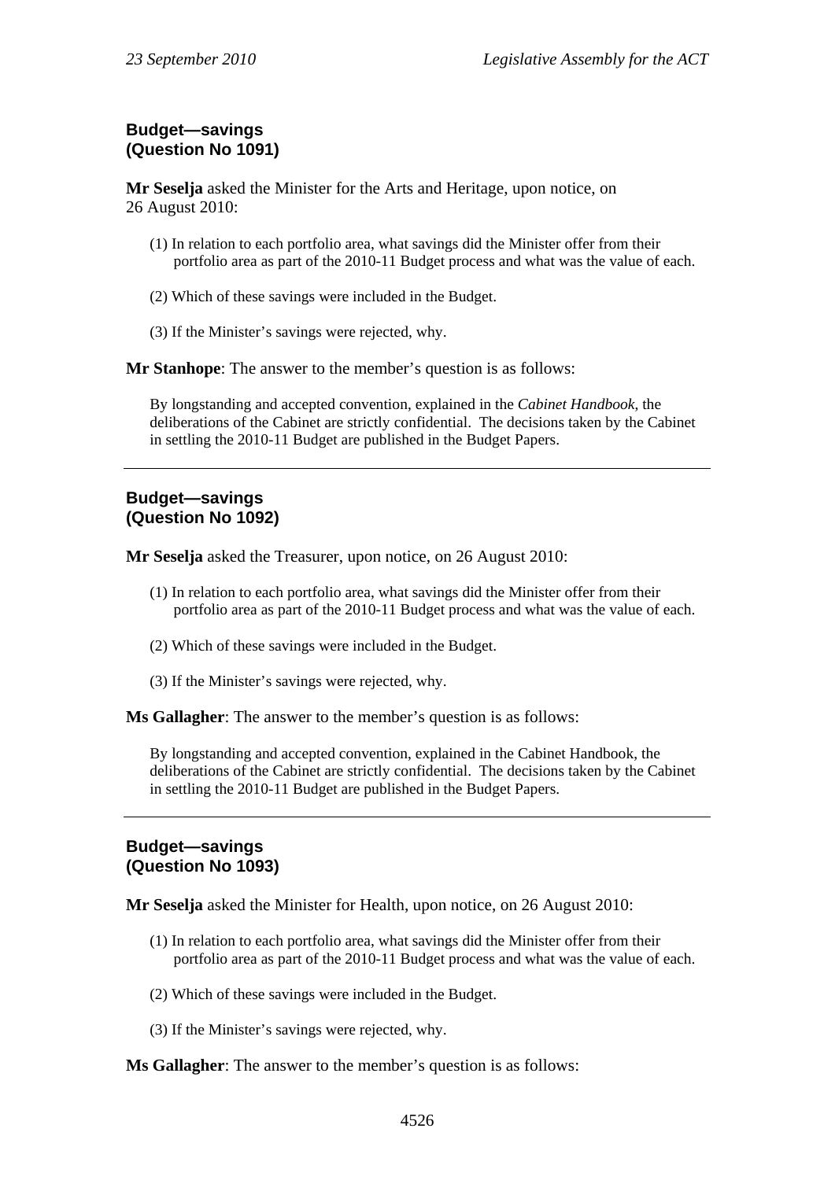**Budget—savings**
**(Question No 1091)**

**Mr Seselja** asked the Minister for the Arts and Heritage, upon notice, on 26 August 2010:

(1) In relation to each portfolio area, what savings did the Minister offer from their portfolio area as part of the 2010-11 Budget process and what was the value of each.

(2) Which of these savings were included in the Budget.

(3) If the Minister's savings were rejected, why.

**Mr Stanhope**: The answer to the member's question is as follows:

By longstanding and accepted convention, explained in the *Cabinet Handbook*, the deliberations of the Cabinet are strictly confidential. The decisions taken by the Cabinet in settling the 2010-11 Budget are published in the Budget Papers.

---

**Budget—savings**
**(Question No 1092)**

**Mr Seselja** asked the Treasurer, upon notice, on 26 August 2010:

(1) In relation to each portfolio area, what savings did the Minister offer from their portfolio area as part of the 2010-11 Budget process and what was the value of each.

(2) Which of these savings were included in the Budget.

(3) If the Minister's savings were rejected, why.

**Ms Gallagher**: The answer to the member's question is as follows:

By longstanding and accepted convention, explained in the Cabinet Handbook, the deliberations of the Cabinet are strictly confidential. The decisions taken by the Cabinet in settling the 2010-11 Budget are published in the Budget Papers.

---

**Budget—savings**
**(Question No 1093)**

**Mr Seselja** asked the Minister for Health, upon notice, on 26 August 2010:

(1) In relation to each portfolio area, what savings did the Minister offer from their portfolio area as part of the 2010-11 Budget process and what was the value of each.

(2) Which of these savings were included in the Budget.

(3) If the Minister's savings were rejected, why.

**Ms Gallagher**: The answer to the member's question is as follows: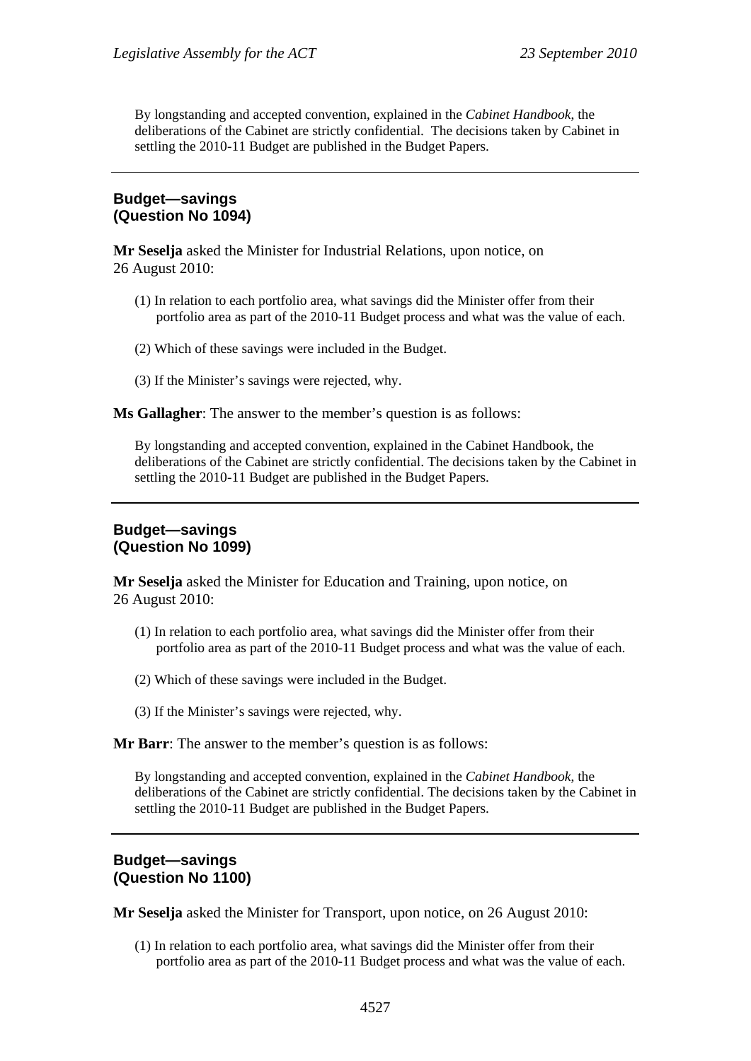By longstanding and accepted convention, explained in the *Cabinet Handbook*, the deliberations of the Cabinet are strictly confidential. The decisions taken by Cabinet in settling the 2010-11 Budget are published in the Budget Papers.

---

### Budget—savings
### (Question No 1094)

**Mr Seselja** asked the Minister for Industrial Relations, upon notice, on 26 August 2010:

(1) In relation to each portfolio area, what savings did the Minister offer from their portfolio area as part of the 2010-11 Budget process and what was the value of each.

(2) Which of these savings were included in the Budget.

(3) If the Minister's savings were rejected, why.

**Ms Gallagher**: The answer to the member's question is as follows:

By longstanding and accepted convention, explained in the Cabinet Handbook, the deliberations of the Cabinet are strictly confidential. The decisions taken by the Cabinet in settling the 2010-11 Budget are published in the Budget Papers.

---

### Budget—savings
### (Question No 1099)

**Mr Seselja** asked the Minister for Education and Training, upon notice, on 26 August 2010:

(1) In relation to each portfolio area, what savings did the Minister offer from their portfolio area as part of the 2010-11 Budget process and what was the value of each.

(2) Which of these savings were included in the Budget.

(3) If the Minister's savings were rejected, why.

**Mr Barr**: The answer to the member's question is as follows:

By longstanding and accepted convention, explained in the *Cabinet Handbook*, the deliberations of the Cabinet are strictly confidential. The decisions taken by the Cabinet in settling the 2010-11 Budget are published in the Budget Papers.

---

### Budget—savings
### (Question No 1100)

**Mr Seselja** asked the Minister for Transport, upon notice, on 26 August 2010:

(1) In relation to each portfolio area, what savings did the Minister offer from their portfolio area as part of the 2010-11 Budget process and what was the value of each.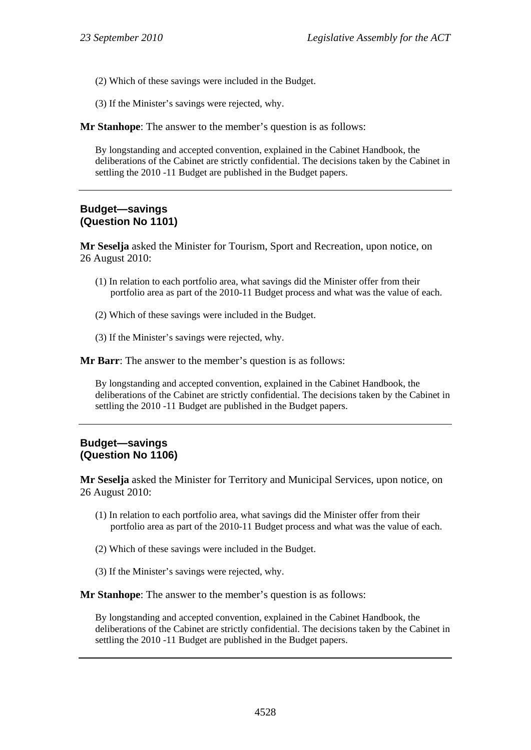(2) Which of these savings were included in the Budget.

(3) If the Minister's savings were rejected, why.

**Mr Stanhope**: The answer to the member's question is as follows:

By longstanding and accepted convention, explained in the Cabinet Handbook, the deliberations of the Cabinet are strictly confidential. The decisions taken by the Cabinet in settling the 2010 -11 Budget are published in the Budget papers.

---

### Budget—savings (Question No 1101)

**Mr Seselja** asked the Minister for Tourism, Sport and Recreation, upon notice, on 26 August 2010:

(1) In relation to each portfolio area, what savings did the Minister offer from their portfolio area as part of the 2010-11 Budget process and what was the value of each.

(2) Which of these savings were included in the Budget.

(3) If the Minister's savings were rejected, why.

**Mr Barr**: The answer to the member's question is as follows:

By longstanding and accepted convention, explained in the Cabinet Handbook, the deliberations of the Cabinet are strictly confidential. The decisions taken by the Cabinet in settling the 2010 -11 Budget are published in the Budget papers.

---

### Budget—savings (Question No 1106)

**Mr Seselja** asked the Minister for Territory and Municipal Services, upon notice, on 26 August 2010:

(1) In relation to each portfolio area, what savings did the Minister offer from their portfolio area as part of the 2010-11 Budget process and what was the value of each.

(2) Which of these savings were included in the Budget.

(3) If the Minister's savings were rejected, why.

**Mr Stanhope**: The answer to the member's question is as follows:

By longstanding and accepted convention, explained in the Cabinet Handbook, the deliberations of the Cabinet are strictly confidential. The decisions taken by the Cabinet in settling the 2010 -11 Budget are published in the Budget papers.

---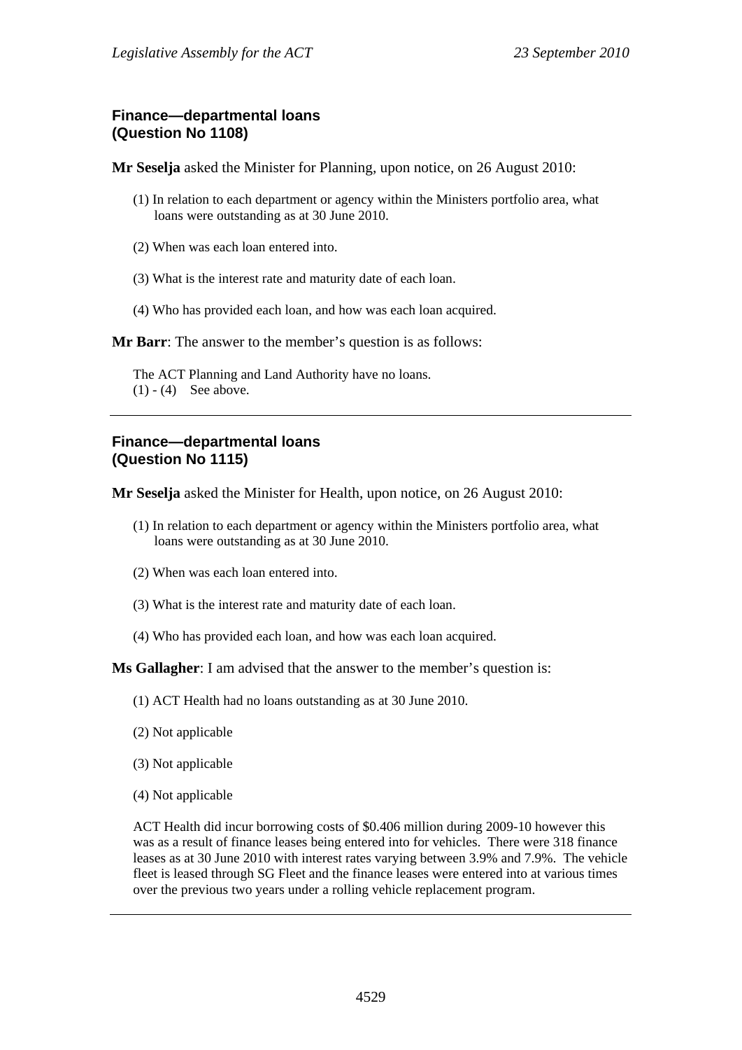## Finance—departmental loans (Question No 1108)

**Mr Seselja** asked the Minister for Planning, upon notice, on 26 August 2010:

(1) In relation to each department or agency within the Ministers portfolio area, what loans were outstanding as at 30 June 2010.

(2) When was each loan entered into.

(3) What is the interest rate and maturity date of each loan.

(4) Who has provided each loan, and how was each loan acquired.

**Mr Barr**: The answer to the member's question is as follows:

The ACT Planning and Land Authority have no loans.
(1) - (4) See above.

---

## Finance—departmental loans (Question No 1115)

**Mr Seselja** asked the Minister for Health, upon notice, on 26 August 2010:

(1) In relation to each department or agency within the Ministers portfolio area, what loans were outstanding as at 30 June 2010.

(2) When was each loan entered into.

(3) What is the interest rate and maturity date of each loan.

(4) Who has provided each loan, and how was each loan acquired.

**Ms Gallagher**: I am advised that the answer to the member's question is:

(1) ACT Health had no loans outstanding as at 30 June 2010.

(2) Not applicable

(3) Not applicable

(4) Not applicable

ACT Health did incur borrowing costs of $0.406 million during 2009-10 however this was as a result of finance leases being entered into for vehicles. There were 318 finance leases as at 30 June 2010 with interest rates varying between 3.9% and 7.9%. The vehicle fleet is leased through SG Fleet and the finance leases were entered into at various times over the previous two years under a rolling vehicle replacement program.

---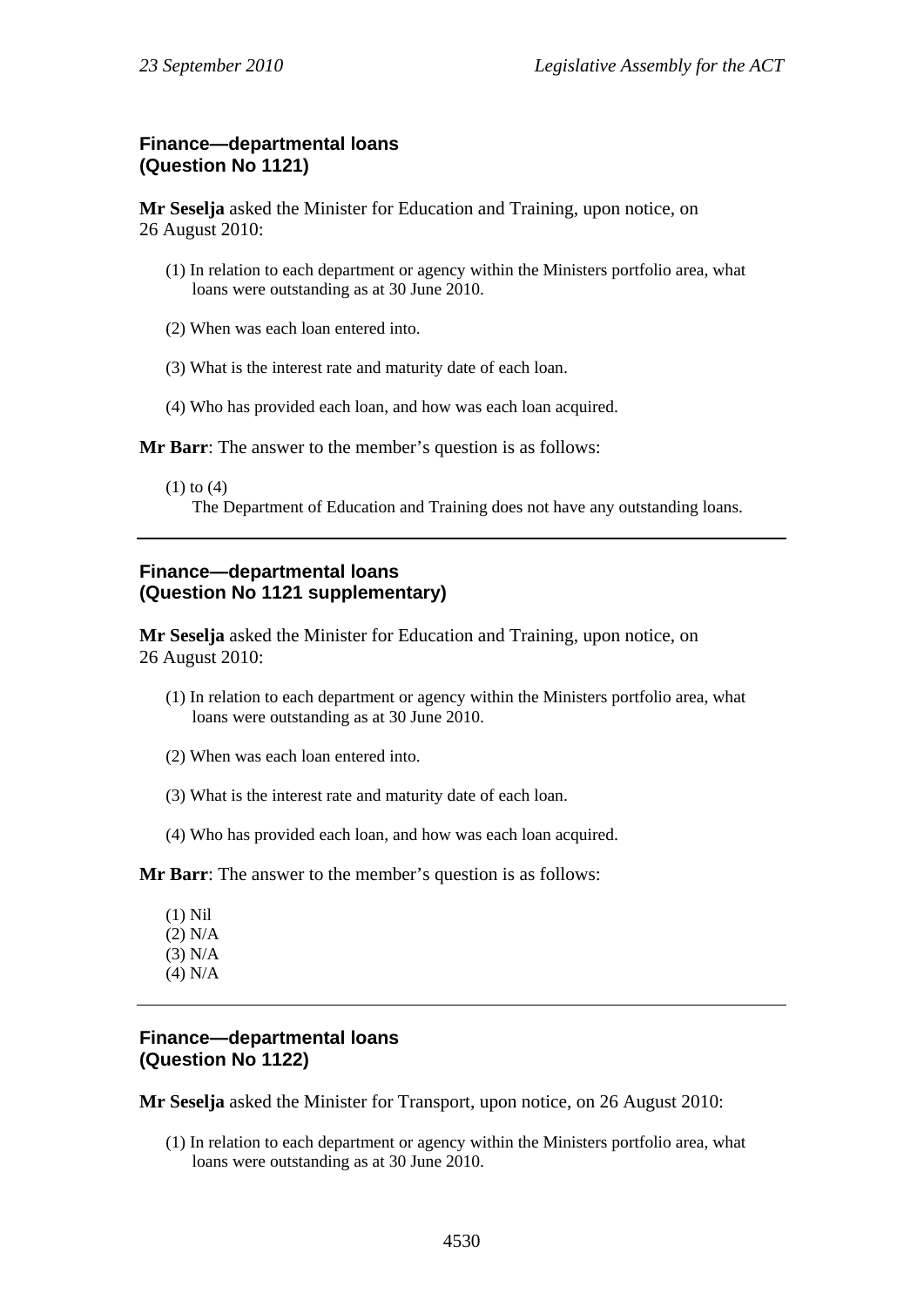**Finance—departmental loans**
**(Question No 1121)**

**Mr Seselja** asked the Minister for Education and Training, upon notice, on 26 August 2010:

(1) In relation to each department or agency within the Ministers portfolio area, what loans were outstanding as at 30 June 2010.

(2) When was each loan entered into.

(3) What is the interest rate and maturity date of each loan.

(4) Who has provided each loan, and how was each loan acquired.

**Mr Barr**: The answer to the member's question is as follows:

(1) to (4)
The Department of Education and Training does not have any outstanding loans.

---

**Finance—departmental loans**
**(Question No 1121 supplementary)**

**Mr Seselja** asked the Minister for Education and Training, upon notice, on 26 August 2010:

(1) In relation to each department or agency within the Ministers portfolio area, what loans were outstanding as at 30 June 2010.

(2) When was each loan entered into.

(3) What is the interest rate and maturity date of each loan.

(4) Who has provided each loan, and how was each loan acquired.

**Mr Barr**: The answer to the member's question is as follows:

(1) Nil
(2) N/A
(3) N/A
(4) N/A

---

**Finance—departmental loans**
**(Question No 1122)**

**Mr Seselja** asked the Minister for Transport, upon notice, on 26 August 2010:

(1) In relation to each department or agency within the Ministers portfolio area, what loans were outstanding as at 30 June 2010.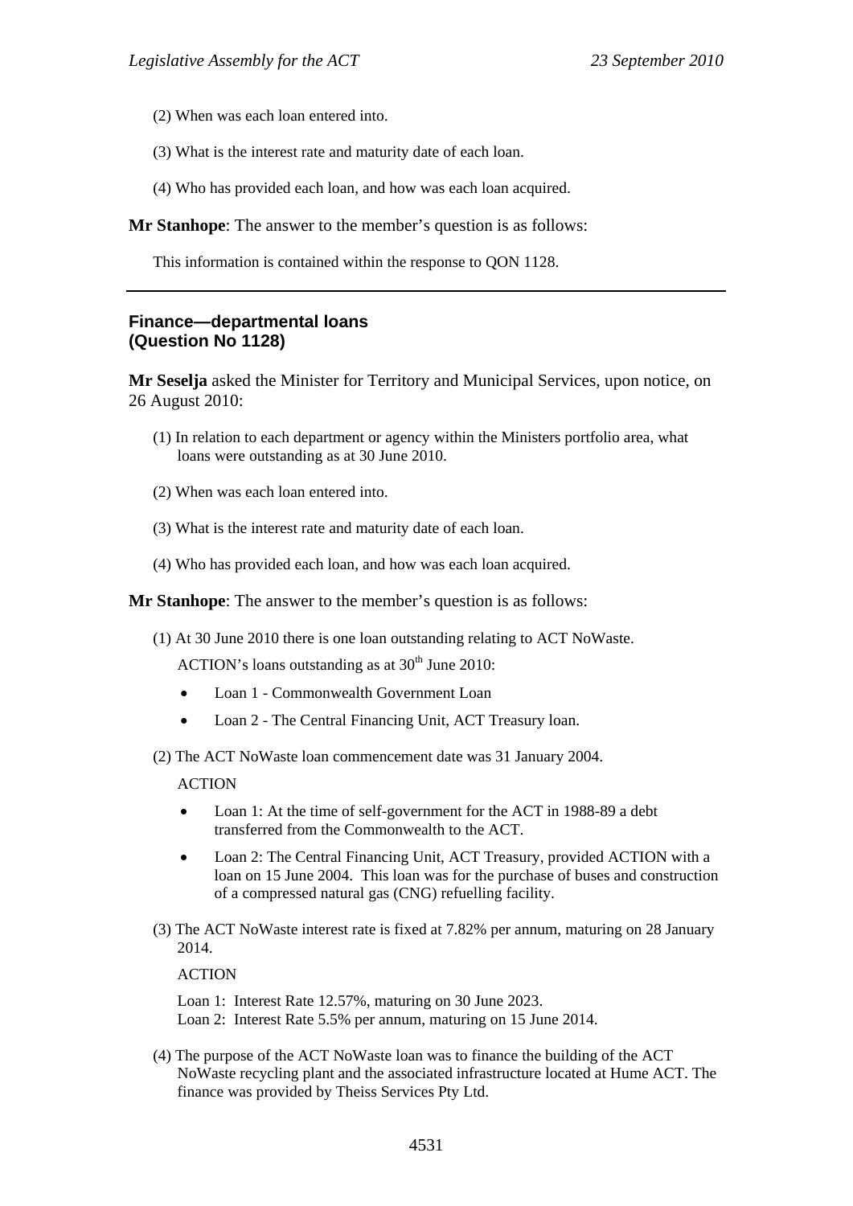(2) When was each loan entered into.

(3) What is the interest rate and maturity date of each loan.

(4) Who has provided each loan, and how was each loan acquired.

**Mr Stanhope**: The answer to the member's question is as follows:

This information is contained within the response to QON 1128.

---

### Finance—departmental loans (Question No 1128)

**Mr Seselja** asked the Minister for Territory and Municipal Services, upon notice, on 26 August 2010:

(1) In relation to each department or agency within the Ministers portfolio area, what loans were outstanding as at 30 June 2010.

(2) When was each loan entered into.

(3) What is the interest rate and maturity date of each loan.

(4) Who has provided each loan, and how was each loan acquired.

**Mr Stanhope**: The answer to the member's question is as follows:

(1) At 30 June 2010 there is one loan outstanding relating to ACT NoWaste.

ACTION's loans outstanding as at 30th June 2010:

- Loan 1 - Commonwealth Government Loan
- Loan 2 - The Central Financing Unit, ACT Treasury loan.

(2) The ACT NoWaste loan commencement date was 31 January 2004.

ACTION

- Loan 1: At the time of self-government for the ACT in 1988-89 a debt transferred from the Commonwealth to the ACT.
- Loan 2: The Central Financing Unit, ACT Treasury, provided ACTION with a loan on 15 June 2004. This loan was for the purchase of buses and construction of a compressed natural gas (CNG) refuelling facility.

(3) The ACT NoWaste interest rate is fixed at 7.82% per annum, maturing on 28 January 2014.

ACTION

Loan 1: Interest Rate 12.57%, maturing on 30 June 2023.
Loan 2: Interest Rate 5.5% per annum, maturing on 15 June 2014.

(4) The purpose of the ACT NoWaste loan was to finance the building of the ACT NoWaste recycling plant and the associated infrastructure located at Hume ACT. The finance was provided by Theiss Services Pty Ltd.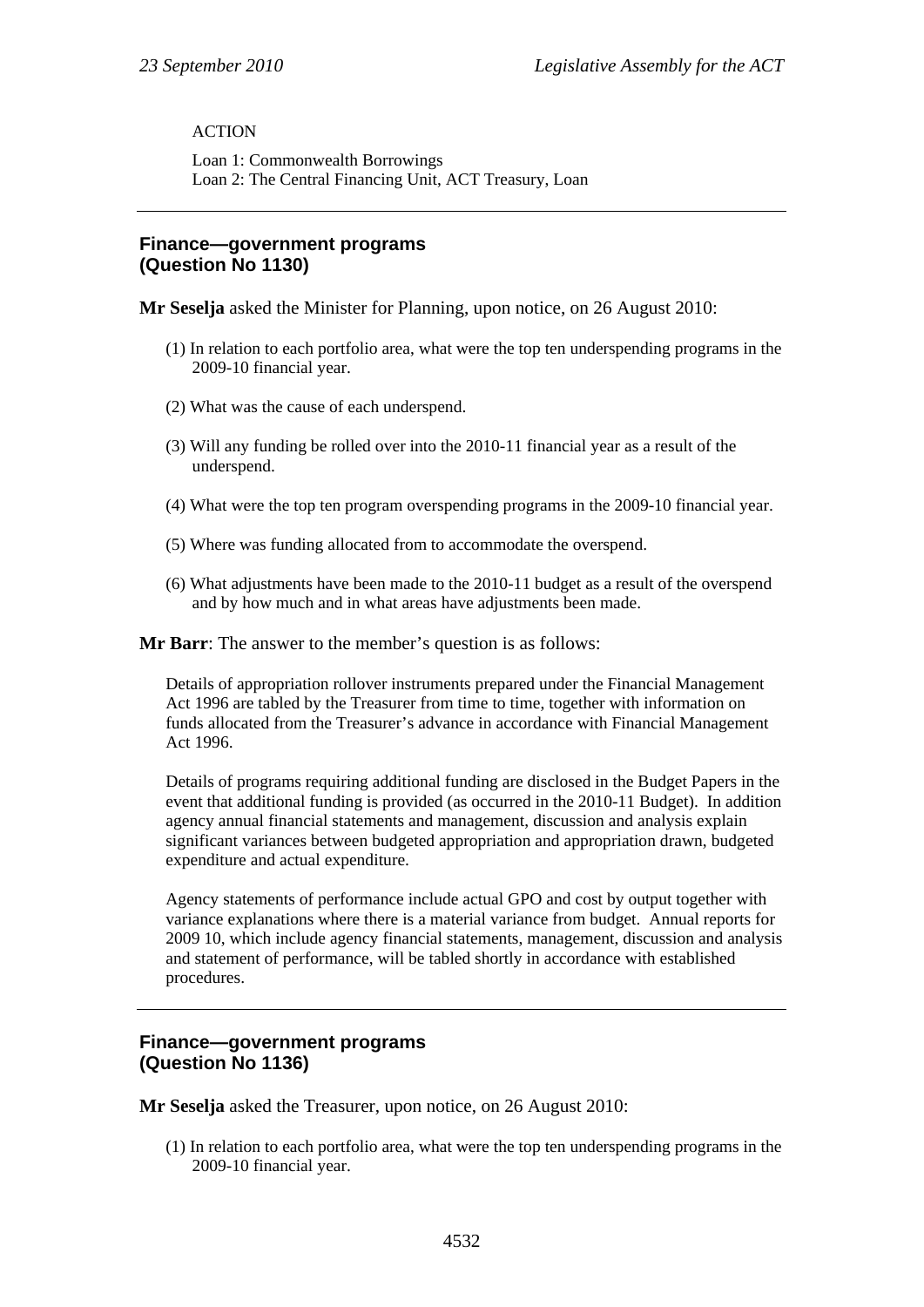ACTION

Loan 1: Commonwealth Borrowings
Loan 2: The Central Financing Unit, ACT Treasury, Loan

---

## Finance—government programs (Question No 1130)

**Mr Seselja** asked the Minister for Planning, upon notice, on 26 August 2010:

(1) In relation to each portfolio area, what were the top ten underspending programs in the 2009-10 financial year.

(2) What was the cause of each underspend.

(3) Will any funding be rolled over into the 2010-11 financial year as a result of the underspend.

(4) What were the top ten program overspending programs in the 2009-10 financial year.

(5) Where was funding allocated from to accommodate the overspend.

(6) What adjustments have been made to the 2010-11 budget as a result of the overspend and by how much and in what areas have adjustments been made.

**Mr Barr**: The answer to the member's question is as follows:

Details of appropriation rollover instruments prepared under the Financial Management Act 1996 are tabled by the Treasurer from time to time, together with information on funds allocated from the Treasurer's advance in accordance with Financial Management Act 1996.

Details of programs requiring additional funding are disclosed in the Budget Papers in the event that additional funding is provided (as occurred in the 2010-11 Budget). In addition agency annual financial statements and management, discussion and analysis explain significant variances between budgeted appropriation and appropriation drawn, budgeted expenditure and actual expenditure.

Agency statements of performance include actual GPO and cost by output together with variance explanations where there is a material variance from budget. Annual reports for 2009 10, which include agency financial statements, management, discussion and analysis and statement of performance, will be tabled shortly in accordance with established procedures.

---

## Finance—government programs (Question No 1136)

**Mr Seselja** asked the Treasurer, upon notice, on 26 August 2010:

(1) In relation to each portfolio area, what were the top ten underspending programs in the 2009-10 financial year.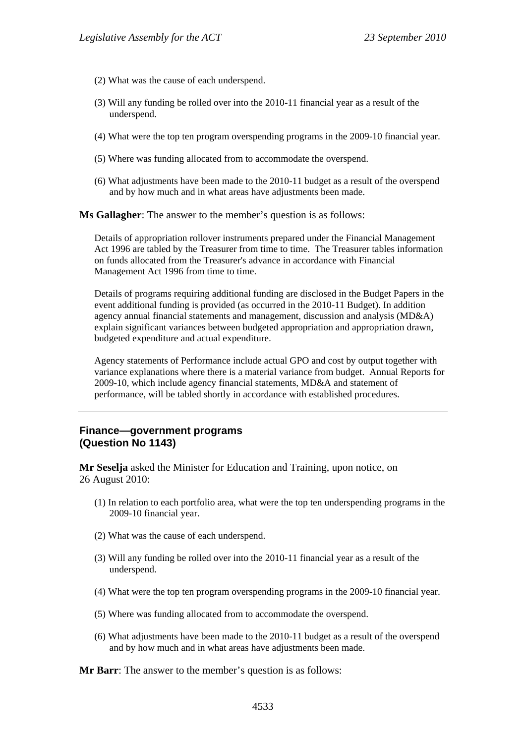(2) What was the cause of each underspend.

(3) Will any funding be rolled over into the 2010-11 financial year as a result of the underspend.

(4) What were the top ten program overspending programs in the 2009-10 financial year.

(5) Where was funding allocated from to accommodate the overspend.

(6) What adjustments have been made to the 2010-11 budget as a result of the overspend and by how much and in what areas have adjustments been made.

**Ms Gallagher**: The answer to the member's question is as follows:

Details of appropriation rollover instruments prepared under the Financial Management Act 1996 are tabled by the Treasurer from time to time. The Treasurer tables information on funds allocated from the Treasurer's advance in accordance with Financial Management Act 1996 from time to time.

Details of programs requiring additional funding are disclosed in the Budget Papers in the event additional funding is provided (as occurred in the 2010-11 Budget). In addition agency annual financial statements and management, discussion and analysis (MD&A) explain significant variances between budgeted appropriation and appropriation drawn, budgeted expenditure and actual expenditure.

Agency statements of Performance include actual GPO and cost by output together with variance explanations where there is a material variance from budget. Annual Reports for 2009-10, which include agency financial statements, MD&A and statement of performance, will be tabled shortly in accordance with established procedures.

---

**Finance—government programs**
**(Question No 1143)**

**Mr Seselja** asked the Minister for Education and Training, upon notice, on 26 August 2010:

(1) In relation to each portfolio area, what were the top ten underspending programs in the 2009-10 financial year.

(2) What was the cause of each underspend.

(3) Will any funding be rolled over into the 2010-11 financial year as a result of the underspend.

(4) What were the top ten program overspending programs in the 2009-10 financial year.

(5) Where was funding allocated from to accommodate the overspend.

(6) What adjustments have been made to the 2010-11 budget as a result of the overspend and by how much and in what areas have adjustments been made.

**Mr Barr**: The answer to the member's question is as follows: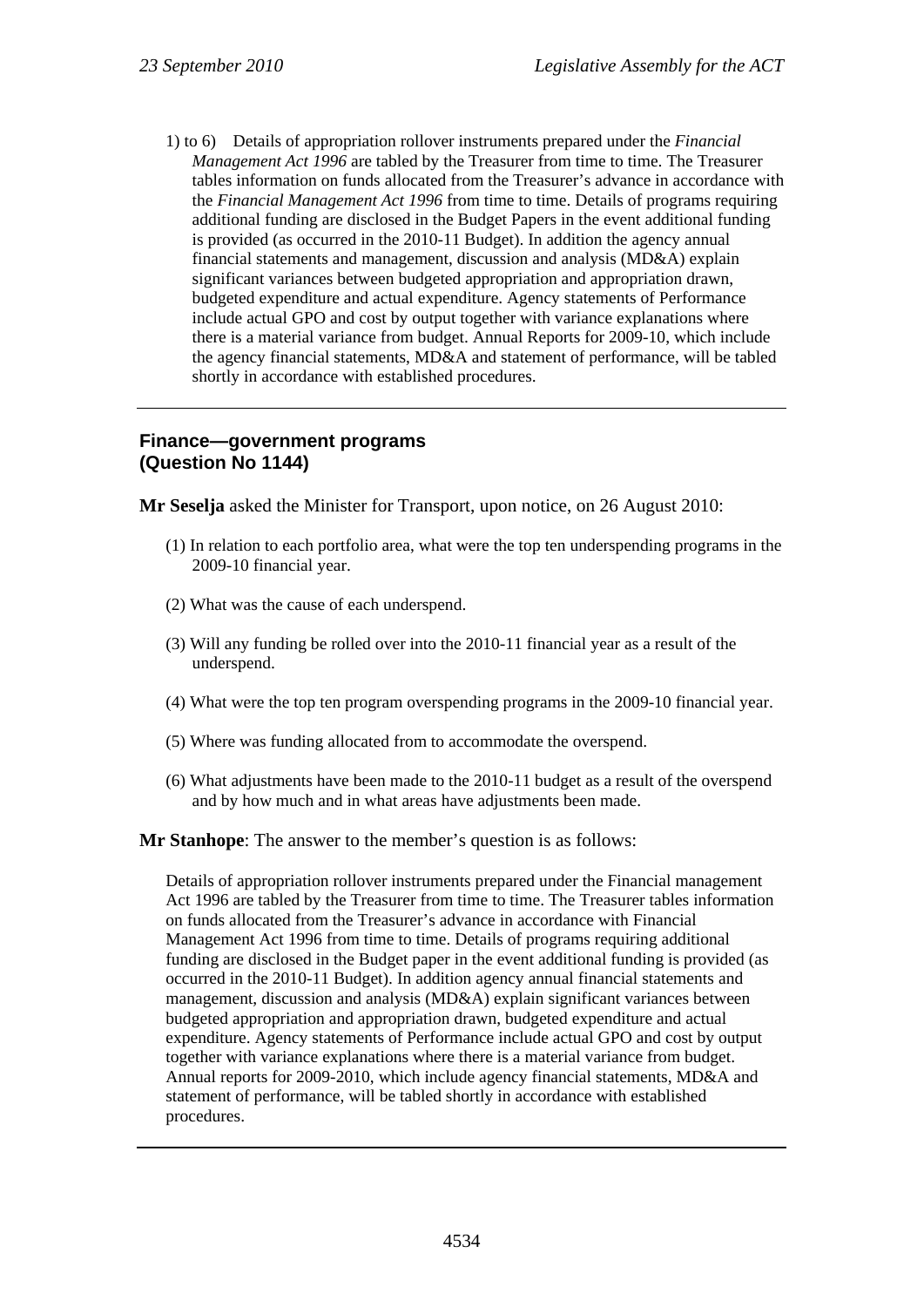1) to 6) Details of appropriation rollover instruments prepared under the *Financial Management Act 1996* are tabled by the Treasurer from time to time. The Treasurer tables information on funds allocated from the Treasurer's advance in accordance with the *Financial Management Act 1996* from time to time. Details of programs requiring additional funding are disclosed in the Budget Papers in the event additional funding is provided (as occurred in the 2010-11 Budget). In addition the agency annual financial statements and management, discussion and analysis (MD&A) explain significant variances between budgeted appropriation and appropriation drawn, budgeted expenditure and actual expenditure. Agency statements of Performance include actual GPO and cost by output together with variance explanations where there is a material variance from budget. Annual Reports for 2009-10, which include the agency financial statements, MD&A and statement of performance, will be tabled shortly in accordance with established procedures.

---

## Finance—government programs (Question No 1144)

**Mr Seselja** asked the Minister for Transport, upon notice, on 26 August 2010:

(1) In relation to each portfolio area, what were the top ten underspending programs in the 2009-10 financial year.

(2) What was the cause of each underspend.

(3) Will any funding be rolled over into the 2010-11 financial year as a result of the underspend.

(4) What were the top ten program overspending programs in the 2009-10 financial year.

(5) Where was funding allocated from to accommodate the overspend.

(6) What adjustments have been made to the 2010-11 budget as a result of the overspend and by how much and in what areas have adjustments been made.

**Mr Stanhope**: The answer to the member's question is as follows:

Details of appropriation rollover instruments prepared under the Financial management Act 1996 are tabled by the Treasurer from time to time. The Treasurer tables information on funds allocated from the Treasurer's advance in accordance with Financial Management Act 1996 from time to time. Details of programs requiring additional funding are disclosed in the Budget paper in the event additional funding is provided (as occurred in the 2010-11 Budget). In addition agency annual financial statements and management, discussion and analysis (MD&A) explain significant variances between budgeted appropriation and appropriation drawn, budgeted expenditure and actual expenditure. Agency statements of Performance include actual GPO and cost by output together with variance explanations where there is a material variance from budget. Annual reports for 2009-2010, which include agency financial statements, MD&A and statement of performance, will be tabled shortly in accordance with established procedures.

---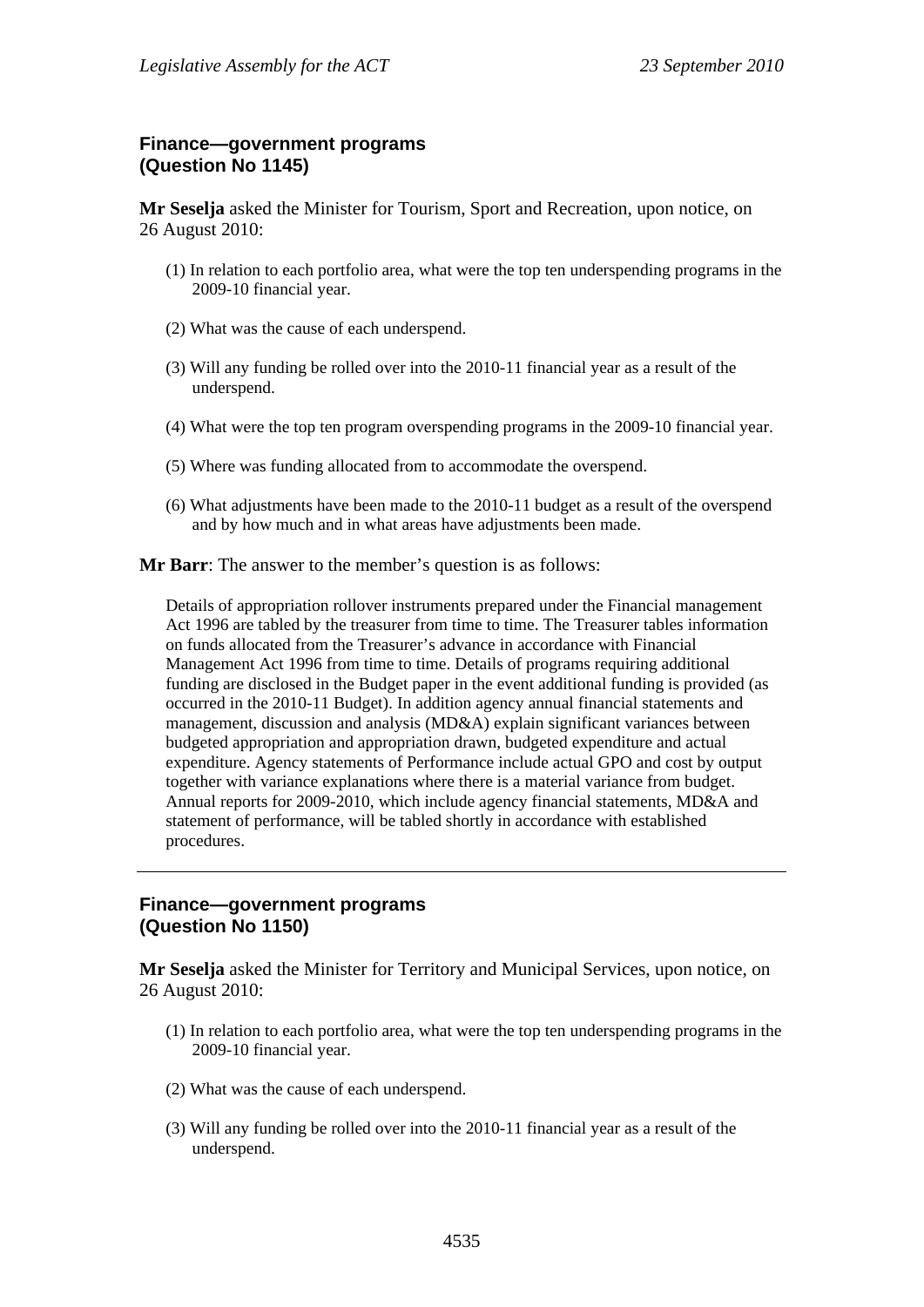## Finance—government programs
## (Question No 1145)

**Mr Seselja** asked the Minister for Tourism, Sport and Recreation, upon notice, on 26 August 2010:

(1) In relation to each portfolio area, what were the top ten underspending programs in the 2009-10 financial year.

(2) What was the cause of each underspend.

(3) Will any funding be rolled over into the 2010-11 financial year as a result of the underspend.

(4) What were the top ten program overspending programs in the 2009-10 financial year.

(5) Where was funding allocated from to accommodate the overspend.

(6) What adjustments have been made to the 2010-11 budget as a result of the overspend and by how much and in what areas have adjustments been made.

**Mr Barr**: The answer to the member's question is as follows:

Details of appropriation rollover instruments prepared under the Financial management Act 1996 are tabled by the treasurer from time to time. The Treasurer tables information on funds allocated from the Treasurer's advance in accordance with Financial Management Act 1996 from time to time. Details of programs requiring additional funding are disclosed in the Budget paper in the event additional funding is provided (as occurred in the 2010-11 Budget). In addition agency annual financial statements and management, discussion and analysis (MD&A) explain significant variances between budgeted appropriation and appropriation drawn, budgeted expenditure and actual expenditure. Agency statements of Performance include actual GPO and cost by output together with variance explanations where there is a material variance from budget. Annual reports for 2009-2010, which include agency financial statements, MD&A and statement of performance, will be tabled shortly in accordance with established procedures.

---

## Finance—government programs
## (Question No 1150)

**Mr Seselja** asked the Minister for Territory and Municipal Services, upon notice, on 26 August 2010:

(1) In relation to each portfolio area, what were the top ten underspending programs in the 2009-10 financial year.

(2) What was the cause of each underspend.

(3) Will any funding be rolled over into the 2010-11 financial year as a result of the underspend.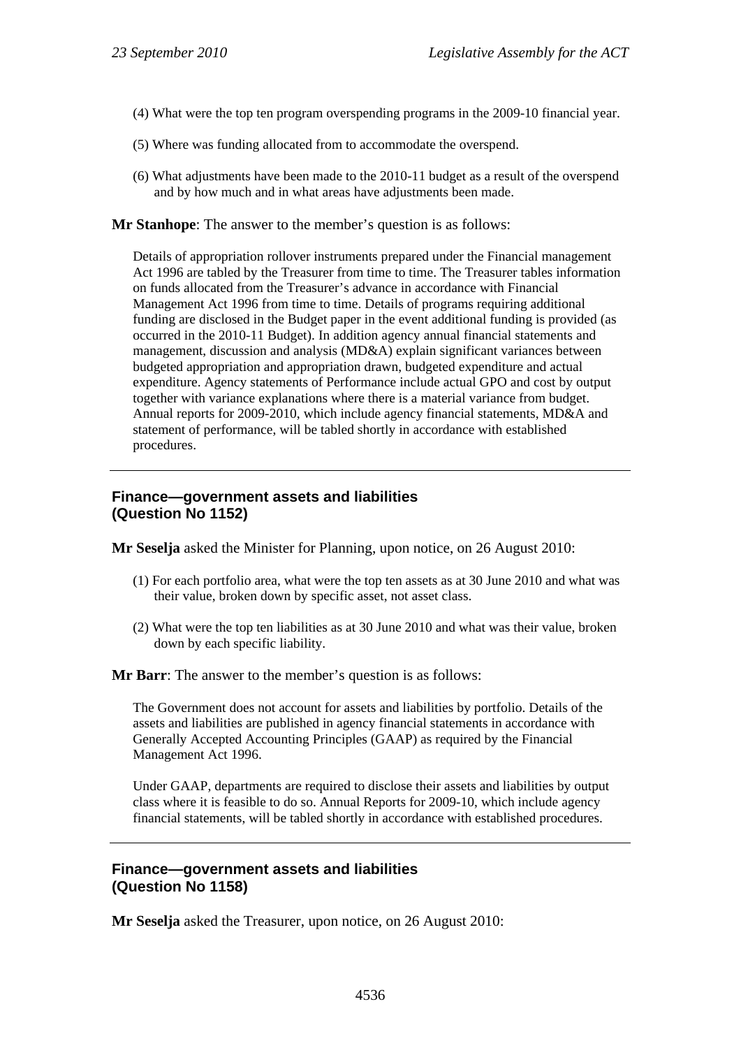(4) What were the top ten program overspending programs in the 2009-10 financial year.

(5) Where was funding allocated from to accommodate the overspend.

(6) What adjustments have been made to the 2010-11 budget as a result of the overspend and by how much and in what areas have adjustments been made.

**Mr Stanhope**: The answer to the member's question is as follows:

Details of appropriation rollover instruments prepared under the Financial management Act 1996 are tabled by the Treasurer from time to time. The Treasurer tables information on funds allocated from the Treasurer's advance in accordance with Financial Management Act 1996 from time to time. Details of programs requiring additional funding are disclosed in the Budget paper in the event additional funding is provided (as occurred in the 2010-11 Budget). In addition agency annual financial statements and management, discussion and analysis (MD&A) explain significant variances between budgeted appropriation and appropriation drawn, budgeted expenditure and actual expenditure. Agency statements of Performance include actual GPO and cost by output together with variance explanations where there is a material variance from budget. Annual reports for 2009-2010, which include agency financial statements, MD&A and statement of performance, will be tabled shortly in accordance with established procedures.

---

### Finance—government assets and liabilities (Question No 1152)

**Mr Seselja** asked the Minister for Planning, upon notice, on 26 August 2010:

(1) For each portfolio area, what were the top ten assets as at 30 June 2010 and what was their value, broken down by specific asset, not asset class.

(2) What were the top ten liabilities as at 30 June 2010 and what was their value, broken down by each specific liability.

**Mr Barr**: The answer to the member's question is as follows:

The Government does not account for assets and liabilities by portfolio. Details of the assets and liabilities are published in agency financial statements in accordance with Generally Accepted Accounting Principles (GAAP) as required by the Financial Management Act 1996.

Under GAAP, departments are required to disclose their assets and liabilities by output class where it is feasible to do so. Annual Reports for 2009-10, which include agency financial statements, will be tabled shortly in accordance with established procedures.

---

### Finance—government assets and liabilities (Question No 1158)

**Mr Seselja** asked the Treasurer, upon notice, on 26 August 2010: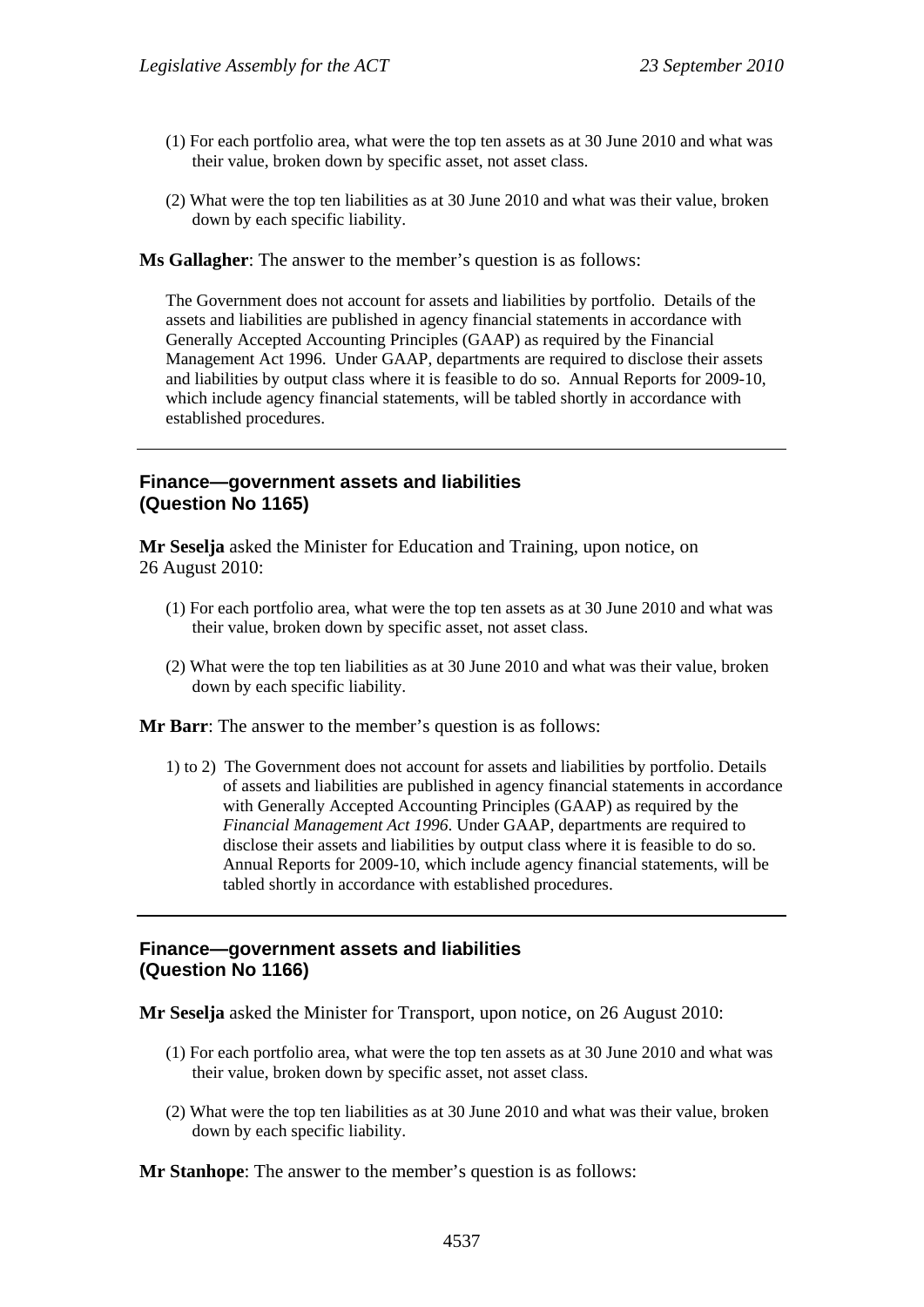(1) For each portfolio area, what were the top ten assets as at 30 June 2010 and what was their value, broken down by specific asset, not asset class.

(2) What were the top ten liabilities as at 30 June 2010 and what was their value, broken down by each specific liability.

**Ms Gallagher**: The answer to the member's question is as follows:

The Government does not account for assets and liabilities by portfolio. Details of the assets and liabilities are published in agency financial statements in accordance with Generally Accepted Accounting Principles (GAAP) as required by the Financial Management Act 1996. Under GAAP, departments are required to disclose their assets and liabilities by output class where it is feasible to do so. Annual Reports for 2009-10, which include agency financial statements, will be tabled shortly in accordance with established procedures.

---

### Finance—government assets and liabilities (Question No 1165)

**Mr Seselja** asked the Minister for Education and Training, upon notice, on 26 August 2010:

(1) For each portfolio area, what were the top ten assets as at 30 June 2010 and what was their value, broken down by specific asset, not asset class.

(2) What were the top ten liabilities as at 30 June 2010 and what was their value, broken down by each specific liability.

**Mr Barr**: The answer to the member's question is as follows:

1) to 2) The Government does not account for assets and liabilities by portfolio. Details of assets and liabilities are published in agency financial statements in accordance with Generally Accepted Accounting Principles (GAAP) as required by the *Financial Management Act 1996*. Under GAAP, departments are required to disclose their assets and liabilities by output class where it is feasible to do so. Annual Reports for 2009-10, which include agency financial statements, will be tabled shortly in accordance with established procedures.

---

### Finance—government assets and liabilities (Question No 1166)

**Mr Seselja** asked the Minister for Transport, upon notice, on 26 August 2010:

(1) For each portfolio area, what were the top ten assets as at 30 June 2010 and what was their value, broken down by specific asset, not asset class.

(2) What were the top ten liabilities as at 30 June 2010 and what was their value, broken down by each specific liability.

**Mr Stanhope**: The answer to the member's question is as follows: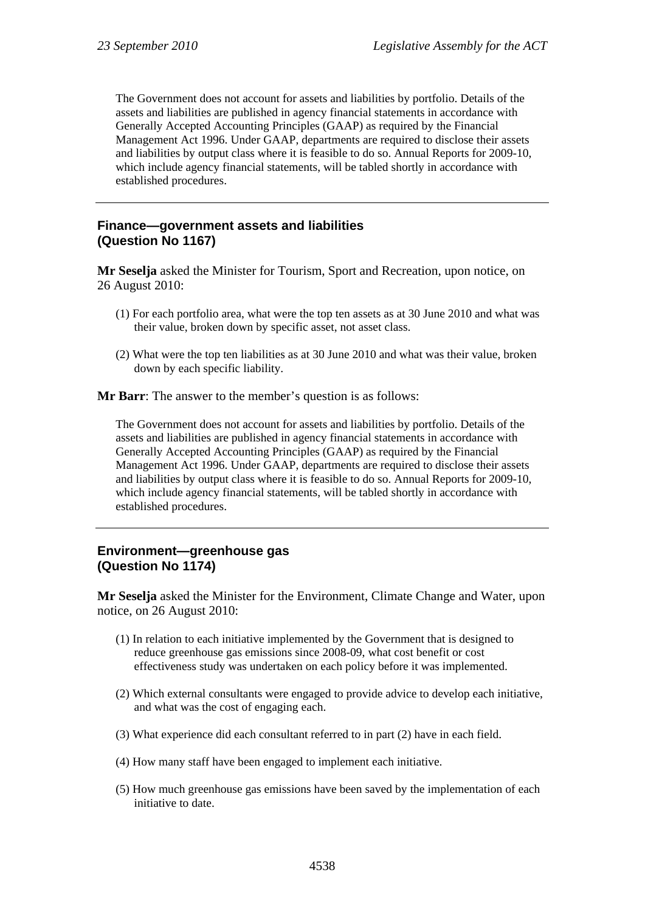The Government does not account for assets and liabilities by portfolio. Details of the assets and liabilities are published in agency financial statements in accordance with Generally Accepted Accounting Principles (GAAP) as required by the Financial Management Act 1996. Under GAAP, departments are required to disclose their assets and liabilities by output class where it is feasible to do so. Annual Reports for 2009-10, which include agency financial statements, will be tabled shortly in accordance with established procedures.

---

### Finance—government assets and liabilities (Question No 1167)

**Mr Seselja** asked the Minister for Tourism, Sport and Recreation, upon notice, on 26 August 2010:

(1) For each portfolio area, what were the top ten assets as at 30 June 2010 and what was their value, broken down by specific asset, not asset class.

(2) What were the top ten liabilities as at 30 June 2010 and what was their value, broken down by each specific liability.

**Mr Barr**: The answer to the member's question is as follows:

The Government does not account for assets and liabilities by portfolio. Details of the assets and liabilities are published in agency financial statements in accordance with Generally Accepted Accounting Principles (GAAP) as required by the Financial Management Act 1996. Under GAAP, departments are required to disclose their assets and liabilities by output class where it is feasible to do so. Annual Reports for 2009-10, which include agency financial statements, will be tabled shortly in accordance with established procedures.

---

### Environment—greenhouse gas (Question No 1174)

**Mr Seselja** asked the Minister for the Environment, Climate Change and Water, upon notice, on 26 August 2010:

(1) In relation to each initiative implemented by the Government that is designed to reduce greenhouse gas emissions since 2008-09, what cost benefit or cost effectiveness study was undertaken on each policy before it was implemented.

(2) Which external consultants were engaged to provide advice to develop each initiative, and what was the cost of engaging each.

(3) What experience did each consultant referred to in part (2) have in each field.

(4) How many staff have been engaged to implement each initiative.

(5) How much greenhouse gas emissions have been saved by the implementation of each initiative to date.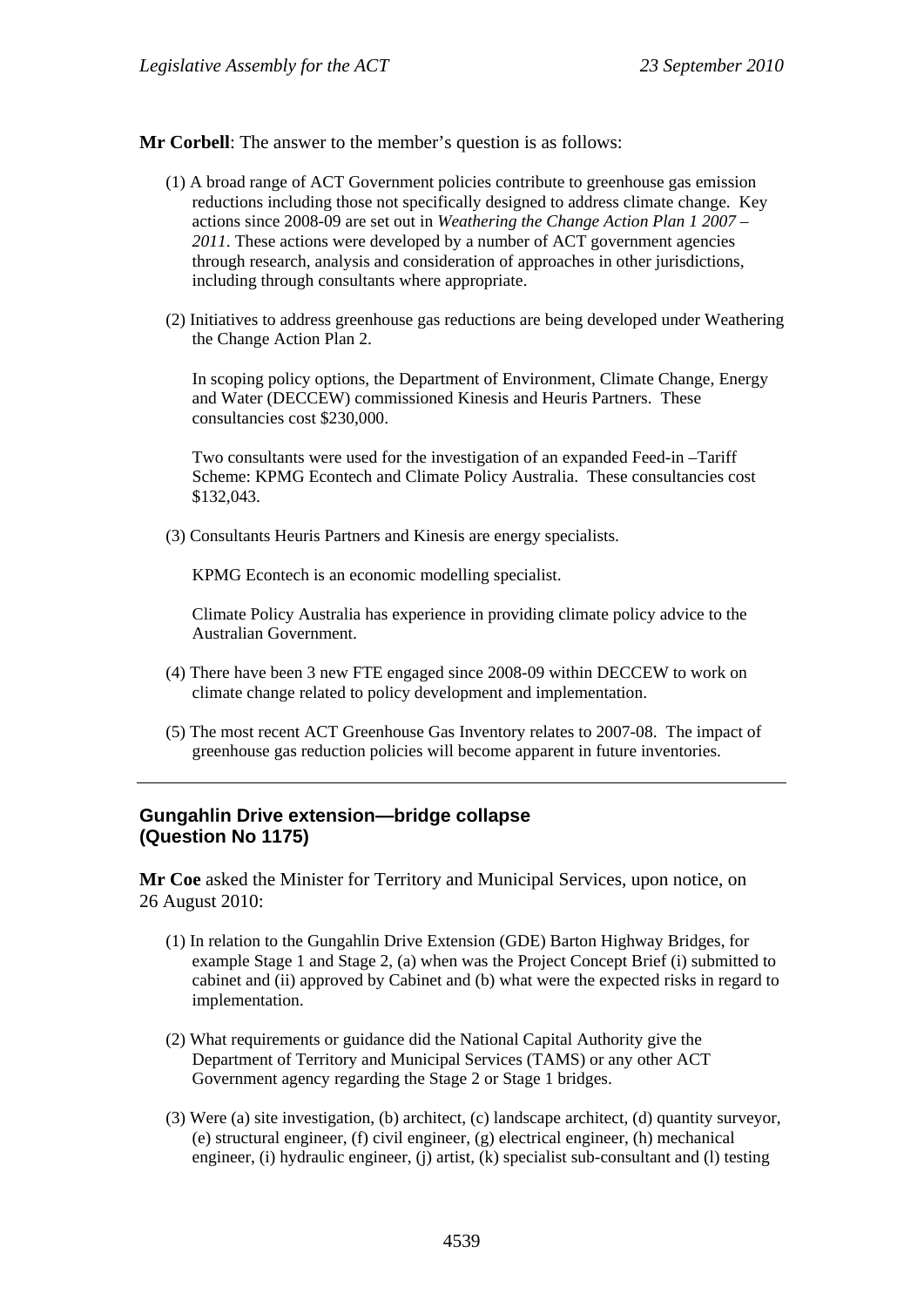**Mr Corbell**: The answer to the member's question is as follows:

(1) A broad range of ACT Government policies contribute to greenhouse gas emission reductions including those not specifically designed to address climate change. Key actions since 2008-09 are set out in *Weathering the Change Action Plan 1 2007 – 2011*. These actions were developed by a number of ACT government agencies through research, analysis and consideration of approaches in other jurisdictions, including through consultants where appropriate.

(2) Initiatives to address greenhouse gas reductions are being developed under Weathering the Change Action Plan 2.

In scoping policy options, the Department of Environment, Climate Change, Energy and Water (DECCEW) commissioned Kinesis and Heuris Partners. These consultancies cost $230,000.

Two consultants were used for the investigation of an expanded Feed-in –Tariff Scheme: KPMG Econtech and Climate Policy Australia. These consultancies cost $132,043.

(3) Consultants Heuris Partners and Kinesis are energy specialists.

KPMG Econtech is an economic modelling specialist.

Climate Policy Australia has experience in providing climate policy advice to the Australian Government.

(4) There have been 3 new FTE engaged since 2008-09 within DECCEW to work on climate change related to policy development and implementation.

(5) The most recent ACT Greenhouse Gas Inventory relates to 2007-08. The impact of greenhouse gas reduction policies will become apparent in future inventories.

---

## Gungahlin Drive extension—bridge collapse (Question No 1175)

**Mr Coe** asked the Minister for Territory and Municipal Services, upon notice, on 26 August 2010:

(1) In relation to the Gungahlin Drive Extension (GDE) Barton Highway Bridges, for example Stage 1 and Stage 2, (a) when was the Project Concept Brief (i) submitted to cabinet and (ii) approved by Cabinet and (b) what were the expected risks in regard to implementation.

(2) What requirements or guidance did the National Capital Authority give the Department of Territory and Municipal Services (TAMS) or any other ACT Government agency regarding the Stage 2 or Stage 1 bridges.

(3) Were (a) site investigation, (b) architect, (c) landscape architect, (d) quantity surveyor, (e) structural engineer, (f) civil engineer, (g) electrical engineer, (h) mechanical engineer, (i) hydraulic engineer, (j) artist, (k) specialist sub-consultant and (l) testing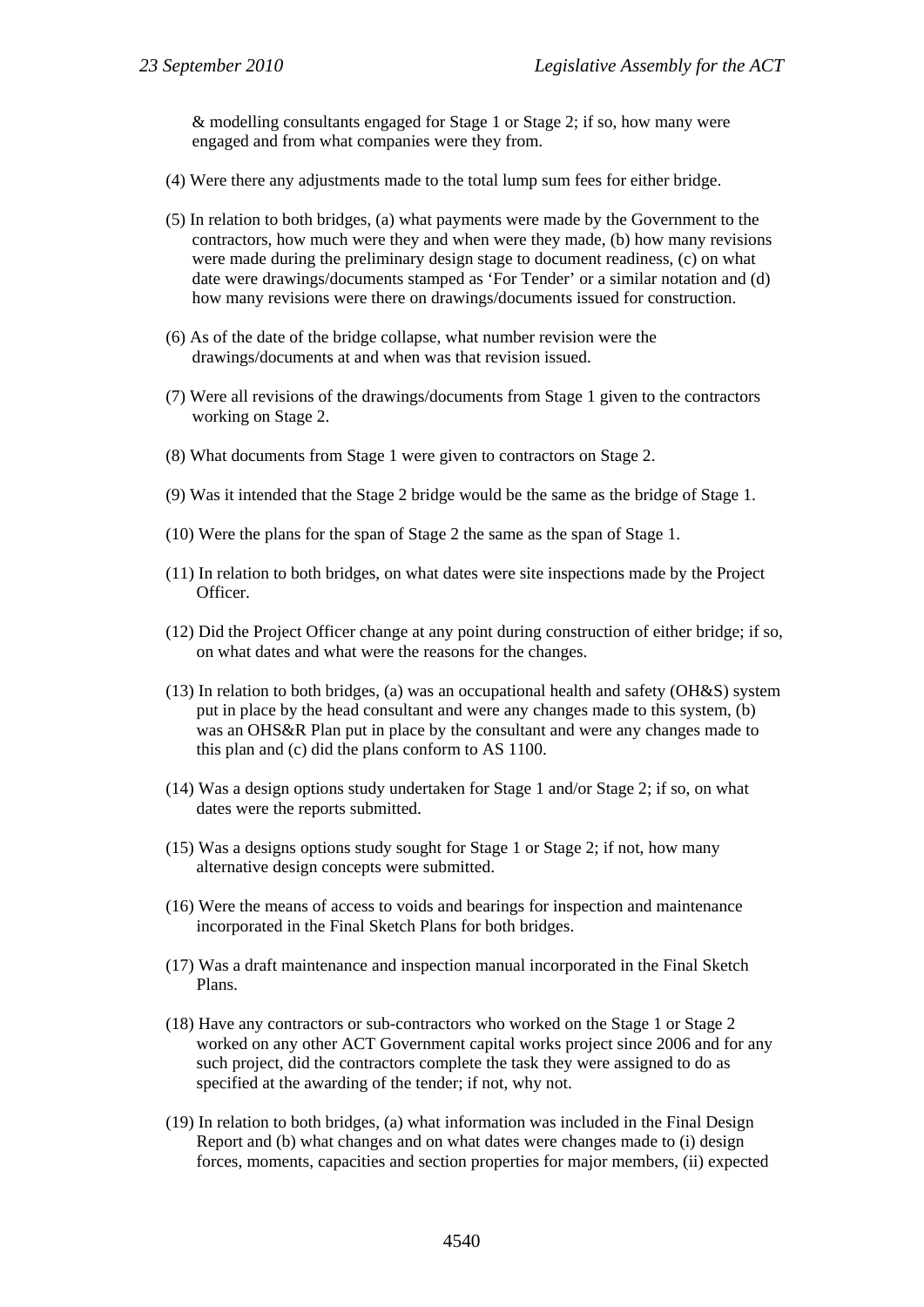& modelling consultants engaged for Stage 1 or Stage 2; if so, how many were engaged and from what companies were they from.

(4) Were there any adjustments made to the total lump sum fees for either bridge.

(5) In relation to both bridges, (a) what payments were made by the Government to the contractors, how much were they and when were they made, (b) how many revisions were made during the preliminary design stage to document readiness, (c) on what date were drawings/documents stamped as 'For Tender' or a similar notation and (d) how many revisions were there on drawings/documents issued for construction.

(6) As of the date of the bridge collapse, what number revision were the drawings/documents at and when was that revision issued.

(7) Were all revisions of the drawings/documents from Stage 1 given to the contractors working on Stage 2.

(8) What documents from Stage 1 were given to contractors on Stage 2.

(9) Was it intended that the Stage 2 bridge would be the same as the bridge of Stage 1.

(10) Were the plans for the span of Stage 2 the same as the span of Stage 1.

(11) In relation to both bridges, on what dates were site inspections made by the Project Officer.

(12) Did the Project Officer change at any point during construction of either bridge; if so, on what dates and what were the reasons for the changes.

(13) In relation to both bridges, (a) was an occupational health and safety (OH&S) system put in place by the head consultant and were any changes made to this system, (b) was an OHS&R Plan put in place by the consultant and were any changes made to this plan and (c) did the plans conform to AS 1100.

(14) Was a design options study undertaken for Stage 1 and/or Stage 2; if so, on what dates were the reports submitted.

(15) Was a designs options study sought for Stage 1 or Stage 2; if not, how many alternative design concepts were submitted.

(16) Were the means of access to voids and bearings for inspection and maintenance incorporated in the Final Sketch Plans for both bridges.

(17) Was a draft maintenance and inspection manual incorporated in the Final Sketch Plans.

(18) Have any contractors or sub-contractors who worked on the Stage 1 or Stage 2 worked on any other ACT Government capital works project since 2006 and for any such project, did the contractors complete the task they were assigned to do as specified at the awarding of the tender; if not, why not.

(19) In relation to both bridges, (a) what information was included in the Final Design Report and (b) what changes and on what dates were changes made to (i) design forces, moments, capacities and section properties for major members, (ii) expected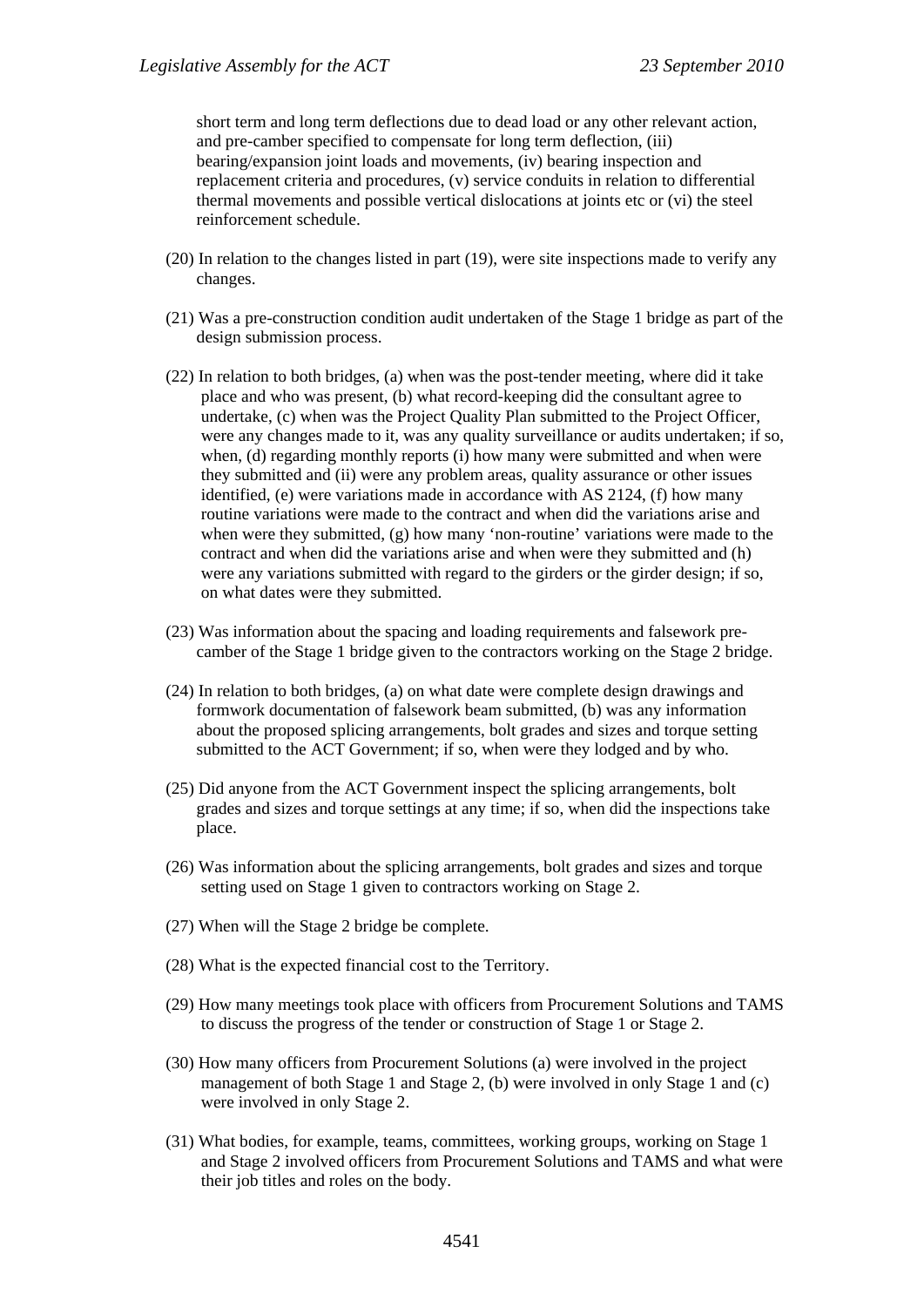short term and long term deflections due to dead load or any other relevant action, and pre-camber specified to compensate for long term deflection, (iii) bearing/expansion joint loads and movements, (iv) bearing inspection and replacement criteria and procedures, (v) service conduits in relation to differential thermal movements and possible vertical dislocations at joints etc or (vi) the steel reinforcement schedule.

(20) In relation to the changes listed in part (19), were site inspections made to verify any changes.

(21) Was a pre-construction condition audit undertaken of the Stage 1 bridge as part of the design submission process.

(22) In relation to both bridges, (a) when was the post-tender meeting, where did it take place and who was present, (b) what record-keeping did the consultant agree to undertake, (c) when was the Project Quality Plan submitted to the Project Officer, were any changes made to it, was any quality surveillance or audits undertaken; if so, when, (d) regarding monthly reports (i) how many were submitted and when were they submitted and (ii) were any problem areas, quality assurance or other issues identified, (e) were variations made in accordance with AS 2124, (f) how many routine variations were made to the contract and when did the variations arise and when were they submitted, (g) how many 'non-routine' variations were made to the contract and when did the variations arise and when were they submitted and (h) were any variations submitted with regard to the girders or the girder design; if so, on what dates were they submitted.

(23) Was information about the spacing and loading requirements and falsework pre-camber of the Stage 1 bridge given to the contractors working on the Stage 2 bridge.

(24) In relation to both bridges, (a) on what date were complete design drawings and formwork documentation of falsework beam submitted, (b) was any information about the proposed splicing arrangements, bolt grades and sizes and torque setting submitted to the ACT Government; if so, when were they lodged and by who.

(25) Did anyone from the ACT Government inspect the splicing arrangements, bolt grades and sizes and torque settings at any time; if so, when did the inspections take place.

(26) Was information about the splicing arrangements, bolt grades and sizes and torque setting used on Stage 1 given to contractors working on Stage 2.

(27) When will the Stage 2 bridge be complete.

(28) What is the expected financial cost to the Territory.

(29) How many meetings took place with officers from Procurement Solutions and TAMS to discuss the progress of the tender or construction of Stage 1 or Stage 2.

(30) How many officers from Procurement Solutions (a) were involved in the project management of both Stage 1 and Stage 2, (b) were involved in only Stage 1 and (c) were involved in only Stage 2.

(31) What bodies, for example, teams, committees, working groups, working on Stage 1 and Stage 2 involved officers from Procurement Solutions and TAMS and what were their job titles and roles on the body.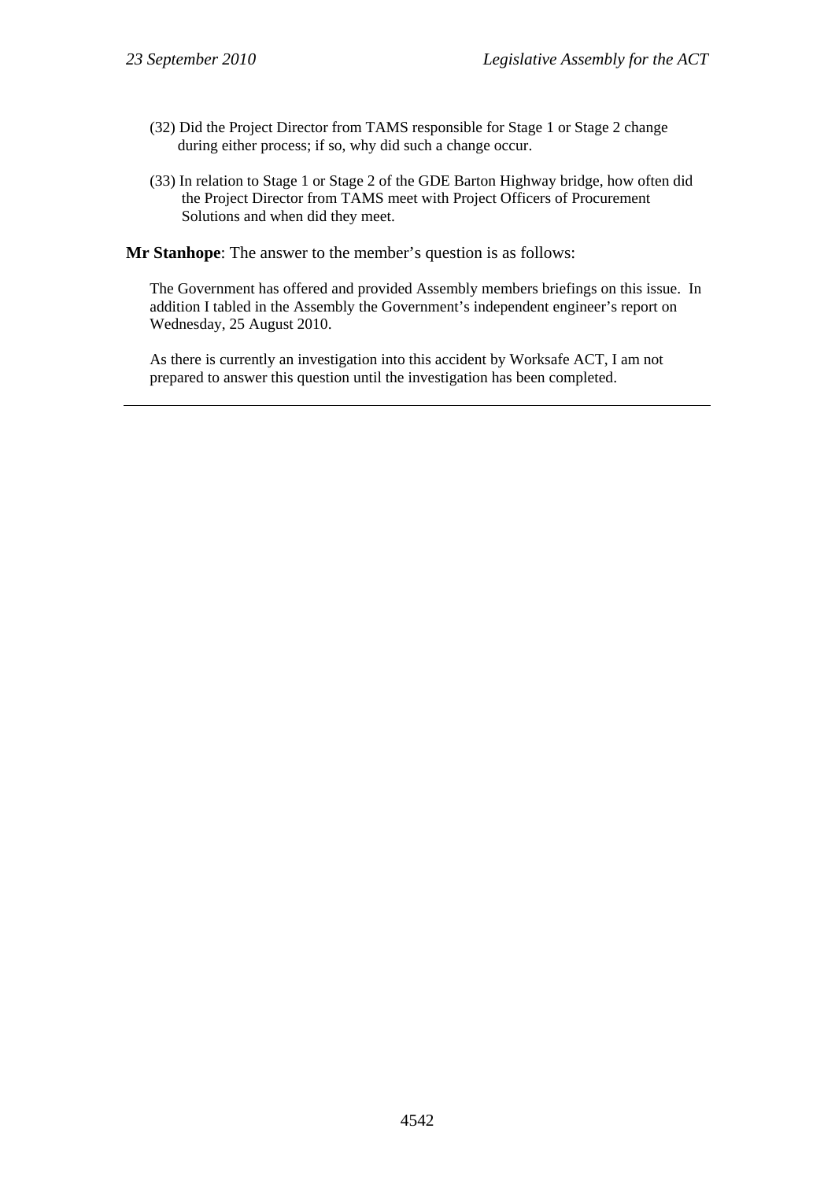(32) Did the Project Director from TAMS responsible for Stage 1 or Stage 2 change during either process; if so, why did such a change occur.

(33) In relation to Stage 1 or Stage 2 of the GDE Barton Highway bridge, how often did the Project Director from TAMS meet with Project Officers of Procurement Solutions and when did they meet.

**Mr Stanhope**: The answer to the member's question is as follows:

The Government has offered and provided Assembly members briefings on this issue. In addition I tabled in the Assembly the Government's independent engineer's report on Wednesday, 25 August 2010.

As there is currently an investigation into this accident by Worksafe ACT, I am not prepared to answer this question until the investigation has been completed.

---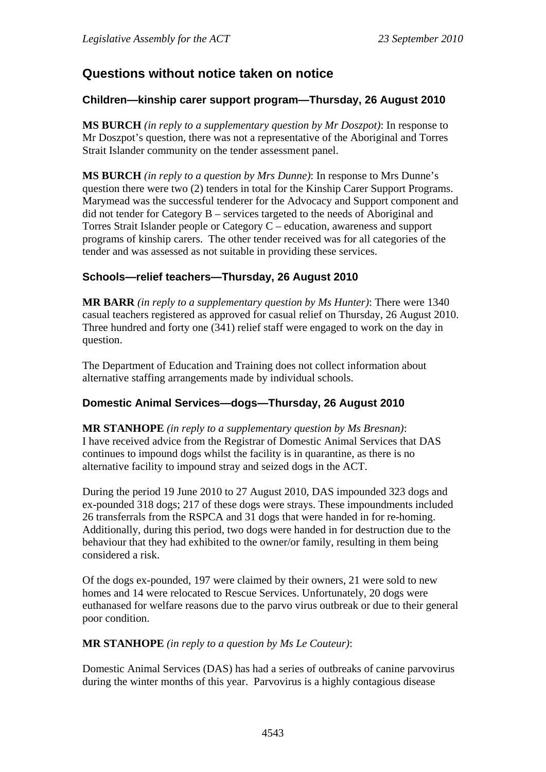## Questions without notice taken on notice

### Children—kinship carer support program—Thursday, 26 August 2010

**MS BURCH** *(in reply to a supplementary question by Mr Doszpot)*: In response to Mr Doszpot's question, there was not a representative of the Aboriginal and Torres Strait Islander community on the tender assessment panel.

**MS BURCH** *(in reply to a question by Mrs Dunne)*: In response to Mrs Dunne's question there were two (2) tenders in total for the Kinship Carer Support Programs. Marymead was the successful tenderer for the Advocacy and Support component and did not tender for Category B – services targeted to the needs of Aboriginal and Torres Strait Islander people or Category C – education, awareness and support programs of kinship carers. The other tender received was for all categories of the tender and was assessed as not suitable in providing these services.

### Schools—relief teachers—Thursday, 26 August 2010

**MR BARR** *(in reply to a supplementary question by Ms Hunter)*: There were 1340 casual teachers registered as approved for casual relief on Thursday, 26 August 2010. Three hundred and forty one (341) relief staff were engaged to work on the day in question.

The Department of Education and Training does not collect information about alternative staffing arrangements made by individual schools.

### Domestic Animal Services—dogs—Thursday, 26 August 2010

**MR STANHOPE** *(in reply to a supplementary question by Ms Bresnan)*: I have received advice from the Registrar of Domestic Animal Services that DAS continues to impound dogs whilst the facility is in quarantine, as there is no alternative facility to impound stray and seized dogs in the ACT.

During the period 19 June 2010 to 27 August 2010, DAS impounded 323 dogs and ex-pounded 318 dogs; 217 of these dogs were strays. These impoundments included 26 transferrals from the RSPCA and 31 dogs that were handed in for re-homing. Additionally, during this period, two dogs were handed in for destruction due to the behaviour that they had exhibited to the owner/or family, resulting in them being considered a risk.

Of the dogs ex-pounded, 197 were claimed by their owners, 21 were sold to new homes and 14 were relocated to Rescue Services. Unfortunately, 20 dogs were euthanased for welfare reasons due to the parvo virus outbreak or due to their general poor condition.

**MR STANHOPE** *(in reply to a question by Ms Le Couteur)*:

Domestic Animal Services (DAS) has had a series of outbreaks of canine parvovirus during the winter months of this year. Parvovirus is a highly contagious disease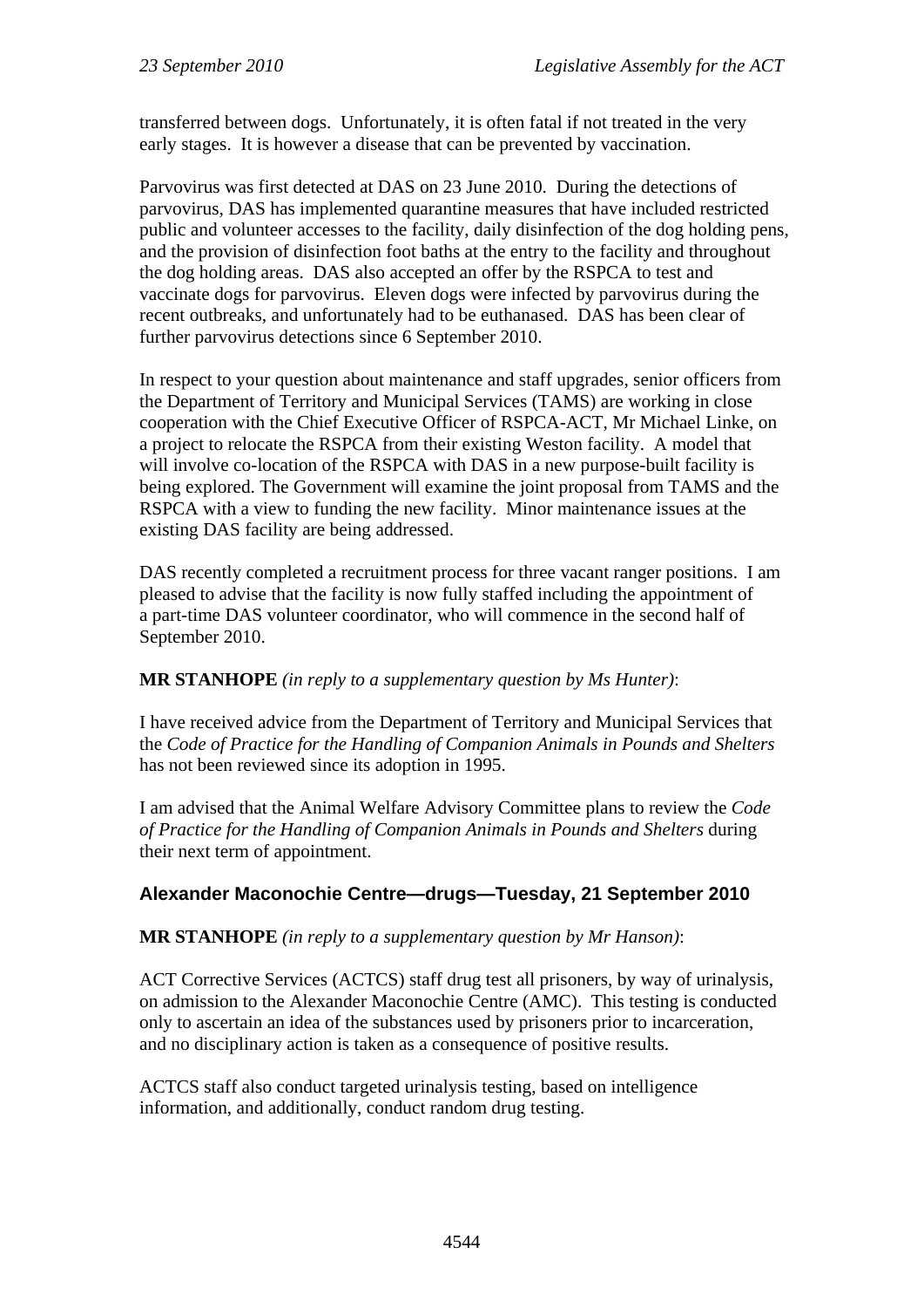transferred between dogs. Unfortunately, it is often fatal if not treated in the very early stages. It is however a disease that can be prevented by vaccination.

Parvovirus was first detected at DAS on 23 June 2010. During the detections of parvovirus, DAS has implemented quarantine measures that have included restricted public and volunteer accesses to the facility, daily disinfection of the dog holding pens, and the provision of disinfection foot baths at the entry to the facility and throughout the dog holding areas. DAS also accepted an offer by the RSPCA to test and vaccinate dogs for parvovirus. Eleven dogs were infected by parvovirus during the recent outbreaks, and unfortunately had to be euthanased. DAS has been clear of further parvovirus detections since 6 September 2010.

In respect to your question about maintenance and staff upgrades, senior officers from the Department of Territory and Municipal Services (TAMS) are working in close cooperation with the Chief Executive Officer of RSPCA-ACT, Mr Michael Linke, on a project to relocate the RSPCA from their existing Weston facility. A model that will involve co-location of the RSPCA with DAS in a new purpose-built facility is being explored. The Government will examine the joint proposal from TAMS and the RSPCA with a view to funding the new facility. Minor maintenance issues at the existing DAS facility are being addressed.

DAS recently completed a recruitment process for three vacant ranger positions. I am pleased to advise that the facility is now fully staffed including the appointment of a part-time DAS volunteer coordinator, who will commence in the second half of September 2010.

**MR STANHOPE** *(in reply to a supplementary question by Ms Hunter)*:

I have received advice from the Department of Territory and Municipal Services that the *Code of Practice for the Handling of Companion Animals in Pounds and Shelters* has not been reviewed since its adoption in 1995.

I am advised that the Animal Welfare Advisory Committee plans to review the *Code of Practice for the Handling of Companion Animals in Pounds and Shelters* during their next term of appointment.

## Alexander Maconochie Centre—drugs—Tuesday, 21 September 2010

**MR STANHOPE** *(in reply to a supplementary question by Mr Hanson)*:

ACT Corrective Services (ACTCS) staff drug test all prisoners, by way of urinalysis, on admission to the Alexander Maconochie Centre (AMC). This testing is conducted only to ascertain an idea of the substances used by prisoners prior to incarceration, and no disciplinary action is taken as a consequence of positive results.

ACTCS staff also conduct targeted urinalysis testing, based on intelligence information, and additionally, conduct random drug testing.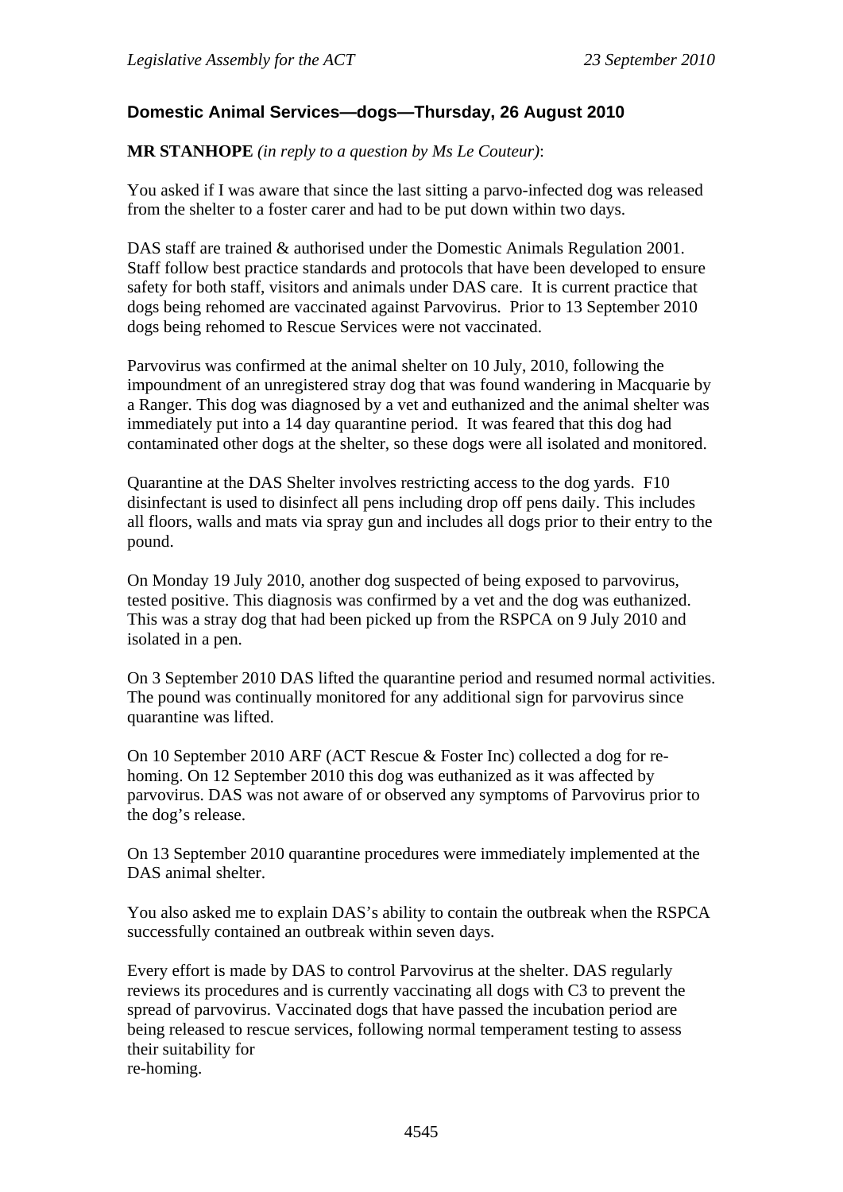### Domestic Animal Services—dogs—Thursday, 26 August 2010

**MR STANHOPE** *(in reply to a question by Ms Le Couteur)*:

You asked if I was aware that since the last sitting a parvo-infected dog was released from the shelter to a foster carer and had to be put down within two days.

DAS staff are trained & authorised under the Domestic Animals Regulation 2001. Staff follow best practice standards and protocols that have been developed to ensure safety for both staff, visitors and animals under DAS care. It is current practice that dogs being rehomed are vaccinated against Parvovirus. Prior to 13 September 2010 dogs being rehomed to Rescue Services were not vaccinated.

Parvovirus was confirmed at the animal shelter on 10 July, 2010, following the impoundment of an unregistered stray dog that was found wandering in Macquarie by a Ranger. This dog was diagnosed by a vet and euthanized and the animal shelter was immediately put into a 14 day quarantine period. It was feared that this dog had contaminated other dogs at the shelter, so these dogs were all isolated and monitored.

Quarantine at the DAS Shelter involves restricting access to the dog yards. F10 disinfectant is used to disinfect all pens including drop off pens daily. This includes all floors, walls and mats via spray gun and includes all dogs prior to their entry to the pound.

On Monday 19 July 2010, another dog suspected of being exposed to parvovirus, tested positive. This diagnosis was confirmed by a vet and the dog was euthanized. This was a stray dog that had been picked up from the RSPCA on 9 July 2010 and isolated in a pen.

On 3 September 2010 DAS lifted the quarantine period and resumed normal activities. The pound was continually monitored for any additional sign for parvovirus since quarantine was lifted.

On 10 September 2010 ARF (ACT Rescue & Foster Inc) collected a dog for re-homing. On 12 September 2010 this dog was euthanized as it was affected by parvovirus. DAS was not aware of or observed any symptoms of Parvovirus prior to the dog's release.

On 13 September 2010 quarantine procedures were immediately implemented at the DAS animal shelter.

You also asked me to explain DAS's ability to contain the outbreak when the RSPCA successfully contained an outbreak within seven days.

Every effort is made by DAS to control Parvovirus at the shelter. DAS regularly reviews its procedures and is currently vaccinating all dogs with C3 to prevent the spread of parvovirus. Vaccinated dogs that have passed the incubation period are being released to rescue services, following normal temperament testing to assess their suitability for re-homing.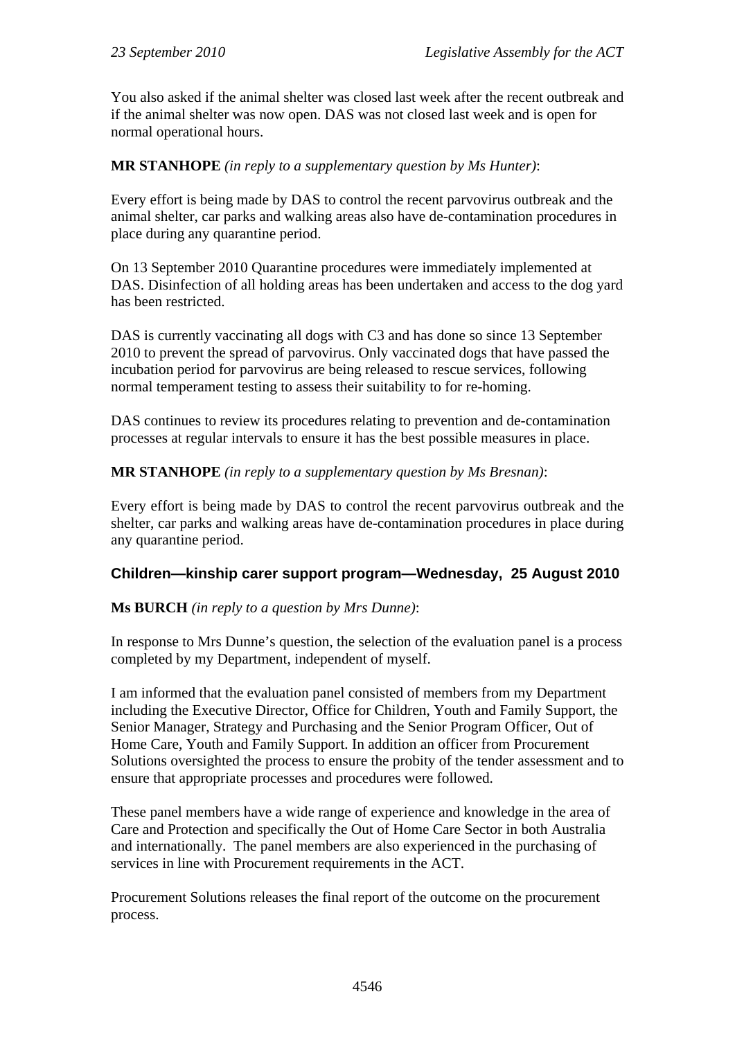You also asked if the animal shelter was closed last week after the recent outbreak and if the animal shelter was now open. DAS was not closed last week and is open for normal operational hours.

**MR STANHOPE** *(in reply to a supplementary question by Ms Hunter)*:

Every effort is being made by DAS to control the recent parvovirus outbreak and the animal shelter, car parks and walking areas also have de-contamination procedures in place during any quarantine period.

On 13 September 2010 Quarantine procedures were immediately implemented at DAS. Disinfection of all holding areas has been undertaken and access to the dog yard has been restricted.

DAS is currently vaccinating all dogs with C3 and has done so since 13 September 2010 to prevent the spread of parvovirus. Only vaccinated dogs that have passed the incubation period for parvovirus are being released to rescue services, following normal temperament testing to assess their suitability to for re-homing.

DAS continues to review its procedures relating to prevention and de-contamination processes at regular intervals to ensure it has the best possible measures in place.

**MR STANHOPE** *(in reply to a supplementary question by Ms Bresnan)*:

Every effort is being made by DAS to control the recent parvovirus outbreak and the shelter, car parks and walking areas have de-contamination procedures in place during any quarantine period.

## Children—kinship carer support program—Wednesday, 25 August 2010

**Ms BURCH** *(in reply to a question by Mrs Dunne)*:

In response to Mrs Dunne's question, the selection of the evaluation panel is a process completed by my Department, independent of myself.

I am informed that the evaluation panel consisted of members from my Department including the Executive Director, Office for Children, Youth and Family Support, the Senior Manager, Strategy and Purchasing and the Senior Program Officer, Out of Home Care, Youth and Family Support. In addition an officer from Procurement Solutions oversighted the process to ensure the probity of the tender assessment and to ensure that appropriate processes and procedures were followed.

These panel members have a wide range of experience and knowledge in the area of Care and Protection and specifically the Out of Home Care Sector in both Australia and internationally. The panel members are also experienced in the purchasing of services in line with Procurement requirements in the ACT.

Procurement Solutions releases the final report of the outcome on the procurement process.